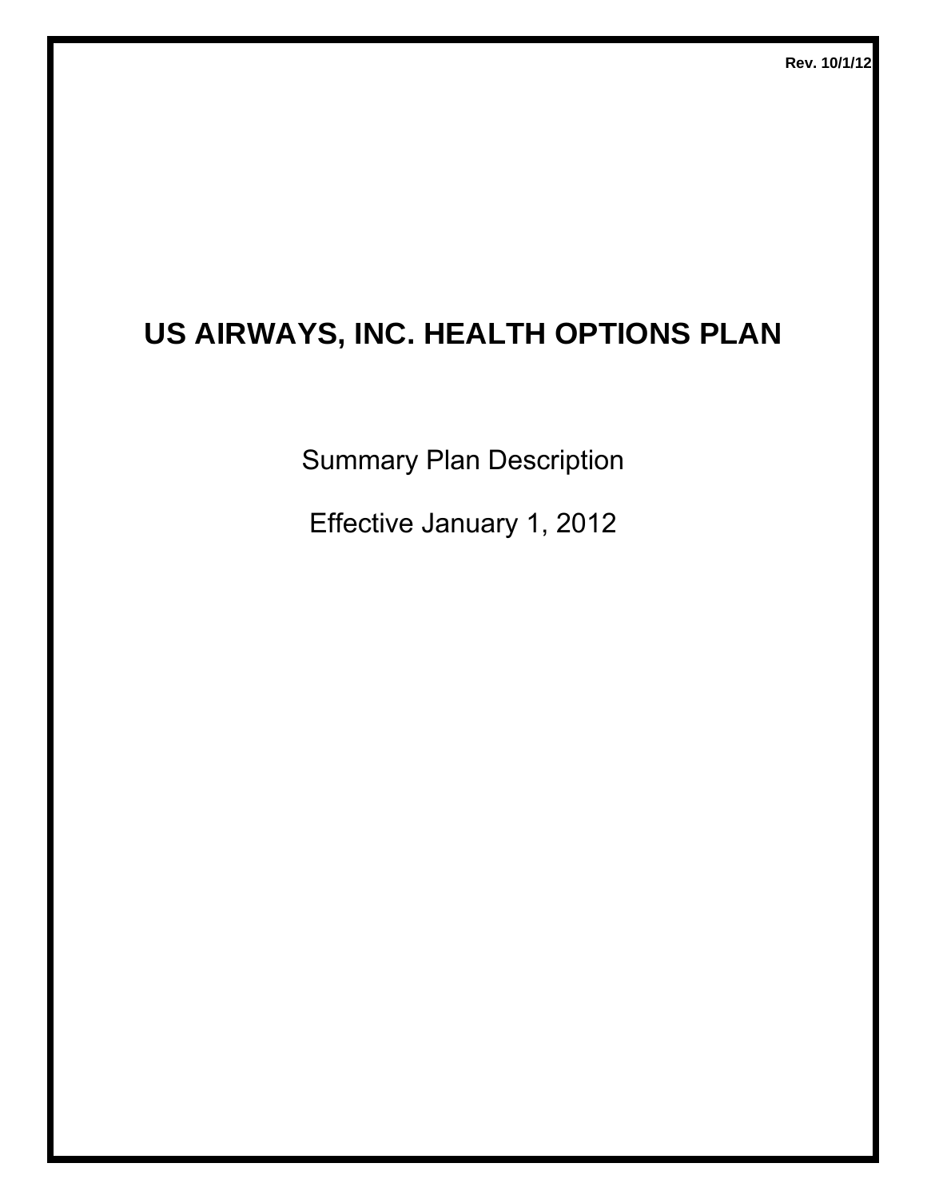Rev. 10/1/12

# US AIRWAYS, INC. HEALTH OPTIONS PLAN

Summary Plan Description

Effective January 1, 2012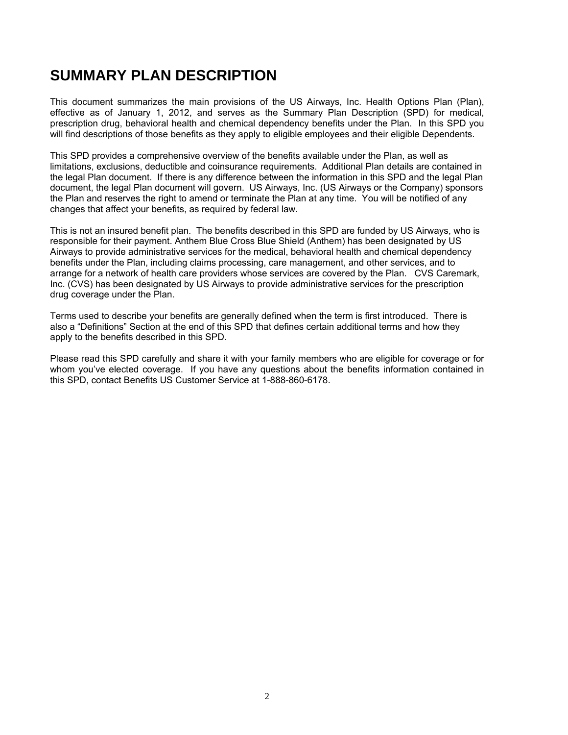# SUMMARY PLAN DESCRIPTION

This document summarizes the main provisions of the US Airways, Inc. Health Options Plan (Plan), effective as of January 1, 2012, and serves as the Summary Plan Description (SPD) for medical, prescription drug, behavioral health and chemical dependency benefits under the Plan. In this SPD you will find descriptions of those benefits as they apply to eligible employees and their eligible Dependents.

This SPD provides a comprehensive overview of the benefits available under the Plan, as well as limitations, exclusions, deductible and coinsurance requirements. Additional Plan details are contained in the legal Plan document. If there is any difference between the information in this SPD and the legal Plan document, the legal Plan document will govern. US Airways, Inc. (US Airways or the Company) sponsors the Plan and reserves the right to amend or terminate the Plan at any time. You will be notified of any changes that affect your benefits, as required by federal law.

This is not an insured benefit plan. The benefits described in this SPD are funded by US Airways, who is responsible for their payment. Anthem Blue Cross Blue Shield (Anthem) has been designated by US Airways to provide administrative services for the medical, behavioral health and chemical dependency benefits under the Plan, including claims processing, care management, and other services, and to arrange for a network of health care providers whose services are covered by the Plan. CVS Caremark, Inc. (CVS) has been designated by US Airways to provide administrative services for the prescription drug coverage under the Plan.

Terms used to describe your benefits are generally defined when the term is first introduced. There is also a "Definitions" Section at the end of this SPD that defines certain additional terms and how they apply to the benefits described in this SPD.

Please read this SPD carefully and share it with your family members who are eligible for coverage or for whom you've elected coverage. If you have any questions about the benefits information contained in this SPD, contact Benefits US Customer Service at 1-888-860-6178.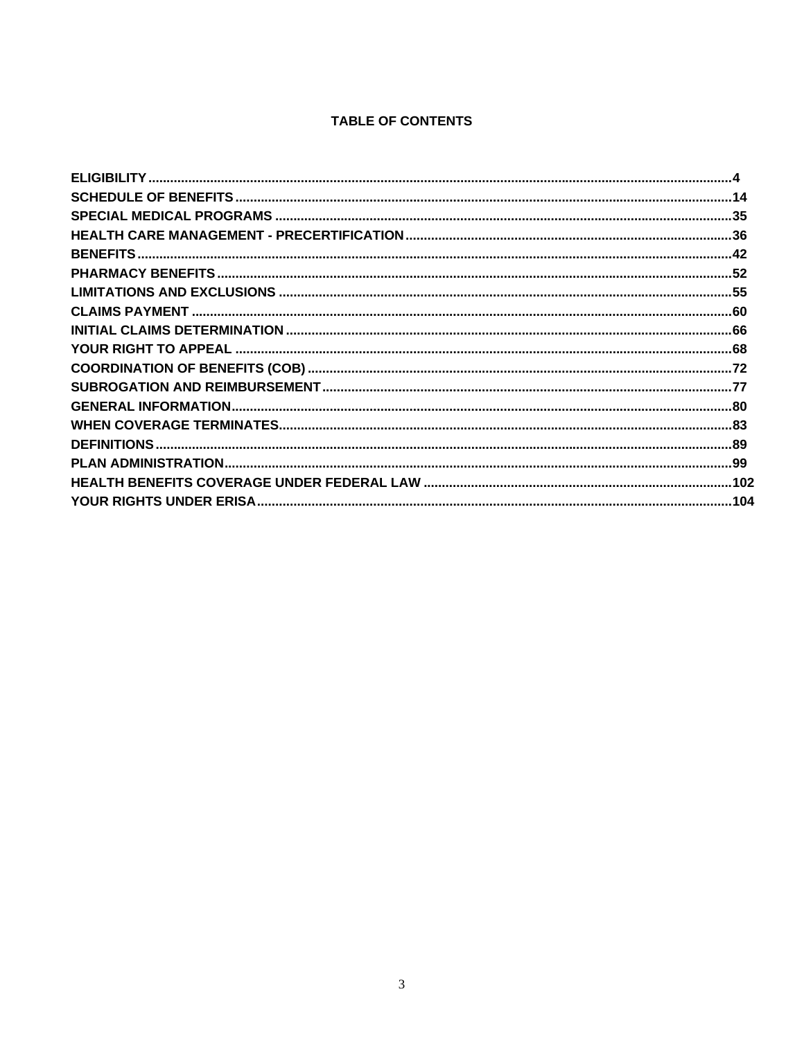# TABLE OF CONTENTS

| | |
|---|---|
| **ELIGIBILITY** | **4** |
| **SCHEDULE OF BENEFITS** | **14** |
| **SPECIAL MEDICAL PROGRAMS** | **35** |
| **HEALTH CARE MANAGEMENT - PRECERTIFICATION** | **36** |
| **BENEFITS** | **42** |
| **PHARMACY BENEFITS** | **52** |
| **LIMITATIONS AND EXCLUSIONS** | **55** |
| **CLAIMS PAYMENT** | **60** |
| **INITIAL CLAIMS DETERMINATION** | **66** |
| **YOUR RIGHT TO APPEAL** | **68** |
| **COORDINATION OF BENEFITS (COB)** | **72** |
| **SUBROGATION AND REIMBURSEMENT** | **77** |
| **GENERAL INFORMATION** | **80** |
| **WHEN COVERAGE TERMINATES** | **83** |
| **DEFINITIONS** | **89** |
| **PLAN ADMINISTRATION** | **99** |
| **HEALTH BENEFITS COVERAGE UNDER FEDERAL LAW** | **102** |
| **YOUR RIGHTS UNDER ERISA** | **104** |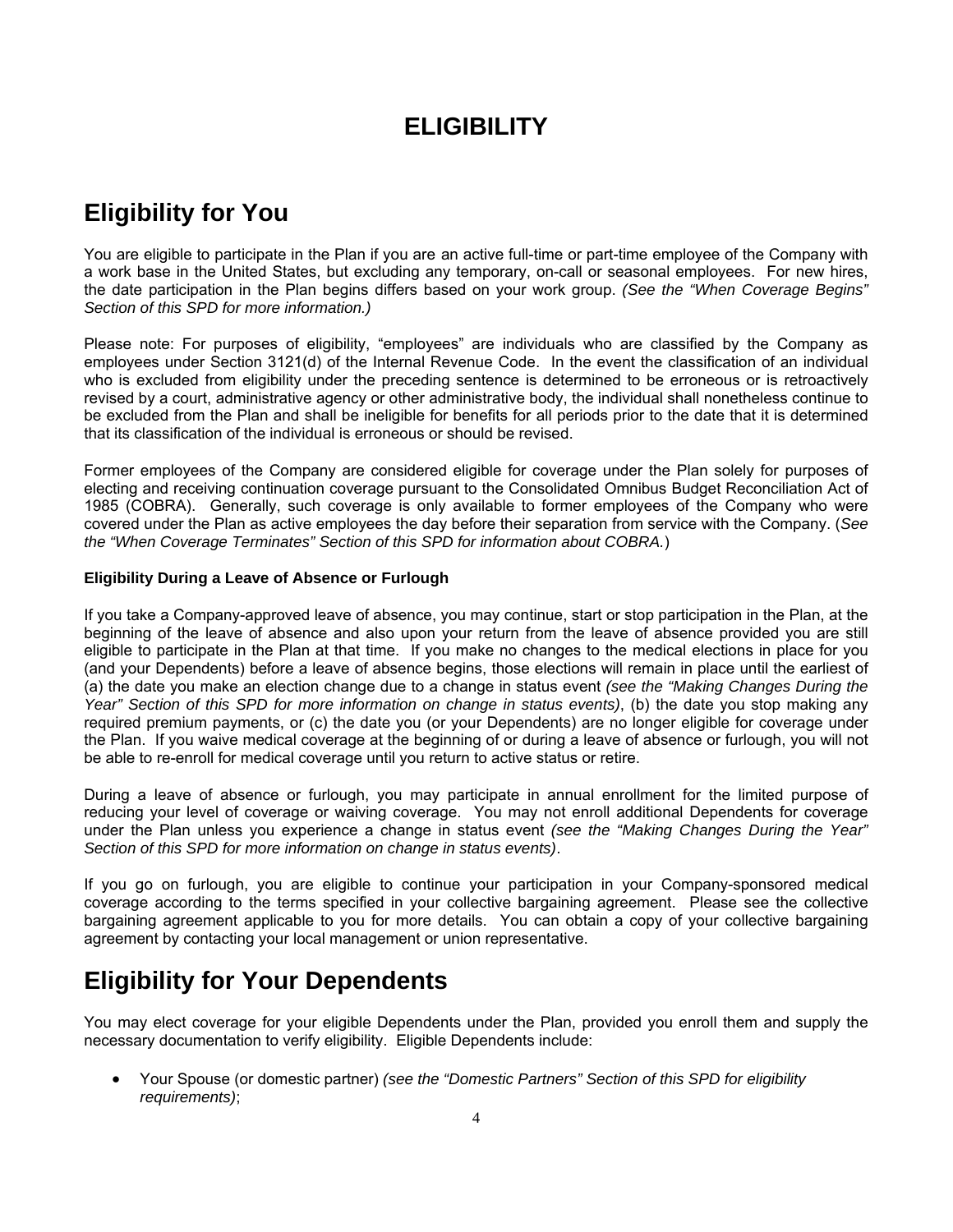# ELIGIBILITY

## Eligibility for You

You are eligible to participate in the Plan if you are an active full-time or part-time employee of the Company with a work base in the United States, but excluding any temporary, on-call or seasonal employees. For new hires, the date participation in the Plan begins differs based on your work group. *(See the "When Coverage Begins" Section of this SPD for more information.)*

Please note: For purposes of eligibility, "employees" are individuals who are classified by the Company as employees under Section 3121(d) of the Internal Revenue Code. In the event the classification of an individual who is excluded from eligibility under the preceding sentence is determined to be erroneous or is retroactively revised by a court, administrative agency or other administrative body, the individual shall nonetheless continue to be excluded from the Plan and shall be ineligible for benefits for all periods prior to the date that it is determined that its classification of the individual is erroneous or should be revised.

Former employees of the Company are considered eligible for coverage under the Plan solely for purposes of electing and receiving continuation coverage pursuant to the Consolidated Omnibus Budget Reconciliation Act of 1985 (COBRA). Generally, such coverage is only available to former employees of the Company who were covered under the Plan as active employees the day before their separation from service with the Company. (*See the "When Coverage Terminates" Section of this SPD for information about COBRA.*)

### Eligibility During a Leave of Absence or Furlough

If you take a Company-approved leave of absence, you may continue, start or stop participation in the Plan, at the beginning of the leave of absence and also upon your return from the leave of absence provided you are still eligible to participate in the Plan at that time. If you make no changes to the medical elections in place for you (and your Dependents) before a leave of absence begins, those elections will remain in place until the earliest of (a) the date you make an election change due to a change in status event *(see the "Making Changes During the Year" Section of this SPD for more information on change in status events)*, (b) the date you stop making any required premium payments, or (c) the date you (or your Dependents) are no longer eligible for coverage under the Plan. If you waive medical coverage at the beginning of or during a leave of absence or furlough, you will not be able to re-enroll for medical coverage until you return to active status or retire.

During a leave of absence or furlough, you may participate in annual enrollment for the limited purpose of reducing your level of coverage or waiving coverage. You may not enroll additional Dependents for coverage under the Plan unless you experience a change in status event *(see the "Making Changes During the Year" Section of this SPD for more information on change in status events)*.

If you go on furlough, you are eligible to continue your participation in your Company-sponsored medical coverage according to the terms specified in your collective bargaining agreement. Please see the collective bargaining agreement applicable to you for more details. You can obtain a copy of your collective bargaining agreement by contacting your local management or union representative.

## Eligibility for Your Dependents

You may elect coverage for your eligible Dependents under the Plan, provided you enroll them and supply the necessary documentation to verify eligibility. Eligible Dependents include:

- Your Spouse (or domestic partner) *(see the "Domestic Partners" Section of this SPD for eligibility requirements)*;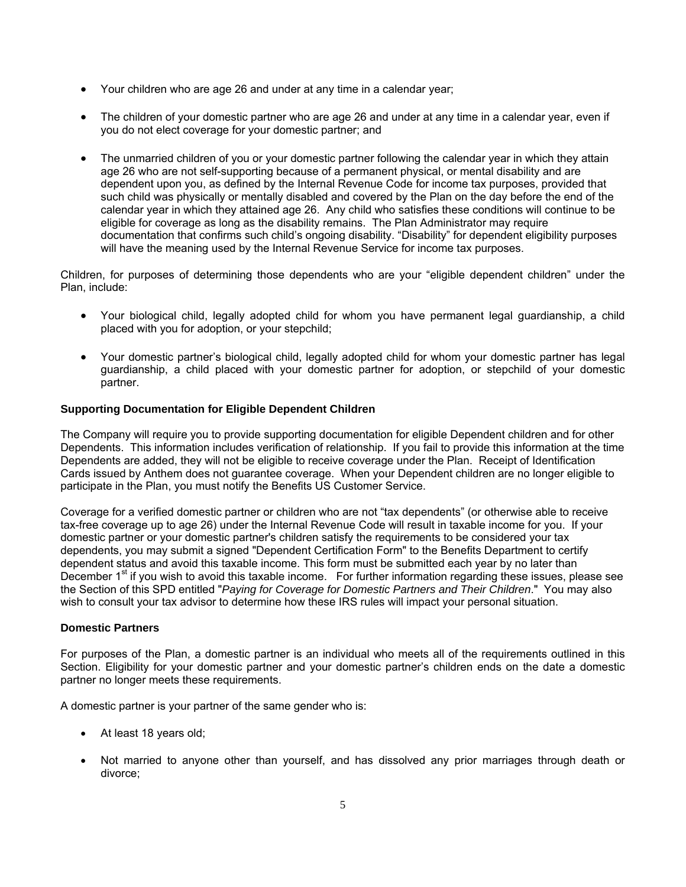- Your children who are age 26 and under at any time in a calendar year;

- The children of your domestic partner who are age 26 and under at any time in a calendar year, even if you do not elect coverage for your domestic partner; and

- The unmarried children of you or your domestic partner following the calendar year in which they attain age 26 who are not self-supporting because of a permanent physical, or mental disability and are dependent upon you, as defined by the Internal Revenue Code for income tax purposes, provided that such child was physically or mentally disabled and covered by the Plan on the day before the end of the calendar year in which they attained age 26. Any child who satisfies these conditions will continue to be eligible for coverage as long as the disability remains. The Plan Administrator may require documentation that confirms such child's ongoing disability. "Disability" for dependent eligibility purposes will have the meaning used by the Internal Revenue Service for income tax purposes.

Children, for purposes of determining those dependents who are your "eligible dependent children" under the Plan, include:

- Your biological child, legally adopted child for whom you have permanent legal guardianship, a child placed with you for adoption, or your stepchild;

- Your domestic partner's biological child, legally adopted child for whom your domestic partner has legal guardianship, a child placed with your domestic partner for adoption, or stepchild of your domestic partner.

**Supporting Documentation for Eligible Dependent Children**

The Company will require you to provide supporting documentation for eligible Dependent children and for other Dependents. This information includes verification of relationship. If you fail to provide this information at the time Dependents are added, they will not be eligible to receive coverage under the Plan. Receipt of Identification Cards issued by Anthem does not guarantee coverage. When your Dependent children are no longer eligible to participate in the Plan, you must notify the Benefits US Customer Service.

Coverage for a verified domestic partner or children who are not "tax dependents" (or otherwise able to receive tax-free coverage up to age 26) under the Internal Revenue Code will result in taxable income for you. If your domestic partner or your domestic partner's children satisfy the requirements to be considered your tax dependents, you may submit a signed "Dependent Certification Form" to the Benefits Department to certify dependent status and avoid this taxable income. This form must be submitted each year by no later than December 1st if you wish to avoid this taxable income. For further information regarding these issues, please see the Section of this SPD entitled "*Paying for Coverage for Domestic Partners and Their Children*." You may also wish to consult your tax advisor to determine how these IRS rules will impact your personal situation.

**Domestic Partners**

For purposes of the Plan, a domestic partner is an individual who meets all of the requirements outlined in this Section. Eligibility for your domestic partner and your domestic partner's children ends on the date a domestic partner no longer meets these requirements.

A domestic partner is your partner of the same gender who is:

- At least 18 years old;

- Not married to anyone other than yourself, and has dissolved any prior marriages through death or divorce;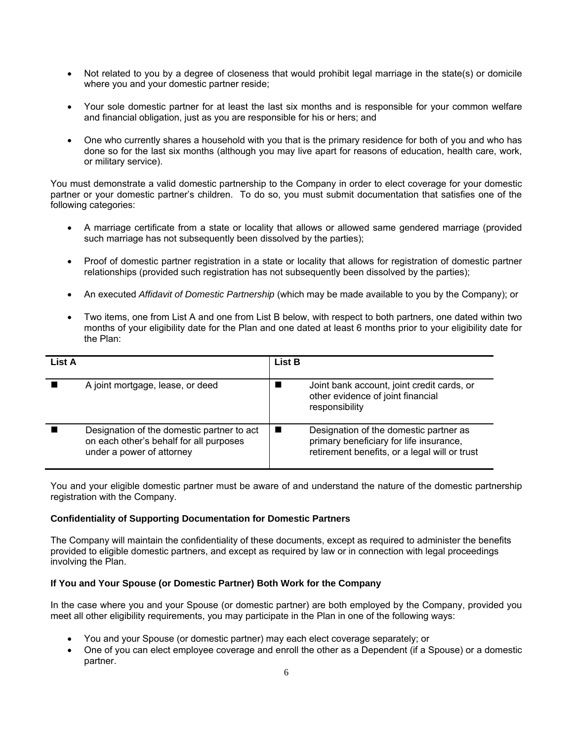- Not related to you by a degree of closeness that would prohibit legal marriage in the state(s) or domicile where you and your domestic partner reside;
- Your sole domestic partner for at least the last six months and is responsible for your common welfare and financial obligation, just as you are responsible for his or hers; and
- One who currently shares a household with you that is the primary residence for both of you and who has done so for the last six months (although you may live apart for reasons of education, health care, work, or military service).

You must demonstrate a valid domestic partnership to the Company in order to elect coverage for your domestic partner or your domestic partner's children. To do so, you must submit documentation that satisfies one of the following categories:

- A marriage certificate from a state or locality that allows or allowed same gendered marriage (provided such marriage has not subsequently been dissolved by the parties);
- Proof of domestic partner registration in a state or locality that allows for registration of domestic partner relationships (provided such registration has not subsequently been dissolved by the parties);
- An executed *Affidavit of Domestic Partnership* (which may be made available to you by the Company); or
- Two items, one from List A and one from List B below, with respect to both partners, one dated within two months of your eligibility date for the Plan and one dated at least 6 months prior to your eligibility date for the Plan:

| List A | List B |
|---|---|
| ■ A joint mortgage, lease, or deed | ■ Joint bank account, joint credit cards, or other evidence of joint financial responsibility |
| ■ Designation of the domestic partner to act on each other's behalf for all purposes under a power of attorney | ■ Designation of the domestic partner as primary beneficiary for life insurance, retirement benefits, or a legal will or trust |

You and your eligible domestic partner must be aware of and understand the nature of the domestic partnership registration with the Company.

**Confidentiality of Supporting Documentation for Domestic Partners**

The Company will maintain the confidentiality of these documents, except as required to administer the benefits provided to eligible domestic partners, and except as required by law or in connection with legal proceedings involving the Plan.

**If You and Your Spouse (or Domestic Partner) Both Work for the Company**

In the case where you and your Spouse (or domestic partner) are both employed by the Company, provided you meet all other eligibility requirements, you may participate in the Plan in one of the following ways:

- You and your Spouse (or domestic partner) may each elect coverage separately; or
- One of you can elect employee coverage and enroll the other as a Dependent (if a Spouse) or a domestic partner.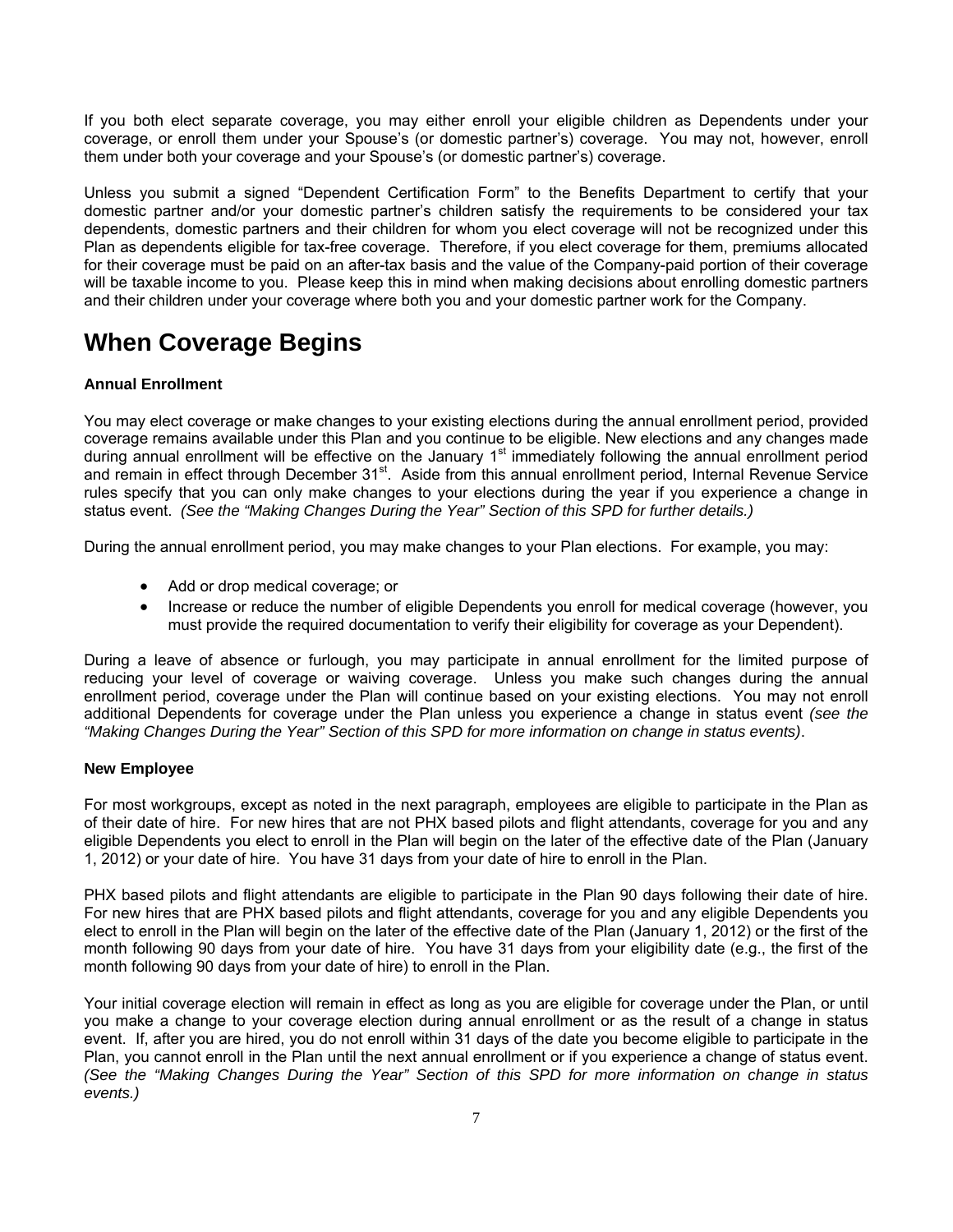If you both elect separate coverage, you may either enroll your eligible children as Dependents under your coverage, or enroll them under your Spouse's (or domestic partner's) coverage. You may not, however, enroll them under both your coverage and your Spouse's (or domestic partner's) coverage.

Unless you submit a signed "Dependent Certification Form" to the Benefits Department to certify that your domestic partner and/or your domestic partner's children satisfy the requirements to be considered your tax dependents, domestic partners and their children for whom you elect coverage will not be recognized under this Plan as dependents eligible for tax-free coverage. Therefore, if you elect coverage for them, premiums allocated for their coverage must be paid on an after-tax basis and the value of the Company-paid portion of their coverage will be taxable income to you. Please keep this in mind when making decisions about enrolling domestic partners and their children under your coverage where both you and your domestic partner work for the Company.

# When Coverage Begins

**Annual Enrollment**

You may elect coverage or make changes to your existing elections during the annual enrollment period, provided coverage remains available under this Plan and you continue to be eligible. New elections and any changes made during annual enrollment will be effective on the January 1st immediately following the annual enrollment period and remain in effect through December 31st. Aside from this annual enrollment period, Internal Revenue Service rules specify that you can only make changes to your elections during the year if you experience a change in status event. *(See the "Making Changes During the Year" Section of this SPD for further details.)*

During the annual enrollment period, you may make changes to your Plan elections. For example, you may:

- Add or drop medical coverage; or
- Increase or reduce the number of eligible Dependents you enroll for medical coverage (however, you must provide the required documentation to verify their eligibility for coverage as your Dependent).

During a leave of absence or furlough, you may participate in annual enrollment for the limited purpose of reducing your level of coverage or waiving coverage. Unless you make such changes during the annual enrollment period, coverage under the Plan will continue based on your existing elections. You may not enroll additional Dependents for coverage under the Plan unless you experience a change in status event *(see the "Making Changes During the Year" Section of this SPD for more information on change in status events)*.

**New Employee**

For most workgroups, except as noted in the next paragraph, employees are eligible to participate in the Plan as of their date of hire. For new hires that are not PHX based pilots and flight attendants, coverage for you and any eligible Dependents you elect to enroll in the Plan will begin on the later of the effective date of the Plan (January 1, 2012) or your date of hire. You have 31 days from your date of hire to enroll in the Plan.

PHX based pilots and flight attendants are eligible to participate in the Plan 90 days following their date of hire. For new hires that are PHX based pilots and flight attendants, coverage for you and any eligible Dependents you elect to enroll in the Plan will begin on the later of the effective date of the Plan (January 1, 2012) or the first of the month following 90 days from your date of hire. You have 31 days from your eligibility date (e.g., the first of the month following 90 days from your date of hire) to enroll in the Plan.

Your initial coverage election will remain in effect as long as you are eligible for coverage under the Plan, or until you make a change to your coverage election during annual enrollment or as the result of a change in status event. If, after you are hired, you do not enroll within 31 days of the date you become eligible to participate in the Plan, you cannot enroll in the Plan until the next annual enrollment or if you experience a change of status event. *(See the "Making Changes During the Year" Section of this SPD for more information on change in status events.)*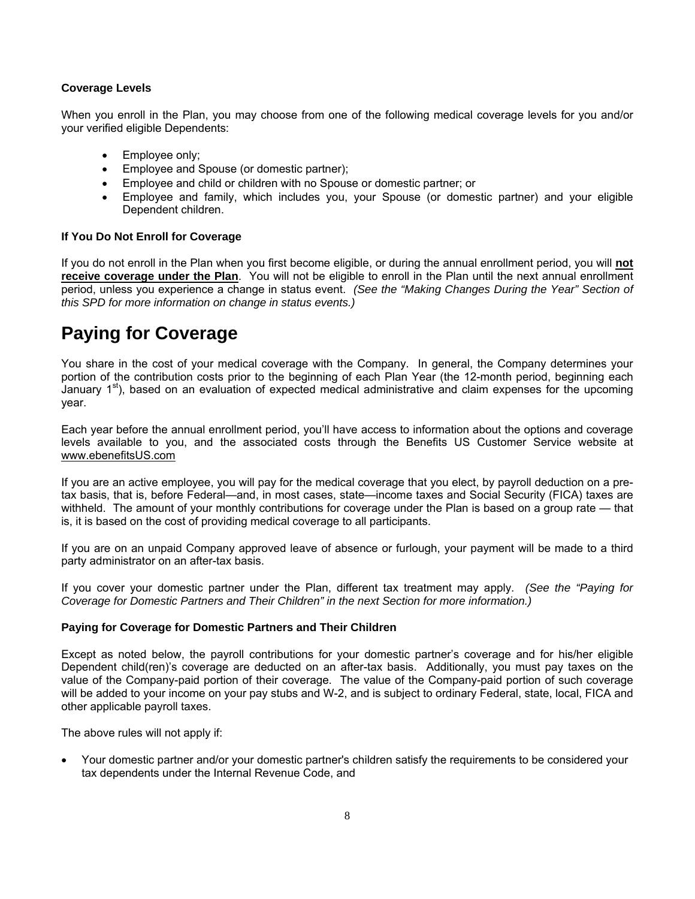### Coverage Levels

When you enroll in the Plan, you may choose from one of the following medical coverage levels for you and/or your verified eligible Dependents:

- Employee only;
- Employee and Spouse (or domestic partner);
- Employee and child or children with no Spouse or domestic partner; or
- Employee and family, which includes you, your Spouse (or domestic partner) and your eligible Dependent children.

### If You Do Not Enroll for Coverage

If you do not enroll in the Plan when you first become eligible, or during the annual enrollment period, you will **not receive coverage under the Plan**. You will not be eligible to enroll in the Plan until the next annual enrollment period, unless you experience a change in status event. *(See the "Making Changes During the Year" Section of this SPD for more information on change in status events.)*

# Paying for Coverage

You share in the cost of your medical coverage with the Company. In general, the Company determines your portion of the contribution costs prior to the beginning of each Plan Year (the 12-month period, beginning each January 1st), based on an evaluation of expected medical administrative and claim expenses for the upcoming year.

Each year before the annual enrollment period, you'll have access to information about the options and coverage levels available to you, and the associated costs through the Benefits US Customer Service website at www.ebenefitsUS.com

If you are an active employee, you will pay for the medical coverage that you elect, by payroll deduction on a pre-tax basis, that is, before Federal—and, in most cases, state—income taxes and Social Security (FICA) taxes are withheld. The amount of your monthly contributions for coverage under the Plan is based on a group rate — that is, it is based on the cost of providing medical coverage to all participants.

If you are on an unpaid Company approved leave of absence or furlough, your payment will be made to a third party administrator on an after-tax basis.

If you cover your domestic partner under the Plan, different tax treatment may apply. *(See the "Paying for Coverage for Domestic Partners and Their Children" in the next Section for more information.)*

### Paying for Coverage for Domestic Partners and Their Children

Except as noted below, the payroll contributions for your domestic partner's coverage and for his/her eligible Dependent child(ren)'s coverage are deducted on an after-tax basis. Additionally, you must pay taxes on the value of the Company-paid portion of their coverage. The value of the Company-paid portion of such coverage will be added to your income on your pay stubs and W-2, and is subject to ordinary Federal, state, local, FICA and other applicable payroll taxes.

The above rules will not apply if:

- Your domestic partner and/or your domestic partner's children satisfy the requirements to be considered your tax dependents under the Internal Revenue Code, and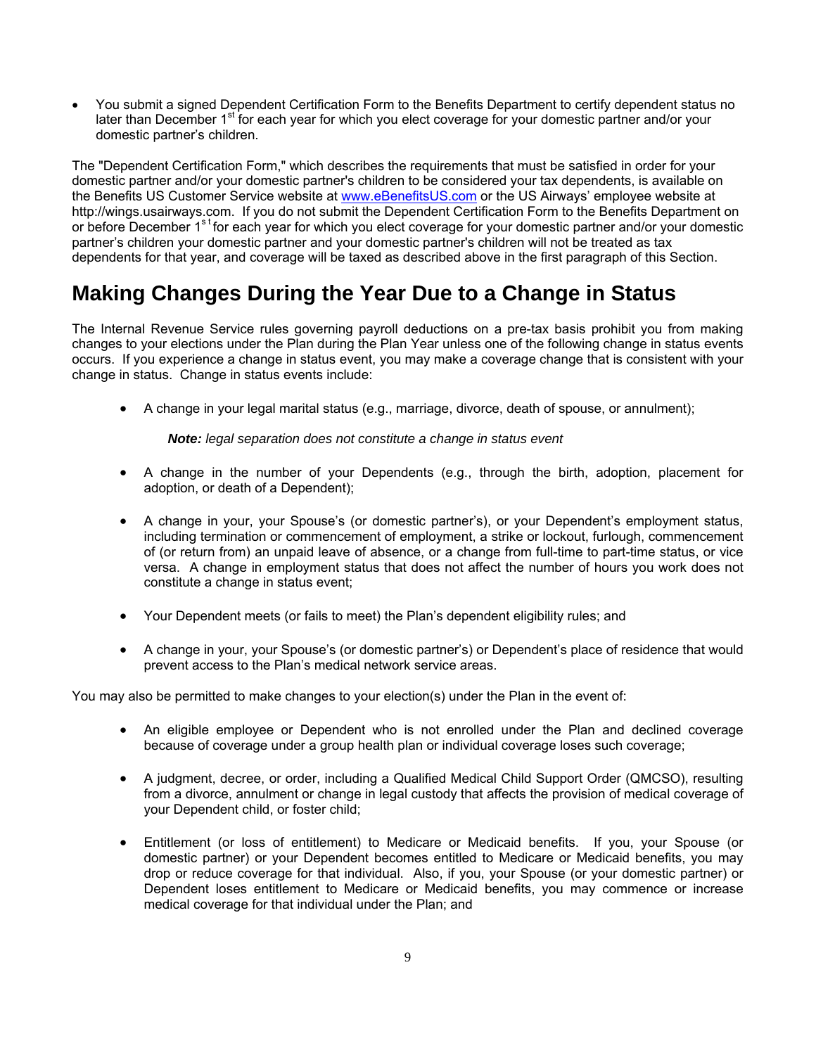- You submit a signed Dependent Certification Form to the Benefits Department to certify dependent status no later than December 1st for each year for which you elect coverage for your domestic partner and/or your domestic partner's children.

The "Dependent Certification Form," which describes the requirements that must be satisfied in order for your domestic partner and/or your domestic partner's children to be considered your tax dependents, is available on the Benefits US Customer Service website at www.eBenefitsUS.com or the US Airways' employee website at http://wings.usairways.com. If you do not submit the Dependent Certification Form to the Benefits Department on or before December 1st for each year for which you elect coverage for your domestic partner and/or your domestic partner's children your domestic partner and your domestic partner's children will not be treated as tax dependents for that year, and coverage will be taxed as described above in the first paragraph of this Section.

# Making Changes During the Year Due to a Change in Status

The Internal Revenue Service rules governing payroll deductions on a pre-tax basis prohibit you from making changes to your elections under the Plan during the Plan Year unless one of the following change in status events occurs. If you experience a change in status event, you may make a coverage change that is consistent with your change in status. Change in status events include:

- A change in your legal marital status (e.g., marriage, divorce, death of spouse, or annulment);

  ***Note:*** *legal separation does not constitute a change in status event*

- A change in the number of your Dependents (e.g., through the birth, adoption, placement for adoption, or death of a Dependent);

- A change in your, your Spouse's (or domestic partner's), or your Dependent's employment status, including termination or commencement of employment, a strike or lockout, furlough, commencement of (or return from) an unpaid leave of absence, or a change from full-time to part-time status, or vice versa. A change in employment status that does not affect the number of hours you work does not constitute a change in status event;

- Your Dependent meets (or fails to meet) the Plan's dependent eligibility rules; and

- A change in your, your Spouse's (or domestic partner's) or Dependent's place of residence that would prevent access to the Plan's medical network service areas.

You may also be permitted to make changes to your election(s) under the Plan in the event of:

- An eligible employee or Dependent who is not enrolled under the Plan and declined coverage because of coverage under a group health plan or individual coverage loses such coverage;

- A judgment, decree, or order, including a Qualified Medical Child Support Order (QMCSO), resulting from a divorce, annulment or change in legal custody that affects the provision of medical coverage of your Dependent child, or foster child;

- Entitlement (or loss of entitlement) to Medicare or Medicaid benefits. If you, your Spouse (or domestic partner) or your Dependent becomes entitled to Medicare or Medicaid benefits, you may drop or reduce coverage for that individual. Also, if you, your Spouse (or your domestic partner) or Dependent loses entitlement to Medicare or Medicaid benefits, you may commence or increase medical coverage for that individual under the Plan; and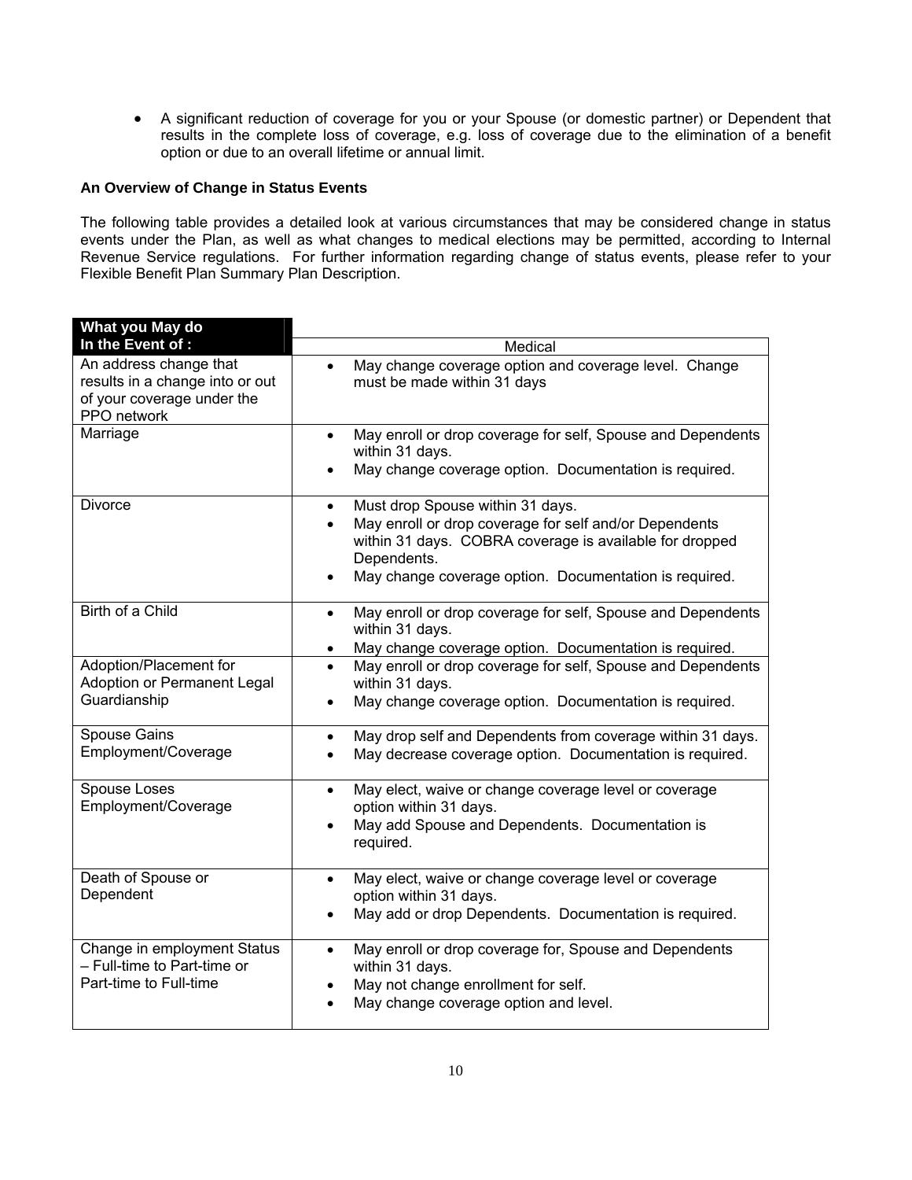- A significant reduction of coverage for you or your Spouse (or domestic partner) or Dependent that results in the complete loss of coverage, e.g. loss of coverage due to the elimination of a benefit option or due to an overall lifetime or annual limit.

**An Overview of Change in Status Events**

The following table provides a detailed look at various circumstances that may be considered change in status events under the Plan, as well as what changes to medical elections may be permitted, according to Internal Revenue Service regulations. For further information regarding change of status events, please refer to your Flexible Benefit Plan Summary Plan Description.

| **What you May do In the Event of :** | Medical |
|---|---|
| An address change that results in a change into or out of your coverage under the PPO network | • May change coverage option and coverage level. Change must be made within 31 days |
| Marriage | • May enroll or drop coverage for self, Spouse and Dependents within 31 days.<br>• May change coverage option. Documentation is required. |
| Divorce | • Must drop Spouse within 31 days.<br>• May enroll or drop coverage for self and/or Dependents within 31 days. COBRA coverage is available for dropped Dependents.<br>• May change coverage option. Documentation is required. |
| Birth of a Child | • May enroll or drop coverage for self, Spouse and Dependents within 31 days.<br>• May change coverage option. Documentation is required. |
| Adoption/Placement for Adoption or Permanent Legal Guardianship | • May enroll or drop coverage for self, Spouse and Dependents within 31 days.<br>• May change coverage option. Documentation is required. |
| Spouse Gains Employment/Coverage | • May drop self and Dependents from coverage within 31 days.<br>• May decrease coverage option. Documentation is required. |
| Spouse Loses Employment/Coverage | • May elect, waive or change coverage level or coverage option within 31 days.<br>• May add Spouse and Dependents. Documentation is required. |
| Death of Spouse or Dependent | • May elect, waive or change coverage level or coverage option within 31 days.<br>• May add or drop Dependents. Documentation is required. |
| Change in employment Status – Full-time to Part-time or Part-time to Full-time | • May enroll or drop coverage for, Spouse and Dependents within 31 days.<br>• May not change enrollment for self.<br>• May change coverage option and level. |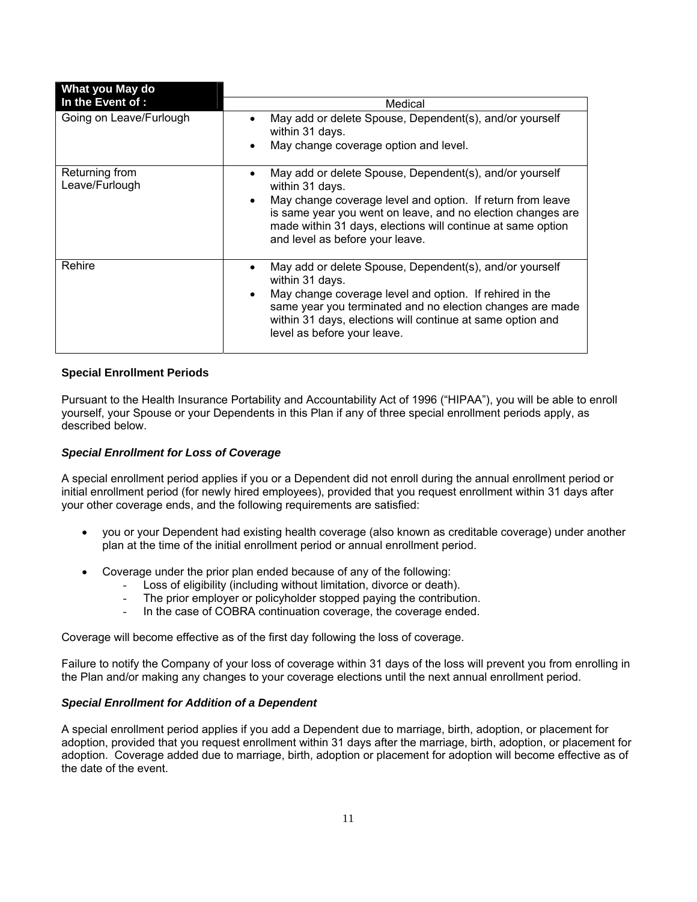| What you May do In the Event of : | Medical |
|---|---|
| Going on Leave/Furlough | • May add or delete Spouse, Dependent(s), and/or yourself within 31 days.<br>• May change coverage option and level. |
| Returning from Leave/Furlough | • May add or delete Spouse, Dependent(s), and/or yourself within 31 days.<br>• May change coverage level and option. If return from leave is same year you went on leave, and no election changes are made within 31 days, elections will continue at same option and level as before your leave. |
| Rehire | • May add or delete Spouse, Dependent(s), and/or yourself within 31 days.<br>• May change coverage level and option. If rehired in the same year you terminated and no election changes are made within 31 days, elections will continue at same option and level as before your leave. |

**Special Enrollment Periods**

Pursuant to the Health Insurance Portability and Accountability Act of 1996 ("HIPAA"), you will be able to enroll yourself, your Spouse or your Dependents in this Plan if any of three special enrollment periods apply, as described below.

***Special Enrollment for Loss of Coverage***

A special enrollment period applies if you or a Dependent did not enroll during the annual enrollment period or initial enrollment period (for newly hired employees), provided that you request enrollment within 31 days after your other coverage ends, and the following requirements are satisfied:

- you or your Dependent had existing health coverage (also known as creditable coverage) under another plan at the time of the initial enrollment period or annual enrollment period.

- Coverage under the prior plan ended because of any of the following:
  - Loss of eligibility (including without limitation, divorce or death).
  - The prior employer or policyholder stopped paying the contribution.
  - In the case of COBRA continuation coverage, the coverage ended.

Coverage will become effective as of the first day following the loss of coverage.

Failure to notify the Company of your loss of coverage within 31 days of the loss will prevent you from enrolling in the Plan and/or making any changes to your coverage elections until the next annual enrollment period.

***Special Enrollment for Addition of a Dependent***

A special enrollment period applies if you add a Dependent due to marriage, birth, adoption, or placement for adoption, provided that you request enrollment within 31 days after the marriage, birth, adoption, or placement for adoption. Coverage added due to marriage, birth, adoption or placement for adoption will become effective as of the date of the event.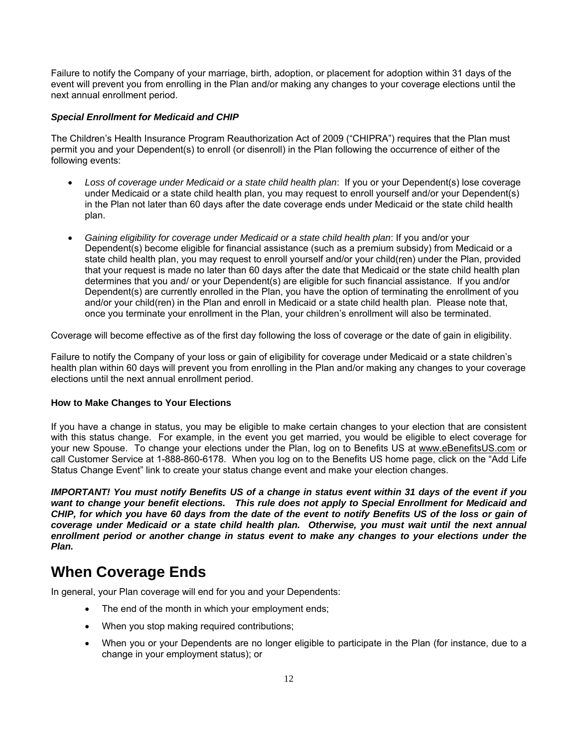Failure to notify the Company of your marriage, birth, adoption, or placement for adoption within 31 days of the event will prevent you from enrolling in the Plan and/or making any changes to your coverage elections until the next annual enrollment period.

***Special Enrollment for Medicaid and CHIP***

The Children's Health Insurance Program Reauthorization Act of 2009 ("CHIPRA") requires that the Plan must permit you and your Dependent(s) to enroll (or disenroll) in the Plan following the occurrence of either of the following events:

- *Loss of coverage under Medicaid or a state child health plan*: If you or your Dependent(s) lose coverage under Medicaid or a state child health plan, you may request to enroll yourself and/or your Dependent(s) in the Plan not later than 60 days after the date coverage ends under Medicaid or the state child health plan.
- *Gaining eligibility for coverage under Medicaid or a state child health plan*: If you and/or your Dependent(s) become eligible for financial assistance (such as a premium subsidy) from Medicaid or a state child health plan, you may request to enroll yourself and/or your child(ren) under the Plan, provided that your request is made no later than 60 days after the date that Medicaid or the state child health plan determines that you and/ or your Dependent(s) are eligible for such financial assistance. If you and/or Dependent(s) are currently enrolled in the Plan, you have the option of terminating the enrollment of you and/or your child(ren) in the Plan and enroll in Medicaid or a state child health plan. Please note that, once you terminate your enrollment in the Plan, your children's enrollment will also be terminated.

Coverage will become effective as of the first day following the loss of coverage or the date of gain in eligibility.

Failure to notify the Company of your loss or gain of eligibility for coverage under Medicaid or a state children's health plan within 60 days will prevent you from enrolling in the Plan and/or making any changes to your coverage elections until the next annual enrollment period.

**How to Make Changes to Your Elections**

If you have a change in status, you may be eligible to make certain changes to your election that are consistent with this status change. For example, in the event you get married, you would be eligible to elect coverage for your new Spouse. To change your elections under the Plan, log on to Benefits US at www.eBenefitsUS.com or call Customer Service at 1-888-860-6178. When you log on to the Benefits US home page, click on the "Add Life Status Change Event" link to create your status change event and make your election changes.

***IMPORTANT! You must notify Benefits US of a change in status event within 31 days of the event if you want to change your benefit elections. This rule does not apply to Special Enrollment for Medicaid and CHIP, for which you have 60 days from the date of the event to notify Benefits US of the loss or gain of coverage under Medicaid or a state child health plan. Otherwise, you must wait until the next annual enrollment period or another change in status event to make any changes to your elections under the Plan.***

# When Coverage Ends

In general, your Plan coverage will end for you and your Dependents:

- The end of the month in which your employment ends;
- When you stop making required contributions;
- When you or your Dependents are no longer eligible to participate in the Plan (for instance, due to a change in your employment status); or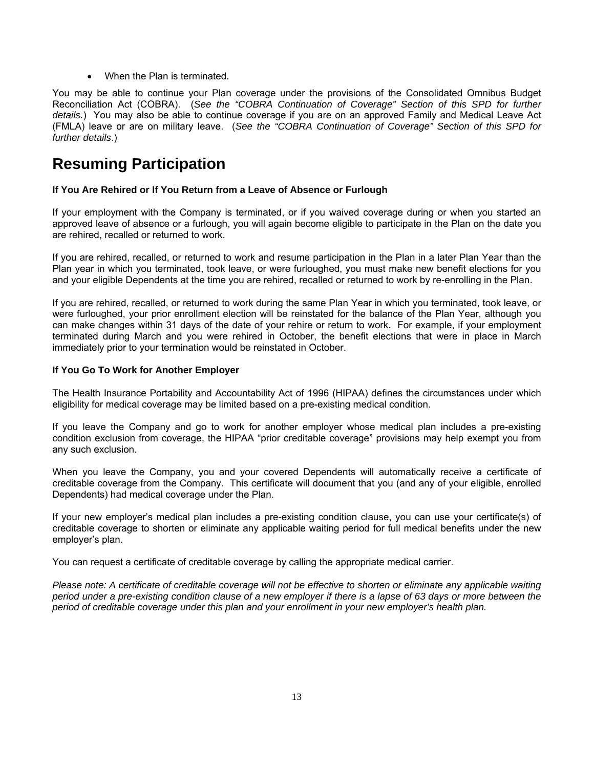- When the Plan is terminated.

You may be able to continue your Plan coverage under the provisions of the Consolidated Omnibus Budget Reconciliation Act (COBRA). (*See the "COBRA Continuation of Coverage" Section of this SPD for further details.*) You may also be able to continue coverage if you are on an approved Family and Medical Leave Act (FMLA) leave or are on military leave. (*See the "COBRA Continuation of Coverage" Section of this SPD for further details*.)

# Resuming Participation

**If You Are Rehired or If You Return from a Leave of Absence or Furlough**

If your employment with the Company is terminated, or if you waived coverage during or when you started an approved leave of absence or a furlough, you will again become eligible to participate in the Plan on the date you are rehired, recalled or returned to work.

If you are rehired, recalled, or returned to work and resume participation in the Plan in a later Plan Year than the Plan year in which you terminated, took leave, or were furloughed, you must make new benefit elections for you and your eligible Dependents at the time you are rehired, recalled or returned to work by re-enrolling in the Plan.

If you are rehired, recalled, or returned to work during the same Plan Year in which you terminated, took leave, or were furloughed, your prior enrollment election will be reinstated for the balance of the Plan Year, although you can make changes within 31 days of the date of your rehire or return to work. For example, if your employment terminated during March and you were rehired in October, the benefit elections that were in place in March immediately prior to your termination would be reinstated in October.

**If You Go To Work for Another Employer**

The Health Insurance Portability and Accountability Act of 1996 (HIPAA) defines the circumstances under which eligibility for medical coverage may be limited based on a pre-existing medical condition.

If you leave the Company and go to work for another employer whose medical plan includes a pre-existing condition exclusion from coverage, the HIPAA "prior creditable coverage" provisions may help exempt you from any such exclusion.

When you leave the Company, you and your covered Dependents will automatically receive a certificate of creditable coverage from the Company. This certificate will document that you (and any of your eligible, enrolled Dependents) had medical coverage under the Plan.

If your new employer's medical plan includes a pre-existing condition clause, you can use your certificate(s) of creditable coverage to shorten or eliminate any applicable waiting period for full medical benefits under the new employer's plan.

You can request a certificate of creditable coverage by calling the appropriate medical carrier.

*Please note: A certificate of creditable coverage will not be effective to shorten or eliminate any applicable waiting period under a pre-existing condition clause of a new employer if there is a lapse of 63 days or more between the period of creditable coverage under this plan and your enrollment in your new employer's health plan.*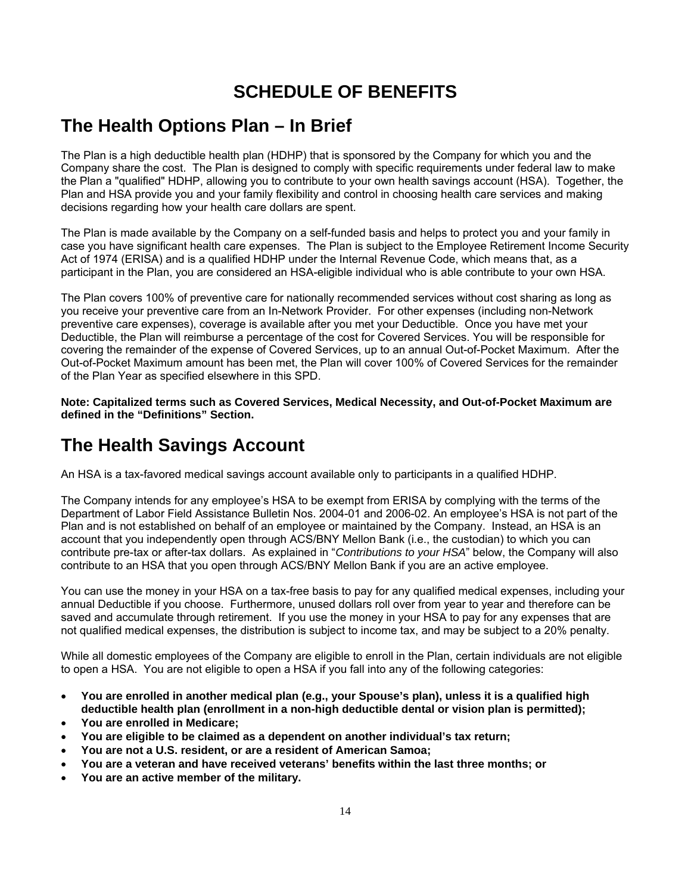# SCHEDULE OF BENEFITS

## The Health Options Plan – In Brief

The Plan is a high deductible health plan (HDHP) that is sponsored by the Company for which you and the Company share the cost. The Plan is designed to comply with specific requirements under federal law to make the Plan a "qualified" HDHP, allowing you to contribute to your own health savings account (HSA). Together, the Plan and HSA provide you and your family flexibility and control in choosing health care services and making decisions regarding how your health care dollars are spent.

The Plan is made available by the Company on a self-funded basis and helps to protect you and your family in case you have significant health care expenses. The Plan is subject to the Employee Retirement Income Security Act of 1974 (ERISA) and is a qualified HDHP under the Internal Revenue Code, which means that, as a participant in the Plan, you are considered an HSA-eligible individual who is able contribute to your own HSA.

The Plan covers 100% of preventive care for nationally recommended services without cost sharing as long as you receive your preventive care from an In-Network Provider. For other expenses (including non-Network preventive care expenses), coverage is available after you met your Deductible. Once you have met your Deductible, the Plan will reimburse a percentage of the cost for Covered Services. You will be responsible for covering the remainder of the expense of Covered Services, up to an annual Out-of-Pocket Maximum. After the Out-of-Pocket Maximum amount has been met, the Plan will cover 100% of Covered Services for the remainder of the Plan Year as specified elsewhere in this SPD.

**Note: Capitalized terms such as Covered Services, Medical Necessity, and Out-of-Pocket Maximum are defined in the "Definitions" Section.**

## The Health Savings Account

An HSA is a tax-favored medical savings account available only to participants in a qualified HDHP.

The Company intends for any employee's HSA to be exempt from ERISA by complying with the terms of the Department of Labor Field Assistance Bulletin Nos. 2004-01 and 2006-02. An employee's HSA is not part of the Plan and is not established on behalf of an employee or maintained by the Company. Instead, an HSA is an account that you independently open through ACS/BNY Mellon Bank (i.e., the custodian) to which you can contribute pre-tax or after-tax dollars. As explained in "*Contributions to your HSA*" below, the Company will also contribute to an HSA that you open through ACS/BNY Mellon Bank if you are an active employee.

You can use the money in your HSA on a tax-free basis to pay for any qualified medical expenses, including your annual Deductible if you choose. Furthermore, unused dollars roll over from year to year and therefore can be saved and accumulate through retirement. If you use the money in your HSA to pay for any expenses that are not qualified medical expenses, the distribution is subject to income tax, and may be subject to a 20% penalty.

While all domestic employees of the Company are eligible to enroll in the Plan, certain individuals are not eligible to open a HSA. You are not eligible to open a HSA if you fall into any of the following categories:

- **You are enrolled in another medical plan (e.g., your Spouse's plan), unless it is a qualified high deductible health plan (enrollment in a non-high deductible dental or vision plan is permitted);**
- **You are enrolled in Medicare;**
- **You are eligible to be claimed as a dependent on another individual's tax return;**
- **You are not a U.S. resident, or are a resident of American Samoa;**
- **You are a veteran and have received veterans' benefits within the last three months; or**
- **You are an active member of the military.**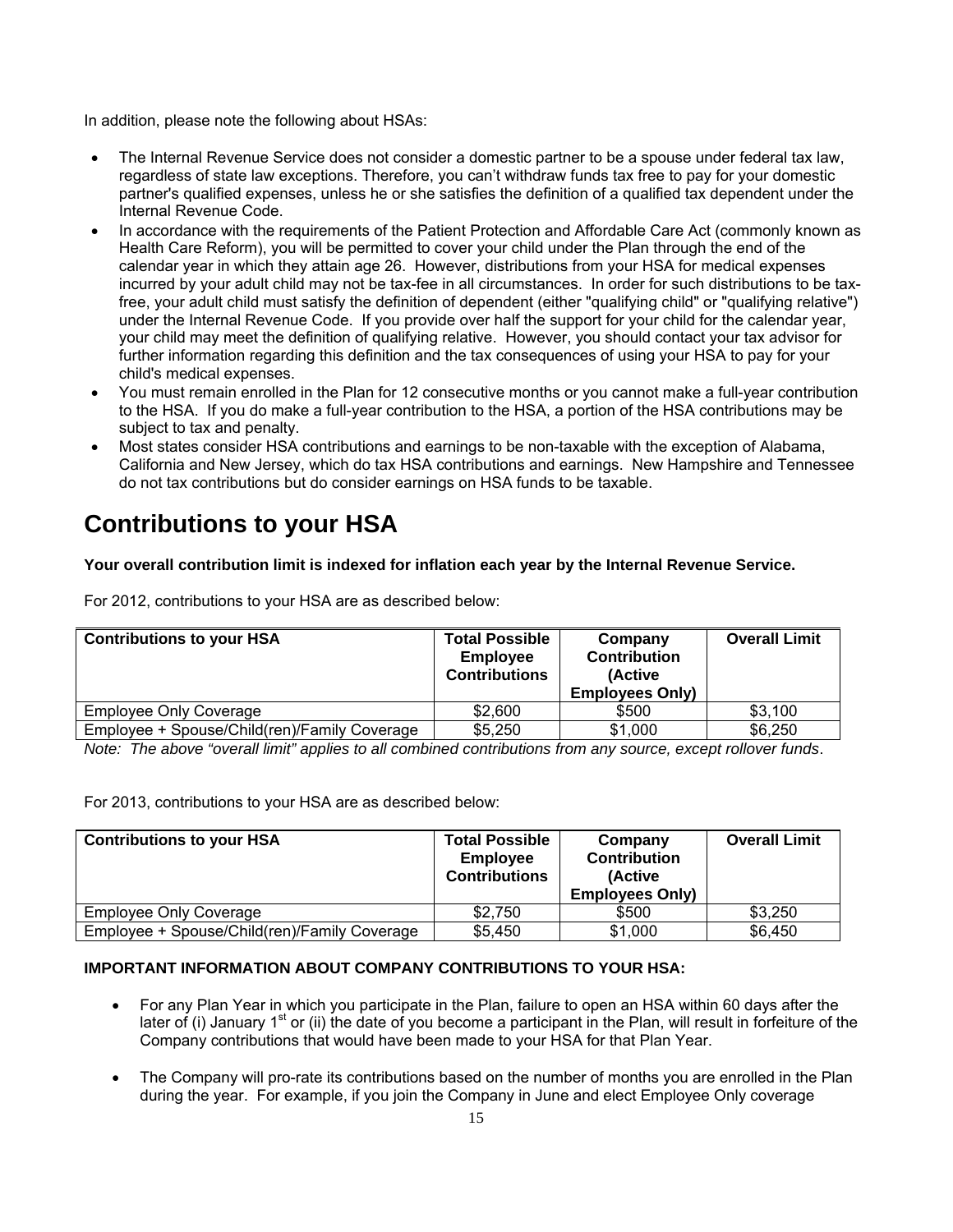In addition, please note the following about HSAs:

- The Internal Revenue Service does not consider a domestic partner to be a spouse under federal tax law, regardless of state law exceptions. Therefore, you can't withdraw funds tax free to pay for your domestic partner's qualified expenses, unless he or she satisfies the definition of a qualified tax dependent under the Internal Revenue Code.
- In accordance with the requirements of the Patient Protection and Affordable Care Act (commonly known as Health Care Reform), you will be permitted to cover your child under the Plan through the end of the calendar year in which they attain age 26. However, distributions from your HSA for medical expenses incurred by your adult child may not be tax-fee in all circumstances. In order for such distributions to be tax-free, your adult child must satisfy the definition of dependent (either "qualifying child" or "qualifying relative") under the Internal Revenue Code. If you provide over half the support for your child for the calendar year, your child may meet the definition of qualifying relative. However, you should contact your tax advisor for further information regarding this definition and the tax consequences of using your HSA to pay for your child's medical expenses.
- You must remain enrolled in the Plan for 12 consecutive months or you cannot make a full-year contribution to the HSA. If you do make a full-year contribution to the HSA, a portion of the HSA contributions may be subject to tax and penalty.
- Most states consider HSA contributions and earnings to be non-taxable with the exception of Alabama, California and New Jersey, which do tax HSA contributions and earnings. New Hampshire and Tennessee do not tax contributions but do consider earnings on HSA funds to be taxable.

# Contributions to your HSA

**Your overall contribution limit is indexed for inflation each year by the Internal Revenue Service.**

For 2012, contributions to your HSA are as described below:

| Contributions to your HSA | Total Possible Employee Contributions | Company Contribution (Active Employees Only) | Overall Limit |
|---|---|---|---|
| Employee Only Coverage | $2,600 | $500 | $3,100 |
| Employee + Spouse/Child(ren)/Family Coverage | $5,250 | $1,000 | $6,250 |

*Note: The above "overall limit" applies to all combined contributions from any source, except rollover funds*.

For 2013, contributions to your HSA are as described below:

| Contributions to your HSA | Total Possible Employee Contributions | Company Contribution (Active Employees Only) | Overall Limit |
|---|---|---|---|
| Employee Only Coverage | $2,750 | $500 | $3,250 |
| Employee + Spouse/Child(ren)/Family Coverage | $5,450 | $1,000 | $6,450 |

**IMPORTANT INFORMATION ABOUT COMPANY CONTRIBUTIONS TO YOUR HSA:**

- For any Plan Year in which you participate in the Plan, failure to open an HSA within 60 days after the later of (i) January 1st or (ii) the date of you become a participant in the Plan, will result in forfeiture of the Company contributions that would have been made to your HSA for that Plan Year.

- The Company will pro-rate its contributions based on the number of months you are enrolled in the Plan during the year. For example, if you join the Company in June and elect Employee Only coverage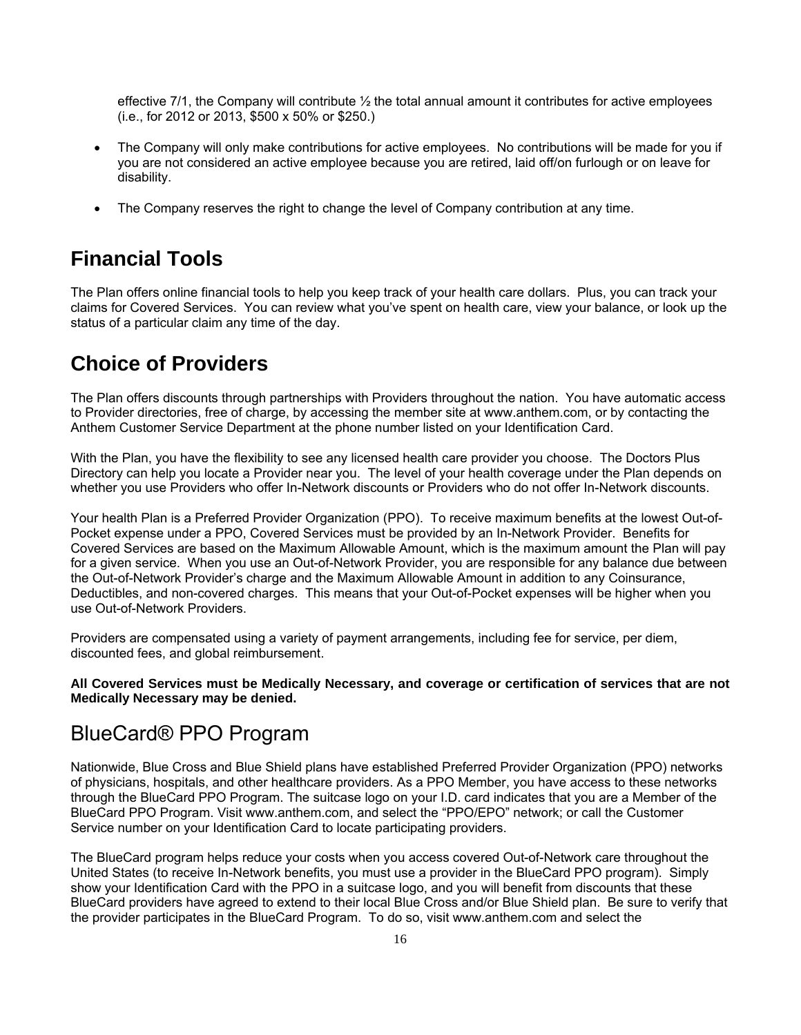effective 7/1, the Company will contribute ½ the total annual amount it contributes for active employees (i.e., for 2012 or 2013, $500 x 50% or $250.)

- The Company will only make contributions for active employees. No contributions will be made for you if you are not considered an active employee because you are retired, laid off/on furlough or on leave for disability.

- The Company reserves the right to change the level of Company contribution at any time.

# Financial Tools

The Plan offers online financial tools to help you keep track of your health care dollars. Plus, you can track your claims for Covered Services. You can review what you've spent on health care, view your balance, or look up the status of a particular claim any time of the day.

# Choice of Providers

The Plan offers discounts through partnerships with Providers throughout the nation. You have automatic access to Provider directories, free of charge, by accessing the member site at www.anthem.com, or by contacting the Anthem Customer Service Department at the phone number listed on your Identification Card.

With the Plan, you have the flexibility to see any licensed health care provider you choose. The Doctors Plus Directory can help you locate a Provider near you. The level of your health coverage under the Plan depends on whether you use Providers who offer In-Network discounts or Providers who do not offer In-Network discounts.

Your health Plan is a Preferred Provider Organization (PPO). To receive maximum benefits at the lowest Out-of-Pocket expense under a PPO, Covered Services must be provided by an In-Network Provider. Benefits for Covered Services are based on the Maximum Allowable Amount, which is the maximum amount the Plan will pay for a given service. When you use an Out-of-Network Provider, you are responsible for any balance due between the Out-of-Network Provider's charge and the Maximum Allowable Amount in addition to any Coinsurance, Deductibles, and non-covered charges. This means that your Out-of-Pocket expenses will be higher when you use Out-of-Network Providers.

Providers are compensated using a variety of payment arrangements, including fee for service, per diem, discounted fees, and global reimbursement.

**All Covered Services must be Medically Necessary, and coverage or certification of services that are not Medically Necessary may be denied.**

# BlueCard® PPO Program

Nationwide, Blue Cross and Blue Shield plans have established Preferred Provider Organization (PPO) networks of physicians, hospitals, and other healthcare providers. As a PPO Member, you have access to these networks through the BlueCard PPO Program. The suitcase logo on your I.D. card indicates that you are a Member of the BlueCard PPO Program. Visit www.anthem.com, and select the "PPO/EPO" network; or call the Customer Service number on your Identification Card to locate participating providers.

The BlueCard program helps reduce your costs when you access covered Out-of-Network care throughout the United States (to receive In-Network benefits, you must use a provider in the BlueCard PPO program). Simply show your Identification Card with the PPO in a suitcase logo, and you will benefit from discounts that these BlueCard providers have agreed to extend to their local Blue Cross and/or Blue Shield plan. Be sure to verify that the provider participates in the BlueCard Program. To do so, visit www.anthem.com and select the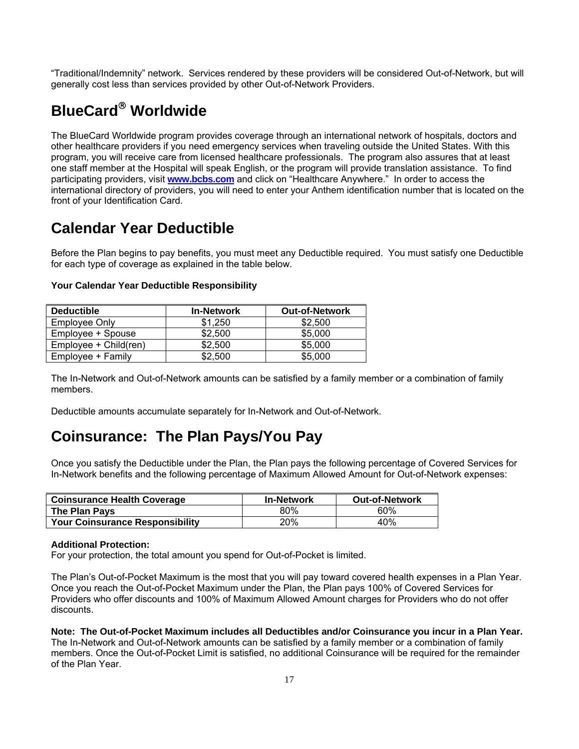"Traditional/Indemnity" network. Services rendered by these providers will be considered Out-of-Network, but will generally cost less than services provided by other Out-of-Network Providers.

# BlueCard® Worldwide

The BlueCard Worldwide program provides coverage through an international network of hospitals, doctors and other healthcare providers if you need emergency services when traveling outside the United States. With this program, you will receive care from licensed healthcare professionals. The program also assures that at least one staff member at the Hospital will speak English, or the program will provide translation assistance. To find participating providers, visit **www.bcbs.com** and click on "Healthcare Anywhere." In order to access the international directory of providers, you will need to enter your Anthem identification number that is located on the front of your Identification Card.

# Calendar Year Deductible

Before the Plan begins to pay benefits, you must meet any Deductible required. You must satisfy one Deductible for each type of coverage as explained in the table below.

**Your Calendar Year Deductible Responsibility**

| Deductible | In-Network | Out-of-Network |
|---|---|---|
| Employee Only | $1,250 | $2,500 |
| Employee + Spouse | $2,500 | $5,000 |
| Employee + Child(ren) | $2,500 | $5,000 |
| Employee + Family | $2,500 | $5,000 |

The In-Network and Out-of-Network amounts can be satisfied by a family member or a combination of family members.

Deductible amounts accumulate separately for In-Network and Out-of-Network.

# Coinsurance: The Plan Pays/You Pay

Once you satisfy the Deductible under the Plan, the Plan pays the following percentage of Covered Services for In-Network benefits and the following percentage of Maximum Allowed Amount for Out-of-Network expenses:

| Coinsurance Health Coverage | In-Network | Out-of-Network |
|---|---|---|
| **The Plan Pays** | 80% | 60% |
| **Your Coinsurance Responsibility** | 20% | 40% |

**Additional Protection:**
For your protection, the total amount you spend for Out-of-Pocket is limited.

The Plan's Out-of-Pocket Maximum is the most that you will pay toward covered health expenses in a Plan Year. Once you reach the Out-of-Pocket Maximum under the Plan, the Plan pays 100% of Covered Services for Providers who offer discounts and 100% of Maximum Allowed Amount charges for Providers who do not offer discounts.

**Note: The Out-of-Pocket Maximum includes all Deductibles and/or Coinsurance you incur in a Plan Year.** The In-Network and Out-of-Network amounts can be satisfied by a family member or a combination of family members. Once the Out-of-Pocket Limit is satisfied, no additional Coinsurance will be required for the remainder of the Plan Year.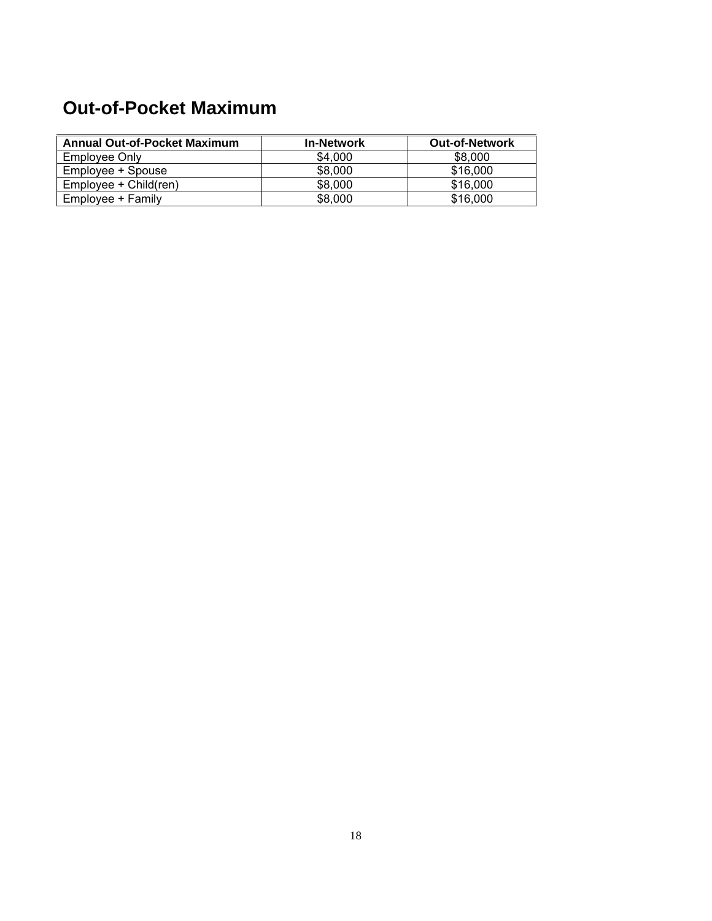## Out-of-Pocket Maximum

| Annual Out-of-Pocket Maximum | In-Network | Out-of-Network |
|---|---|---|
| Employee Only | $4,000 | $8,000 |
| Employee + Spouse | $8,000 | $16,000 |
| Employee + Child(ren) | $8,000 | $16,000 |
| Employee + Family | $8,000 | $16,000 |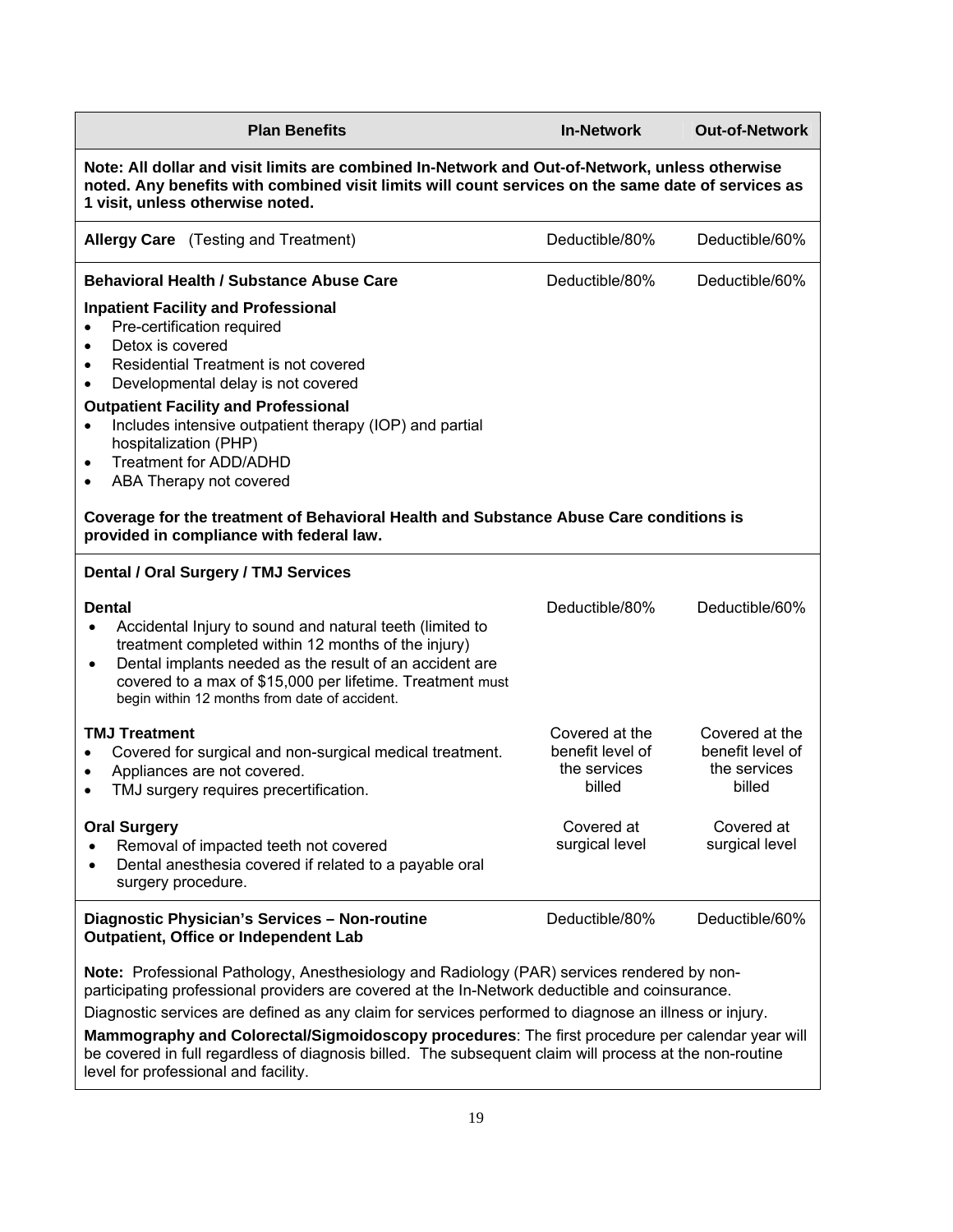| Plan Benefits | In-Network | Out-of-Network |
|---|---|---|
| **Note: All dollar and visit limits are combined In-Network and Out-of-Network, unless otherwise noted. Any benefits with combined visit limits will count services on the same date of services as 1 visit, unless otherwise noted.** | | |
| **Allergy Care** (Testing and Treatment) | Deductible/80% | Deductible/60% |
| **Behavioral Health / Substance Abuse Care**<br><br>**Inpatient Facility and Professional**<br>• Pre-certification required<br>• Detox is covered<br>• Residential Treatment is not covered<br>• Developmental delay is not covered<br><br>**Outpatient Facility and Professional**<br>• Includes intensive outpatient therapy (IOP) and partial hospitalization (PHP)<br>• Treatment for ADD/ADHD<br>• ABA Therapy not covered<br><br>**Coverage for the treatment of Behavioral Health and Substance Abuse Care conditions is provided in compliance with federal law.** | Deductible/80% | Deductible/60% |
| **Dental / Oral Surgery / TMJ Services** | | |
| **Dental**<br>• Accidental Injury to sound and natural teeth (limited to treatment completed within 12 months of the injury)<br>• Dental implants needed as the result of an accident are covered to a max of $15,000 per lifetime. Treatment must begin within 12 months from date of accident. | Deductible/80% | Deductible/60% |
| **TMJ Treatment**<br>• Covered for surgical and non-surgical medical treatment.<br>• Appliances are not covered.<br>• TMJ surgery requires precertification. | Covered at the benefit level of the services billed | Covered at the benefit level of the services billed |
| **Oral Surgery**<br>• Removal of impacted teeth not covered<br>• Dental anesthesia covered if related to a payable oral surgery procedure. | Covered at surgical level | Covered at surgical level |
| **Diagnostic Physician's Services – Non-routine Outpatient, Office or Independent Lab**<br><br>**Note:** Professional Pathology, Anesthesiology and Radiology (PAR) services rendered by non-participating professional providers are covered at the In-Network deductible and coinsurance.<br><br>Diagnostic services are defined as any claim for services performed to diagnose an illness or injury.<br><br>**Mammography and Colorectal/Sigmoidoscopy procedures**: The first procedure per calendar year will be covered in full regardless of diagnosis billed. The subsequent claim will process at the non-routine level for professional and facility. | Deductible/80% | Deductible/60% |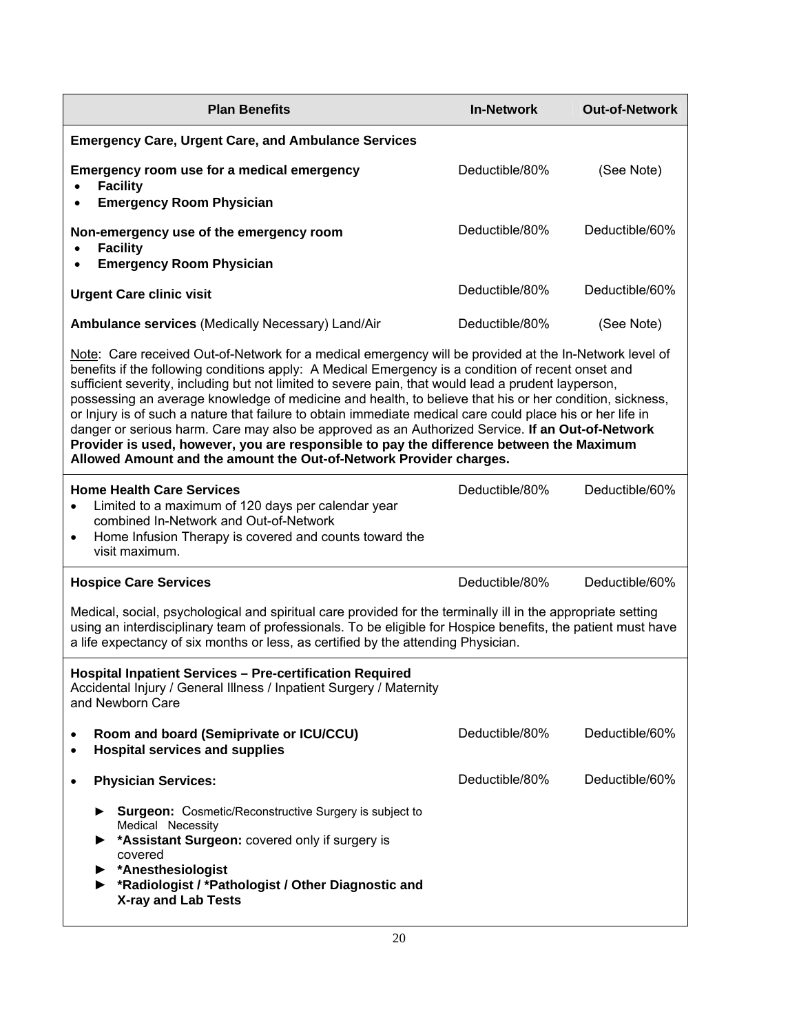| Plan Benefits | In-Network | Out-of-Network |
|---|---|---|
| **Emergency Care, Urgent Care, and Ambulance Services** | | |
| **Emergency room use for a medical emergency**<br>• **Facility**<br>• **Emergency Room Physician** | Deductible/80% | (See Note) |
| **Non-emergency use of the emergency room**<br>• **Facility**<br>• **Emergency Room Physician** | Deductible/80% | Deductible/60% |
| **Urgent Care clinic visit** | Deductible/80% | Deductible/60% |
| **Ambulance services** (Medically Necessary) Land/Air | Deductible/80% | (See Note) |
| Note: Care received Out-of-Network for a medical emergency will be provided at the In-Network level of benefits if the following conditions apply: A Medical Emergency is a condition of recent onset and sufficient severity, including but not limited to severe pain, that would lead a prudent layperson, possessing an average knowledge of medicine and health, to believe that his or her condition, sickness, or Injury is of such a nature that failure to obtain immediate medical care could place his or her life in danger or serious harm. Care may also be approved as an Authorized Service. **If an Out-of-Network Provider is used, however, you are responsible to pay the difference between the Maximum Allowed Amount and the amount the Out-of-Network Provider charges.** | | |
| **Home Health Care Services**<br>• Limited to a maximum of 120 days per calendar year combined In-Network and Out-of-Network<br>• Home Infusion Therapy is covered and counts toward the visit maximum. | Deductible/80% | Deductible/60% |
| **Hospice Care Services** | Deductible/80% | Deductible/60% |
| Medical, social, psychological and spiritual care provided for the terminally ill in the appropriate setting using an interdisciplinary team of professionals. To be eligible for Hospice benefits, the patient must have a life expectancy of six months or less, as certified by the attending Physician. | | |
| **Hospital Inpatient Services – Pre-certification Required**<br>Accidental Injury / General Illness / Inpatient Surgery / Maternity and Newborn Care | | |
| • **Room and board (Semiprivate or ICU/CCU)**<br>• **Hospital services and supplies** | Deductible/80% | Deductible/60% |
| • **Physician Services:**<br>► **Surgeon:** Cosmetic/Reconstructive Surgery is subject to Medical Necessity<br>► **\*Assistant Surgeon:** covered only if surgery is covered<br>► **\*Anesthesiologist**<br>► **\*Radiologist / \*Pathologist / Other Diagnostic and X-ray and Lab Tests** | Deductible/80% | Deductible/60% |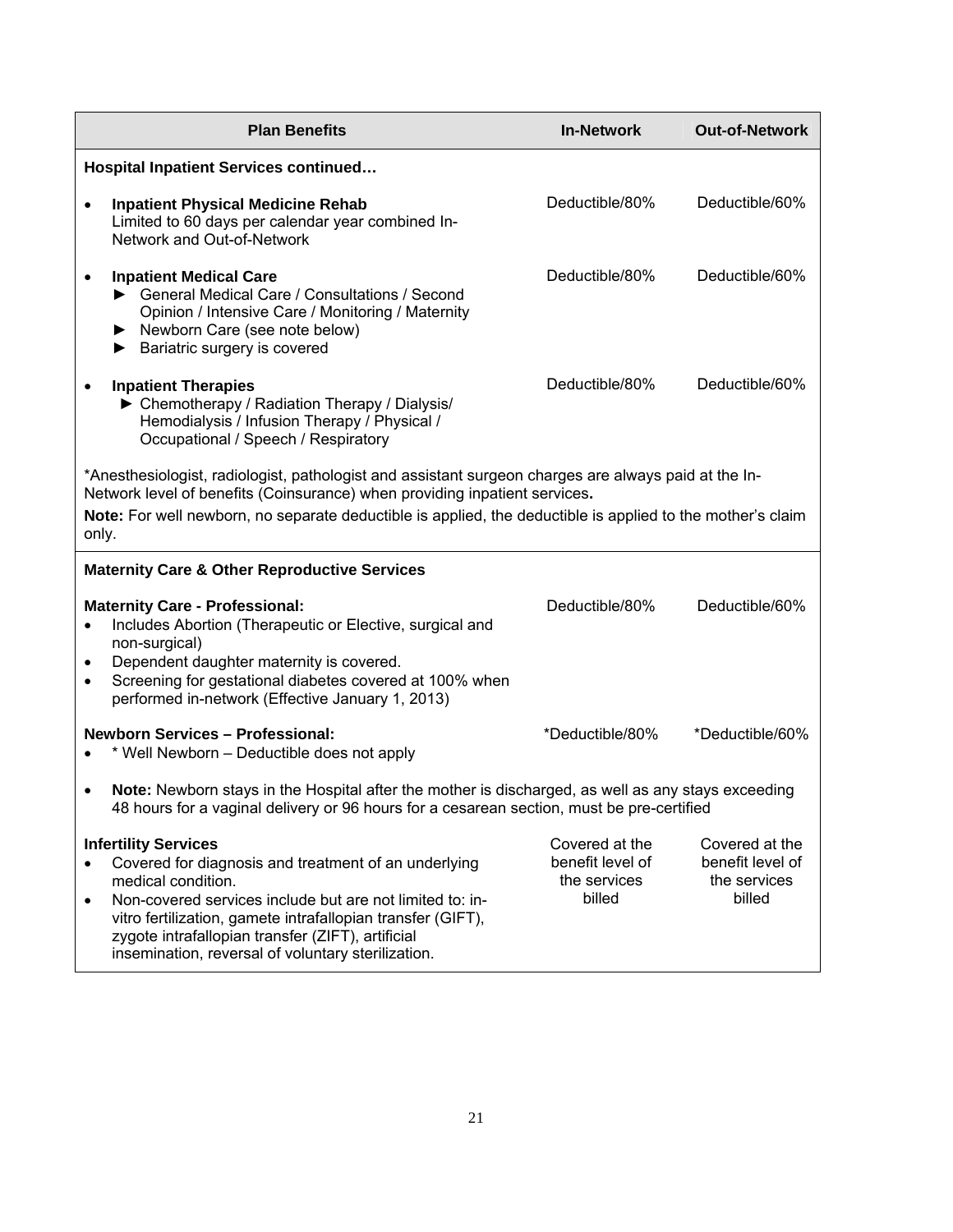| Plan Benefits | In-Network | Out-of-Network |
|---|---|---|
| **Hospital Inpatient Services continued…** | | |
| • **Inpatient Physical Medicine Rehab**<br>Limited to 60 days per calendar year combined In-Network and Out-of-Network | Deductible/80% | Deductible/60% |
| • **Inpatient Medical Care**<br>► General Medical Care / Consultations / Second Opinion / Intensive Care / Monitoring / Maternity<br>► Newborn Care (see note below)<br>► Bariatric surgery is covered | Deductible/80% | Deductible/60% |
| • **Inpatient Therapies**<br>► Chemotherapy / Radiation Therapy / Dialysis/ Hemodialysis / Infusion Therapy / Physical / Occupational / Speech / Respiratory | Deductible/80% | Deductible/60% |
| *Anesthesiologist, radiologist, pathologist and assistant surgeon charges are always paid at the In-Network level of benefits (Coinsurance) when providing inpatient services.<br>**Note:** For well newborn, no separate deductible is applied, the deductible is applied to the mother's claim only. | | |
| **Maternity Care & Other Reproductive Services** | | |
| **Maternity Care - Professional:**<br>• Includes Abortion (Therapeutic or Elective, surgical and non-surgical)<br>• Dependent daughter maternity is covered.<br>• Screening for gestational diabetes covered at 100% when performed in-network (Effective January 1, 2013) | Deductible/80% | Deductible/60% |
| **Newborn Services – Professional:**<br>• * Well Newborn – Deductible does not apply | *Deductible/80% | *Deductible/60% |
| • **Note:** Newborn stays in the Hospital after the mother is discharged, as well as any stays exceeding 48 hours for a vaginal delivery or 96 hours for a cesarean section, must be pre-certified | | |
| **Infertility Services**<br>• Covered for diagnosis and treatment of an underlying medical condition.<br>• Non-covered services include but are not limited to: in-vitro fertilization, gamete intrafallopian transfer (GIFT), zygote intrafallopian transfer (ZIFT), artificial insemination, reversal of voluntary sterilization. | Covered at the benefit level of the services billed | Covered at the benefit level of the services billed |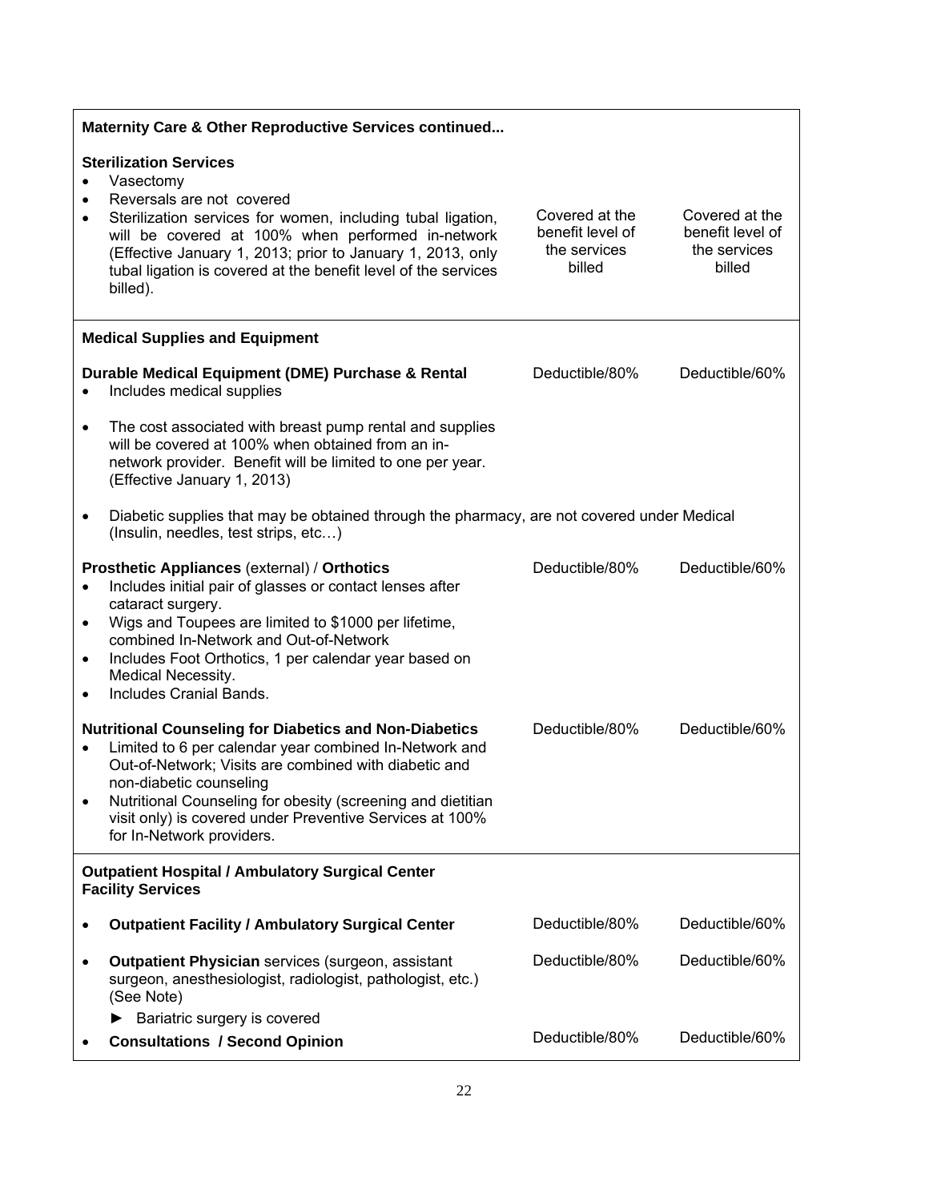| Maternity Care & Other Reproductive Services continued... | | |
|---|---|---|
| **Sterilization Services**<br>• Vasectomy<br>• Reversals are not covered<br>• Sterilization services for women, including tubal ligation, will be covered at 100% when performed in-network (Effective January 1, 2013; prior to January 1, 2013, only tubal ligation is covered at the benefit level of the services billed). | Covered at the benefit level of the services billed | Covered at the benefit level of the services billed |
| **Medical Supplies and Equipment** | | |
| **Durable Medical Equipment (DME) Purchase & Rental**<br>• Includes medical supplies<br>• The cost associated with breast pump rental and supplies will be covered at 100% when obtained from an in-network provider. Benefit will be limited to one per year. (Effective January 1, 2013)<br>• Diabetic supplies that may be obtained through the pharmacy, are not covered under Medical (Insulin, needles, test strips, etc…) | Deductible/80% | Deductible/60% |
| **Prosthetic Appliances** (external) / **Orthotics**<br>• Includes initial pair of glasses or contact lenses after cataract surgery.<br>• Wigs and Toupees are limited to $1000 per lifetime, combined In-Network and Out-of-Network<br>• Includes Foot Orthotics, 1 per calendar year based on Medical Necessity.<br>• Includes Cranial Bands. | Deductible/80% | Deductible/60% |
| **Nutritional Counseling for Diabetics and Non-Diabetics**<br>• Limited to 6 per calendar year combined In-Network and Out-of-Network; Visits are combined with diabetic and non-diabetic counseling<br>• Nutritional Counseling for obesity (screening and dietitian visit only) is covered under Preventive Services at 100% for In-Network providers. | Deductible/80% | Deductible/60% |
| **Outpatient Hospital / Ambulatory Surgical Center Facility Services** | | |
| • **Outpatient Facility / Ambulatory Surgical Center** | Deductible/80% | Deductible/60% |
| • **Outpatient Physician** services (surgeon, assistant surgeon, anesthesiologist, radiologist, pathologist, etc.) (See Note)<br>► Bariatric surgery is covered | Deductible/80% | Deductible/60% |
| • **Consultations / Second Opinion** | Deductible/80% | Deductible/60% |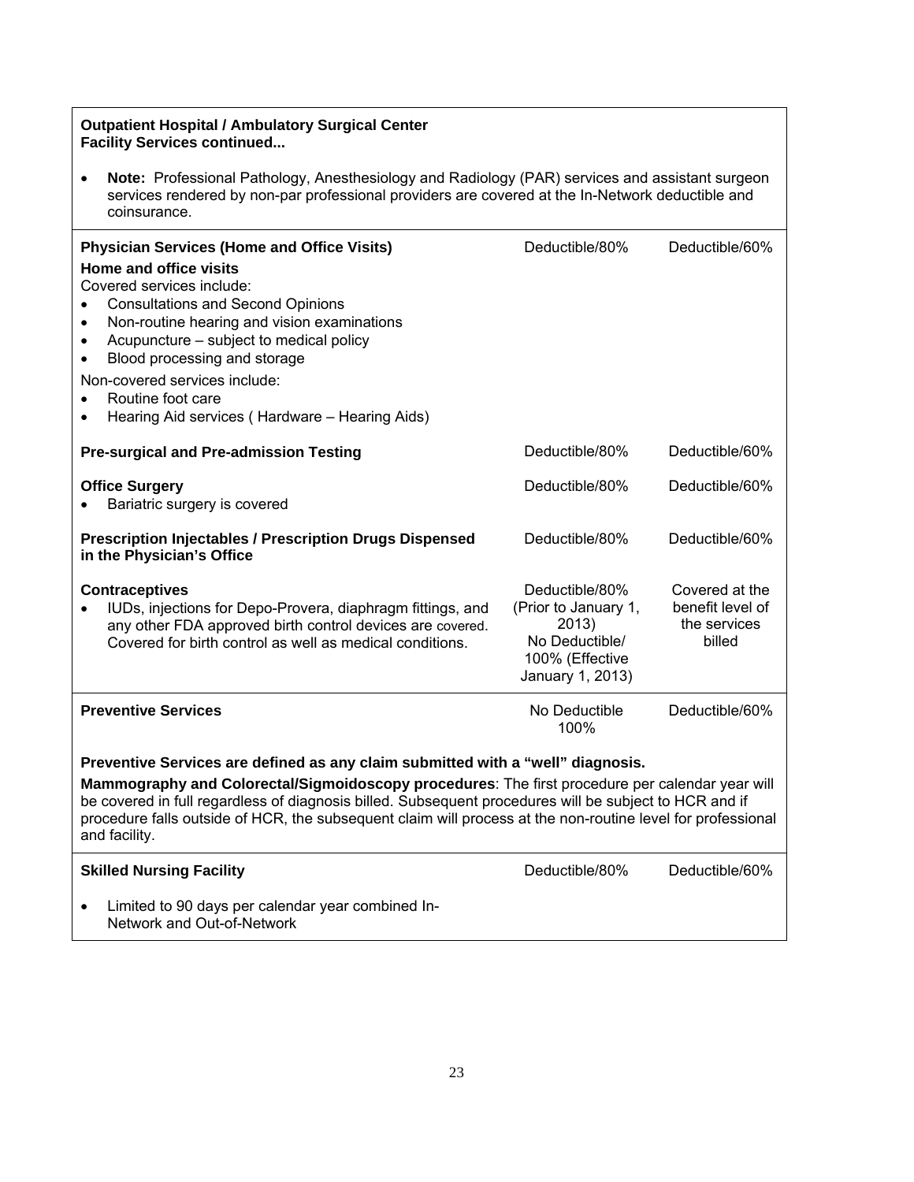| Outpatient Hospital / Ambulatory Surgical Center Facility Services continued... | | |
|---|---|---|
| • **Note:** Professional Pathology, Anesthesiology and Radiology (PAR) services and assistant surgeon services rendered by non-par professional providers are covered at the In-Network deductible and coinsurance. | | |
| **Physician Services (Home and Office Visits)**<br>**Home and office visits**<br>Covered services include:<br>• Consultations and Second Opinions<br>• Non-routine hearing and vision examinations<br>• Acupuncture – subject to medical policy<br>• Blood processing and storage<br>Non-covered services include:<br>• Routine foot care<br>• Hearing Aid services ( Hardware – Hearing Aids) | Deductible/80% | Deductible/60% |
| **Pre-surgical and Pre-admission Testing** | Deductible/80% | Deductible/60% |
| **Office Surgery**<br>• Bariatric surgery is covered | Deductible/80% | Deductible/60% |
| **Prescription Injectables / Prescription Drugs Dispensed in the Physician's Office** | Deductible/80% | Deductible/60% |
| **Contraceptives**<br>• IUDs, injections for Depo-Provera, diaphragm fittings, and any other FDA approved birth control devices are covered. Covered for birth control as well as medical conditions. | Deductible/80% (Prior to January 1, 2013)<br>No Deductible/ 100% (Effective January 1, 2013) | Covered at the benefit level of the services billed |
| **Preventive Services** | No Deductible 100% | Deductible/60% |
| **Preventive Services are defined as any claim submitted with a "well" diagnosis.**<br>**Mammography and Colorectal/Sigmoidoscopy procedures**: The first procedure per calendar year will be covered in full regardless of diagnosis billed. Subsequent procedures will be subject to HCR and if procedure falls outside of HCR, the subsequent claim will process at the non-routine level for professional and facility. | | |
| **Skilled Nursing Facility**<br>• Limited to 90 days per calendar year combined In-Network and Out-of-Network | Deductible/80% | Deductible/60% |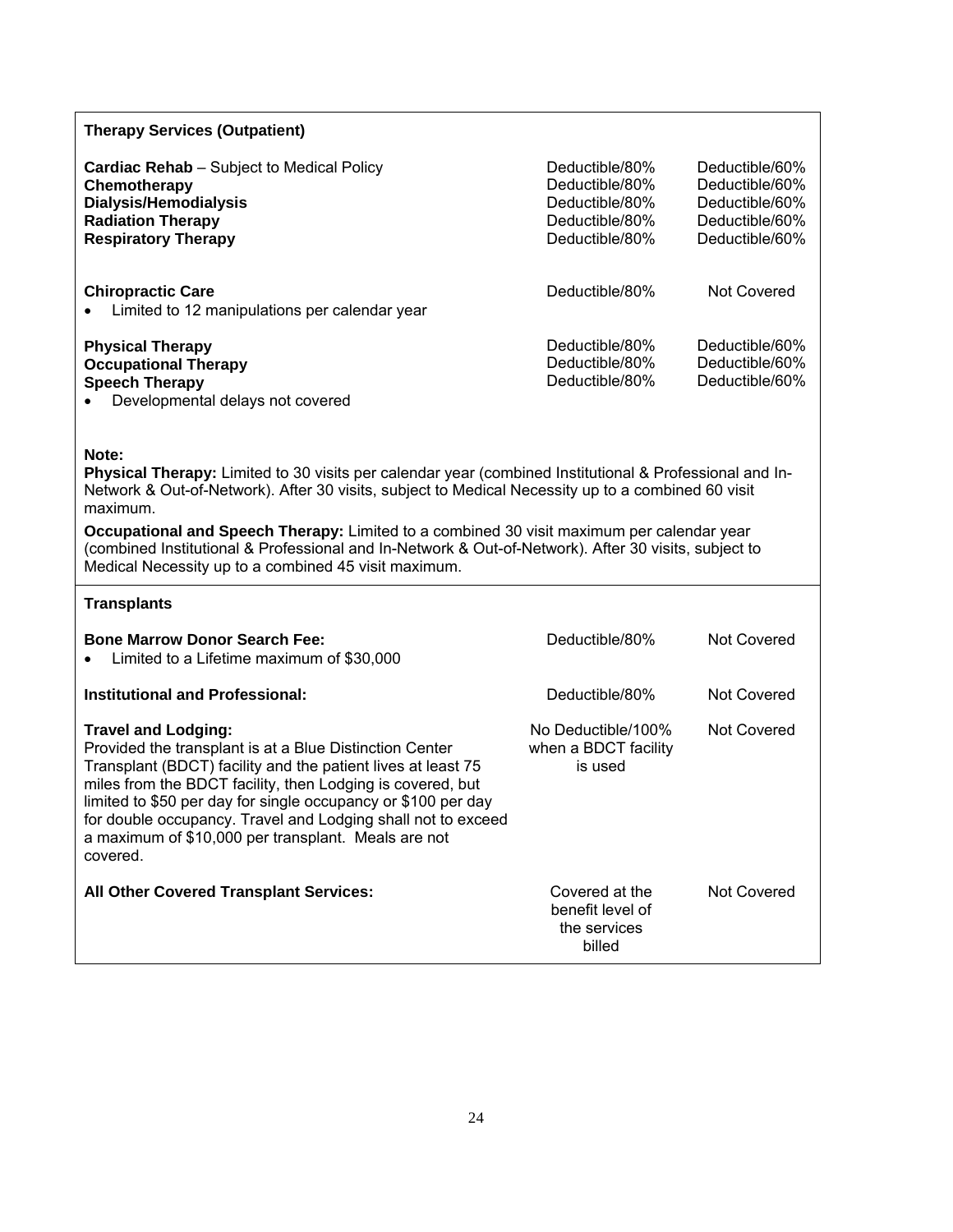| **Therapy Services (Outpatient)** | | |
|---|---|---|
| **Cardiac Rehab** – Subject to Medical Policy | Deductible/80% | Deductible/60% |
| **Chemotherapy** | Deductible/80% | Deductible/60% |
| **Dialysis/Hemodialysis** | Deductible/80% | Deductible/60% |
| **Radiation Therapy** | Deductible/80% | Deductible/60% |
| **Respiratory Therapy** | Deductible/80% | Deductible/60% |
| **Chiropractic Care**<br>• Limited to 12 manipulations per calendar year | Deductible/80% | Not Covered |
| **Physical Therapy** | Deductible/80% | Deductible/60% |
| **Occupational Therapy** | Deductible/80% | Deductible/60% |
| **Speech Therapy**<br>• Developmental delays not covered | Deductible/80% | Deductible/60% |

**Note:**

**Physical Therapy:** Limited to 30 visits per calendar year (combined Institutional & Professional and In-Network & Out-of-Network). After 30 visits, subject to Medical Necessity up to a combined 60 visit maximum.

**Occupational and Speech Therapy:** Limited to a combined 30 visit maximum per calendar year (combined Institutional & Professional and In-Network & Out-of-Network). After 30 visits, subject to Medical Necessity up to a combined 45 visit maximum.

| **Transplants** | | |
|---|---|---|
| **Bone Marrow Donor Search Fee:**<br>• Limited to a Lifetime maximum of $30,000 | Deductible/80% | Not Covered |
| **Institutional and Professional:** | Deductible/80% | Not Covered |
| **Travel and Lodging:**<br>Provided the transplant is at a Blue Distinction Center Transplant (BDCT) facility and the patient lives at least 75 miles from the BDCT facility, then Lodging is covered, but limited to $50 per day for single occupancy or $100 per day for double occupancy. Travel and Lodging shall not to exceed a maximum of $10,000 per transplant. Meals are not covered. | No Deductible/100% when a BDCT facility is used | Not Covered |
| **All Other Covered Transplant Services:** | Covered at the benefit level of the services billed | Not Covered |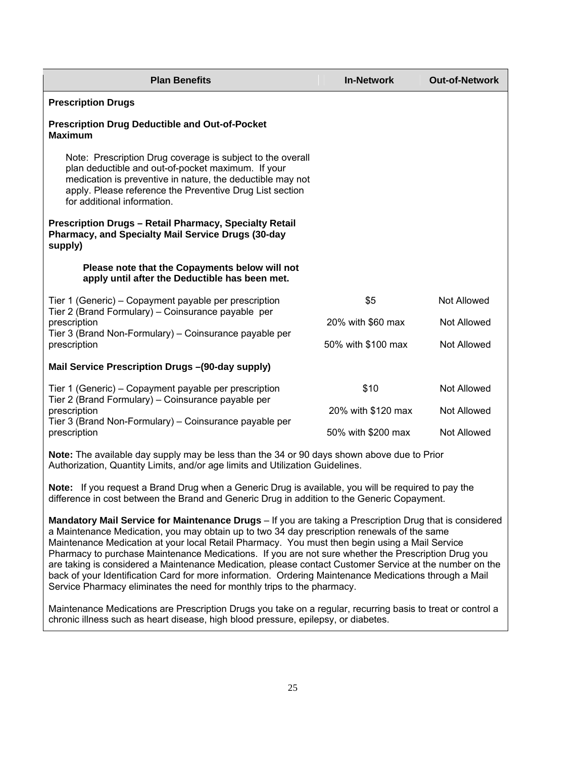| Plan Benefits | In-Network | Out-of-Network |
|---|---|---|
| **Prescription Drugs** | | |
| **Prescription Drug Deductible and Out-of-Pocket Maximum** | | |
| Note: Prescription Drug coverage is subject to the overall plan deductible and out-of-pocket maximum. If your medication is preventive in nature, the deductible may not apply. Please reference the Preventive Drug List section for additional information. | | |
| **Prescription Drugs – Retail Pharmacy, Specialty Retail Pharmacy, and Specialty Mail Service Drugs (30-day supply)** | | |
| **Please note that the Copayments below will not apply until after the Deductible has been met.** | | |
| Tier 1 (Generic) – Copayment payable per prescription | $5 | Not Allowed |
| Tier 2 (Brand Formulary) – Coinsurance payable per prescription | 20% with $60 max | Not Allowed |
| Tier 3 (Brand Non-Formulary) – Coinsurance payable per prescription | 50% with $100 max | Not Allowed |
| **Mail Service Prescription Drugs –(90-day supply)** | | |
| Tier 1 (Generic) – Copayment payable per prescription | $10 | Not Allowed |
| Tier 2 (Brand Formulary) – Coinsurance payable per prescription | 20% with $120 max | Not Allowed |
| Tier 3 (Brand Non-Formulary) – Coinsurance payable per prescription | 50% with $200 max | Not Allowed |

**Note:** The available day supply may be less than the 34 or 90 days shown above due to Prior Authorization, Quantity Limits, and/or age limits and Utilization Guidelines.

**Note:** If you request a Brand Drug when a Generic Drug is available, you will be required to pay the difference in cost between the Brand and Generic Drug in addition to the Generic Copayment.

**Mandatory Mail Service for Maintenance Drugs** – If you are taking a Prescription Drug that is considered a Maintenance Medication, you may obtain up to two 34 day prescription renewals of the same Maintenance Medication at your local Retail Pharmacy. You must then begin using a Mail Service Pharmacy to purchase Maintenance Medications. If you are not sure whether the Prescription Drug you are taking is considered a Maintenance Medication, please contact Customer Service at the number on the back of your Identification Card for more information. Ordering Maintenance Medications through a Mail Service Pharmacy eliminates the need for monthly trips to the pharmacy.

Maintenance Medications are Prescription Drugs you take on a regular, recurring basis to treat or control a chronic illness such as heart disease, high blood pressure, epilepsy, or diabetes.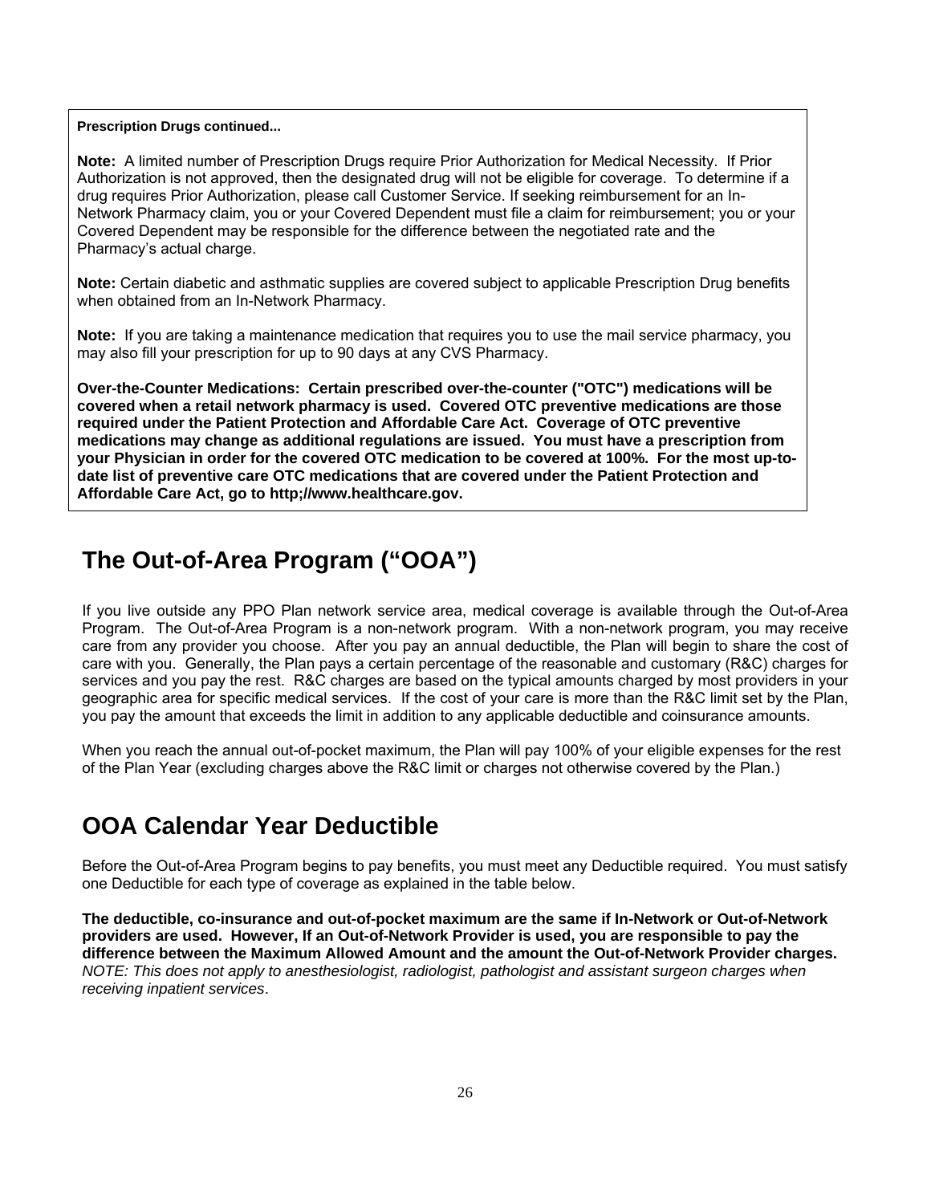**Prescription Drugs continued...**

**Note:** A limited number of Prescription Drugs require Prior Authorization for Medical Necessity. If Prior Authorization is not approved, then the designated drug will not be eligible for coverage. To determine if a drug requires Prior Authorization, please call Customer Service. If seeking reimbursement for an In-Network Pharmacy claim, you or your Covered Dependent must file a claim for reimbursement; you or your Covered Dependent may be responsible for the difference between the negotiated rate and the Pharmacy's actual charge.

**Note:** Certain diabetic and asthmatic supplies are covered subject to applicable Prescription Drug benefits when obtained from an In-Network Pharmacy.

**Note:** If you are taking a maintenance medication that requires you to use the mail service pharmacy, you may also fill your prescription for up to 90 days at any CVS Pharmacy.

**Over-the-Counter Medications: Certain prescribed over-the-counter ("OTC") medications will be covered when a retail network pharmacy is used. Covered OTC preventive medications are those required under the Patient Protection and Affordable Care Act. Coverage of OTC preventive medications may change as additional regulations are issued. You must have a prescription from your Physician in order for the covered OTC medication to be covered at 100%. For the most up-to-date list of preventive care OTC medications that are covered under the Patient Protection and Affordable Care Act, go to http;//www.healthcare.gov.**

# The Out-of-Area Program ("OOA")

If you live outside any PPO Plan network service area, medical coverage is available through the Out-of-Area Program. The Out-of-Area Program is a non-network program. With a non-network program, you may receive care from any provider you choose. After you pay an annual deductible, the Plan will begin to share the cost of care with you. Generally, the Plan pays a certain percentage of the reasonable and customary (R&C) charges for services and you pay the rest. R&C charges are based on the typical amounts charged by most providers in your geographic area for specific medical services. If the cost of your care is more than the R&C limit set by the Plan, you pay the amount that exceeds the limit in addition to any applicable deductible and coinsurance amounts.

When you reach the annual out-of-pocket maximum, the Plan will pay 100% of your eligible expenses for the rest of the Plan Year (excluding charges above the R&C limit or charges not otherwise covered by the Plan.)

# OOA Calendar Year Deductible

Before the Out-of-Area Program begins to pay benefits, you must meet any Deductible required. You must satisfy one Deductible for each type of coverage as explained in the table below.

**The deductible, co-insurance and out-of-pocket maximum are the same if In-Network or Out-of-Network providers are used. However, If an Out-of-Network Provider is used, you are responsible to pay the difference between the Maximum Allowed Amount and the amount the Out-of-Network Provider charges.** *NOTE: This does not apply to anesthesiologist, radiologist, pathologist and assistant surgeon charges when receiving inpatient services*.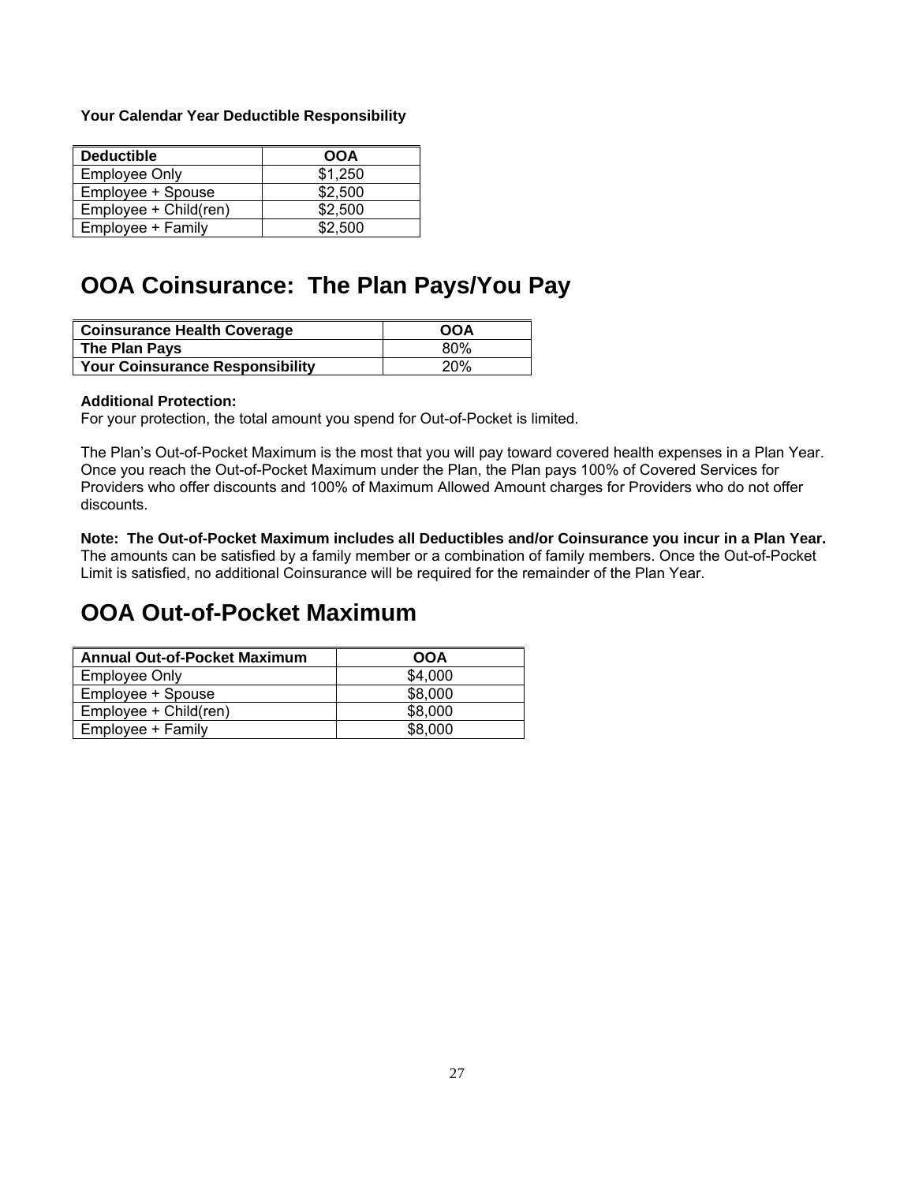**Your Calendar Year Deductible Responsibility**

| Deductible | OOA |
| --- | --- |
| Employee Only | $1,250 |
| Employee + Spouse | $2,500 |
| Employee + Child(ren) | $2,500 |
| Employee + Family | $2,500 |

# OOA Coinsurance: The Plan Pays/You Pay

| Coinsurance Health Coverage | OOA |
| --- | --- |
| **The Plan Pays** | 80% |
| **Your Coinsurance Responsibility** | 20% |

**Additional Protection:**
For your protection, the total amount you spend for Out-of-Pocket is limited.

The Plan's Out-of-Pocket Maximum is the most that you will pay toward covered health expenses in a Plan Year. Once you reach the Out-of-Pocket Maximum under the Plan, the Plan pays 100% of Covered Services for Providers who offer discounts and 100% of Maximum Allowed Amount charges for Providers who do not offer discounts.

**Note: The Out-of-Pocket Maximum includes all Deductibles and/or Coinsurance you incur in a Plan Year.** The amounts can be satisfied by a family member or a combination of family members. Once the Out-of-Pocket Limit is satisfied, no additional Coinsurance will be required for the remainder of the Plan Year.

# OOA Out-of-Pocket Maximum

| Annual Out-of-Pocket Maximum | OOA |
| --- | --- |
| Employee Only | $4,000 |
| Employee + Spouse | $8,000 |
| Employee + Child(ren) | $8,000 |
| Employee + Family | $8,000 |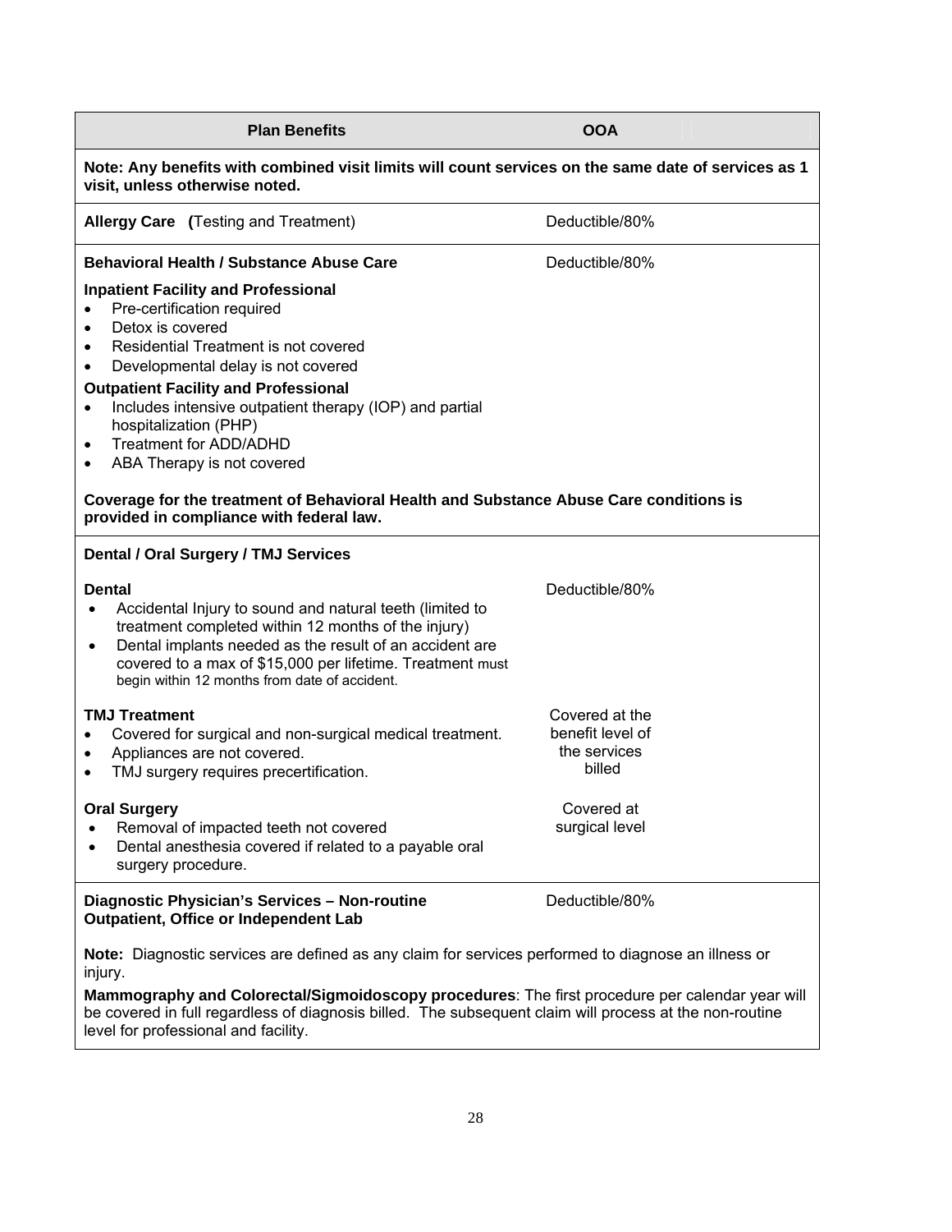| Plan Benefits | OOA |
| --- | --- |
| **Note: Any benefits with combined visit limits will count services on the same date of services as 1 visit, unless otherwise noted.** | |
| **Allergy Care (**Testing and Treatment) | Deductible/80% |
| **Behavioral Health / Substance Abuse Care**<br><br>**Inpatient Facility and Professional**<br>• Pre-certification required<br>• Detox is covered<br>• Residential Treatment is not covered<br>• Developmental delay is not covered<br><br>**Outpatient Facility and Professional**<br>• Includes intensive outpatient therapy (IOP) and partial hospitalization (PHP)<br>• Treatment for ADD/ADHD<br>• ABA Therapy is not covered<br><br>**Coverage for the treatment of Behavioral Health and Substance Abuse Care conditions is provided in compliance with federal law.** | Deductible/80% |
| **Dental / Oral Surgery / TMJ Services** | |
| **Dental**<br>• Accidental Injury to sound and natural teeth (limited to treatment completed within 12 months of the injury)<br>• Dental implants needed as the result of an accident are covered to a max of $15,000 per lifetime. Treatment must begin within 12 months from date of accident. | Deductible/80% |
| **TMJ Treatment**<br>• Covered for surgical and non-surgical medical treatment.<br>• Appliances are not covered.<br>• TMJ surgery requires precertification. | Covered at the benefit level of the services billed |
| **Oral Surgery**<br>• Removal of impacted teeth not covered<br>• Dental anesthesia covered if related to a payable oral surgery procedure. | Covered at surgical level |
| **Diagnostic Physician's Services – Non-routine Outpatient, Office or Independent Lab**<br><br>**Note:** Diagnostic services are defined as any claim for services performed to diagnose an illness or injury.<br><br>**Mammography and Colorectal/Sigmoidoscopy procedures**: The first procedure per calendar year will be covered in full regardless of diagnosis billed. The subsequent claim will process at the non-routine level for professional and facility. | Deductible/80% |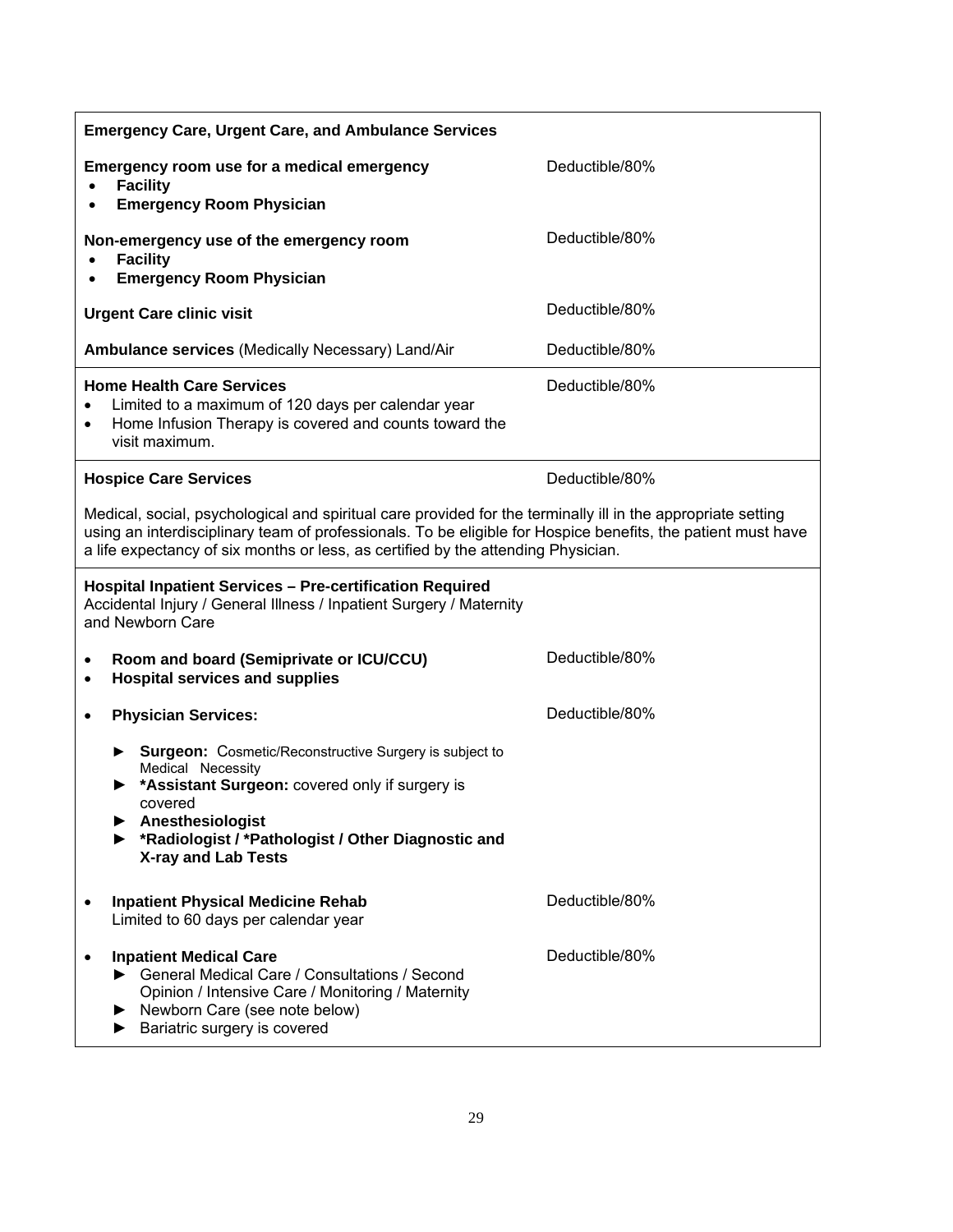| **Emergency Care, Urgent Care, and Ambulance Services** | |
|---|---|
| **Emergency room use for a medical emergency**<br>• **Facility**<br>• **Emergency Room Physician** | Deductible/80% |
| **Non-emergency use of the emergency room**<br>• **Facility**<br>• **Emergency Room Physician** | Deductible/80% |
| **Urgent Care clinic visit** | Deductible/80% |
| **Ambulance services** (Medically Necessary) Land/Air | Deductible/80% |
| **Home Health Care Services**<br>• Limited to a maximum of 120 days per calendar year<br>• Home Infusion Therapy is covered and counts toward the visit maximum. | Deductible/80% |
| **Hospice Care Services**<br><br>Medical, social, psychological and spiritual care provided for the terminally ill in the appropriate setting using an interdisciplinary team of professionals. To be eligible for Hospice benefits, the patient must have a life expectancy of six months or less, as certified by the attending Physician. | Deductible/80% |
| **Hospital Inpatient Services – Pre-certification Required**<br>Accidental Injury / General Illness / Inpatient Surgery / Maternity and Newborn Care | |
| • **Room and board (Semiprivate or ICU/CCU)**<br>• **Hospital services and supplies** | Deductible/80% |
| • **Physician Services:**<br>► **Surgeon:** Cosmetic/Reconstructive Surgery is subject to Medical Necessity<br>► **\*Assistant Surgeon:** covered only if surgery is covered<br>► **Anesthesiologist**<br>► **\*Radiologist / \*Pathologist / Other Diagnostic and X-ray and Lab Tests** | Deductible/80% |
| • **Inpatient Physical Medicine Rehab**<br>Limited to 60 days per calendar year | Deductible/80% |
| • **Inpatient Medical Care**<br>► General Medical Care / Consultations / Second Opinion / Intensive Care / Monitoring / Maternity<br>► Newborn Care (see note below)<br>► Bariatric surgery is covered | Deductible/80% |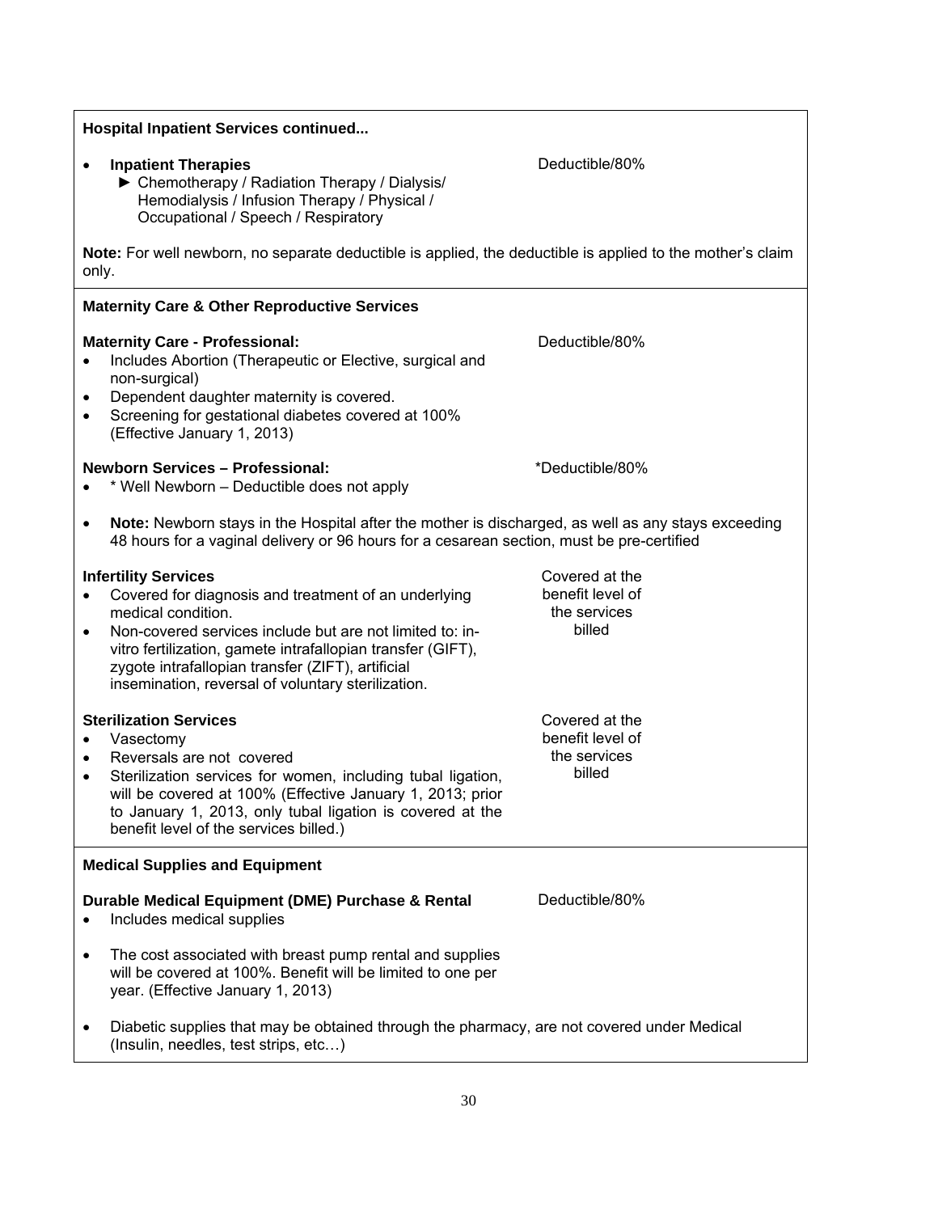**Hospital Inpatient Services continued...**

- **Inpatient Therapies** — Deductible/80%
  - ► Chemotherapy / Radiation Therapy / Dialysis/ Hemodialysis / Infusion Therapy / Physical / Occupational / Speech / Respiratory

**Note:** For well newborn, no separate deductible is applied, the deductible is applied to the mother's claim only.

**Maternity Care & Other Reproductive Services**

**Maternity Care - Professional:** — Deductible/80%

- Includes Abortion (Therapeutic or Elective, surgical and non-surgical)
- Dependent daughter maternity is covered.
- Screening for gestational diabetes covered at 100% (Effective January 1, 2013)

**Newborn Services – Professional:** — *Deductible/80%

- * Well Newborn – Deductible does not apply
- **Note:** Newborn stays in the Hospital after the mother is discharged, as well as any stays exceeding 48 hours for a vaginal delivery or 96 hours for a cesarean section, must be pre-certified

**Infertility Services** — Covered at the benefit level of the services billed

- Covered for diagnosis and treatment of an underlying medical condition.
- Non-covered services include but are not limited to: in-vitro fertilization, gamete intrafallopian transfer (GIFT), zygote intrafallopian transfer (ZIFT), artificial insemination, reversal of voluntary sterilization.

**Sterilization Services** — Covered at the benefit level of the services billed

- Vasectomy
- Reversals are not covered
- Sterilization services for women, including tubal ligation, will be covered at 100% (Effective January 1, 2013; prior to January 1, 2013, only tubal ligation is covered at the benefit level of the services billed.)

**Medical Supplies and Equipment**

**Durable Medical Equipment (DME) Purchase & Rental** — Deductible/80%

- Includes medical supplies
- The cost associated with breast pump rental and supplies will be covered at 100%. Benefit will be limited to one per year. (Effective January 1, 2013)
- Diabetic supplies that may be obtained through the pharmacy, are not covered under Medical (Insulin, needles, test strips, etc…)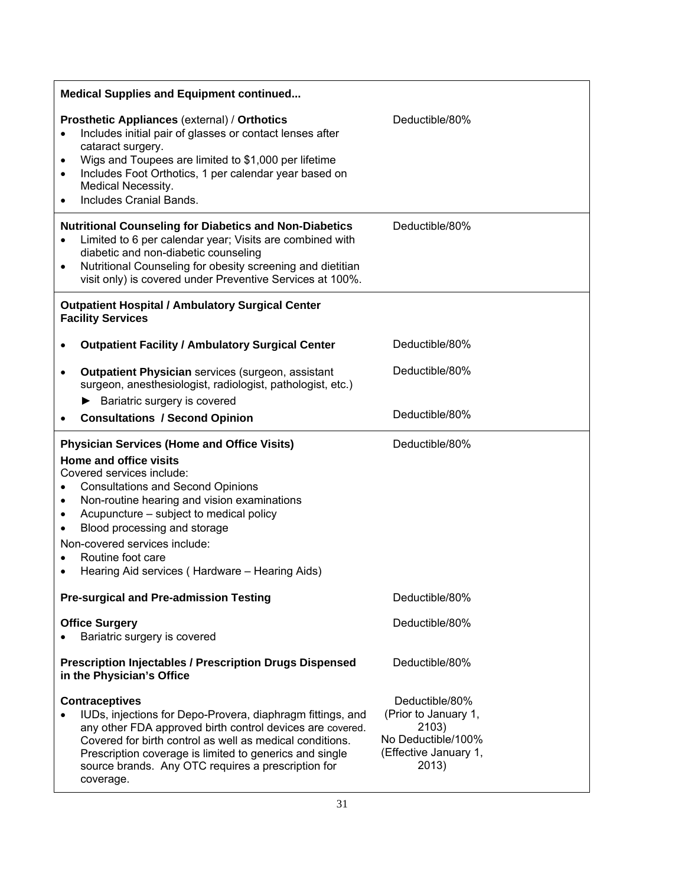| **Medical Supplies and Equipment continued...** | |
|---|---|
| **Prosthetic Appliances** (external) / **Orthotics**<br>• Includes initial pair of glasses or contact lenses after cataract surgery.<br>• Wigs and Toupees are limited to $1,000 per lifetime<br>• Includes Foot Orthotics, 1 per calendar year based on Medical Necessity.<br>• Includes Cranial Bands. | Deductible/80% |
| **Nutritional Counseling for Diabetics and Non-Diabetics**<br>• Limited to 6 per calendar year; Visits are combined with diabetic and non-diabetic counseling<br>• Nutritional Counseling for obesity screening and dietitian visit only) is covered under Preventive Services at 100%. | Deductible/80% |
| **Outpatient Hospital / Ambulatory Surgical Center Facility Services** | |
| • **Outpatient Facility / Ambulatory Surgical Center** | Deductible/80% |
| • **Outpatient Physician** services (surgeon, assistant surgeon, anesthesiologist, radiologist, pathologist, etc.)<br>► Bariatric surgery is covered | Deductible/80% |
| • **Consultations / Second Opinion** | Deductible/80% |
| **Physician Services (Home and Office Visits)**<br>**Home and office visits**<br>Covered services include:<br>• Consultations and Second Opinions<br>• Non-routine hearing and vision examinations<br>• Acupuncture – subject to medical policy<br>• Blood processing and storage<br>Non-covered services include:<br>• Routine foot care<br>• Hearing Aid services ( Hardware – Hearing Aids) | Deductible/80% |
| **Pre-surgical and Pre-admission Testing** | Deductible/80% |
| **Office Surgery**<br>• Bariatric surgery is covered | Deductible/80% |
| **Prescription Injectables / Prescription Drugs Dispensed in the Physician's Office** | Deductible/80% |
| **Contraceptives**<br>• IUDs, injections for Depo-Provera, diaphragm fittings, and any other FDA approved birth control devices are covered. Covered for birth control as well as medical conditions. Prescription coverage is limited to generics and single source brands. Any OTC requires a prescription for coverage. | Deductible/80% (Prior to January 1, 2103)<br>No Deductible/100% (Effective January 1, 2013) |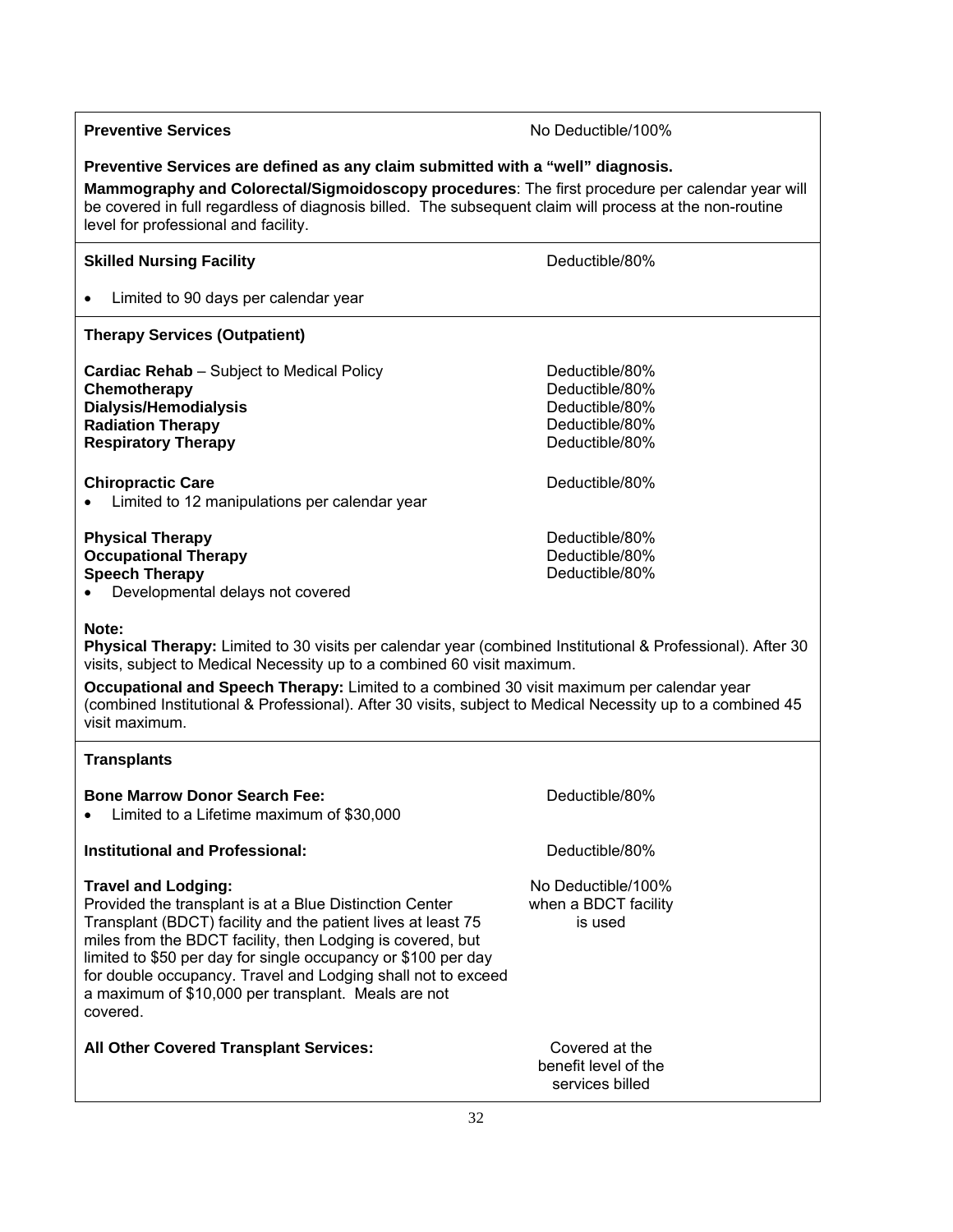| | |
|---|---|
| **Preventive Services** | No Deductible/100% |
| **Preventive Services are defined as any claim submitted with a "well" diagnosis.** **Mammography and Colorectal/Sigmoidoscopy procedures**: The first procedure per calendar year will be covered in full regardless of diagnosis billed. The subsequent claim will process at the non-routine level for professional and facility. | |
| **Skilled Nursing Facility** • Limited to 90 days per calendar year | Deductible/80% |
| **Therapy Services (Outpatient)** | |
| **Cardiac Rehab** – Subject to Medical Policy | Deductible/80% |
| **Chemotherapy** | Deductible/80% |
| **Dialysis/Hemodialysis** | Deductible/80% |
| **Radiation Therapy** | Deductible/80% |
| **Respiratory Therapy** | Deductible/80% |
| **Chiropractic Care** • Limited to 12 manipulations per calendar year | Deductible/80% |
| **Physical Therapy** | Deductible/80% |
| **Occupational Therapy** | Deductible/80% |
| **Speech Therapy** • Developmental delays not covered | Deductible/80% |
| **Note:** **Physical Therapy:** Limited to 30 visits per calendar year (combined Institutional & Professional). After 30 visits, subject to Medical Necessity up to a combined 60 visit maximum. **Occupational and Speech Therapy:** Limited to a combined 30 visit maximum per calendar year (combined Institutional & Professional). After 30 visits, subject to Medical Necessity up to a combined 45 visit maximum. | |
| **Transplants** | |
| **Bone Marrow Donor Search Fee:** • Limited to a Lifetime maximum of $30,000 | Deductible/80% |
| **Institutional and Professional:** | Deductible/80% |
| **Travel and Lodging:** Provided the transplant is at a Blue Distinction Center Transplant (BDCT) facility and the patient lives at least 75 miles from the BDCT facility, then Lodging is covered, but limited to $50 per day for single occupancy or $100 per day for double occupancy. Travel and Lodging shall not to exceed a maximum of $10,000 per transplant. Meals are not covered. | No Deductible/100% when a BDCT facility is used |
| **All Other Covered Transplant Services:** | Covered at the benefit level of the services billed |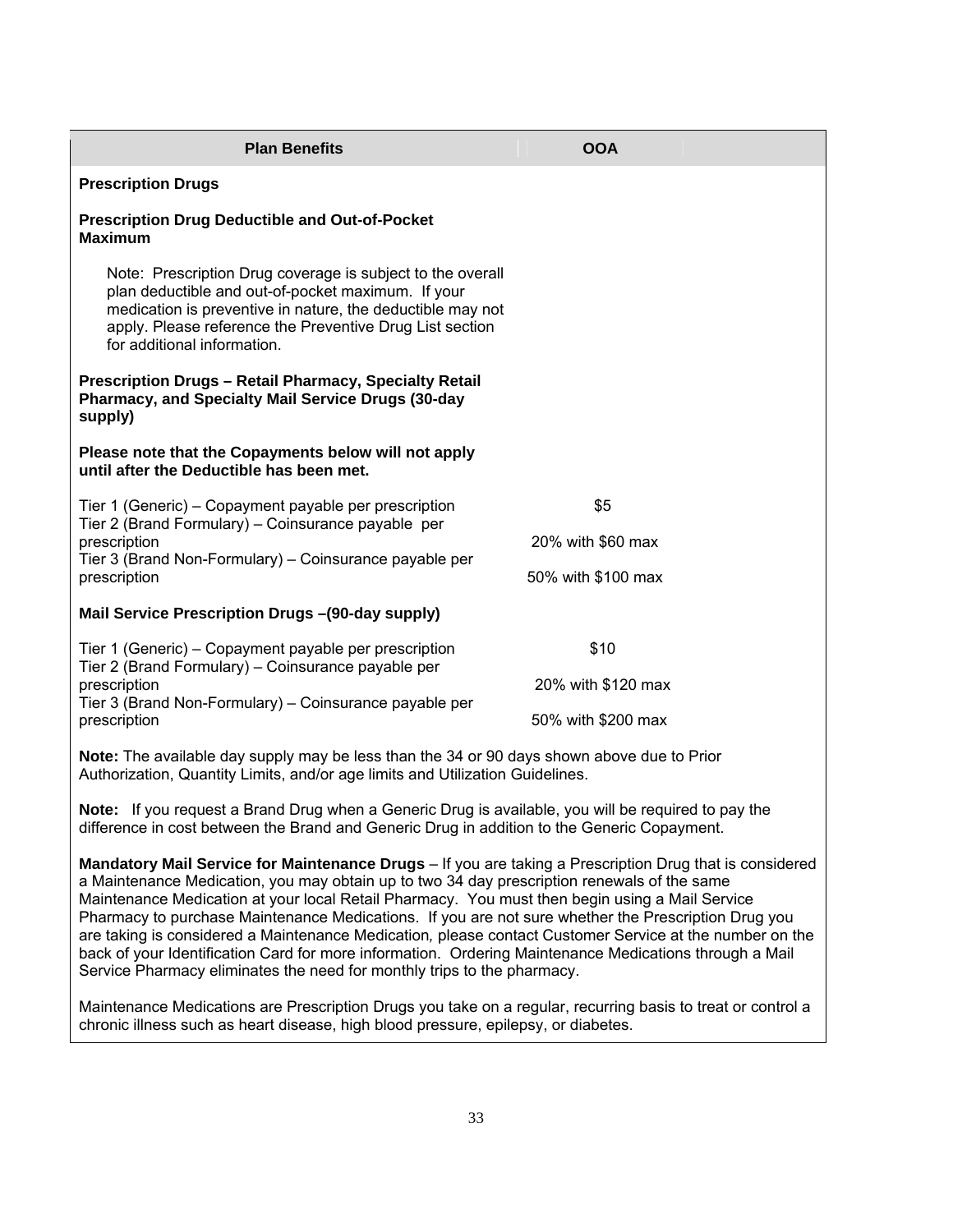| Plan Benefits | OOA |
| --- | --- |
| **Prescription Drugs** | |
| **Prescription Drug Deductible and Out-of-Pocket Maximum** | |
| Note: Prescription Drug coverage is subject to the overall plan deductible and out-of-pocket maximum. If your medication is preventive in nature, the deductible may not apply. Please reference the Preventive Drug List section for additional information. | |
| **Prescription Drugs – Retail Pharmacy, Specialty Retail Pharmacy, and Specialty Mail Service Drugs (30-day supply)** | |
| **Please note that the Copayments below will not apply until after the Deductible has been met.** | |
| Tier 1 (Generic) – Copayment payable per prescription | $5 |
| Tier 2 (Brand Formulary) – Coinsurance payable per prescription | 20% with $60 max |
| Tier 3 (Brand Non-Formulary) – Coinsurance payable per prescription | 50% with $100 max |
| **Mail Service Prescription Drugs –(90-day supply)** | |
| Tier 1 (Generic) – Copayment payable per prescription | $10 |
| Tier 2 (Brand Formulary) – Coinsurance payable per prescription | 20% with $120 max |
| Tier 3 (Brand Non-Formulary) – Coinsurance payable per prescription | 50% with $200 max |

**Note:** The available day supply may be less than the 34 or 90 days shown above due to Prior Authorization, Quantity Limits, and/or age limits and Utilization Guidelines.

**Note:** If you request a Brand Drug when a Generic Drug is available, you will be required to pay the difference in cost between the Brand and Generic Drug in addition to the Generic Copayment.

**Mandatory Mail Service for Maintenance Drugs** – If you are taking a Prescription Drug that is considered a Maintenance Medication, you may obtain up to two 34 day prescription renewals of the same Maintenance Medication at your local Retail Pharmacy. You must then begin using a Mail Service Pharmacy to purchase Maintenance Medications. If you are not sure whether the Prescription Drug you are taking is considered a Maintenance Medication, please contact Customer Service at the number on the back of your Identification Card for more information. Ordering Maintenance Medications through a Mail Service Pharmacy eliminates the need for monthly trips to the pharmacy.

Maintenance Medications are Prescription Drugs you take on a regular, recurring basis to treat or control a chronic illness such as heart disease, high blood pressure, epilepsy, or diabetes.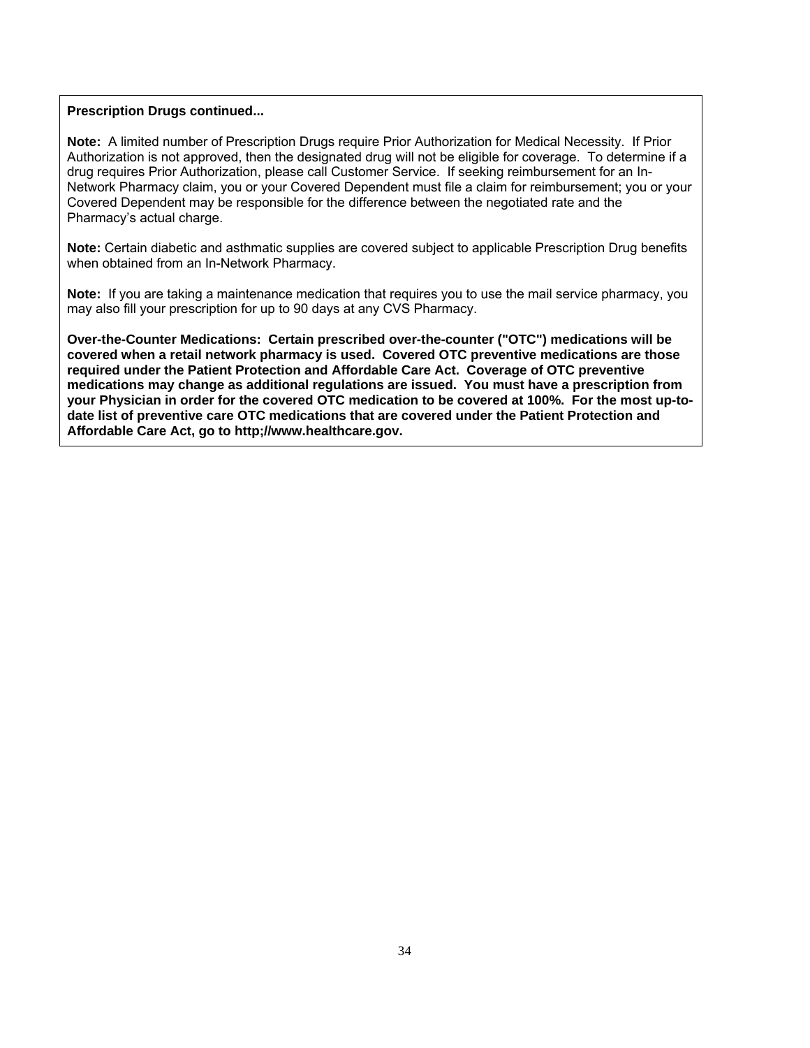**Prescription Drugs continued...**

**Note:** A limited number of Prescription Drugs require Prior Authorization for Medical Necessity. If Prior Authorization is not approved, then the designated drug will not be eligible for coverage. To determine if a drug requires Prior Authorization, please call Customer Service. If seeking reimbursement for an In-Network Pharmacy claim, you or your Covered Dependent must file a claim for reimbursement; you or your Covered Dependent may be responsible for the difference between the negotiated rate and the Pharmacy's actual charge.

**Note:** Certain diabetic and asthmatic supplies are covered subject to applicable Prescription Drug benefits when obtained from an In-Network Pharmacy.

**Note:** If you are taking a maintenance medication that requires you to use the mail service pharmacy, you may also fill your prescription for up to 90 days at any CVS Pharmacy.

**Over-the-Counter Medications: Certain prescribed over-the-counter ("OTC") medications will be covered when a retail network pharmacy is used. Covered OTC preventive medications are those required under the Patient Protection and Affordable Care Act. Coverage of OTC preventive medications may change as additional regulations are issued. You must have a prescription from your Physician in order for the covered OTC medication to be covered at 100%. For the most up-to-date list of preventive care OTC medications that are covered under the Patient Protection and Affordable Care Act, go to http;//www.healthcare.gov.**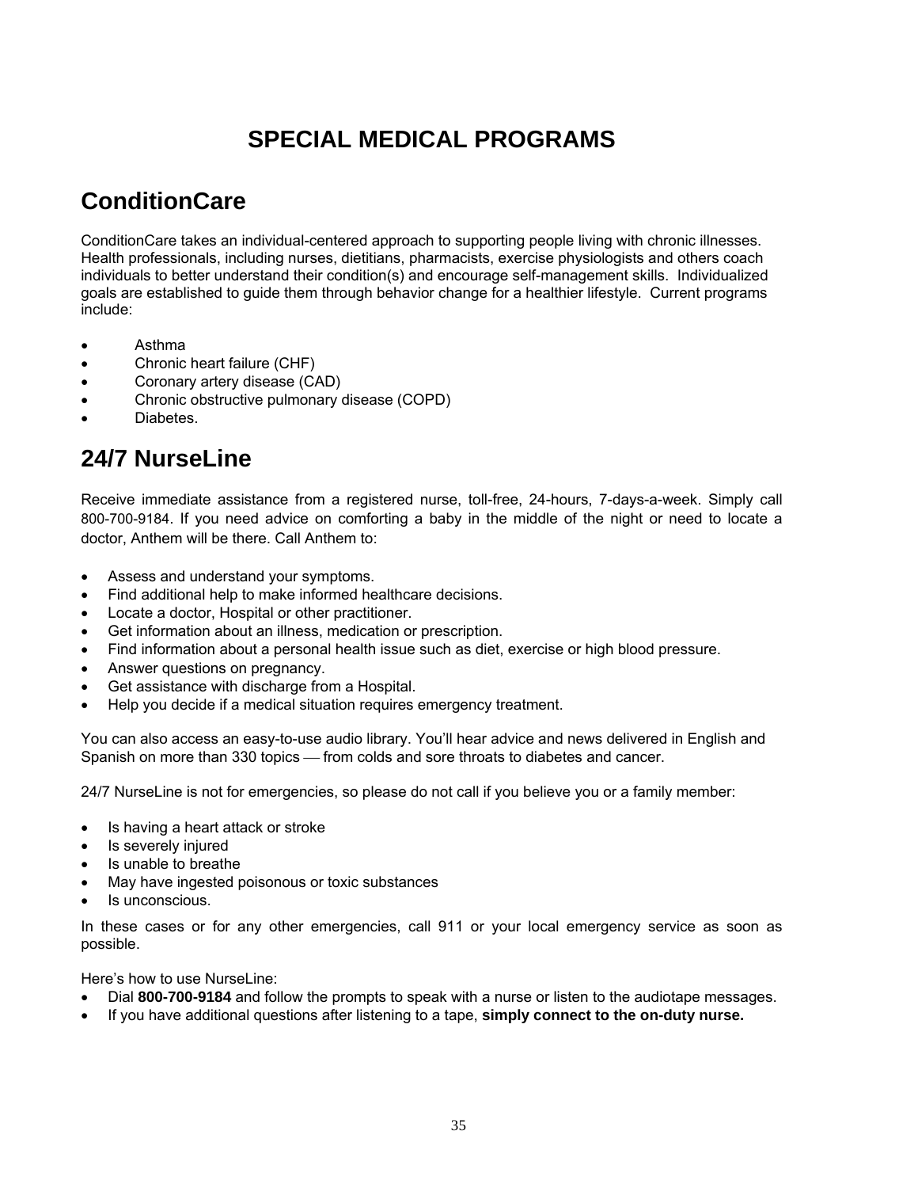# SPECIAL MEDICAL PROGRAMS

## ConditionCare

ConditionCare takes an individual-centered approach to supporting people living with chronic illnesses. Health professionals, including nurses, dietitians, pharmacists, exercise physiologists and others coach individuals to better understand their condition(s) and encourage self-management skills. Individualized goals are established to guide them through behavior change for a healthier lifestyle. Current programs include:

- Asthma
- Chronic heart failure (CHF)
- Coronary artery disease (CAD)
- Chronic obstructive pulmonary disease (COPD)
- Diabetes.

## 24/7 NurseLine

Receive immediate assistance from a registered nurse, toll-free, 24-hours, 7-days-a-week. Simply call 800-700-9184. If you need advice on comforting a baby in the middle of the night or need to locate a doctor, Anthem will be there. Call Anthem to:

- Assess and understand your symptoms.
- Find additional help to make informed healthcare decisions.
- Locate a doctor, Hospital or other practitioner.
- Get information about an illness, medication or prescription.
- Find information about a personal health issue such as diet, exercise or high blood pressure.
- Answer questions on pregnancy.
- Get assistance with discharge from a Hospital.
- Help you decide if a medical situation requires emergency treatment.

You can also access an easy-to-use audio library. You'll hear advice and news delivered in English and Spanish on more than 330 topics — from colds and sore throats to diabetes and cancer.

24/7 NurseLine is not for emergencies, so please do not call if you believe you or a family member:

- Is having a heart attack or stroke
- Is severely injured
- Is unable to breathe
- May have ingested poisonous or toxic substances
- Is unconscious.

In these cases or for any other emergencies, call 911 or your local emergency service as soon as possible.

Here's how to use NurseLine:

- Dial **800-700-9184** and follow the prompts to speak with a nurse or listen to the audiotape messages.
- If you have additional questions after listening to a tape, **simply connect to the on-duty nurse.**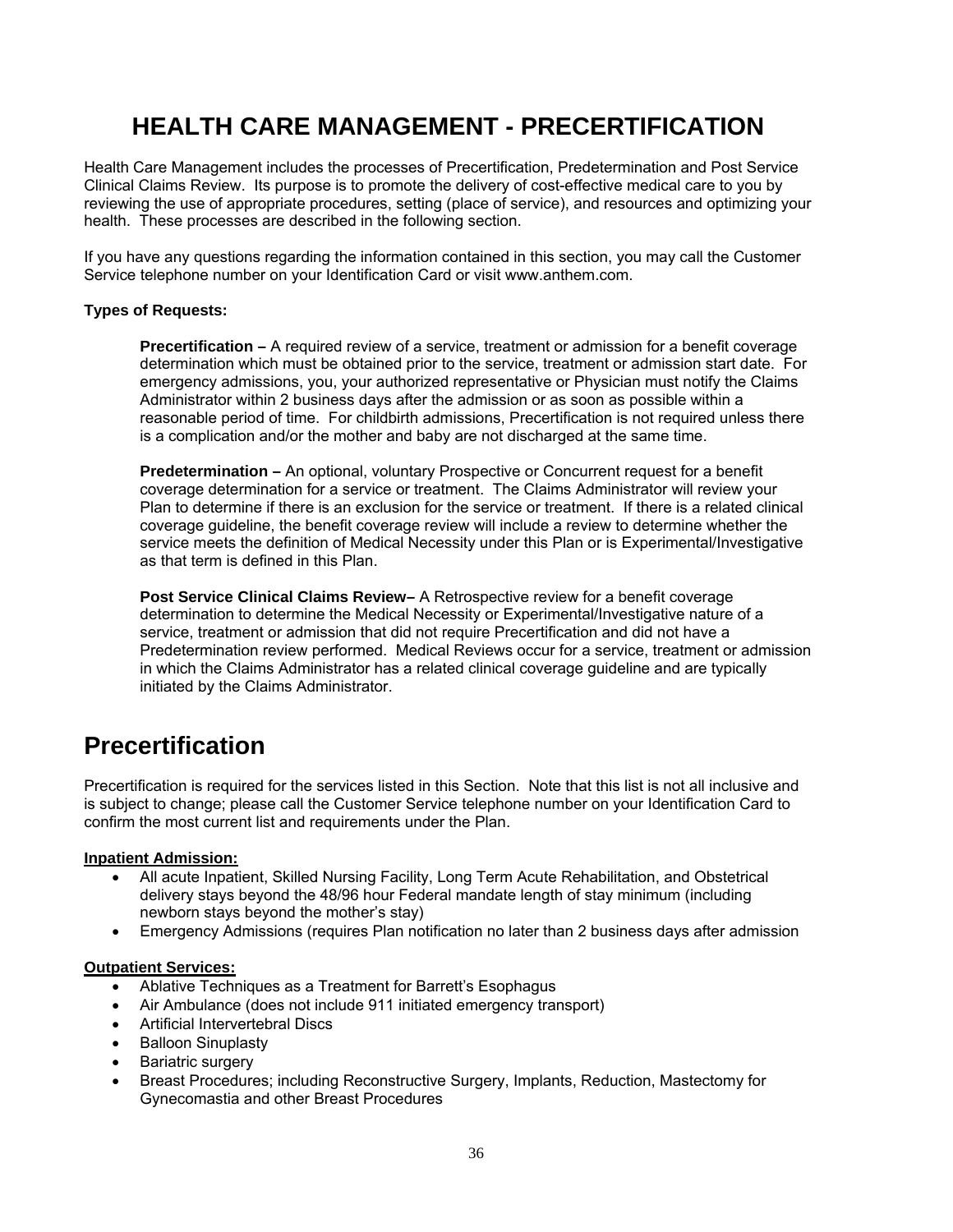# HEALTH CARE MANAGEMENT - PRECERTIFICATION

Health Care Management includes the processes of Precertification, Predetermination and Post Service Clinical Claims Review. Its purpose is to promote the delivery of cost-effective medical care to you by reviewing the use of appropriate procedures, setting (place of service), and resources and optimizing your health. These processes are described in the following section.

If you have any questions regarding the information contained in this section, you may call the Customer Service telephone number on your Identification Card or visit www.anthem.com.

**Types of Requests:**

**Precertification –** A required review of a service, treatment or admission for a benefit coverage determination which must be obtained prior to the service, treatment or admission start date. For emergency admissions, you, your authorized representative or Physician must notify the Claims Administrator within 2 business days after the admission or as soon as possible within a reasonable period of time. For childbirth admissions, Precertification is not required unless there is a complication and/or the mother and baby are not discharged at the same time.

**Predetermination –** An optional, voluntary Prospective or Concurrent request for a benefit coverage determination for a service or treatment. The Claims Administrator will review your Plan to determine if there is an exclusion for the service or treatment. If there is a related clinical coverage guideline, the benefit coverage review will include a review to determine whether the service meets the definition of Medical Necessity under this Plan or is Experimental/Investigative as that term is defined in this Plan.

**Post Service Clinical Claims Review–** A Retrospective review for a benefit coverage determination to determine the Medical Necessity or Experimental/Investigative nature of a service, treatment or admission that did not require Precertification and did not have a Predetermination review performed. Medical Reviews occur for a service, treatment or admission in which the Claims Administrator has a related clinical coverage guideline and are typically initiated by the Claims Administrator.

## Precertification

Precertification is required for the services listed in this Section. Note that this list is not all inclusive and is subject to change; please call the Customer Service telephone number on your Identification Card to confirm the most current list and requirements under the Plan.

**Inpatient Admission:**

- All acute Inpatient, Skilled Nursing Facility, Long Term Acute Rehabilitation, and Obstetrical delivery stays beyond the 48/96 hour Federal mandate length of stay minimum (including newborn stays beyond the mother's stay)
- Emergency Admissions (requires Plan notification no later than 2 business days after admission

**Outpatient Services:**

- Ablative Techniques as a Treatment for Barrett's Esophagus
- Air Ambulance (does not include 911 initiated emergency transport)
- Artificial Intervertebral Discs
- Balloon Sinuplasty
- Bariatric surgery
- Breast Procedures; including Reconstructive Surgery, Implants, Reduction, Mastectomy for Gynecomastia and other Breast Procedures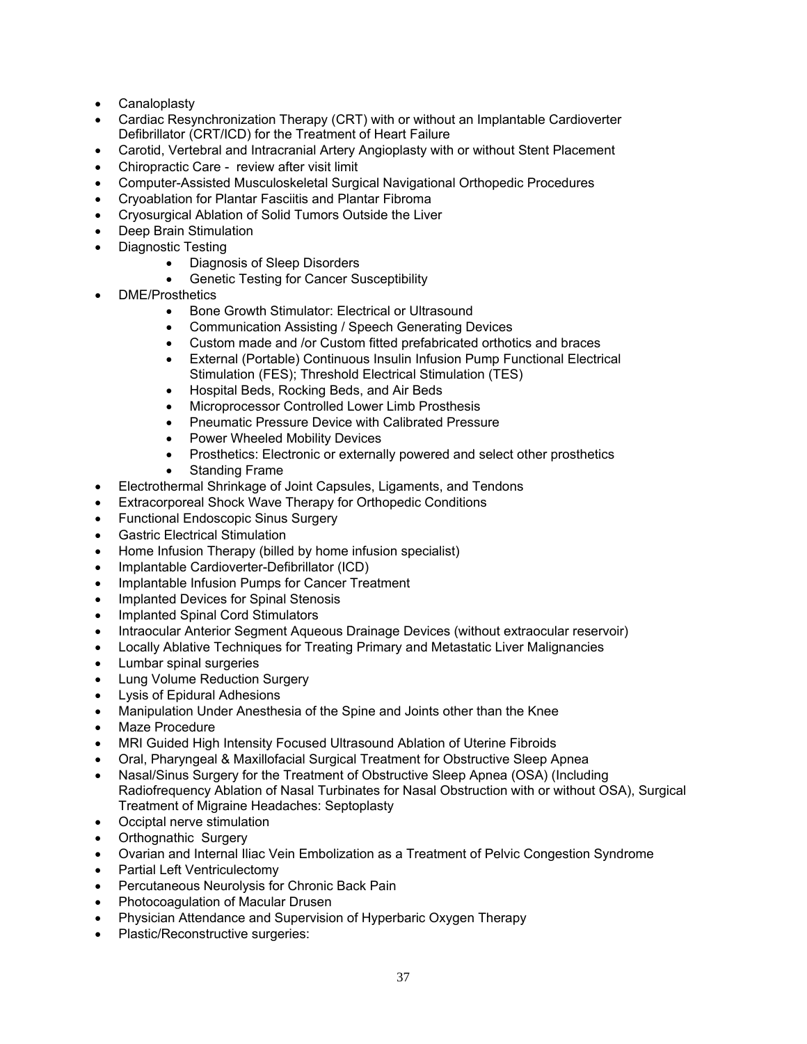- Canaloplasty
- Cardiac Resynchronization Therapy (CRT) with or without an Implantable Cardioverter Defibrillator (CRT/ICD) for the Treatment of Heart Failure
- Carotid, Vertebral and Intracranial Artery Angioplasty with or without Stent Placement
- Chiropractic Care - review after visit limit
- Computer-Assisted Musculoskeletal Surgical Navigational Orthopedic Procedures
- Cryoablation for Plantar Fasciitis and Plantar Fibroma
- Cryosurgical Ablation of Solid Tumors Outside the Liver
- Deep Brain Stimulation
- Diagnostic Testing
    - Diagnosis of Sleep Disorders
    - Genetic Testing for Cancer Susceptibility
- DME/Prosthetics
    - Bone Growth Stimulator: Electrical or Ultrasound
    - Communication Assisting / Speech Generating Devices
    - Custom made and /or Custom fitted prefabricated orthotics and braces
    - External (Portable) Continuous Insulin Infusion Pump Functional Electrical Stimulation (FES); Threshold Electrical Stimulation (TES)
    - Hospital Beds, Rocking Beds, and Air Beds
    - Microprocessor Controlled Lower Limb Prosthesis
    - Pneumatic Pressure Device with Calibrated Pressure
    - Power Wheeled Mobility Devices
    - Prosthetics: Electronic or externally powered and select other prosthetics
    - Standing Frame
- Electrothermal Shrinkage of Joint Capsules, Ligaments, and Tendons
- Extracorporeal Shock Wave Therapy for Orthopedic Conditions
- Functional Endoscopic Sinus Surgery
- Gastric Electrical Stimulation
- Home Infusion Therapy (billed by home infusion specialist)
- Implantable Cardioverter-Defibrillator (ICD)
- Implantable Infusion Pumps for Cancer Treatment
- Implanted Devices for Spinal Stenosis
- Implanted Spinal Cord Stimulators
- Intraocular Anterior Segment Aqueous Drainage Devices (without extraocular reservoir)
- Locally Ablative Techniques for Treating Primary and Metastatic Liver Malignancies
- Lumbar spinal surgeries
- Lung Volume Reduction Surgery
- Lysis of Epidural Adhesions
- Manipulation Under Anesthesia of the Spine and Joints other than the Knee
- Maze Procedure
- MRI Guided High Intensity Focused Ultrasound Ablation of Uterine Fibroids
- Oral, Pharyngeal & Maxillofacial Surgical Treatment for Obstructive Sleep Apnea
- Nasal/Sinus Surgery for the Treatment of Obstructive Sleep Apnea (OSA) (Including Radiofrequency Ablation of Nasal Turbinates for Nasal Obstruction with or without OSA), Surgical Treatment of Migraine Headaches: Septoplasty
- Occiptal nerve stimulation
- Orthognathic Surgery
- Ovarian and Internal Iliac Vein Embolization as a Treatment of Pelvic Congestion Syndrome
- Partial Left Ventriculectomy
- Percutaneous Neurolysis for Chronic Back Pain
- Photocoagulation of Macular Drusen
- Physician Attendance and Supervision of Hyperbaric Oxygen Therapy
- Plastic/Reconstructive surgeries: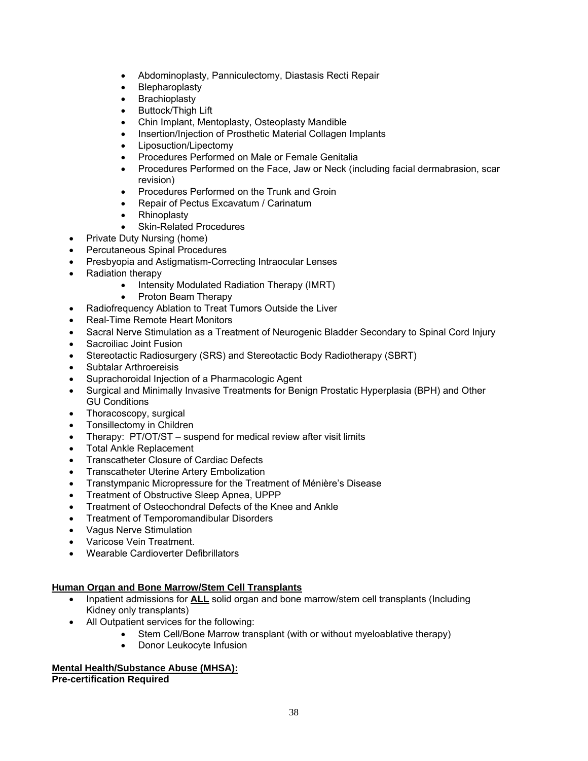- Abdominoplasty, Panniculectomy, Diastasis Recti Repair
    - Blepharoplasty
    - Brachioplasty
    - Buttock/Thigh Lift
    - Chin Implant, Mentoplasty, Osteoplasty Mandible
    - Insertion/Injection of Prosthetic Material Collagen Implants
    - Liposuction/Lipectomy
    - Procedures Performed on Male or Female Genitalia
    - Procedures Performed on the Face, Jaw or Neck (including facial dermabrasion, scar revision)
    - Procedures Performed on the Trunk and Groin
    - Repair of Pectus Excavatum / Carinatum
    - Rhinoplasty
    - Skin-Related Procedures
- Private Duty Nursing (home)
- Percutaneous Spinal Procedures
- Presbyopia and Astigmatism-Correcting Intraocular Lenses
- Radiation therapy
    - Intensity Modulated Radiation Therapy (IMRT)
    - Proton Beam Therapy
- Radiofrequency Ablation to Treat Tumors Outside the Liver
- Real-Time Remote Heart Monitors
- Sacral Nerve Stimulation as a Treatment of Neurogenic Bladder Secondary to Spinal Cord Injury
- Sacroiliac Joint Fusion
- Stereotactic Radiosurgery (SRS) and Stereotactic Body Radiotherapy (SBRT)
- Subtalar Arthroereisis
- Suprachoroidal Injection of a Pharmacologic Agent
- Surgical and Minimally Invasive Treatments for Benign Prostatic Hyperplasia (BPH) and Other GU Conditions
- Thoracoscopy, surgical
- Tonsillectomy in Children
- Therapy: PT/OT/ST – suspend for medical review after visit limits
- Total Ankle Replacement
- Transcatheter Closure of Cardiac Defects
- Transcatheter Uterine Artery Embolization
- Transtympanic Micropressure for the Treatment of Ménière's Disease
- Treatment of Obstructive Sleep Apnea, UPPP
- Treatment of Osteochondral Defects of the Knee and Ankle
- Treatment of Temporomandibular Disorders
- Vagus Nerve Stimulation
- Varicose Vein Treatment.
- Wearable Cardioverter Defibrillators

**Human Organ and Bone Marrow/Stem Cell Transplants**

- Inpatient admissions for **ALL** solid organ and bone marrow/stem cell transplants (Including Kidney only transplants)
- All Outpatient services for the following:
    - Stem Cell/Bone Marrow transplant (with or without myeloablative therapy)
    - Donor Leukocyte Infusion

**Mental Health/Substance Abuse (MHSA):**
**Pre-certification Required**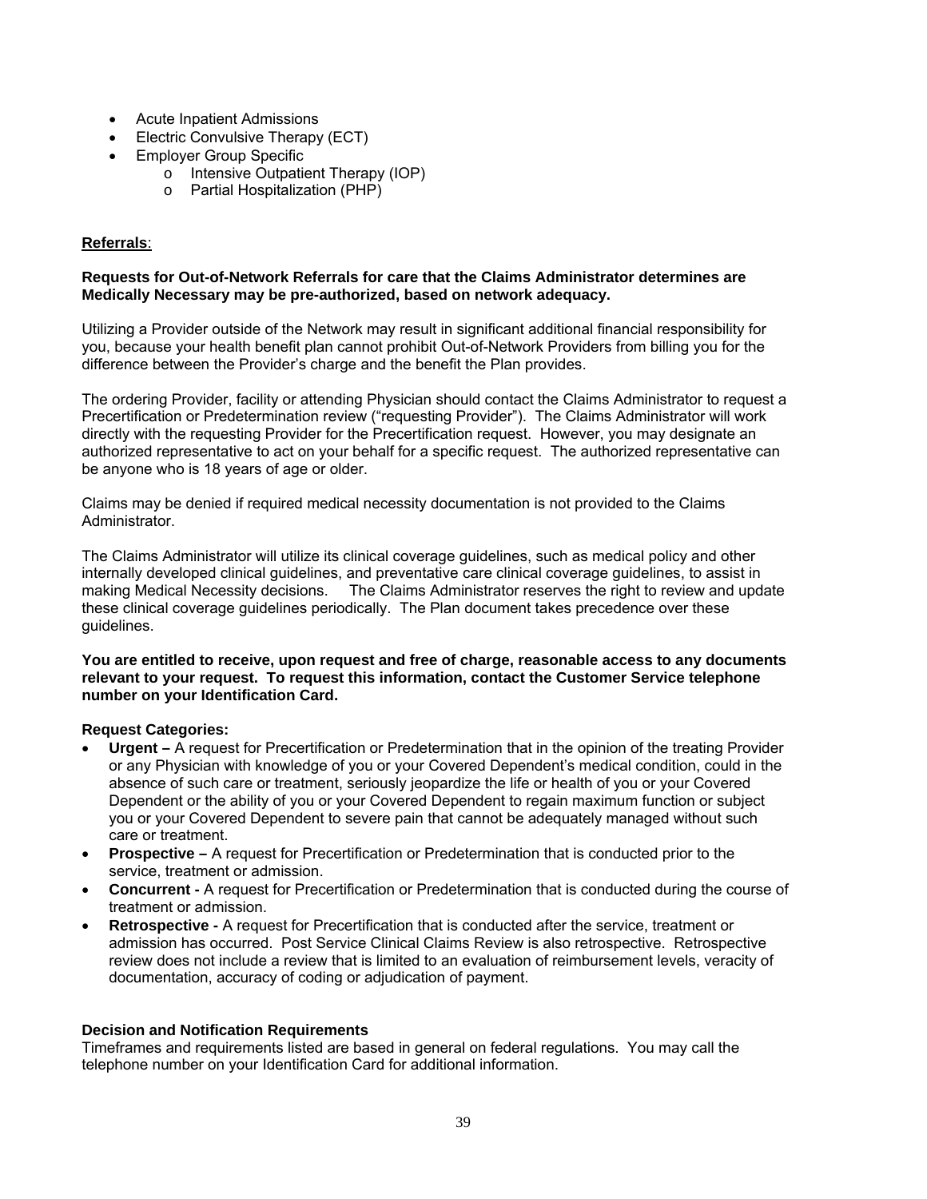- Acute Inpatient Admissions
- Electric Convulsive Therapy (ECT)
- Employer Group Specific
    - Intensive Outpatient Therapy (IOP)
    - Partial Hospitalization (PHP)

**Referrals**:

**Requests for Out-of-Network Referrals for care that the Claims Administrator determines are Medically Necessary may be pre-authorized, based on network adequacy.**

Utilizing a Provider outside of the Network may result in significant additional financial responsibility for you, because your health benefit plan cannot prohibit Out-of-Network Providers from billing you for the difference between the Provider's charge and the benefit the Plan provides.

The ordering Provider, facility or attending Physician should contact the Claims Administrator to request a Precertification or Predetermination review ("requesting Provider"). The Claims Administrator will work directly with the requesting Provider for the Precertification request. However, you may designate an authorized representative to act on your behalf for a specific request. The authorized representative can be anyone who is 18 years of age or older.

Claims may be denied if required medical necessity documentation is not provided to the Claims Administrator.

The Claims Administrator will utilize its clinical coverage guidelines, such as medical policy and other internally developed clinical guidelines, and preventative care clinical coverage guidelines, to assist in making Medical Necessity decisions. The Claims Administrator reserves the right to review and update these clinical coverage guidelines periodically. The Plan document takes precedence over these guidelines.

**You are entitled to receive, upon request and free of charge, reasonable access to any documents relevant to your request. To request this information, contact the Customer Service telephone number on your Identification Card.**

**Request Categories:**

- **Urgent –** A request for Precertification or Predetermination that in the opinion of the treating Provider or any Physician with knowledge of you or your Covered Dependent's medical condition, could in the absence of such care or treatment, seriously jeopardize the life or health of you or your Covered Dependent or the ability of you or your Covered Dependent to regain maximum function or subject you or your Covered Dependent to severe pain that cannot be adequately managed without such care or treatment.
- **Prospective –** A request for Precertification or Predetermination that is conducted prior to the service, treatment or admission.
- **Concurrent -** A request for Precertification or Predetermination that is conducted during the course of treatment or admission.
- **Retrospective -** A request for Precertification that is conducted after the service, treatment or admission has occurred. Post Service Clinical Claims Review is also retrospective. Retrospective review does not include a review that is limited to an evaluation of reimbursement levels, veracity of documentation, accuracy of coding or adjudication of payment.

**Decision and Notification Requirements**

Timeframes and requirements listed are based in general on federal regulations. You may call the telephone number on your Identification Card for additional information.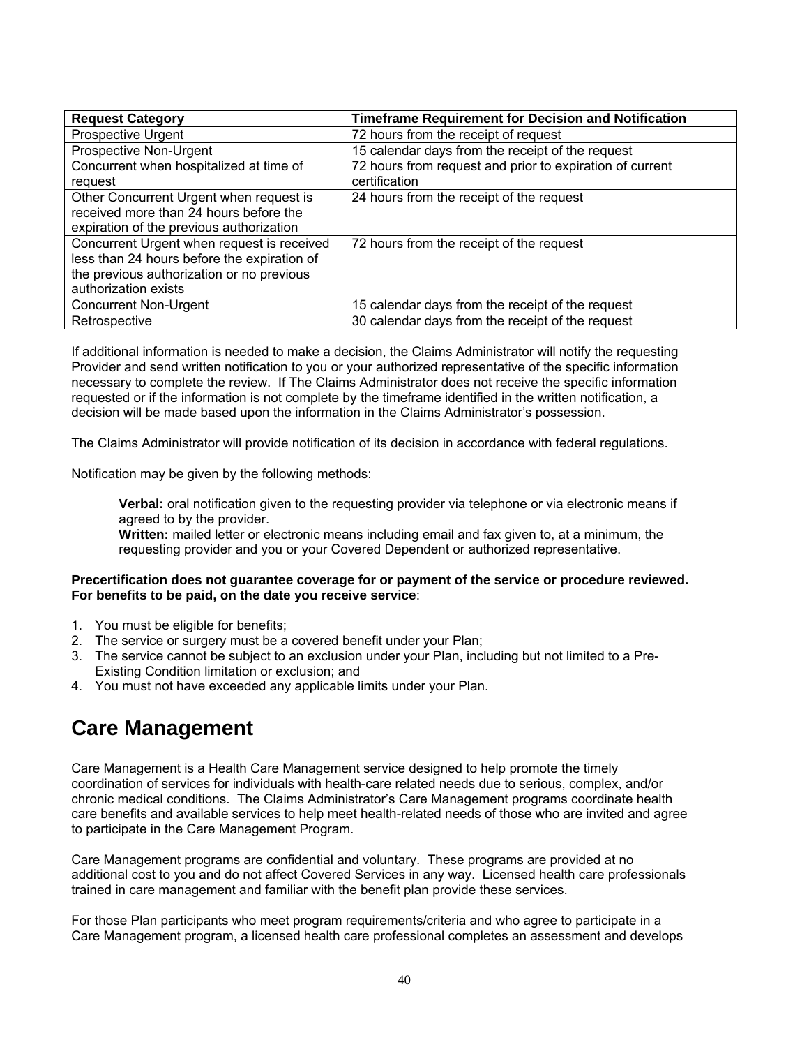| Request Category | Timeframe Requirement for Decision and Notification |
|---|---|
| Prospective Urgent | 72 hours from the receipt of request |
| Prospective Non-Urgent | 15 calendar days from the receipt of the request |
| Concurrent when hospitalized at time of request | 72 hours from request and prior to expiration of current certification |
| Other Concurrent Urgent when request is received more than 24 hours before the expiration of the previous authorization | 24 hours from the receipt of the request |
| Concurrent Urgent when request is received less than 24 hours before the expiration of the previous authorization or no previous authorization exists | 72 hours from the receipt of the request |
| Concurrent Non-Urgent | 15 calendar days from the receipt of the request |
| Retrospective | 30 calendar days from the receipt of the request |

If additional information is needed to make a decision, the Claims Administrator will notify the requesting Provider and send written notification to you or your authorized representative of the specific information necessary to complete the review. If The Claims Administrator does not receive the specific information requested or if the information is not complete by the timeframe identified in the written notification, a decision will be made based upon the information in the Claims Administrator's possession.

The Claims Administrator will provide notification of its decision in accordance with federal regulations.

Notification may be given by the following methods:

> **Verbal:** oral notification given to the requesting provider via telephone or via electronic means if agreed to by the provider.
> **Written:** mailed letter or electronic means including email and fax given to, at a minimum, the requesting provider and you or your Covered Dependent or authorized representative.

**Precertification does not guarantee coverage for or payment of the service or procedure reviewed. For benefits to be paid, on the date you receive service**:

1. You must be eligible for benefits;
2. The service or surgery must be a covered benefit under your Plan;
3. The service cannot be subject to an exclusion under your Plan, including but not limited to a Pre-Existing Condition limitation or exclusion; and
4. You must not have exceeded any applicable limits under your Plan.

# Care Management

Care Management is a Health Care Management service designed to help promote the timely coordination of services for individuals with health-care related needs due to serious, complex, and/or chronic medical conditions. The Claims Administrator's Care Management programs coordinate health care benefits and available services to help meet health-related needs of those who are invited and agree to participate in the Care Management Program.

Care Management programs are confidential and voluntary. These programs are provided at no additional cost to you and do not affect Covered Services in any way. Licensed health care professionals trained in care management and familiar with the benefit plan provide these services.

For those Plan participants who meet program requirements/criteria and who agree to participate in a Care Management program, a licensed health care professional completes an assessment and develops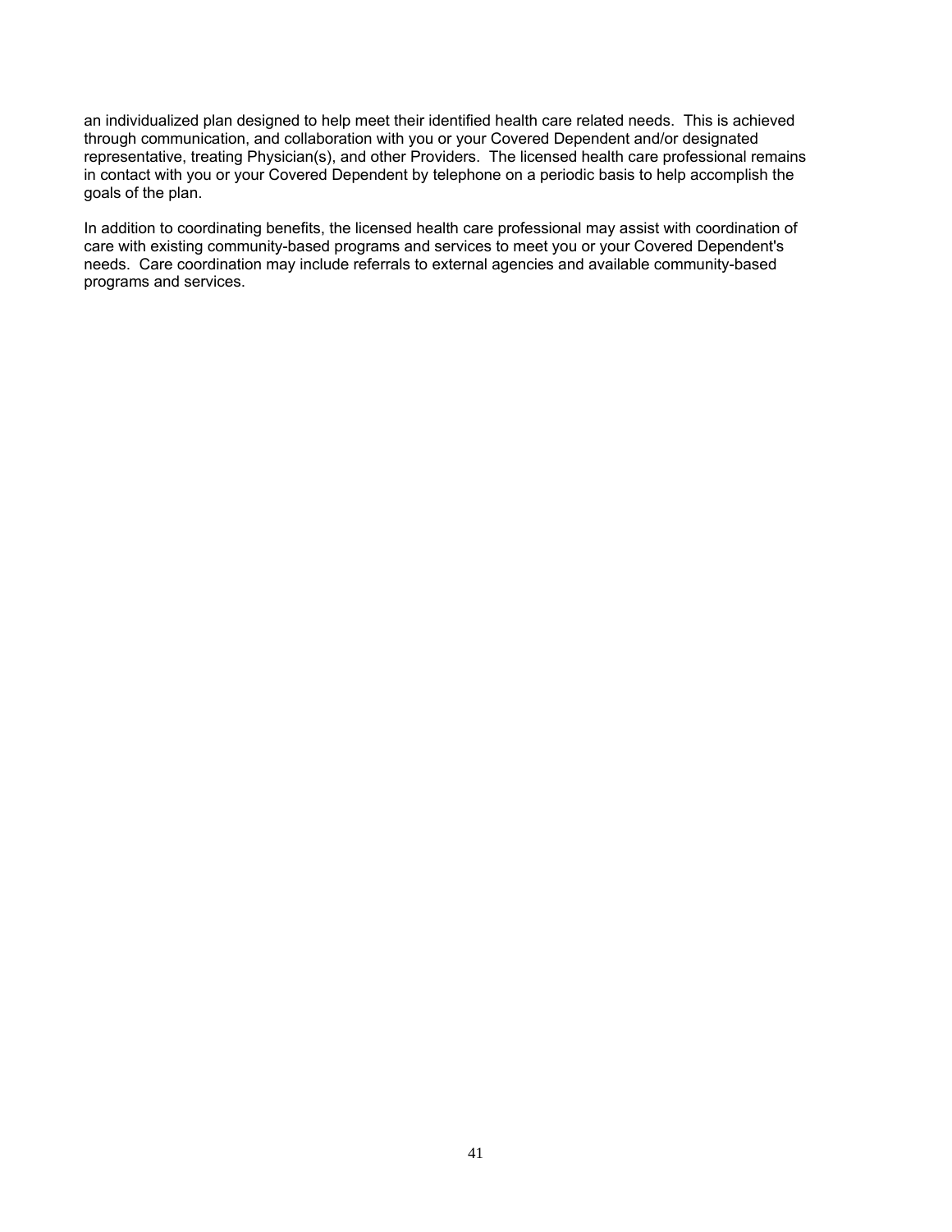an individualized plan designed to help meet their identified health care related needs. This is achieved through communication, and collaboration with you or your Covered Dependent and/or designated representative, treating Physician(s), and other Providers. The licensed health care professional remains in contact with you or your Covered Dependent by telephone on a periodic basis to help accomplish the goals of the plan.

In addition to coordinating benefits, the licensed health care professional may assist with coordination of care with existing community-based programs and services to meet you or your Covered Dependent's needs. Care coordination may include referrals to external agencies and available community-based programs and services.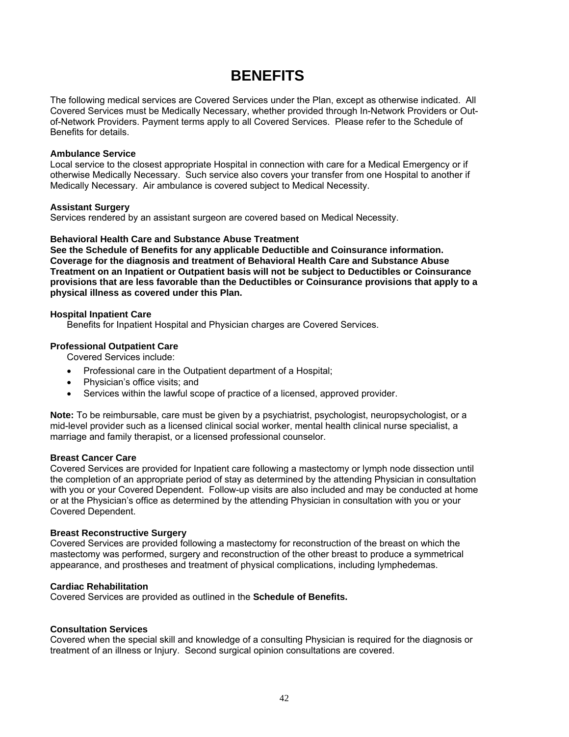# BENEFITS

The following medical services are Covered Services under the Plan, except as otherwise indicated. All Covered Services must be Medically Necessary, whether provided through In-Network Providers or Out-of-Network Providers. Payment terms apply to all Covered Services. Please refer to the Schedule of Benefits for details.

**Ambulance Service**
Local service to the closest appropriate Hospital in connection with care for a Medical Emergency or if otherwise Medically Necessary. Such service also covers your transfer from one Hospital to another if Medically Necessary. Air ambulance is covered subject to Medical Necessity.

**Assistant Surgery**
Services rendered by an assistant surgeon are covered based on Medical Necessity.

**Behavioral Health Care and Substance Abuse Treatment**
**See the Schedule of Benefits for any applicable Deductible and Coinsurance information. Coverage for the diagnosis and treatment of Behavioral Health Care and Substance Abuse Treatment on an Inpatient or Outpatient basis will not be subject to Deductibles or Coinsurance provisions that are less favorable than the Deductibles or Coinsurance provisions that apply to a physical illness as covered under this Plan.**

**Hospital Inpatient Care**
Benefits for Inpatient Hospital and Physician charges are Covered Services.

**Professional Outpatient Care**
Covered Services include:

- Professional care in the Outpatient department of a Hospital;
- Physician's office visits; and
- Services within the lawful scope of practice of a licensed, approved provider.

**Note:** To be reimbursable, care must be given by a psychiatrist, psychologist, neuropsychologist, or a mid-level provider such as a licensed clinical social worker, mental health clinical nurse specialist, a marriage and family therapist, or a licensed professional counselor.

**Breast Cancer Care**
Covered Services are provided for Inpatient care following a mastectomy or lymph node dissection until the completion of an appropriate period of stay as determined by the attending Physician in consultation with you or your Covered Dependent. Follow-up visits are also included and may be conducted at home or at the Physician's office as determined by the attending Physician in consultation with you or your Covered Dependent.

**Breast Reconstructive Surgery**
Covered Services are provided following a mastectomy for reconstruction of the breast on which the mastectomy was performed, surgery and reconstruction of the other breast to produce a symmetrical appearance, and prostheses and treatment of physical complications, including lymphedemas.

**Cardiac Rehabilitation**
Covered Services are provided as outlined in the **Schedule of Benefits.**

**Consultation Services**
Covered when the special skill and knowledge of a consulting Physician is required for the diagnosis or treatment of an illness or Injury. Second surgical opinion consultations are covered.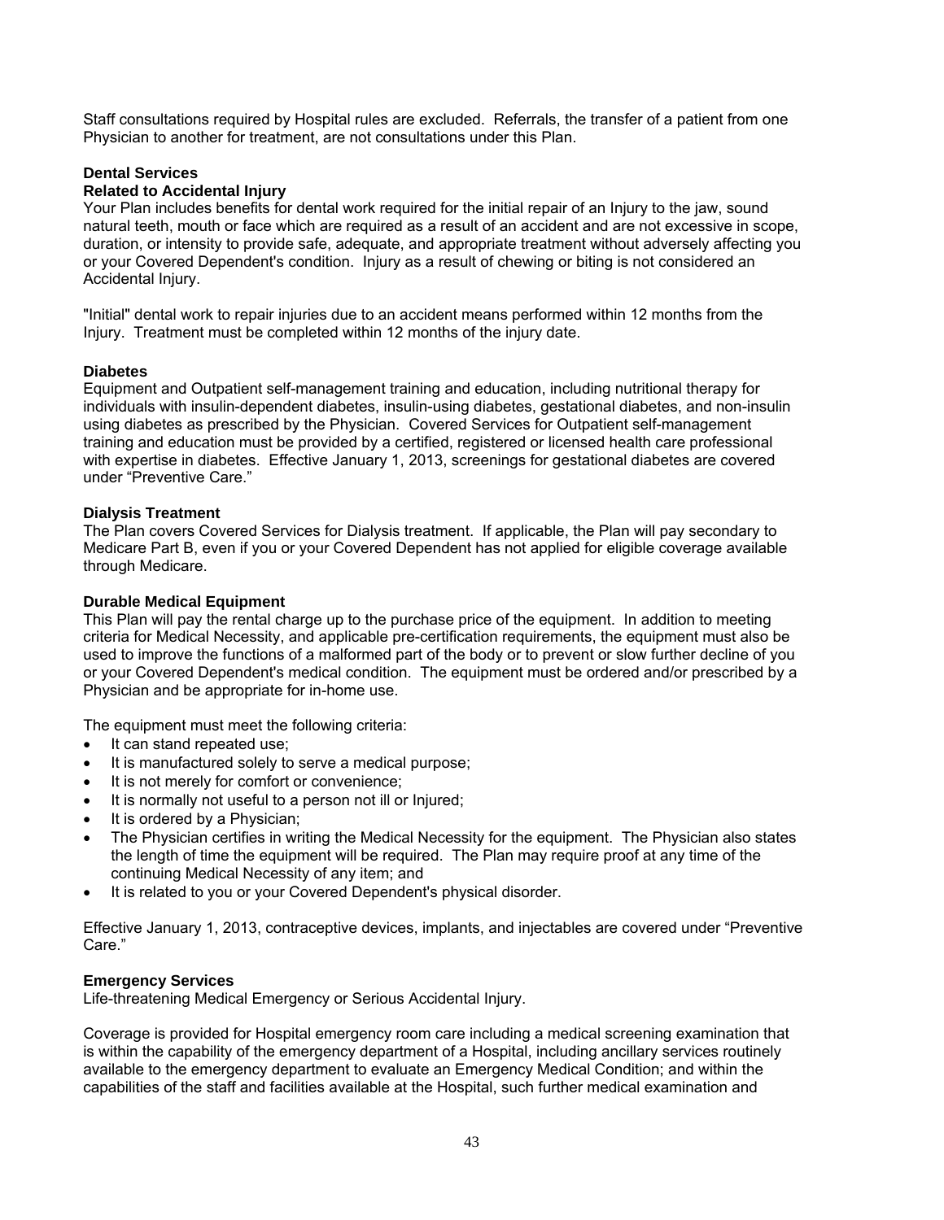Staff consultations required by Hospital rules are excluded. Referrals, the transfer of a patient from one Physician to another for treatment, are not consultations under this Plan.

**Dental Services**
**Related to Accidental Injury**
Your Plan includes benefits for dental work required for the initial repair of an Injury to the jaw, sound natural teeth, mouth or face which are required as a result of an accident and are not excessive in scope, duration, or intensity to provide safe, adequate, and appropriate treatment without adversely affecting you or your Covered Dependent's condition. Injury as a result of chewing or biting is not considered an Accidental Injury.

"Initial" dental work to repair injuries due to an accident means performed within 12 months from the Injury. Treatment must be completed within 12 months of the injury date.

**Diabetes**
Equipment and Outpatient self-management training and education, including nutritional therapy for individuals with insulin-dependent diabetes, insulin-using diabetes, gestational diabetes, and non-insulin using diabetes as prescribed by the Physician. Covered Services for Outpatient self-management training and education must be provided by a certified, registered or licensed health care professional with expertise in diabetes. Effective January 1, 2013, screenings for gestational diabetes are covered under "Preventive Care."

**Dialysis Treatment**
The Plan covers Covered Services for Dialysis treatment. If applicable, the Plan will pay secondary to Medicare Part B, even if you or your Covered Dependent has not applied for eligible coverage available through Medicare.

**Durable Medical Equipment**
This Plan will pay the rental charge up to the purchase price of the equipment. In addition to meeting criteria for Medical Necessity, and applicable pre-certification requirements, the equipment must also be used to improve the functions of a malformed part of the body or to prevent or slow further decline of you or your Covered Dependent's medical condition. The equipment must be ordered and/or prescribed by a Physician and be appropriate for in-home use.

The equipment must meet the following criteria:

- It can stand repeated use;
- It is manufactured solely to serve a medical purpose;
- It is not merely for comfort or convenience;
- It is normally not useful to a person not ill or Injured;
- It is ordered by a Physician;
- The Physician certifies in writing the Medical Necessity for the equipment. The Physician also states the length of time the equipment will be required. The Plan may require proof at any time of the continuing Medical Necessity of any item; and
- It is related to you or your Covered Dependent's physical disorder.

Effective January 1, 2013, contraceptive devices, implants, and injectables are covered under "Preventive Care."

**Emergency Services**
Life-threatening Medical Emergency or Serious Accidental Injury.

Coverage is provided for Hospital emergency room care including a medical screening examination that is within the capability of the emergency department of a Hospital, including ancillary services routinely available to the emergency department to evaluate an Emergency Medical Condition; and within the capabilities of the staff and facilities available at the Hospital, such further medical examination and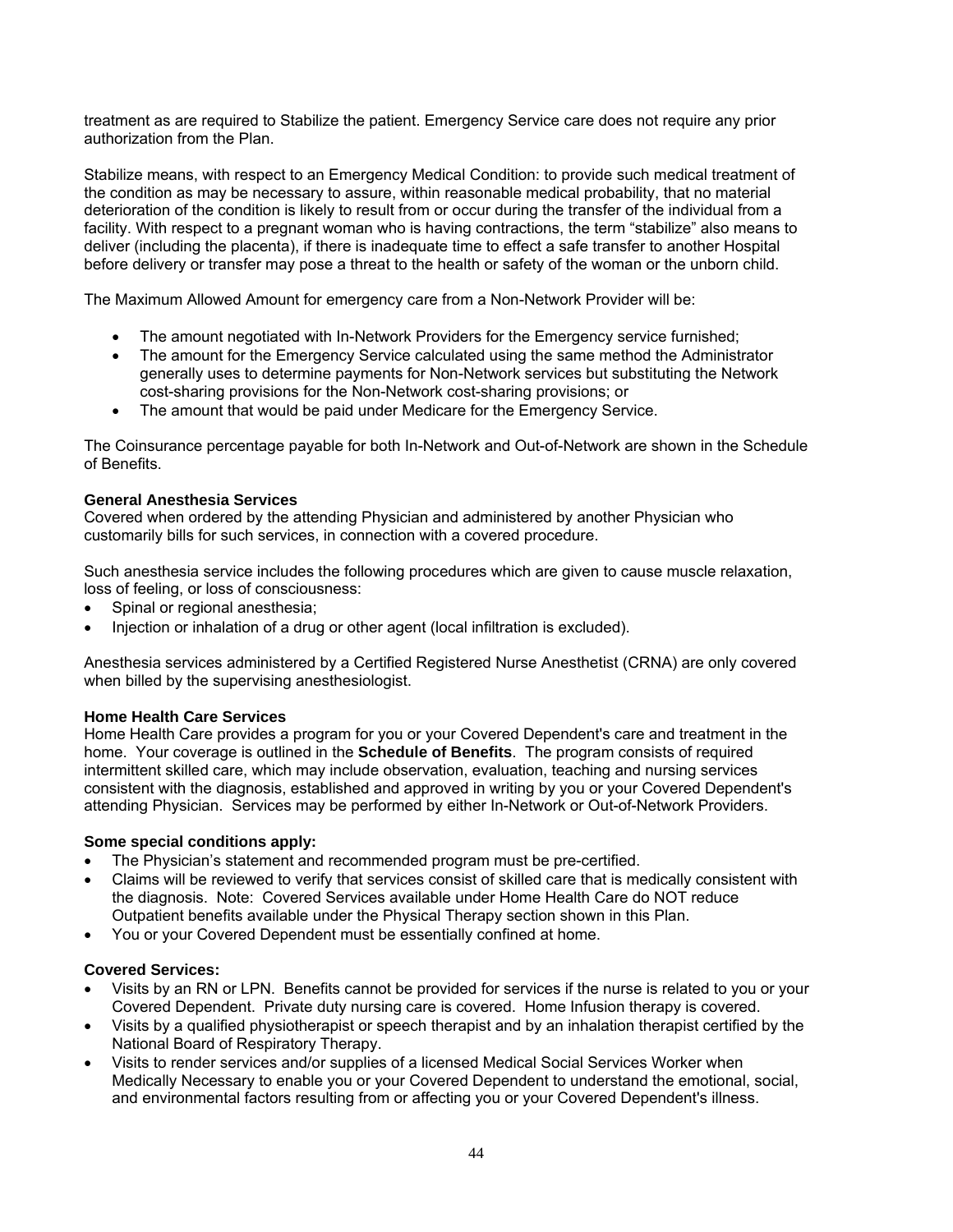treatment as are required to Stabilize the patient. Emergency Service care does not require any prior authorization from the Plan.

Stabilize means, with respect to an Emergency Medical Condition: to provide such medical treatment of the condition as may be necessary to assure, within reasonable medical probability, that no material deterioration of the condition is likely to result from or occur during the transfer of the individual from a facility. With respect to a pregnant woman who is having contractions, the term "stabilize" also means to deliver (including the placenta), if there is inadequate time to effect a safe transfer to another Hospital before delivery or transfer may pose a threat to the health or safety of the woman or the unborn child.

The Maximum Allowed Amount for emergency care from a Non-Network Provider will be:

- The amount negotiated with In-Network Providers for the Emergency service furnished;
- The amount for the Emergency Service calculated using the same method the Administrator generally uses to determine payments for Non-Network services but substituting the Network cost-sharing provisions for the Non-Network cost-sharing provisions; or
- The amount that would be paid under Medicare for the Emergency Service.

The Coinsurance percentage payable for both In-Network and Out-of-Network are shown in the Schedule of Benefits.

**General Anesthesia Services**
Covered when ordered by the attending Physician and administered by another Physician who customarily bills for such services, in connection with a covered procedure.

Such anesthesia service includes the following procedures which are given to cause muscle relaxation, loss of feeling, or loss of consciousness:

- Spinal or regional anesthesia;
- Injection or inhalation of a drug or other agent (local infiltration is excluded).

Anesthesia services administered by a Certified Registered Nurse Anesthetist (CRNA) are only covered when billed by the supervising anesthesiologist.

**Home Health Care Services**
Home Health Care provides a program for you or your Covered Dependent's care and treatment in the home. Your coverage is outlined in the **Schedule of Benefits**. The program consists of required intermittent skilled care, which may include observation, evaluation, teaching and nursing services consistent with the diagnosis, established and approved in writing by you or your Covered Dependent's attending Physician. Services may be performed by either In-Network or Out-of-Network Providers.

**Some special conditions apply:**

- The Physician's statement and recommended program must be pre-certified.
- Claims will be reviewed to verify that services consist of skilled care that is medically consistent with the diagnosis. Note: Covered Services available under Home Health Care do NOT reduce Outpatient benefits available under the Physical Therapy section shown in this Plan.
- You or your Covered Dependent must be essentially confined at home.

**Covered Services:**

- Visits by an RN or LPN. Benefits cannot be provided for services if the nurse is related to you or your Covered Dependent. Private duty nursing care is covered. Home Infusion therapy is covered.
- Visits by a qualified physiotherapist or speech therapist and by an inhalation therapist certified by the National Board of Respiratory Therapy.
- Visits to render services and/or supplies of a licensed Medical Social Services Worker when Medically Necessary to enable you or your Covered Dependent to understand the emotional, social, and environmental factors resulting from or affecting you or your Covered Dependent's illness.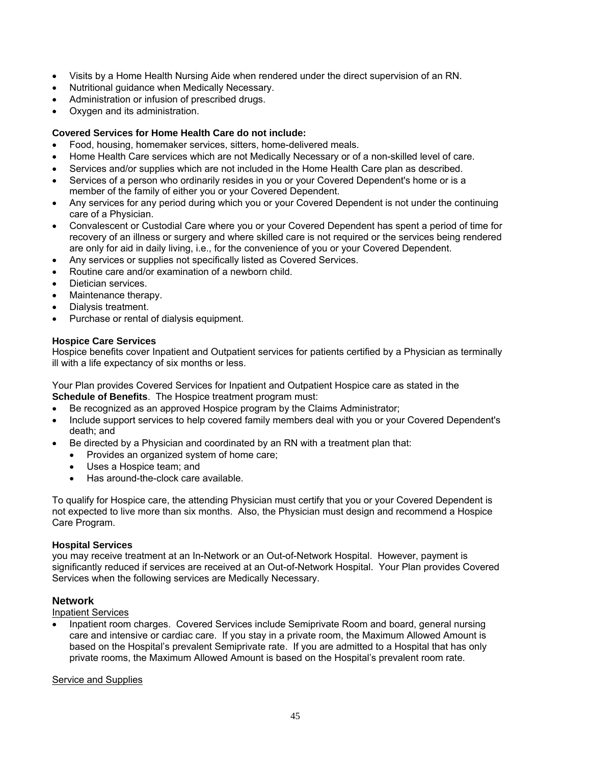- Visits by a Home Health Nursing Aide when rendered under the direct supervision of an RN.
- Nutritional guidance when Medically Necessary.
- Administration or infusion of prescribed drugs.
- Oxygen and its administration.

**Covered Services for Home Health Care do not include:**

- Food, housing, homemaker services, sitters, home-delivered meals.
- Home Health Care services which are not Medically Necessary or of a non-skilled level of care.
- Services and/or supplies which are not included in the Home Health Care plan as described.
- Services of a person who ordinarily resides in you or your Covered Dependent's home or is a member of the family of either you or your Covered Dependent.
- Any services for any period during which you or your Covered Dependent is not under the continuing care of a Physician.
- Convalescent or Custodial Care where you or your Covered Dependent has spent a period of time for recovery of an illness or surgery and where skilled care is not required or the services being rendered are only for aid in daily living, i.e., for the convenience of you or your Covered Dependent.
- Any services or supplies not specifically listed as Covered Services.
- Routine care and/or examination of a newborn child.
- Dietician services.
- Maintenance therapy.
- Dialysis treatment.
- Purchase or rental of dialysis equipment.

**Hospice Care Services**

Hospice benefits cover Inpatient and Outpatient services for patients certified by a Physician as terminally ill with a life expectancy of six months or less.

Your Plan provides Covered Services for Inpatient and Outpatient Hospice care as stated in the **Schedule of Benefits**. The Hospice treatment program must:

- Be recognized as an approved Hospice program by the Claims Administrator;
- Include support services to help covered family members deal with you or your Covered Dependent's death; and
- Be directed by a Physician and coordinated by an RN with a treatment plan that:
  - Provides an organized system of home care;
  - Uses a Hospice team; and
  - Has around-the-clock care available.

To qualify for Hospice care, the attending Physician must certify that you or your Covered Dependent is not expected to live more than six months. Also, the Physician must design and recommend a Hospice Care Program.

**Hospital Services**

you may receive treatment at an In-Network or an Out-of-Network Hospital. However, payment is significantly reduced if services are received at an Out-of-Network Hospital. Your Plan provides Covered Services when the following services are Medically Necessary.

## Network

Inpatient Services

- Inpatient room charges. Covered Services include Semiprivate Room and board, general nursing care and intensive or cardiac care. If you stay in a private room, the Maximum Allowed Amount is based on the Hospital's prevalent Semiprivate rate. If you are admitted to a Hospital that has only private rooms, the Maximum Allowed Amount is based on the Hospital's prevalent room rate.

Service and Supplies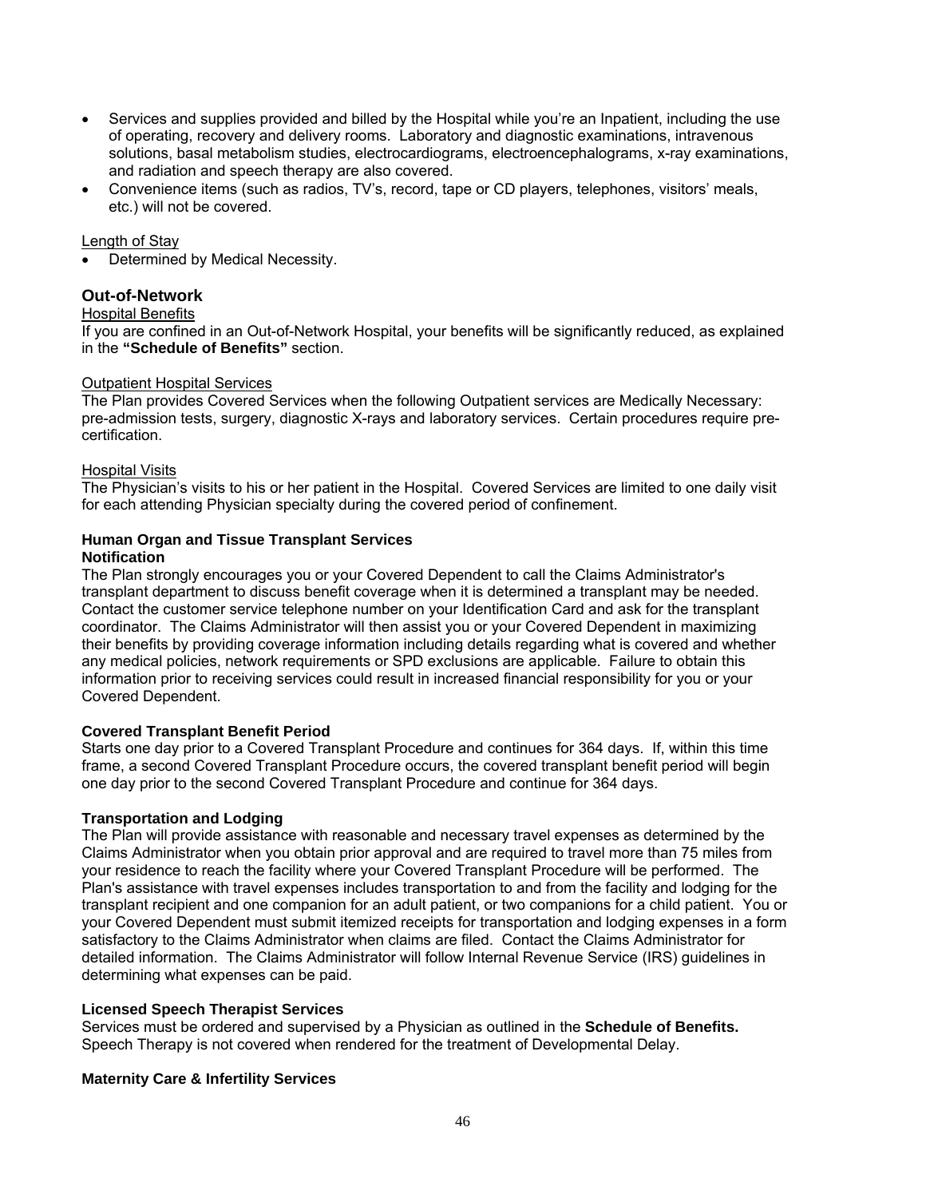- Services and supplies provided and billed by the Hospital while you're an Inpatient, including the use of operating, recovery and delivery rooms. Laboratory and diagnostic examinations, intravenous solutions, basal metabolism studies, electrocardiograms, electroencephalograms, x-ray examinations, and radiation and speech therapy are also covered.
- Convenience items (such as radios, TV's, record, tape or CD players, telephones, visitors' meals, etc.) will not be covered.

Length of Stay

- Determined by Medical Necessity.

### Out-of-Network

Hospital Benefits

If you are confined in an Out-of-Network Hospital, your benefits will be significantly reduced, as explained in the **"Schedule of Benefits"** section.

Outpatient Hospital Services

The Plan provides Covered Services when the following Outpatient services are Medically Necessary: pre-admission tests, surgery, diagnostic X-rays and laboratory services. Certain procedures require pre-certification.

Hospital Visits

The Physician's visits to his or her patient in the Hospital. Covered Services are limited to one daily visit for each attending Physician specialty during the covered period of confinement.

**Human Organ and Tissue Transplant Services**

**Notification**

The Plan strongly encourages you or your Covered Dependent to call the Claims Administrator's transplant department to discuss benefit coverage when it is determined a transplant may be needed. Contact the customer service telephone number on your Identification Card and ask for the transplant coordinator. The Claims Administrator will then assist you or your Covered Dependent in maximizing their benefits by providing coverage information including details regarding what is covered and whether any medical policies, network requirements or SPD exclusions are applicable. Failure to obtain this information prior to receiving services could result in increased financial responsibility for you or your Covered Dependent.

**Covered Transplant Benefit Period**

Starts one day prior to a Covered Transplant Procedure and continues for 364 days. If, within this time frame, a second Covered Transplant Procedure occurs, the covered transplant benefit period will begin one day prior to the second Covered Transplant Procedure and continue for 364 days.

**Transportation and Lodging**

The Plan will provide assistance with reasonable and necessary travel expenses as determined by the Claims Administrator when you obtain prior approval and are required to travel more than 75 miles from your residence to reach the facility where your Covered Transplant Procedure will be performed. The Plan's assistance with travel expenses includes transportation to and from the facility and lodging for the transplant recipient and one companion for an adult patient, or two companions for a child patient. You or your Covered Dependent must submit itemized receipts for transportation and lodging expenses in a form satisfactory to the Claims Administrator when claims are filed. Contact the Claims Administrator for detailed information. The Claims Administrator will follow Internal Revenue Service (IRS) guidelines in determining what expenses can be paid.

**Licensed Speech Therapist Services**

Services must be ordered and supervised by a Physician as outlined in the **Schedule of Benefits.** Speech Therapy is not covered when rendered for the treatment of Developmental Delay.

**Maternity Care & Infertility Services**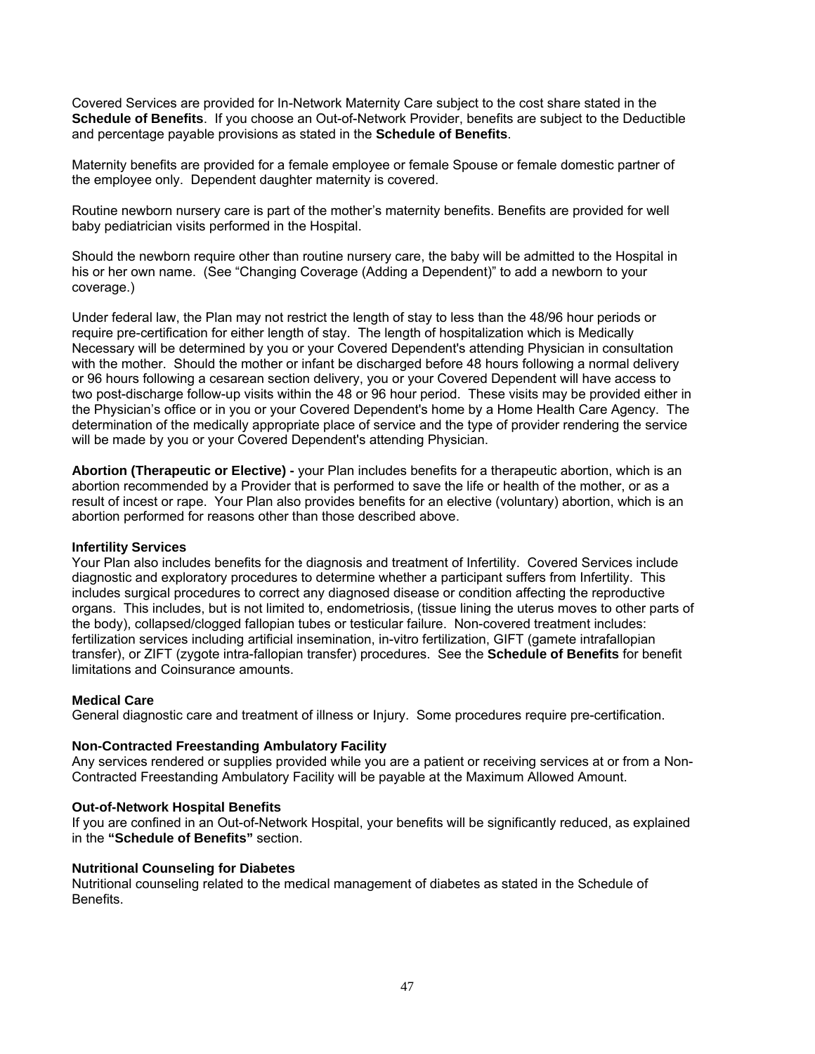Covered Services are provided for In-Network Maternity Care subject to the cost share stated in the **Schedule of Benefits**. If you choose an Out-of-Network Provider, benefits are subject to the Deductible and percentage payable provisions as stated in the **Schedule of Benefits**.

Maternity benefits are provided for a female employee or female Spouse or female domestic partner of the employee only. Dependent daughter maternity is covered.

Routine newborn nursery care is part of the mother's maternity benefits. Benefits are provided for well baby pediatrician visits performed in the Hospital.

Should the newborn require other than routine nursery care, the baby will be admitted to the Hospital in his or her own name. (See "Changing Coverage (Adding a Dependent)" to add a newborn to your coverage.)

Under federal law, the Plan may not restrict the length of stay to less than the 48/96 hour periods or require pre-certification for either length of stay. The length of hospitalization which is Medically Necessary will be determined by you or your Covered Dependent's attending Physician in consultation with the mother. Should the mother or infant be discharged before 48 hours following a normal delivery or 96 hours following a cesarean section delivery, you or your Covered Dependent will have access to two post-discharge follow-up visits within the 48 or 96 hour period. These visits may be provided either in the Physician's office or in you or your Covered Dependent's home by a Home Health Care Agency. The determination of the medically appropriate place of service and the type of provider rendering the service will be made by you or your Covered Dependent's attending Physician.

**Abortion (Therapeutic or Elective) -** your Plan includes benefits for a therapeutic abortion, which is an abortion recommended by a Provider that is performed to save the life or health of the mother, or as a result of incest or rape. Your Plan also provides benefits for an elective (voluntary) abortion, which is an abortion performed for reasons other than those described above.

**Infertility Services**

Your Plan also includes benefits for the diagnosis and treatment of Infertility. Covered Services include diagnostic and exploratory procedures to determine whether a participant suffers from Infertility. This includes surgical procedures to correct any diagnosed disease or condition affecting the reproductive organs. This includes, but is not limited to, endometriosis, (tissue lining the uterus moves to other parts of the body), collapsed/clogged fallopian tubes or testicular failure. Non-covered treatment includes: fertilization services including artificial insemination, in-vitro fertilization, GIFT (gamete intrafallopian transfer), or ZIFT (zygote intra-fallopian transfer) procedures. See the **Schedule of Benefits** for benefit limitations and Coinsurance amounts.

**Medical Care**

General diagnostic care and treatment of illness or Injury. Some procedures require pre-certification.

**Non-Contracted Freestanding Ambulatory Facility**

Any services rendered or supplies provided while you are a patient or receiving services at or from a Non-Contracted Freestanding Ambulatory Facility will be payable at the Maximum Allowed Amount.

**Out-of-Network Hospital Benefits**

If you are confined in an Out-of-Network Hospital, your benefits will be significantly reduced, as explained in the **"Schedule of Benefits"** section.

**Nutritional Counseling for Diabetes**

Nutritional counseling related to the medical management of diabetes as stated in the Schedule of Benefits.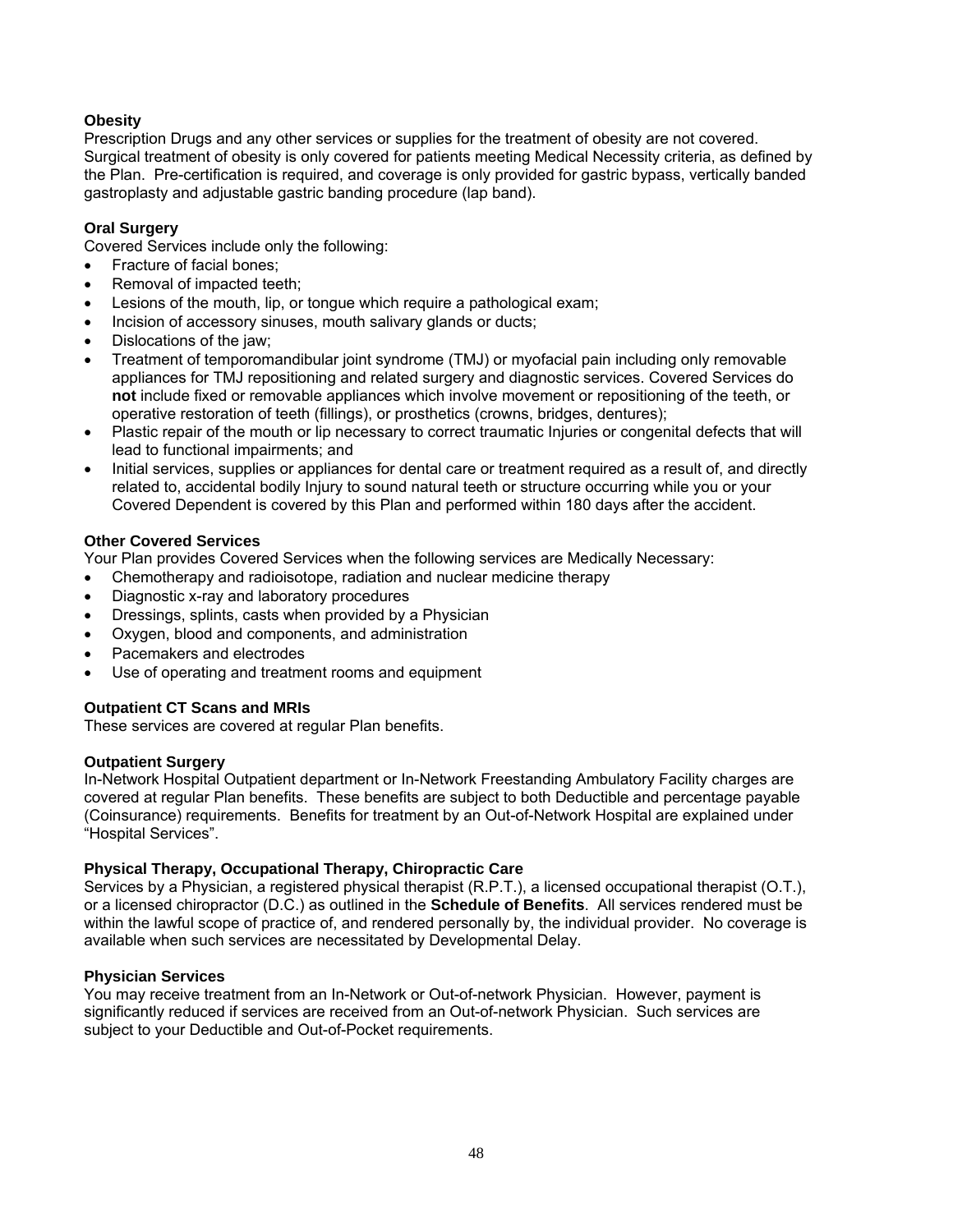**Obesity**
Prescription Drugs and any other services or supplies for the treatment of obesity are not covered. Surgical treatment of obesity is only covered for patients meeting Medical Necessity criteria, as defined by the Plan. Pre-certification is required, and coverage is only provided for gastric bypass, vertically banded gastroplasty and adjustable gastric banding procedure (lap band).

**Oral Surgery**
Covered Services include only the following:

- Fracture of facial bones;
- Removal of impacted teeth;
- Lesions of the mouth, lip, or tongue which require a pathological exam;
- Incision of accessory sinuses, mouth salivary glands or ducts;
- Dislocations of the jaw;
- Treatment of temporomandibular joint syndrome (TMJ) or myofacial pain including only removable appliances for TMJ repositioning and related surgery and diagnostic services. Covered Services do **not** include fixed or removable appliances which involve movement or repositioning of the teeth, or operative restoration of teeth (fillings), or prosthetics (crowns, bridges, dentures);
- Plastic repair of the mouth or lip necessary to correct traumatic Injuries or congenital defects that will lead to functional impairments; and
- Initial services, supplies or appliances for dental care or treatment required as a result of, and directly related to, accidental bodily Injury to sound natural teeth or structure occurring while you or your Covered Dependent is covered by this Plan and performed within 180 days after the accident.

**Other Covered Services**
Your Plan provides Covered Services when the following services are Medically Necessary:

- Chemotherapy and radioisotope, radiation and nuclear medicine therapy
- Diagnostic x-ray and laboratory procedures
- Dressings, splints, casts when provided by a Physician
- Oxygen, blood and components, and administration
- Pacemakers and electrodes
- Use of operating and treatment rooms and equipment

**Outpatient CT Scans and MRIs**
These services are covered at regular Plan benefits.

**Outpatient Surgery**
In-Network Hospital Outpatient department or In-Network Freestanding Ambulatory Facility charges are covered at regular Plan benefits. These benefits are subject to both Deductible and percentage payable (Coinsurance) requirements. Benefits for treatment by an Out-of-Network Hospital are explained under "Hospital Services".

**Physical Therapy, Occupational Therapy, Chiropractic Care**
Services by a Physician, a registered physical therapist (R.P.T.), a licensed occupational therapist (O.T.), or a licensed chiropractor (D.C.) as outlined in the **Schedule of Benefits**. All services rendered must be within the lawful scope of practice of, and rendered personally by, the individual provider. No coverage is available when such services are necessitated by Developmental Delay.

**Physician Services**
You may receive treatment from an In-Network or Out-of-network Physician. However, payment is significantly reduced if services are received from an Out-of-network Physician. Such services are subject to your Deductible and Out-of-Pocket requirements.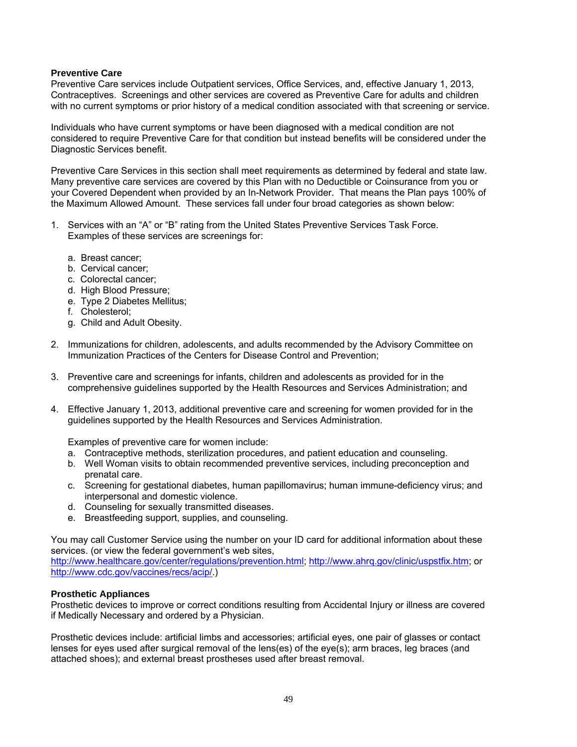**Preventive Care**

Preventive Care services include Outpatient services, Office Services, and, effective January 1, 2013, Contraceptives. Screenings and other services are covered as Preventive Care for adults and children with no current symptoms or prior history of a medical condition associated with that screening or service.

Individuals who have current symptoms or have been diagnosed with a medical condition are not considered to require Preventive Care for that condition but instead benefits will be considered under the Diagnostic Services benefit.

Preventive Care Services in this section shall meet requirements as determined by federal and state law. Many preventive care services are covered by this Plan with no Deductible or Coinsurance from you or your Covered Dependent when provided by an In-Network Provider. That means the Plan pays 100% of the Maximum Allowed Amount. These services fall under four broad categories as shown below:

1. Services with an "A" or "B" rating from the United States Preventive Services Task Force. Examples of these services are screenings for:

   a. Breast cancer;
   b. Cervical cancer;
   c. Colorectal cancer;
   d. High Blood Pressure;
   e. Type 2 Diabetes Mellitus;
   f. Cholesterol;
   g. Child and Adult Obesity.

2. Immunizations for children, adolescents, and adults recommended by the Advisory Committee on Immunization Practices of the Centers for Disease Control and Prevention;

3. Preventive care and screenings for infants, children and adolescents as provided for in the comprehensive guidelines supported by the Health Resources and Services Administration; and

4. Effective January 1, 2013, additional preventive care and screening for women provided for in the guidelines supported by the Health Resources and Services Administration.

   Examples of preventive care for women include:

   a. Contraceptive methods, sterilization procedures, and patient education and counseling.
   b. Well Woman visits to obtain recommended preventive services, including preconception and prenatal care.
   c. Screening for gestational diabetes, human papillomavirus; human immune-deficiency virus; and interpersonal and domestic violence.
   d. Counseling for sexually transmitted diseases.
   e. Breastfeeding support, supplies, and counseling.

You may call Customer Service using the number on your ID card for additional information about these services. (or view the federal government's web sites, http://www.healthcare.gov/center/regulations/prevention.html; http://www.ahrq.gov/clinic/uspstfix.htm; or http://www.cdc.gov/vaccines/recs/acip/.)

**Prosthetic Appliances**

Prosthetic devices to improve or correct conditions resulting from Accidental Injury or illness are covered if Medically Necessary and ordered by a Physician.

Prosthetic devices include: artificial limbs and accessories; artificial eyes, one pair of glasses or contact lenses for eyes used after surgical removal of the lens(es) of the eye(s); arm braces, leg braces (and attached shoes); and external breast prostheses used after breast removal.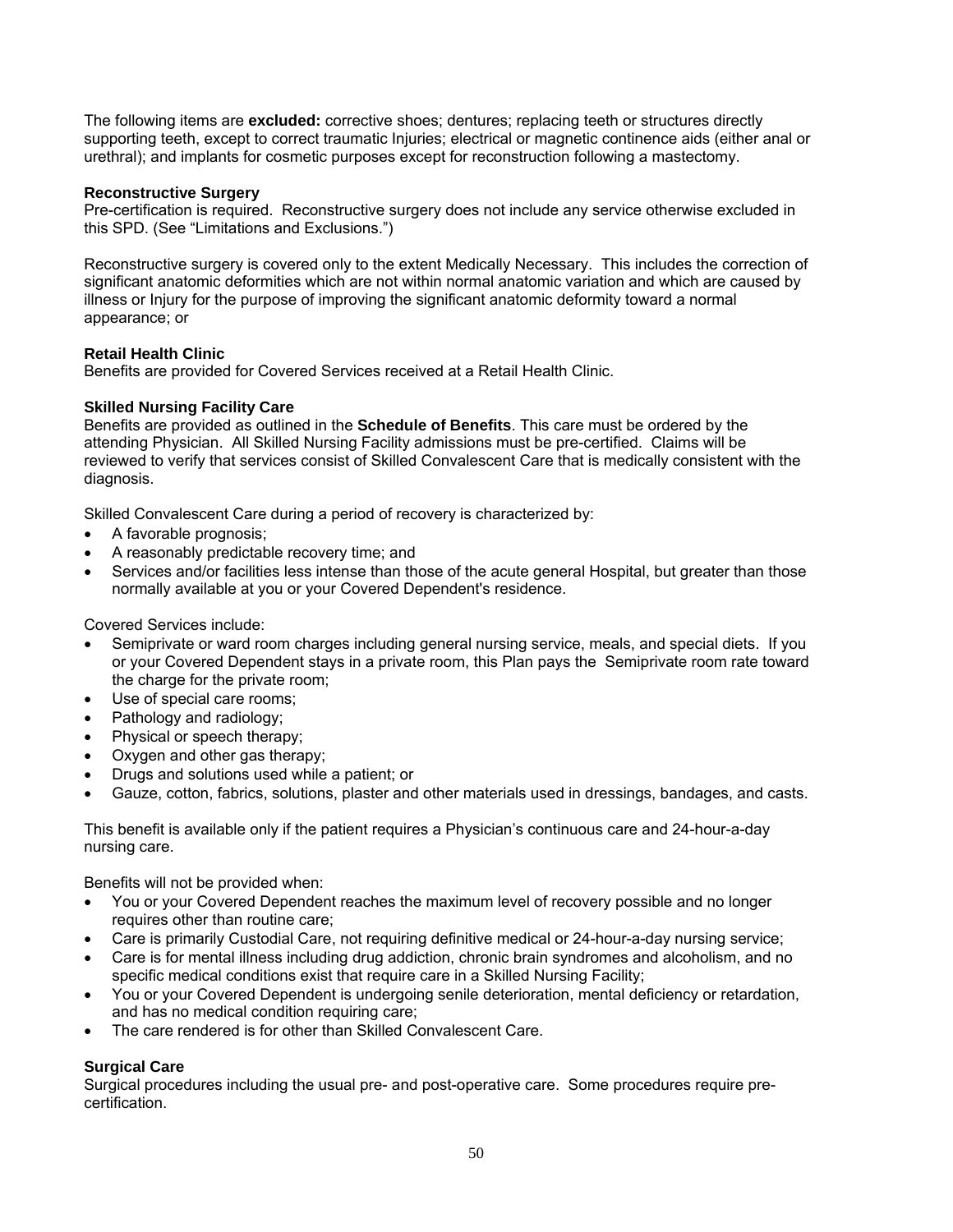The following items are **excluded:** corrective shoes; dentures; replacing teeth or structures directly supporting teeth, except to correct traumatic Injuries; electrical or magnetic continence aids (either anal or urethral); and implants for cosmetic purposes except for reconstruction following a mastectomy.

**Reconstructive Surgery**
Pre-certification is required. Reconstructive surgery does not include any service otherwise excluded in this SPD. (See "Limitations and Exclusions.")

Reconstructive surgery is covered only to the extent Medically Necessary. This includes the correction of significant anatomic deformities which are not within normal anatomic variation and which are caused by illness or Injury for the purpose of improving the significant anatomic deformity toward a normal appearance; or

**Retail Health Clinic**
Benefits are provided for Covered Services received at a Retail Health Clinic.

**Skilled Nursing Facility Care**
Benefits are provided as outlined in the **Schedule of Benefits**. This care must be ordered by the attending Physician. All Skilled Nursing Facility admissions must be pre-certified. Claims will be reviewed to verify that services consist of Skilled Convalescent Care that is medically consistent with the diagnosis.

Skilled Convalescent Care during a period of recovery is characterized by:

- A favorable prognosis;
- A reasonably predictable recovery time; and
- Services and/or facilities less intense than those of the acute general Hospital, but greater than those normally available at you or your Covered Dependent's residence.

Covered Services include:

- Semiprivate or ward room charges including general nursing service, meals, and special diets. If you or your Covered Dependent stays in a private room, this Plan pays the Semiprivate room rate toward the charge for the private room;
- Use of special care rooms;
- Pathology and radiology;
- Physical or speech therapy;
- Oxygen and other gas therapy;
- Drugs and solutions used while a patient; or
- Gauze, cotton, fabrics, solutions, plaster and other materials used in dressings, bandages, and casts.

This benefit is available only if the patient requires a Physician's continuous care and 24-hour-a-day nursing care.

Benefits will not be provided when:

- You or your Covered Dependent reaches the maximum level of recovery possible and no longer requires other than routine care;
- Care is primarily Custodial Care, not requiring definitive medical or 24-hour-a-day nursing service;
- Care is for mental illness including drug addiction, chronic brain syndromes and alcoholism, and no specific medical conditions exist that require care in a Skilled Nursing Facility;
- You or your Covered Dependent is undergoing senile deterioration, mental deficiency or retardation, and has no medical condition requiring care;
- The care rendered is for other than Skilled Convalescent Care.

**Surgical Care**
Surgical procedures including the usual pre- and post-operative care. Some procedures require pre-certification.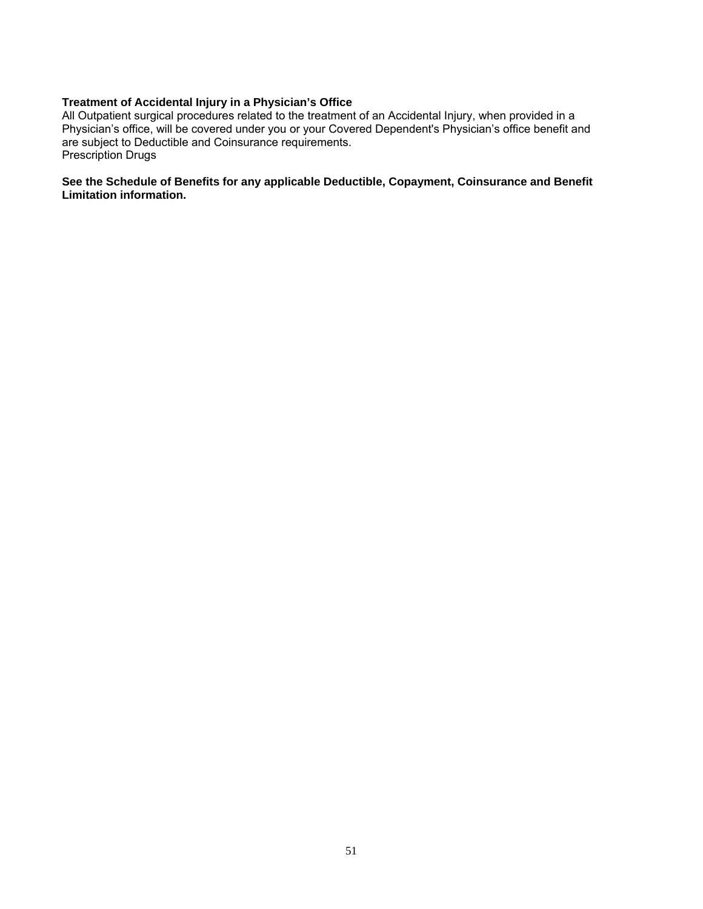**Treatment of Accidental Injury in a Physician's Office**
All Outpatient surgical procedures related to the treatment of an Accidental Injury, when provided in a Physician's office, will be covered under you or your Covered Dependent's Physician's office benefit and are subject to Deductible and Coinsurance requirements.
Prescription Drugs

**See the Schedule of Benefits for any applicable Deductible, Copayment, Coinsurance and Benefit Limitation information.**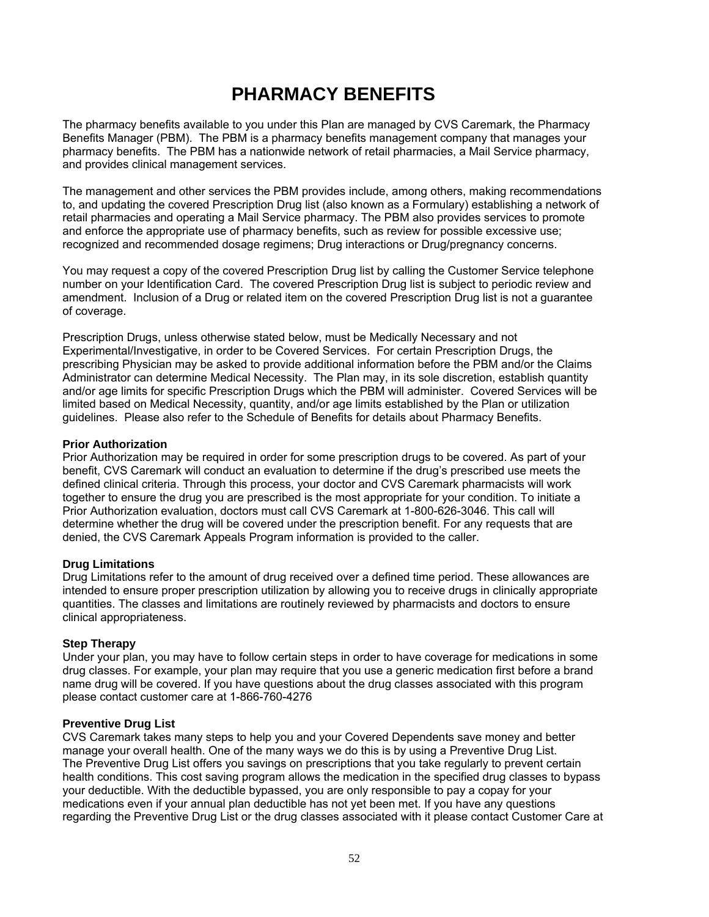# PHARMACY BENEFITS

The pharmacy benefits available to you under this Plan are managed by CVS Caremark, the Pharmacy Benefits Manager (PBM). The PBM is a pharmacy benefits management company that manages your pharmacy benefits. The PBM has a nationwide network of retail pharmacies, a Mail Service pharmacy, and provides clinical management services.

The management and other services the PBM provides include, among others, making recommendations to, and updating the covered Prescription Drug list (also known as a Formulary) establishing a network of retail pharmacies and operating a Mail Service pharmacy. The PBM also provides services to promote and enforce the appropriate use of pharmacy benefits, such as review for possible excessive use; recognized and recommended dosage regimens; Drug interactions or Drug/pregnancy concerns.

You may request a copy of the covered Prescription Drug list by calling the Customer Service telephone number on your Identification Card. The covered Prescription Drug list is subject to periodic review and amendment. Inclusion of a Drug or related item on the covered Prescription Drug list is not a guarantee of coverage.

Prescription Drugs, unless otherwise stated below, must be Medically Necessary and not Experimental/Investigative, in order to be Covered Services. For certain Prescription Drugs, the prescribing Physician may be asked to provide additional information before the PBM and/or the Claims Administrator can determine Medical Necessity. The Plan may, in its sole discretion, establish quantity and/or age limits for specific Prescription Drugs which the PBM will administer. Covered Services will be limited based on Medical Necessity, quantity, and/or age limits established by the Plan or utilization guidelines. Please also refer to the Schedule of Benefits for details about Pharmacy Benefits.

**Prior Authorization**
Prior Authorization may be required in order for some prescription drugs to be covered. As part of your benefit, CVS Caremark will conduct an evaluation to determine if the drug's prescribed use meets the defined clinical criteria. Through this process, your doctor and CVS Caremark pharmacists will work together to ensure the drug you are prescribed is the most appropriate for your condition. To initiate a Prior Authorization evaluation, doctors must call CVS Caremark at 1-800-626-3046. This call will determine whether the drug will be covered under the prescription benefit. For any requests that are denied, the CVS Caremark Appeals Program information is provided to the caller.

**Drug Limitations**
Drug Limitations refer to the amount of drug received over a defined time period. These allowances are intended to ensure proper prescription utilization by allowing you to receive drugs in clinically appropriate quantities. The classes and limitations are routinely reviewed by pharmacists and doctors to ensure clinical appropriateness.

**Step Therapy**
Under your plan, you may have to follow certain steps in order to have coverage for medications in some drug classes. For example, your plan may require that you use a generic medication first before a brand name drug will be covered. If you have questions about the drug classes associated with this program please contact customer care at 1-866-760-4276

**Preventive Drug List**
CVS Caremark takes many steps to help you and your Covered Dependents save money and better manage your overall health. One of the many ways we do this is by using a Preventive Drug List.
The Preventive Drug List offers you savings on prescriptions that you take regularly to prevent certain health conditions. This cost saving program allows the medication in the specified drug classes to bypass your deductible. With the deductible bypassed, you are only responsible to pay a copay for your medications even if your annual plan deductible has not yet been met. If you have any questions regarding the Preventive Drug List or the drug classes associated with it please contact Customer Care at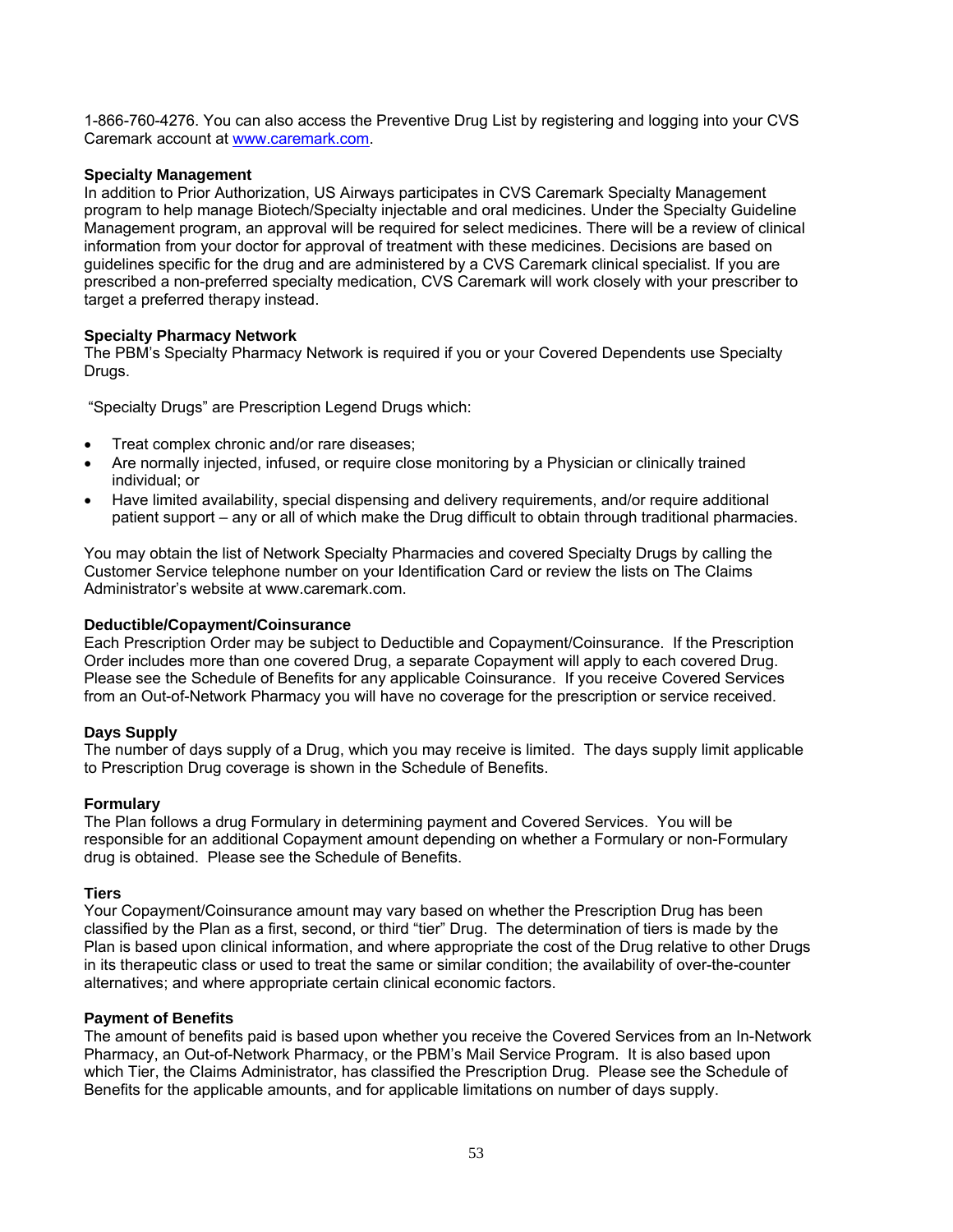1-866-760-4276. You can also access the Preventive Drug List by registering and logging into your CVS Caremark account at www.caremark.com.

**Specialty Management**

In addition to Prior Authorization, US Airways participates in CVS Caremark Specialty Management program to help manage Biotech/Specialty injectable and oral medicines. Under the Specialty Guideline Management program, an approval will be required for select medicines. There will be a review of clinical information from your doctor for approval of treatment with these medicines. Decisions are based on guidelines specific for the drug and are administered by a CVS Caremark clinical specialist. If you are prescribed a non-preferred specialty medication, CVS Caremark will work closely with your prescriber to target a preferred therapy instead.

**Specialty Pharmacy Network**

The PBM's Specialty Pharmacy Network is required if you or your Covered Dependents use Specialty Drugs.

"Specialty Drugs" are Prescription Legend Drugs which:

- Treat complex chronic and/or rare diseases;
- Are normally injected, infused, or require close monitoring by a Physician or clinically trained individual; or
- Have limited availability, special dispensing and delivery requirements, and/or require additional patient support – any or all of which make the Drug difficult to obtain through traditional pharmacies.

You may obtain the list of Network Specialty Pharmacies and covered Specialty Drugs by calling the Customer Service telephone number on your Identification Card or review the lists on The Claims Administrator's website at www.caremark.com.

**Deductible/Copayment/Coinsurance**

Each Prescription Order may be subject to Deductible and Copayment/Coinsurance. If the Prescription Order includes more than one covered Drug, a separate Copayment will apply to each covered Drug. Please see the Schedule of Benefits for any applicable Coinsurance. If you receive Covered Services from an Out-of-Network Pharmacy you will have no coverage for the prescription or service received.

**Days Supply**

The number of days supply of a Drug, which you may receive is limited. The days supply limit applicable to Prescription Drug coverage is shown in the Schedule of Benefits.

**Formulary**

The Plan follows a drug Formulary in determining payment and Covered Services. You will be responsible for an additional Copayment amount depending on whether a Formulary or non-Formulary drug is obtained. Please see the Schedule of Benefits.

**Tiers**

Your Copayment/Coinsurance amount may vary based on whether the Prescription Drug has been classified by the Plan as a first, second, or third "tier" Drug. The determination of tiers is made by the Plan is based upon clinical information, and where appropriate the cost of the Drug relative to other Drugs in its therapeutic class or used to treat the same or similar condition; the availability of over-the-counter alternatives; and where appropriate certain clinical economic factors.

**Payment of Benefits**

The amount of benefits paid is based upon whether you receive the Covered Services from an In-Network Pharmacy, an Out-of-Network Pharmacy, or the PBM's Mail Service Program. It is also based upon which Tier, the Claims Administrator, has classified the Prescription Drug. Please see the Schedule of Benefits for the applicable amounts, and for applicable limitations on number of days supply.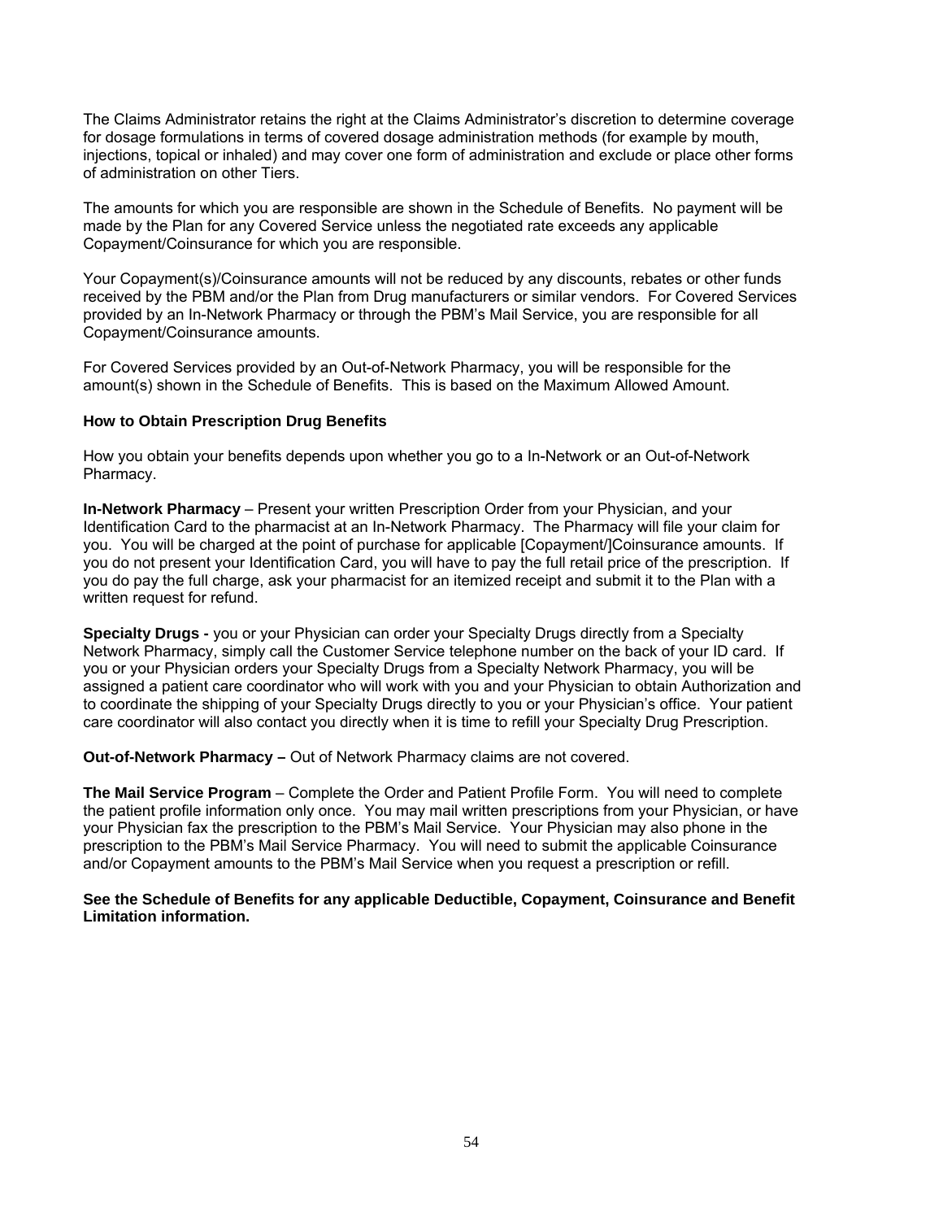The Claims Administrator retains the right at the Claims Administrator's discretion to determine coverage for dosage formulations in terms of covered dosage administration methods (for example by mouth, injections, topical or inhaled) and may cover one form of administration and exclude or place other forms of administration on other Tiers.

The amounts for which you are responsible are shown in the Schedule of Benefits. No payment will be made by the Plan for any Covered Service unless the negotiated rate exceeds any applicable Copayment/Coinsurance for which you are responsible.

Your Copayment(s)/Coinsurance amounts will not be reduced by any discounts, rebates or other funds received by the PBM and/or the Plan from Drug manufacturers or similar vendors. For Covered Services provided by an In-Network Pharmacy or through the PBM's Mail Service, you are responsible for all Copayment/Coinsurance amounts.

For Covered Services provided by an Out-of-Network Pharmacy, you will be responsible for the amount(s) shown in the Schedule of Benefits. This is based on the Maximum Allowed Amount.

**How to Obtain Prescription Drug Benefits**

How you obtain your benefits depends upon whether you go to a In-Network or an Out-of-Network Pharmacy.

**In-Network Pharmacy** – Present your written Prescription Order from your Physician, and your Identification Card to the pharmacist at an In-Network Pharmacy. The Pharmacy will file your claim for you. You will be charged at the point of purchase for applicable [Copayment/]Coinsurance amounts. If you do not present your Identification Card, you will have to pay the full retail price of the prescription. If you do pay the full charge, ask your pharmacist for an itemized receipt and submit it to the Plan with a written request for refund.

**Specialty Drugs -** you or your Physician can order your Specialty Drugs directly from a Specialty Network Pharmacy, simply call the Customer Service telephone number on the back of your ID card. If you or your Physician orders your Specialty Drugs from a Specialty Network Pharmacy, you will be assigned a patient care coordinator who will work with you and your Physician to obtain Authorization and to coordinate the shipping of your Specialty Drugs directly to you or your Physician's office. Your patient care coordinator will also contact you directly when it is time to refill your Specialty Drug Prescription.

**Out-of-Network Pharmacy –** Out of Network Pharmacy claims are not covered.

**The Mail Service Program** – Complete the Order and Patient Profile Form. You will need to complete the patient profile information only once. You may mail written prescriptions from your Physician, or have your Physician fax the prescription to the PBM's Mail Service. Your Physician may also phone in the prescription to the PBM's Mail Service Pharmacy. You will need to submit the applicable Coinsurance and/or Copayment amounts to the PBM's Mail Service when you request a prescription or refill.

**See the Schedule of Benefits for any applicable Deductible, Copayment, Coinsurance and Benefit Limitation information.**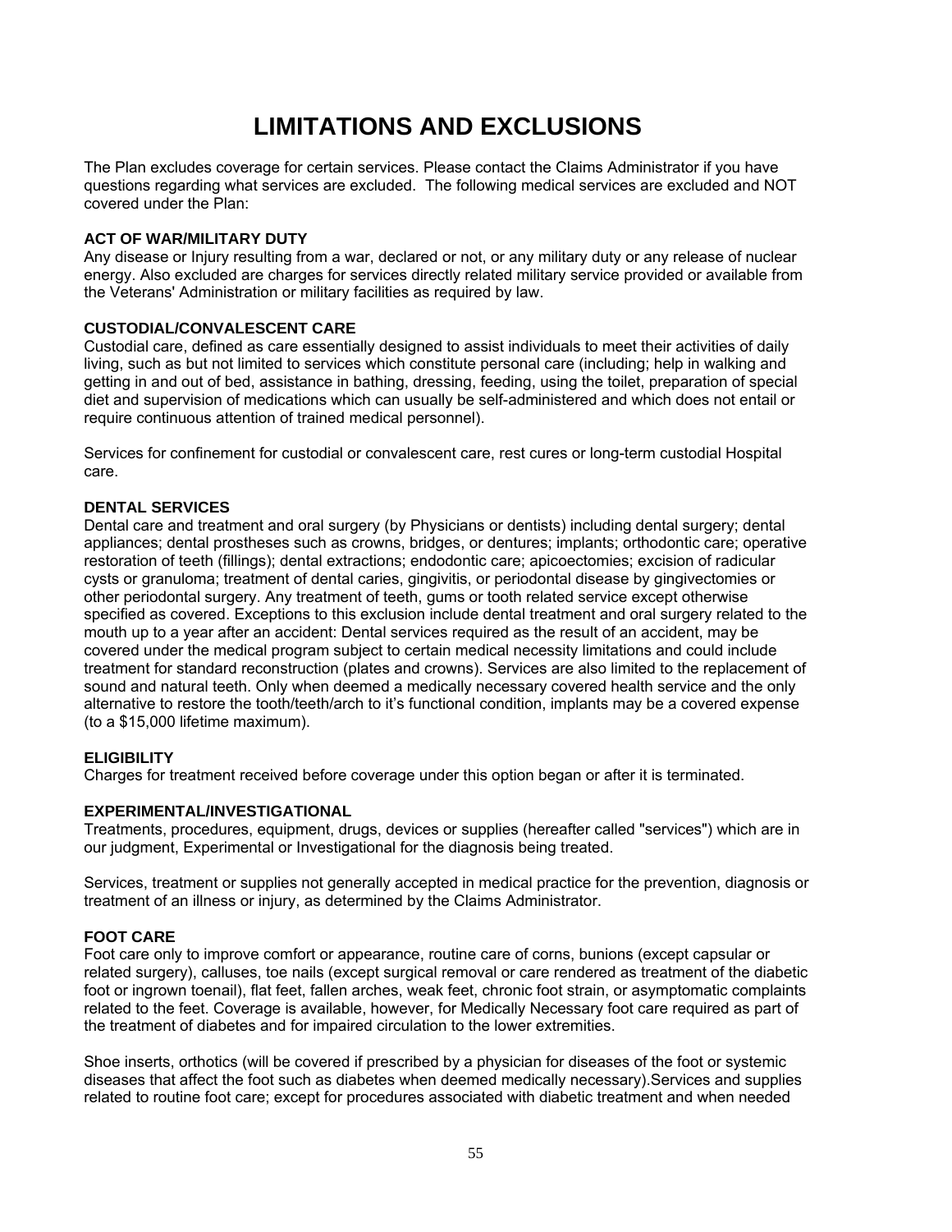# LIMITATIONS AND EXCLUSIONS

The Plan excludes coverage for certain services. Please contact the Claims Administrator if you have questions regarding what services are excluded. The following medical services are excluded and NOT covered under the Plan:

### ACT OF WAR/MILITARY DUTY

Any disease or Injury resulting from a war, declared or not, or any military duty or any release of nuclear energy. Also excluded are charges for services directly related military service provided or available from the Veterans' Administration or military facilities as required by law.

### CUSTODIAL/CONVALESCENT CARE

Custodial care, defined as care essentially designed to assist individuals to meet their activities of daily living, such as but not limited to services which constitute personal care (including; help in walking and getting in and out of bed, assistance in bathing, dressing, feeding, using the toilet, preparation of special diet and supervision of medications which can usually be self-administered and which does not entail or require continuous attention of trained medical personnel).

Services for confinement for custodial or convalescent care, rest cures or long-term custodial Hospital care.

### DENTAL SERVICES

Dental care and treatment and oral surgery (by Physicians or dentists) including dental surgery; dental appliances; dental prostheses such as crowns, bridges, or dentures; implants; orthodontic care; operative restoration of teeth (fillings); dental extractions; endodontic care; apicoectomies; excision of radicular cysts or granuloma; treatment of dental caries, gingivitis, or periodontal disease by gingivectomies or other periodontal surgery. Any treatment of teeth, gums or tooth related service except otherwise specified as covered. Exceptions to this exclusion include dental treatment and oral surgery related to the mouth up to a year after an accident: Dental services required as the result of an accident, may be covered under the medical program subject to certain medical necessity limitations and could include treatment for standard reconstruction (plates and crowns). Services are also limited to the replacement of sound and natural teeth. Only when deemed a medically necessary covered health service and the only alternative to restore the tooth/teeth/arch to it's functional condition, implants may be a covered expense (to a $15,000 lifetime maximum).

### ELIGIBILITY

Charges for treatment received before coverage under this option began or after it is terminated.

### EXPERIMENTAL/INVESTIGATIONAL

Treatments, procedures, equipment, drugs, devices or supplies (hereafter called "services") which are in our judgment, Experimental or Investigational for the diagnosis being treated.

Services, treatment or supplies not generally accepted in medical practice for the prevention, diagnosis or treatment of an illness or injury, as determined by the Claims Administrator.

### FOOT CARE

Foot care only to improve comfort or appearance, routine care of corns, bunions (except capsular or related surgery), calluses, toe nails (except surgical removal or care rendered as treatment of the diabetic foot or ingrown toenail), flat feet, fallen arches, weak feet, chronic foot strain, or asymptomatic complaints related to the feet. Coverage is available, however, for Medically Necessary foot care required as part of the treatment of diabetes and for impaired circulation to the lower extremities.

Shoe inserts, orthotics (will be covered if prescribed by a physician for diseases of the foot or systemic diseases that affect the foot such as diabetes when deemed medically necessary).Services and supplies related to routine foot care; except for procedures associated with diabetic treatment and when needed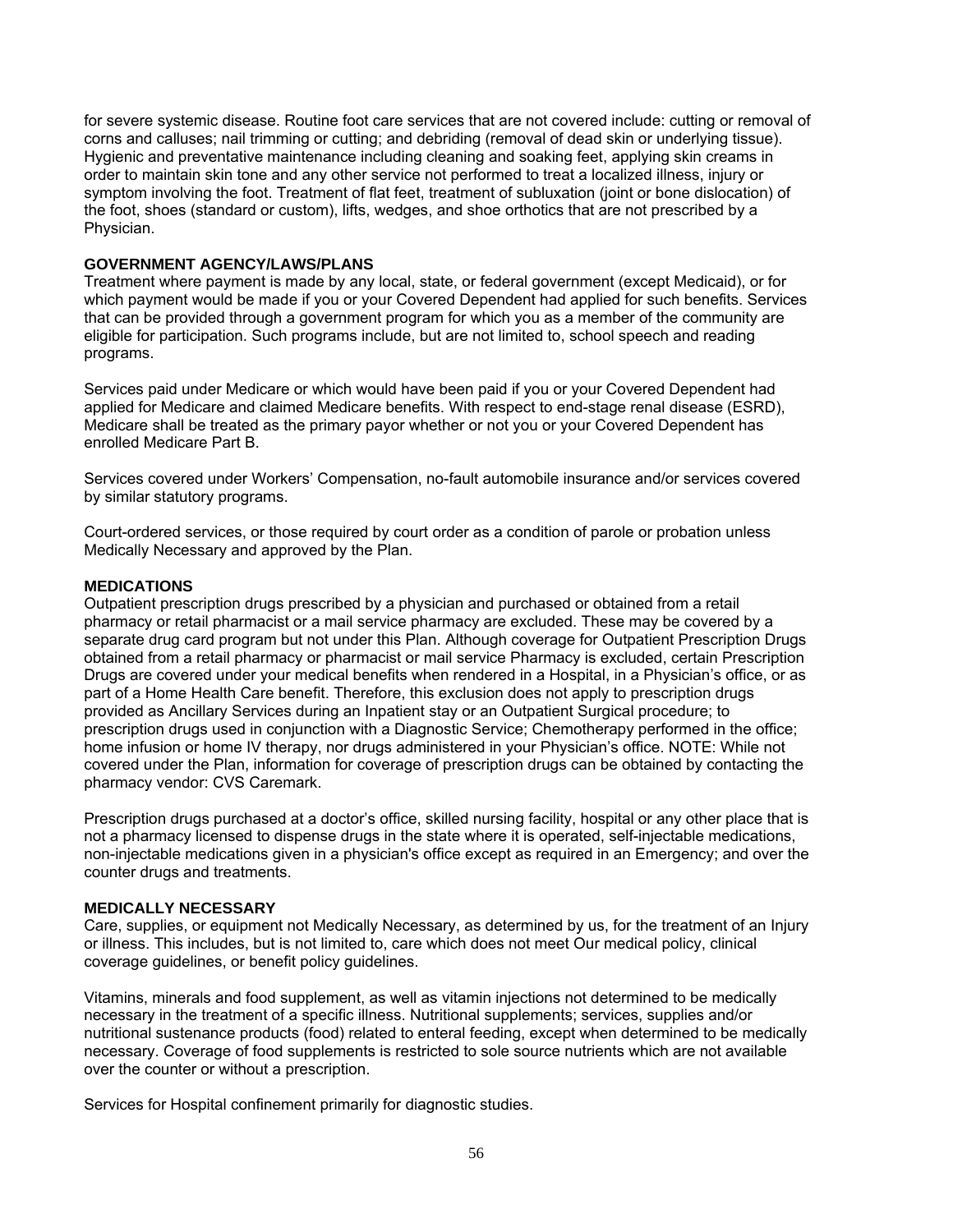for severe systemic disease. Routine foot care services that are not covered include: cutting or removal of corns and calluses; nail trimming or cutting; and debriding (removal of dead skin or underlying tissue). Hygienic and preventative maintenance including cleaning and soaking feet, applying skin creams in order to maintain skin tone and any other service not performed to treat a localized illness, injury or symptom involving the foot. Treatment of flat feet, treatment of subluxation (joint or bone dislocation) of the foot, shoes (standard or custom), lifts, wedges, and shoe orthotics that are not prescribed by a Physician.

**GOVERNMENT AGENCY/LAWS/PLANS**

Treatment where payment is made by any local, state, or federal government (except Medicaid), or for which payment would be made if you or your Covered Dependent had applied for such benefits. Services that can be provided through a government program for which you as a member of the community are eligible for participation. Such programs include, but are not limited to, school speech and reading programs.

Services paid under Medicare or which would have been paid if you or your Covered Dependent had applied for Medicare and claimed Medicare benefits. With respect to end-stage renal disease (ESRD), Medicare shall be treated as the primary payor whether or not you or your Covered Dependent has enrolled Medicare Part B.

Services covered under Workers' Compensation, no-fault automobile insurance and/or services covered by similar statutory programs.

Court-ordered services, or those required by court order as a condition of parole or probation unless Medically Necessary and approved by the Plan.

**MEDICATIONS**

Outpatient prescription drugs prescribed by a physician and purchased or obtained from a retail pharmacy or retail pharmacist or a mail service pharmacy are excluded. These may be covered by a separate drug card program but not under this Plan. Although coverage for Outpatient Prescription Drugs obtained from a retail pharmacy or pharmacist or mail service Pharmacy is excluded, certain Prescription Drugs are covered under your medical benefits when rendered in a Hospital, in a Physician's office, or as part of a Home Health Care benefit. Therefore, this exclusion does not apply to prescription drugs provided as Ancillary Services during an Inpatient stay or an Outpatient Surgical procedure; to prescription drugs used in conjunction with a Diagnostic Service; Chemotherapy performed in the office; home infusion or home IV therapy, nor drugs administered in your Physician's office. NOTE: While not covered under the Plan, information for coverage of prescription drugs can be obtained by contacting the pharmacy vendor: CVS Caremark.

Prescription drugs purchased at a doctor's office, skilled nursing facility, hospital or any other place that is not a pharmacy licensed to dispense drugs in the state where it is operated, self-injectable medications, non-injectable medications given in a physician's office except as required in an Emergency; and over the counter drugs and treatments.

**MEDICALLY NECESSARY**

Care, supplies, or equipment not Medically Necessary, as determined by us, for the treatment of an Injury or illness. This includes, but is not limited to, care which does not meet Our medical policy, clinical coverage guidelines, or benefit policy guidelines.

Vitamins, minerals and food supplement, as well as vitamin injections not determined to be medically necessary in the treatment of a specific illness. Nutritional supplements; services, supplies and/or nutritional sustenance products (food) related to enteral feeding, except when determined to be medically necessary. Coverage of food supplements is restricted to sole source nutrients which are not available over the counter or without a prescription.

Services for Hospital confinement primarily for diagnostic studies.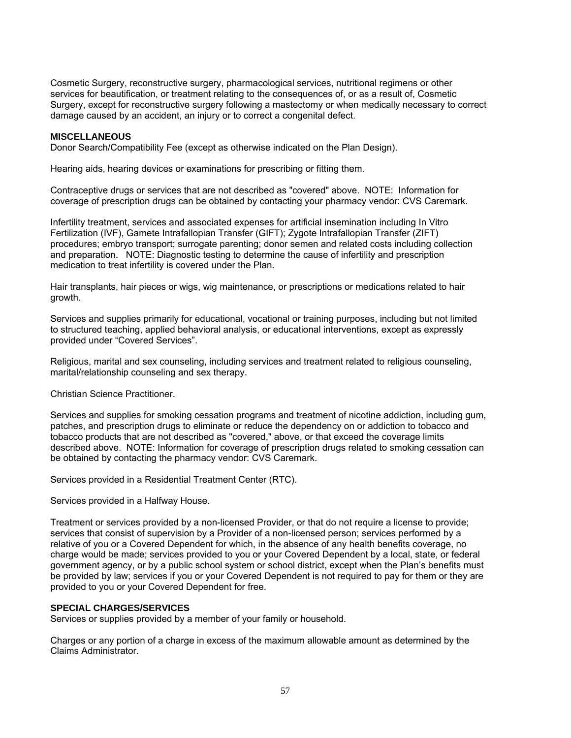Cosmetic Surgery, reconstructive surgery, pharmacological services, nutritional regimens or other services for beautification, or treatment relating to the consequences of, or as a result of, Cosmetic Surgery, except for reconstructive surgery following a mastectomy or when medically necessary to correct damage caused by an accident, an injury or to correct a congenital defect.

**MISCELLANEOUS**

Donor Search/Compatibility Fee (except as otherwise indicated on the Plan Design).

Hearing aids, hearing devices or examinations for prescribing or fitting them.

Contraceptive drugs or services that are not described as "covered" above. NOTE: Information for coverage of prescription drugs can be obtained by contacting your pharmacy vendor: CVS Caremark.

Infertility treatment, services and associated expenses for artificial insemination including In Vitro Fertilization (IVF), Gamete Intrafallopian Transfer (GIFT); Zygote Intrafallopian Transfer (ZIFT) procedures; embryo transport; surrogate parenting; donor semen and related costs including collection and preparation. NOTE: Diagnostic testing to determine the cause of infertility and prescription medication to treat infertility is covered under the Plan.

Hair transplants, hair pieces or wigs, wig maintenance, or prescriptions or medications related to hair growth.

Services and supplies primarily for educational, vocational or training purposes, including but not limited to structured teaching, applied behavioral analysis, or educational interventions, except as expressly provided under "Covered Services".

Religious, marital and sex counseling, including services and treatment related to religious counseling, marital/relationship counseling and sex therapy.

Christian Science Practitioner.

Services and supplies for smoking cessation programs and treatment of nicotine addiction, including gum, patches, and prescription drugs to eliminate or reduce the dependency on or addiction to tobacco and tobacco products that are not described as "covered," above, or that exceed the coverage limits described above. NOTE: Information for coverage of prescription drugs related to smoking cessation can be obtained by contacting the pharmacy vendor: CVS Caremark.

Services provided in a Residential Treatment Center (RTC).

Services provided in a Halfway House.

Treatment or services provided by a non-licensed Provider, or that do not require a license to provide; services that consist of supervision by a Provider of a non-licensed person; services performed by a relative of you or a Covered Dependent for which, in the absence of any health benefits coverage, no charge would be made; services provided to you or your Covered Dependent by a local, state, or federal government agency, or by a public school system or school district, except when the Plan's benefits must be provided by law; services if you or your Covered Dependent is not required to pay for them or they are provided to you or your Covered Dependent for free.

**SPECIAL CHARGES/SERVICES**

Services or supplies provided by a member of your family or household.

Charges or any portion of a charge in excess of the maximum allowable amount as determined by the Claims Administrator.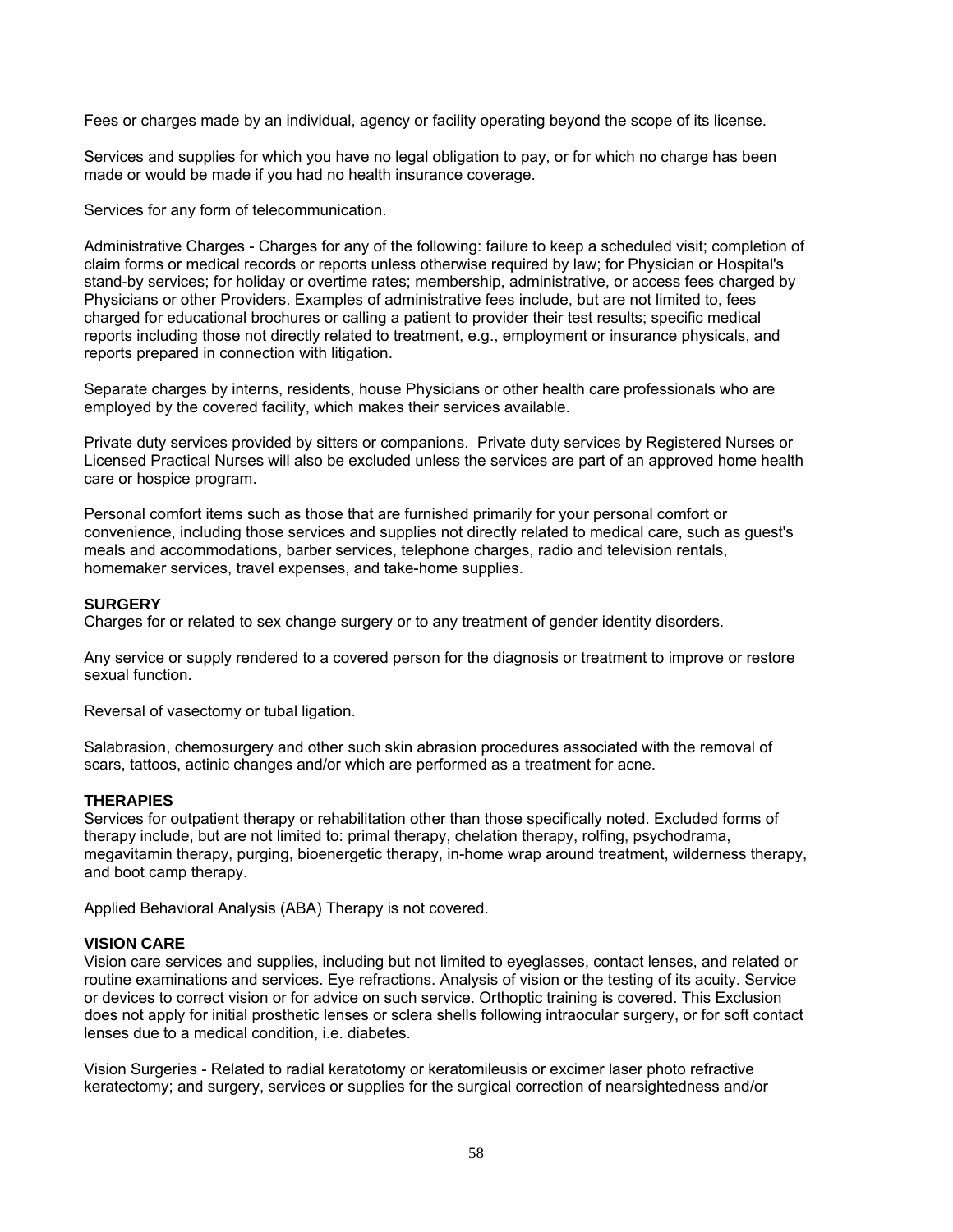Fees or charges made by an individual, agency or facility operating beyond the scope of its license.

Services and supplies for which you have no legal obligation to pay, or for which no charge has been made or would be made if you had no health insurance coverage.

Services for any form of telecommunication.

Administrative Charges - Charges for any of the following: failure to keep a scheduled visit; completion of claim forms or medical records or reports unless otherwise required by law; for Physician or Hospital's stand-by services; for holiday or overtime rates; membership, administrative, or access fees charged by Physicians or other Providers. Examples of administrative fees include, but are not limited to, fees charged for educational brochures or calling a patient to provider their test results; specific medical reports including those not directly related to treatment, e.g., employment or insurance physicals, and reports prepared in connection with litigation.

Separate charges by interns, residents, house Physicians or other health care professionals who are employed by the covered facility, which makes their services available.

Private duty services provided by sitters or companions. Private duty services by Registered Nurses or Licensed Practical Nurses will also be excluded unless the services are part of an approved home health care or hospice program.

Personal comfort items such as those that are furnished primarily for your personal comfort or convenience, including those services and supplies not directly related to medical care, such as guest's meals and accommodations, barber services, telephone charges, radio and television rentals, homemaker services, travel expenses, and take-home supplies.

**SURGERY**

Charges for or related to sex change surgery or to any treatment of gender identity disorders.

Any service or supply rendered to a covered person for the diagnosis or treatment to improve or restore sexual function.

Reversal of vasectomy or tubal ligation.

Salabrasion, chemosurgery and other such skin abrasion procedures associated with the removal of scars, tattoos, actinic changes and/or which are performed as a treatment for acne.

**THERAPIES**

Services for outpatient therapy or rehabilitation other than those specifically noted. Excluded forms of therapy include, but are not limited to: primal therapy, chelation therapy, rolfing, psychodrama, megavitamin therapy, purging, bioenergetic therapy, in-home wrap around treatment, wilderness therapy, and boot camp therapy.

Applied Behavioral Analysis (ABA) Therapy is not covered.

**VISION CARE**

Vision care services and supplies, including but not limited to eyeglasses, contact lenses, and related or routine examinations and services. Eye refractions. Analysis of vision or the testing of its acuity. Service or devices to correct vision or for advice on such service. Orthoptic training is covered. This Exclusion does not apply for initial prosthetic lenses or sclera shells following intraocular surgery, or for soft contact lenses due to a medical condition, i.e. diabetes.

Vision Surgeries - Related to radial keratotomy or keratomileusis or excimer laser photo refractive keratectomy; and surgery, services or supplies for the surgical correction of nearsightedness and/or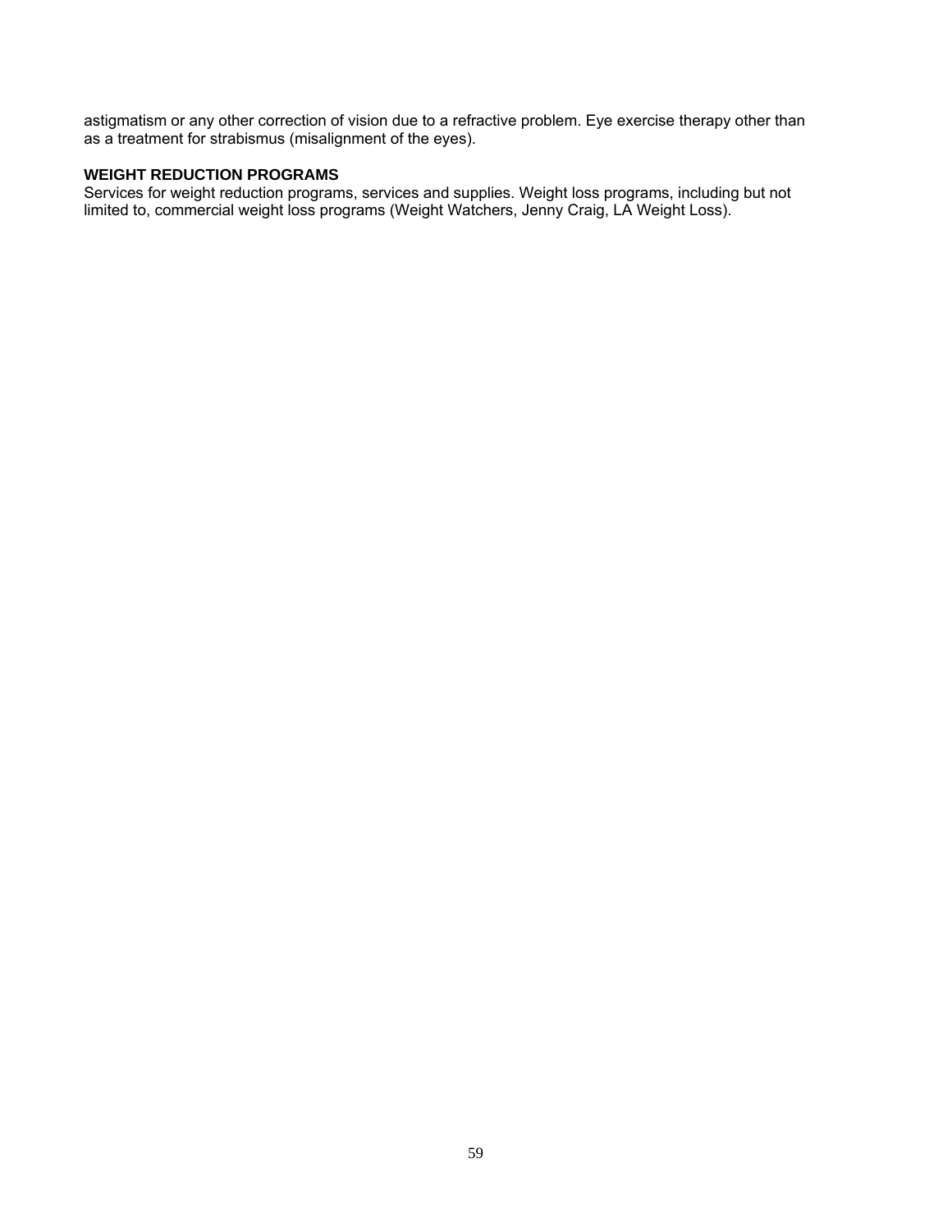astigmatism or any other correction of vision due to a refractive problem. Eye exercise therapy other than as a treatment for strabismus (misalignment of the eyes).

**WEIGHT REDUCTION PROGRAMS**

Services for weight reduction programs, services and supplies. Weight loss programs, including but not limited to, commercial weight loss programs (Weight Watchers, Jenny Craig, LA Weight Loss).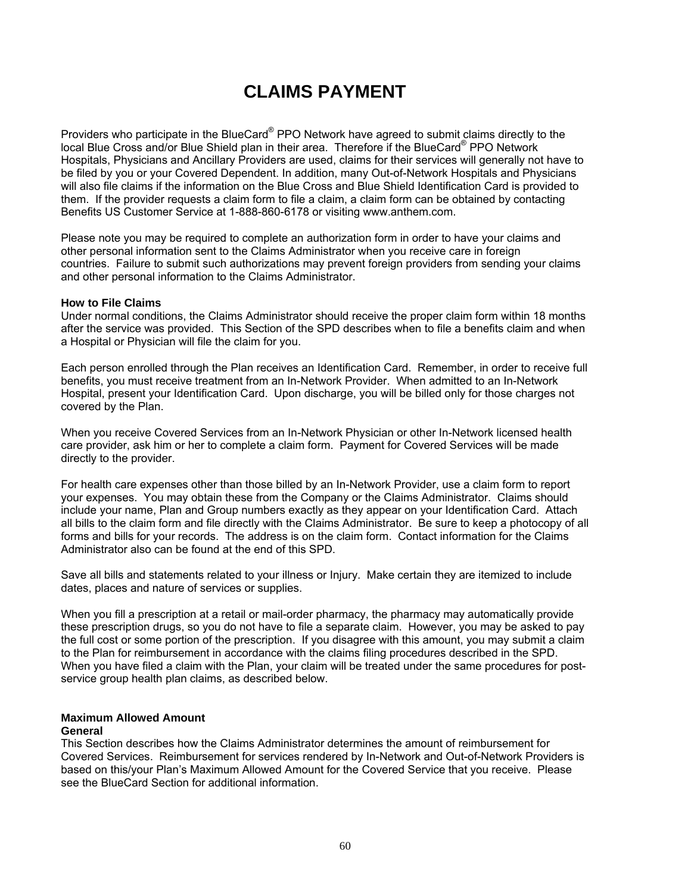# CLAIMS PAYMENT

Providers who participate in the BlueCard® PPO Network have agreed to submit claims directly to the local Blue Cross and/or Blue Shield plan in their area. Therefore if the BlueCard® PPO Network Hospitals, Physicians and Ancillary Providers are used, claims for their services will generally not have to be filed by you or your Covered Dependent. In addition, many Out-of-Network Hospitals and Physicians will also file claims if the information on the Blue Cross and Blue Shield Identification Card is provided to them. If the provider requests a claim form to file a claim, a claim form can be obtained by contacting Benefits US Customer Service at 1-888-860-6178 or visiting www.anthem.com.

Please note you may be required to complete an authorization form in order to have your claims and other personal information sent to the Claims Administrator when you receive care in foreign countries. Failure to submit such authorizations may prevent foreign providers from sending your claims and other personal information to the Claims Administrator.

**How to File Claims**
Under normal conditions, the Claims Administrator should receive the proper claim form within 18 months after the service was provided. This Section of the SPD describes when to file a benefits claim and when a Hospital or Physician will file the claim for you.

Each person enrolled through the Plan receives an Identification Card. Remember, in order to receive full benefits, you must receive treatment from an In-Network Provider. When admitted to an In-Network Hospital, present your Identification Card. Upon discharge, you will be billed only for those charges not covered by the Plan.

When you receive Covered Services from an In-Network Physician or other In-Network licensed health care provider, ask him or her to complete a claim form. Payment for Covered Services will be made directly to the provider.

For health care expenses other than those billed by an In-Network Provider, use a claim form to report your expenses. You may obtain these from the Company or the Claims Administrator. Claims should include your name, Plan and Group numbers exactly as they appear on your Identification Card. Attach all bills to the claim form and file directly with the Claims Administrator. Be sure to keep a photocopy of all forms and bills for your records. The address is on the claim form. Contact information for the Claims Administrator also can be found at the end of this SPD.

Save all bills and statements related to your illness or Injury. Make certain they are itemized to include dates, places and nature of services or supplies.

When you fill a prescription at a retail or mail-order pharmacy, the pharmacy may automatically provide these prescription drugs, so you do not have to file a separate claim. However, you may be asked to pay the full cost or some portion of the prescription. If you disagree with this amount, you may submit a claim to the Plan for reimbursement in accordance with the claims filing procedures described in the SPD. When you have filed a claim with the Plan, your claim will be treated under the same procedures for post-service group health plan claims, as described below.

**Maximum Allowed Amount**
**General**
This Section describes how the Claims Administrator determines the amount of reimbursement for Covered Services. Reimbursement for services rendered by In-Network and Out-of-Network Providers is based on this/your Plan's Maximum Allowed Amount for the Covered Service that you receive. Please see the BlueCard Section for additional information.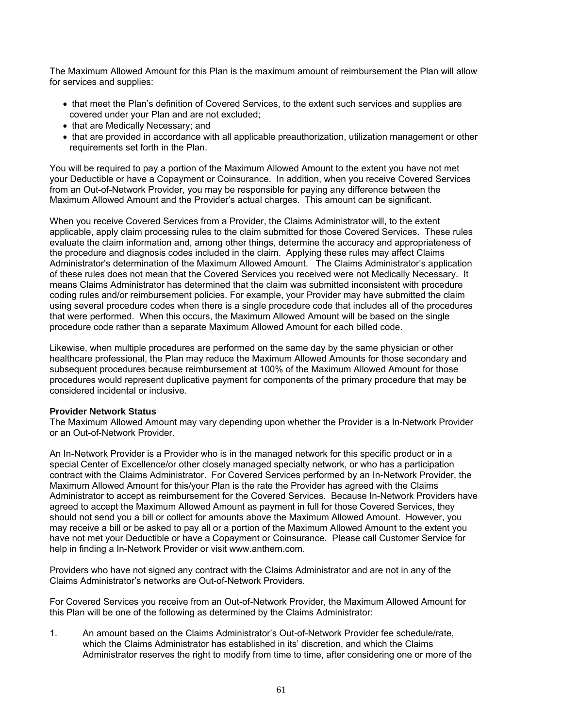The Maximum Allowed Amount for this Plan is the maximum amount of reimbursement the Plan will allow for services and supplies:

- that meet the Plan's definition of Covered Services, to the extent such services and supplies are covered under your Plan and are not excluded;
- that are Medically Necessary; and
- that are provided in accordance with all applicable preauthorization, utilization management or other requirements set forth in the Plan.

You will be required to pay a portion of the Maximum Allowed Amount to the extent you have not met your Deductible or have a Copayment or Coinsurance. In addition, when you receive Covered Services from an Out-of-Network Provider, you may be responsible for paying any difference between the Maximum Allowed Amount and the Provider's actual charges. This amount can be significant.

When you receive Covered Services from a Provider, the Claims Administrator will, to the extent applicable, apply claim processing rules to the claim submitted for those Covered Services. These rules evaluate the claim information and, among other things, determine the accuracy and appropriateness of the procedure and diagnosis codes included in the claim. Applying these rules may affect Claims Administrator's determination of the Maximum Allowed Amount. The Claims Administrator's application of these rules does not mean that the Covered Services you received were not Medically Necessary. It means Claims Administrator has determined that the claim was submitted inconsistent with procedure coding rules and/or reimbursement policies. For example, your Provider may have submitted the claim using several procedure codes when there is a single procedure code that includes all of the procedures that were performed. When this occurs, the Maximum Allowed Amount will be based on the single procedure code rather than a separate Maximum Allowed Amount for each billed code.

Likewise, when multiple procedures are performed on the same day by the same physician or other healthcare professional, the Plan may reduce the Maximum Allowed Amounts for those secondary and subsequent procedures because reimbursement at 100% of the Maximum Allowed Amount for those procedures would represent duplicative payment for components of the primary procedure that may be considered incidental or inclusive.

**Provider Network Status**

The Maximum Allowed Amount may vary depending upon whether the Provider is a In-Network Provider or an Out-of-Network Provider.

An In-Network Provider is a Provider who is in the managed network for this specific product or in a special Center of Excellence/or other closely managed specialty network, or who has a participation contract with the Claims Administrator. For Covered Services performed by an In-Network Provider, the Maximum Allowed Amount for this/your Plan is the rate the Provider has agreed with the Claims Administrator to accept as reimbursement for the Covered Services. Because In-Network Providers have agreed to accept the Maximum Allowed Amount as payment in full for those Covered Services, they should not send you a bill or collect for amounts above the Maximum Allowed Amount. However, you may receive a bill or be asked to pay all or a portion of the Maximum Allowed Amount to the extent you have not met your Deductible or have a Copayment or Coinsurance. Please call Customer Service for help in finding a In-Network Provider or visit www.anthem.com.

Providers who have not signed any contract with the Claims Administrator and are not in any of the Claims Administrator's networks are Out-of-Network Providers.

For Covered Services you receive from an Out-of-Network Provider, the Maximum Allowed Amount for this Plan will be one of the following as determined by the Claims Administrator:

1. An amount based on the Claims Administrator's Out-of-Network Provider fee schedule/rate, which the Claims Administrator has established in its' discretion, and which the Claims Administrator reserves the right to modify from time to time, after considering one or more of the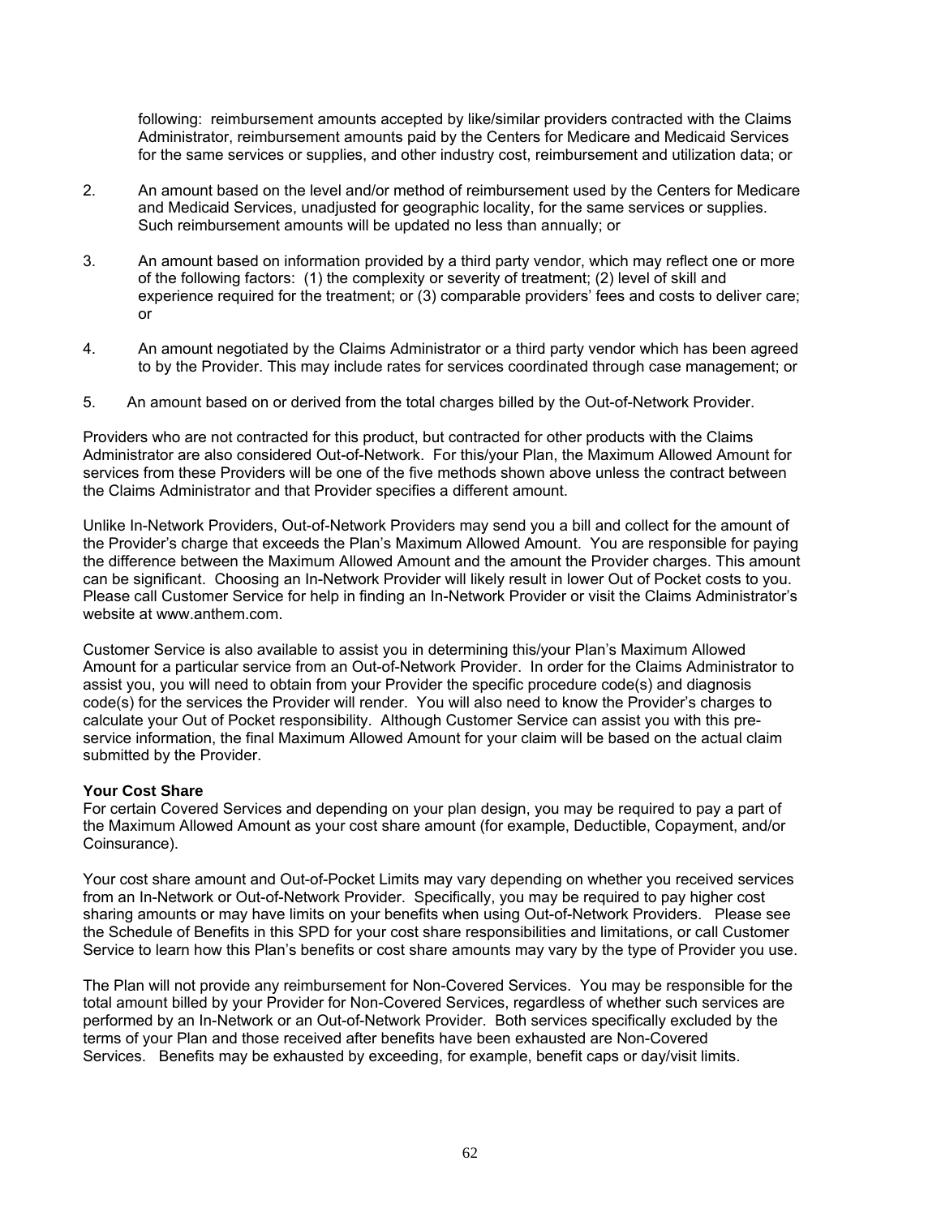following: reimbursement amounts accepted by like/similar providers contracted with the Claims Administrator, reimbursement amounts paid by the Centers for Medicare and Medicaid Services for the same services or supplies, and other industry cost, reimbursement and utilization data; or

2. An amount based on the level and/or method of reimbursement used by the Centers for Medicare and Medicaid Services, unadjusted for geographic locality, for the same services or supplies. Such reimbursement amounts will be updated no less than annually; or

3. An amount based on information provided by a third party vendor, which may reflect one or more of the following factors: (1) the complexity or severity of treatment; (2) level of skill and experience required for the treatment; or (3) comparable providers' fees and costs to deliver care; or

4. An amount negotiated by the Claims Administrator or a third party vendor which has been agreed to by the Provider. This may include rates for services coordinated through case management; or

5. An amount based on or derived from the total charges billed by the Out-of-Network Provider.

Providers who are not contracted for this product, but contracted for other products with the Claims Administrator are also considered Out-of-Network. For this/your Plan, the Maximum Allowed Amount for services from these Providers will be one of the five methods shown above unless the contract between the Claims Administrator and that Provider specifies a different amount.

Unlike In-Network Providers, Out-of-Network Providers may send you a bill and collect for the amount of the Provider's charge that exceeds the Plan's Maximum Allowed Amount. You are responsible for paying the difference between the Maximum Allowed Amount and the amount the Provider charges. This amount can be significant. Choosing an In-Network Provider will likely result in lower Out of Pocket costs to you. Please call Customer Service for help in finding an In-Network Provider or visit the Claims Administrator's website at www.anthem.com.

Customer Service is also available to assist you in determining this/your Plan's Maximum Allowed Amount for a particular service from an Out-of-Network Provider. In order for the Claims Administrator to assist you, you will need to obtain from your Provider the specific procedure code(s) and diagnosis code(s) for the services the Provider will render. You will also need to know the Provider's charges to calculate your Out of Pocket responsibility. Although Customer Service can assist you with this pre-service information, the final Maximum Allowed Amount for your claim will be based on the actual claim submitted by the Provider.

**Your Cost Share**
For certain Covered Services and depending on your plan design, you may be required to pay a part of the Maximum Allowed Amount as your cost share amount (for example, Deductible, Copayment, and/or Coinsurance).

Your cost share amount and Out-of-Pocket Limits may vary depending on whether you received services from an In-Network or Out-of-Network Provider. Specifically, you may be required to pay higher cost sharing amounts or may have limits on your benefits when using Out-of-Network Providers. Please see the Schedule of Benefits in this SPD for your cost share responsibilities and limitations, or call Customer Service to learn how this Plan's benefits or cost share amounts may vary by the type of Provider you use.

The Plan will not provide any reimbursement for Non-Covered Services. You may be responsible for the total amount billed by your Provider for Non-Covered Services, regardless of whether such services are performed by an In-Network or an Out-of-Network Provider. Both services specifically excluded by the terms of your Plan and those received after benefits have been exhausted are Non-Covered Services. Benefits may be exhausted by exceeding, for example, benefit caps or day/visit limits.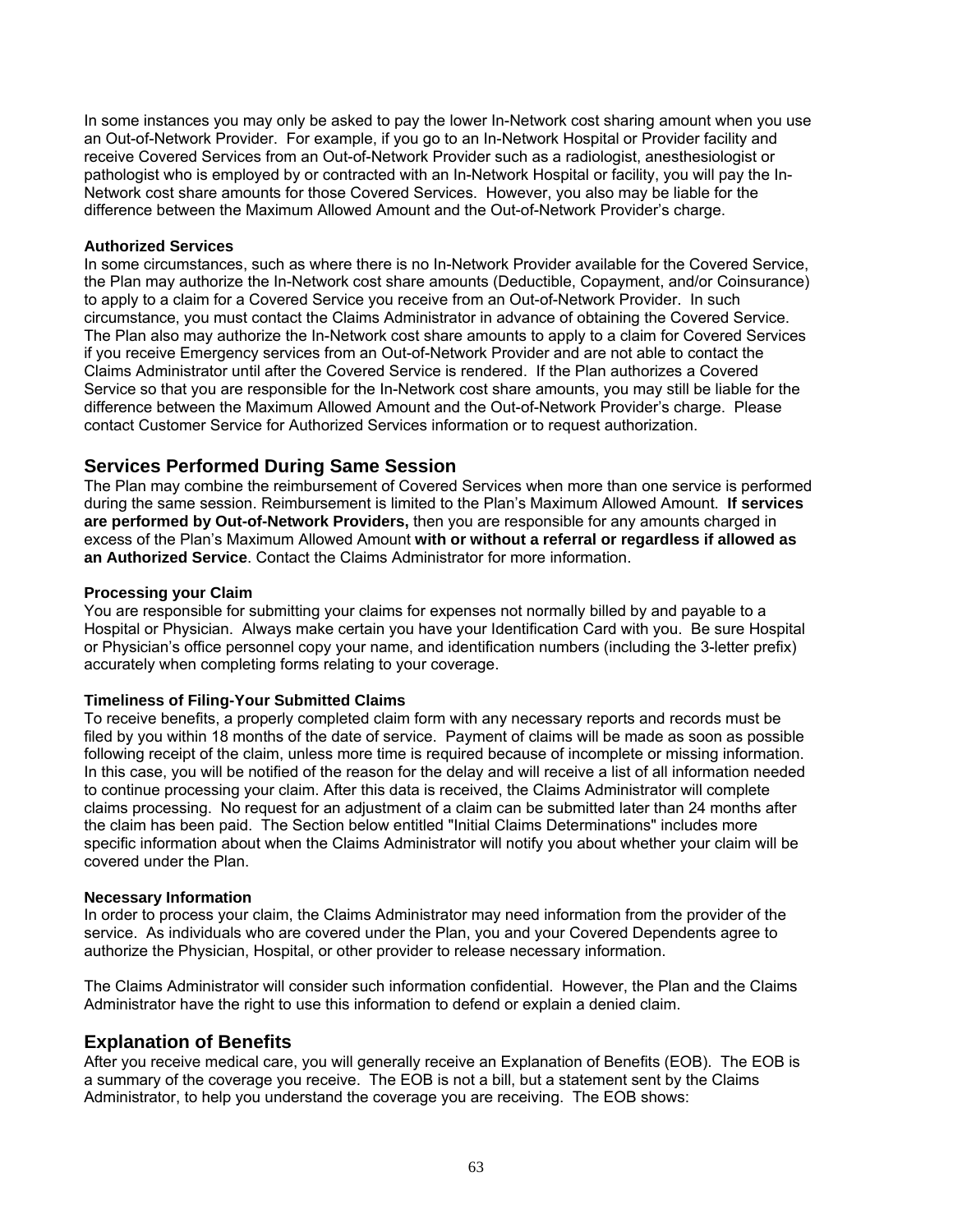In some instances you may only be asked to pay the lower In-Network cost sharing amount when you use an Out-of-Network Provider. For example, if you go to an In-Network Hospital or Provider facility and receive Covered Services from an Out-of-Network Provider such as a radiologist, anesthesiologist or pathologist who is employed by or contracted with an In-Network Hospital or facility, you will pay the In-Network cost share amounts for those Covered Services. However, you also may be liable for the difference between the Maximum Allowed Amount and the Out-of-Network Provider's charge.

#### Authorized Services

In some circumstances, such as where there is no In-Network Provider available for the Covered Service, the Plan may authorize the In-Network cost share amounts (Deductible, Copayment, and/or Coinsurance) to apply to a claim for a Covered Service you receive from an Out-of-Network Provider. In such circumstance, you must contact the Claims Administrator in advance of obtaining the Covered Service. The Plan also may authorize the In-Network cost share amounts to apply to a claim for Covered Services if you receive Emergency services from an Out-of-Network Provider and are not able to contact the Claims Administrator until after the Covered Service is rendered. If the Plan authorizes a Covered Service so that you are responsible for the In-Network cost share amounts, you may still be liable for the difference between the Maximum Allowed Amount and the Out-of-Network Provider's charge. Please contact Customer Service for Authorized Services information or to request authorization.

## Services Performed During Same Session

The Plan may combine the reimbursement of Covered Services when more than one service is performed during the same session. Reimbursement is limited to the Plan's Maximum Allowed Amount. **If services are performed by Out-of-Network Providers,** then you are responsible for any amounts charged in excess of the Plan's Maximum Allowed Amount **with or without a referral or regardless if allowed as an Authorized Service**. Contact the Claims Administrator for more information.

#### Processing your Claim

You are responsible for submitting your claims for expenses not normally billed by and payable to a Hospital or Physician. Always make certain you have your Identification Card with you. Be sure Hospital or Physician's office personnel copy your name, and identification numbers (including the 3-letter prefix) accurately when completing forms relating to your coverage.

#### Timeliness of Filing-Your Submitted Claims

To receive benefits, a properly completed claim form with any necessary reports and records must be filed by you within 18 months of the date of service. Payment of claims will be made as soon as possible following receipt of the claim, unless more time is required because of incomplete or missing information. In this case, you will be notified of the reason for the delay and will receive a list of all information needed to continue processing your claim. After this data is received, the Claims Administrator will complete claims processing. No request for an adjustment of a claim can be submitted later than 24 months after the claim has been paid. The Section below entitled "Initial Claims Determinations" includes more specific information about when the Claims Administrator will notify you about whether your claim will be covered under the Plan.

#### Necessary Information

In order to process your claim, the Claims Administrator may need information from the provider of the service. As individuals who are covered under the Plan, you and your Covered Dependents agree to authorize the Physician, Hospital, or other provider to release necessary information.

The Claims Administrator will consider such information confidential. However, the Plan and the Claims Administrator have the right to use this information to defend or explain a denied claim.

## Explanation of Benefits

After you receive medical care, you will generally receive an Explanation of Benefits (EOB). The EOB is a summary of the coverage you receive. The EOB is not a bill, but a statement sent by the Claims Administrator, to help you understand the coverage you are receiving. The EOB shows: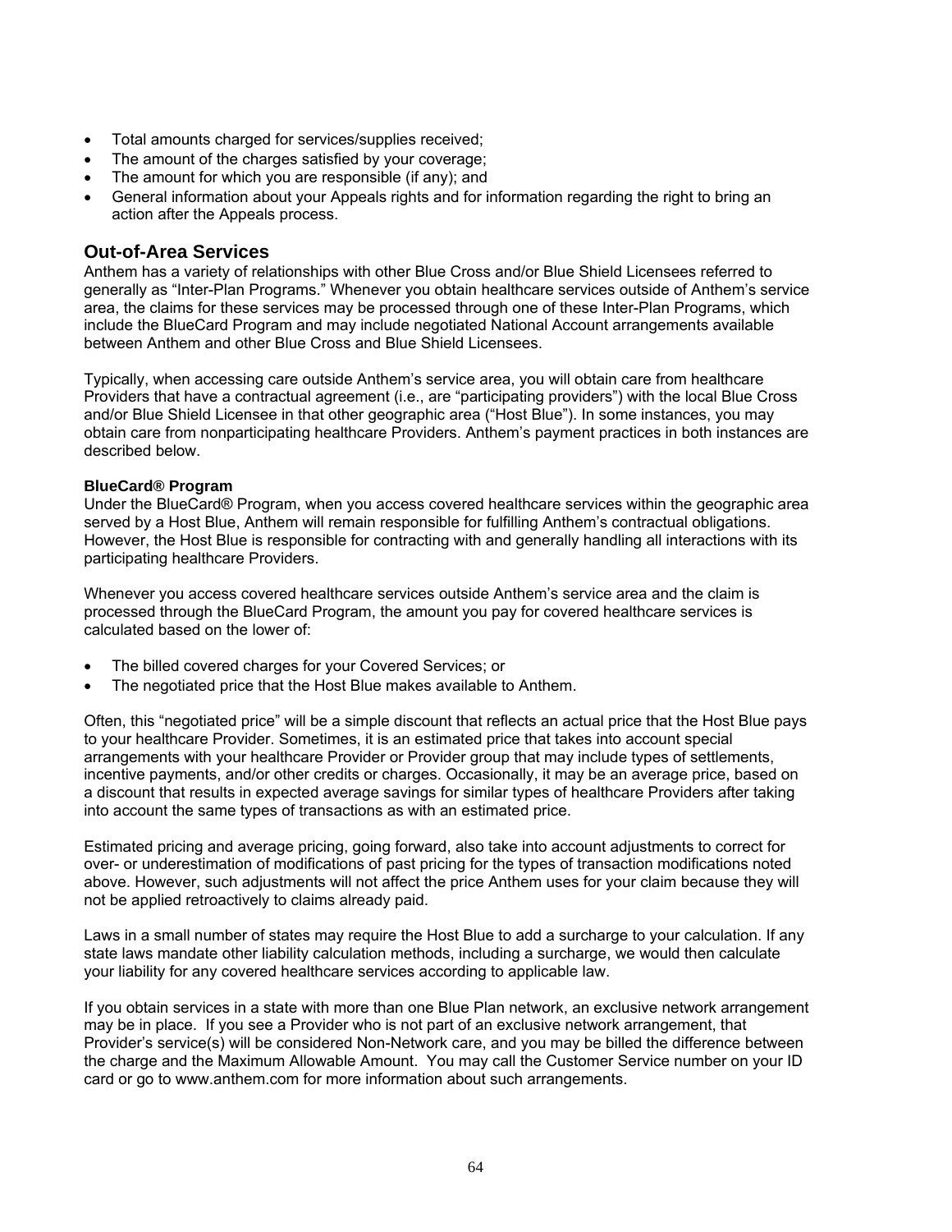- Total amounts charged for services/supplies received;
- The amount of the charges satisfied by your coverage;
- The amount for which you are responsible (if any); and
- General information about your Appeals rights and for information regarding the right to bring an action after the Appeals process.

## Out-of-Area Services

Anthem has a variety of relationships with other Blue Cross and/or Blue Shield Licensees referred to generally as "Inter-Plan Programs." Whenever you obtain healthcare services outside of Anthem's service area, the claims for these services may be processed through one of these Inter-Plan Programs, which include the BlueCard Program and may include negotiated National Account arrangements available between Anthem and other Blue Cross and Blue Shield Licensees.

Typically, when accessing care outside Anthem's service area, you will obtain care from healthcare Providers that have a contractual agreement (i.e., are "participating providers") with the local Blue Cross and/or Blue Shield Licensee in that other geographic area ("Host Blue"). In some instances, you may obtain care from nonparticipating healthcare Providers. Anthem's payment practices in both instances are described below.

### BlueCard® Program

Under the BlueCard® Program, when you access covered healthcare services within the geographic area served by a Host Blue, Anthem will remain responsible for fulfilling Anthem's contractual obligations. However, the Host Blue is responsible for contracting with and generally handling all interactions with its participating healthcare Providers.

Whenever you access covered healthcare services outside Anthem's service area and the claim is processed through the BlueCard Program, the amount you pay for covered healthcare services is calculated based on the lower of:

- The billed covered charges for your Covered Services; or
- The negotiated price that the Host Blue makes available to Anthem.

Often, this "negotiated price" will be a simple discount that reflects an actual price that the Host Blue pays to your healthcare Provider. Sometimes, it is an estimated price that takes into account special arrangements with your healthcare Provider or Provider group that may include types of settlements, incentive payments, and/or other credits or charges. Occasionally, it may be an average price, based on a discount that results in expected average savings for similar types of healthcare Providers after taking into account the same types of transactions as with an estimated price.

Estimated pricing and average pricing, going forward, also take into account adjustments to correct for over- or underestimation of modifications of past pricing for the types of transaction modifications noted above. However, such adjustments will not affect the price Anthem uses for your claim because they will not be applied retroactively to claims already paid.

Laws in a small number of states may require the Host Blue to add a surcharge to your calculation. If any state laws mandate other liability calculation methods, including a surcharge, we would then calculate your liability for any covered healthcare services according to applicable law.

If you obtain services in a state with more than one Blue Plan network, an exclusive network arrangement may be in place. If you see a Provider who is not part of an exclusive network arrangement, that Provider's service(s) will be considered Non-Network care, and you may be billed the difference between the charge and the Maximum Allowable Amount. You may call the Customer Service number on your ID card or go to www.anthem.com for more information about such arrangements.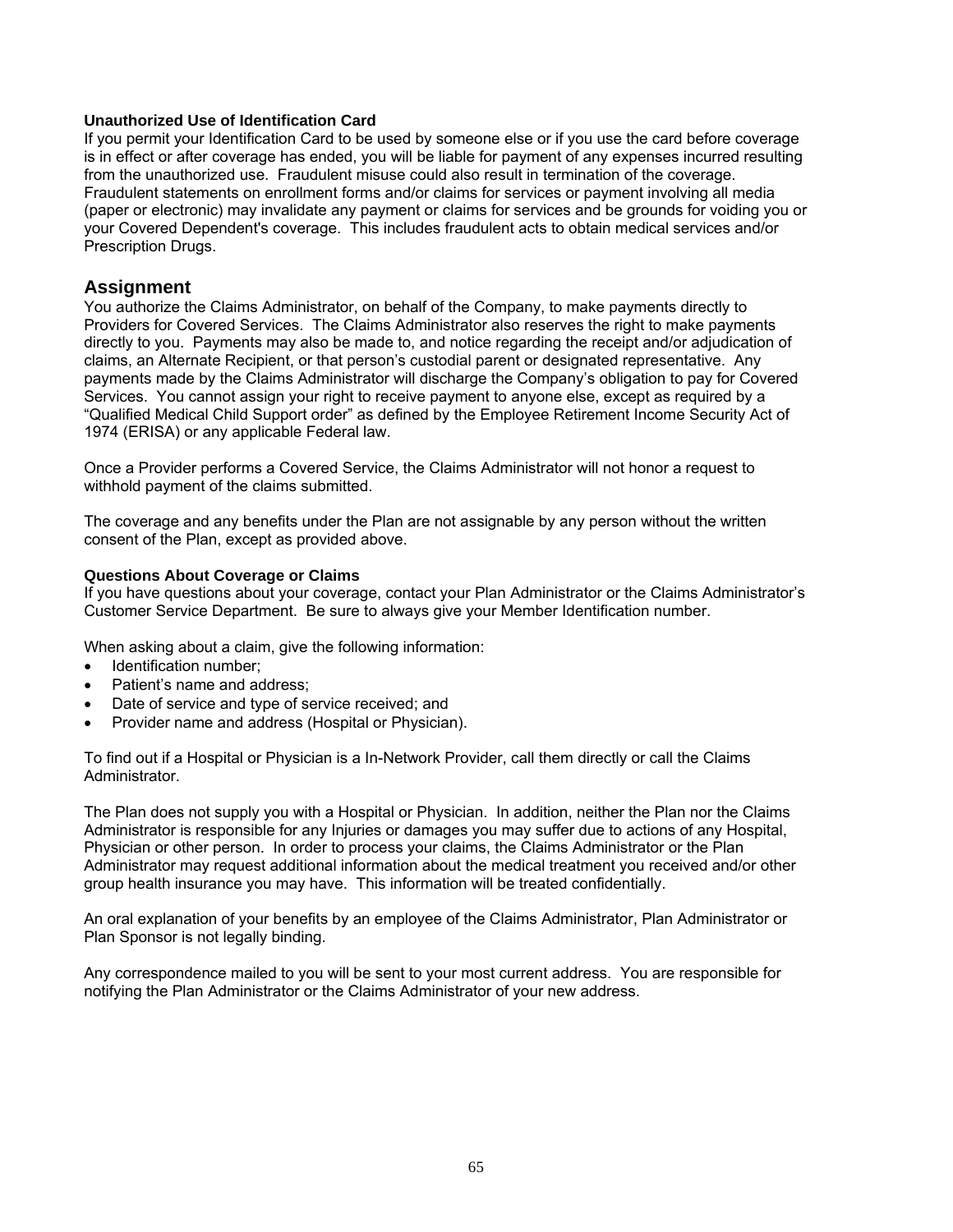**Unauthorized Use of Identification Card**

If you permit your Identification Card to be used by someone else or if you use the card before coverage is in effect or after coverage has ended, you will be liable for payment of any expenses incurred resulting from the unauthorized use. Fraudulent misuse could also result in termination of the coverage. Fraudulent statements on enrollment forms and/or claims for services or payment involving all media (paper or electronic) may invalidate any payment or claims for services and be grounds for voiding you or your Covered Dependent's coverage. This includes fraudulent acts to obtain medical services and/or Prescription Drugs.

## Assignment

You authorize the Claims Administrator, on behalf of the Company, to make payments directly to Providers for Covered Services. The Claims Administrator also reserves the right to make payments directly to you. Payments may also be made to, and notice regarding the receipt and/or adjudication of claims, an Alternate Recipient, or that person's custodial parent or designated representative. Any payments made by the Claims Administrator will discharge the Company's obligation to pay for Covered Services. You cannot assign your right to receive payment to anyone else, except as required by a "Qualified Medical Child Support order" as defined by the Employee Retirement Income Security Act of 1974 (ERISA) or any applicable Federal law.

Once a Provider performs a Covered Service, the Claims Administrator will not honor a request to withhold payment of the claims submitted.

The coverage and any benefits under the Plan are not assignable by any person without the written consent of the Plan, except as provided above.

**Questions About Coverage or Claims**

If you have questions about your coverage, contact your Plan Administrator or the Claims Administrator's Customer Service Department. Be sure to always give your Member Identification number.

When asking about a claim, give the following information:

- Identification number;
- Patient's name and address;
- Date of service and type of service received; and
- Provider name and address (Hospital or Physician).

To find out if a Hospital or Physician is a In-Network Provider, call them directly or call the Claims Administrator.

The Plan does not supply you with a Hospital or Physician. In addition, neither the Plan nor the Claims Administrator is responsible for any Injuries or damages you may suffer due to actions of any Hospital, Physician or other person. In order to process your claims, the Claims Administrator or the Plan Administrator may request additional information about the medical treatment you received and/or other group health insurance you may have. This information will be treated confidentially.

An oral explanation of your benefits by an employee of the Claims Administrator, Plan Administrator or Plan Sponsor is not legally binding.

Any correspondence mailed to you will be sent to your most current address. You are responsible for notifying the Plan Administrator or the Claims Administrator of your new address.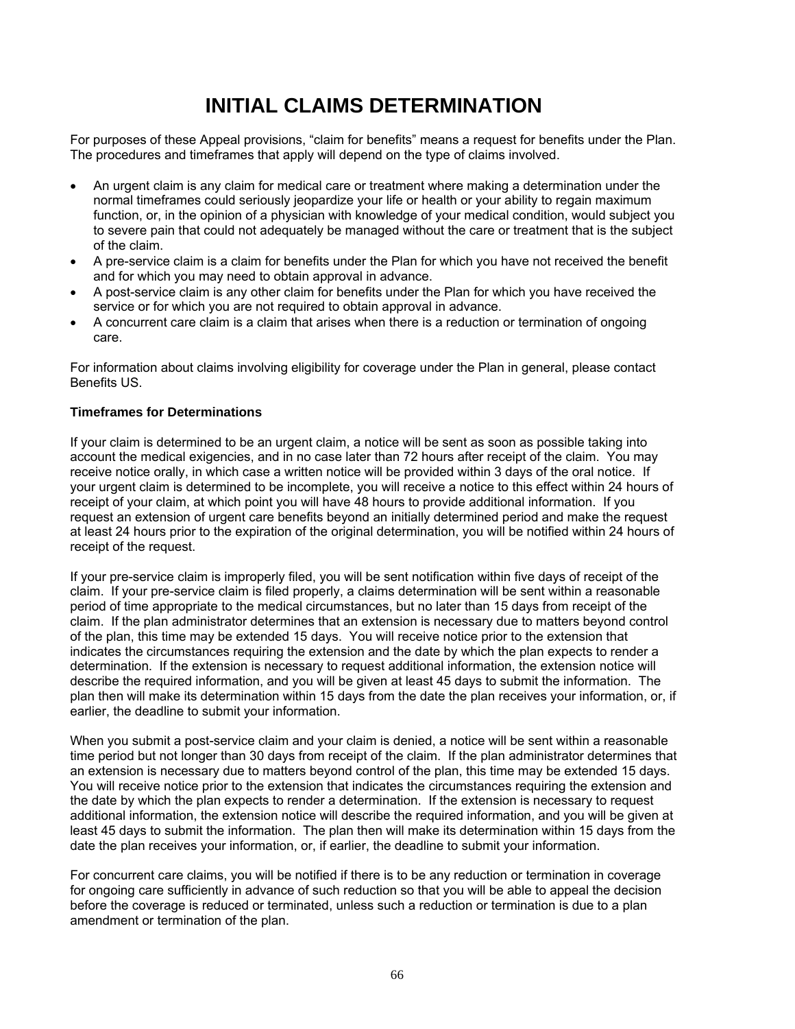# INITIAL CLAIMS DETERMINATION

For purposes of these Appeal provisions, "claim for benefits" means a request for benefits under the Plan. The procedures and timeframes that apply will depend on the type of claims involved.

- An urgent claim is any claim for medical care or treatment where making a determination under the normal timeframes could seriously jeopardize your life or health or your ability to regain maximum function, or, in the opinion of a physician with knowledge of your medical condition, would subject you to severe pain that could not adequately be managed without the care or treatment that is the subject of the claim.
- A pre-service claim is a claim for benefits under the Plan for which you have not received the benefit and for which you may need to obtain approval in advance.
- A post-service claim is any other claim for benefits under the Plan for which you have received the service or for which you are not required to obtain approval in advance.
- A concurrent care claim is a claim that arises when there is a reduction or termination of ongoing care.

For information about claims involving eligibility for coverage under the Plan in general, please contact Benefits US.

**Timeframes for Determinations**

If your claim is determined to be an urgent claim, a notice will be sent as soon as possible taking into account the medical exigencies, and in no case later than 72 hours after receipt of the claim. You may receive notice orally, in which case a written notice will be provided within 3 days of the oral notice. If your urgent claim is determined to be incomplete, you will receive a notice to this effect within 24 hours of receipt of your claim, at which point you will have 48 hours to provide additional information. If you request an extension of urgent care benefits beyond an initially determined period and make the request at least 24 hours prior to the expiration of the original determination, you will be notified within 24 hours of receipt of the request.

If your pre-service claim is improperly filed, you will be sent notification within five days of receipt of the claim. If your pre-service claim is filed properly, a claims determination will be sent within a reasonable period of time appropriate to the medical circumstances, but no later than 15 days from receipt of the claim. If the plan administrator determines that an extension is necessary due to matters beyond control of the plan, this time may be extended 15 days. You will receive notice prior to the extension that indicates the circumstances requiring the extension and the date by which the plan expects to render a determination. If the extension is necessary to request additional information, the extension notice will describe the required information, and you will be given at least 45 days to submit the information. The plan then will make its determination within 15 days from the date the plan receives your information, or, if earlier, the deadline to submit your information.

When you submit a post-service claim and your claim is denied, a notice will be sent within a reasonable time period but not longer than 30 days from receipt of the claim. If the plan administrator determines that an extension is necessary due to matters beyond control of the plan, this time may be extended 15 days. You will receive notice prior to the extension that indicates the circumstances requiring the extension and the date by which the plan expects to render a determination. If the extension is necessary to request additional information, the extension notice will describe the required information, and you will be given at least 45 days to submit the information. The plan then will make its determination within 15 days from the date the plan receives your information, or, if earlier, the deadline to submit your information.

For concurrent care claims, you will be notified if there is to be any reduction or termination in coverage for ongoing care sufficiently in advance of such reduction so that you will be able to appeal the decision before the coverage is reduced or terminated, unless such a reduction or termination is due to a plan amendment or termination of the plan.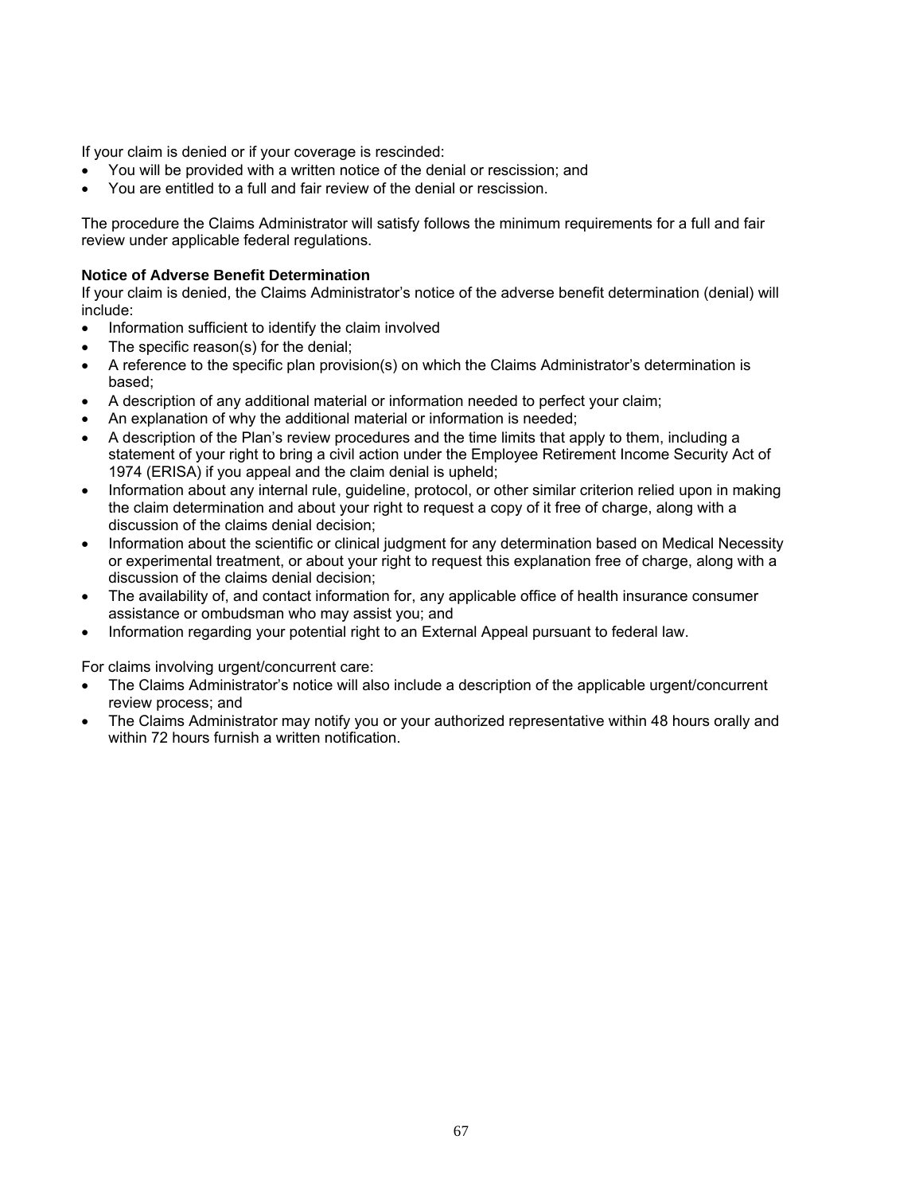If your claim is denied or if your coverage is rescinded:

- You will be provided with a written notice of the denial or rescission; and
- You are entitled to a full and fair review of the denial or rescission.

The procedure the Claims Administrator will satisfy follows the minimum requirements for a full and fair review under applicable federal regulations.

**Notice of Adverse Benefit Determination**

If your claim is denied, the Claims Administrator's notice of the adverse benefit determination (denial) will include:

- Information sufficient to identify the claim involved
- The specific reason(s) for the denial;
- A reference to the specific plan provision(s) on which the Claims Administrator's determination is based;
- A description of any additional material or information needed to perfect your claim;
- An explanation of why the additional material or information is needed;
- A description of the Plan's review procedures and the time limits that apply to them, including a statement of your right to bring a civil action under the Employee Retirement Income Security Act of 1974 (ERISA) if you appeal and the claim denial is upheld;
- Information about any internal rule, guideline, protocol, or other similar criterion relied upon in making the claim determination and about your right to request a copy of it free of charge, along with a discussion of the claims denial decision;
- Information about the scientific or clinical judgment for any determination based on Medical Necessity or experimental treatment, or about your right to request this explanation free of charge, along with a discussion of the claims denial decision;
- The availability of, and contact information for, any applicable office of health insurance consumer assistance or ombudsman who may assist you; and
- Information regarding your potential right to an External Appeal pursuant to federal law.

For claims involving urgent/concurrent care:

- The Claims Administrator's notice will also include a description of the applicable urgent/concurrent review process; and
- The Claims Administrator may notify you or your authorized representative within 48 hours orally and within 72 hours furnish a written notification.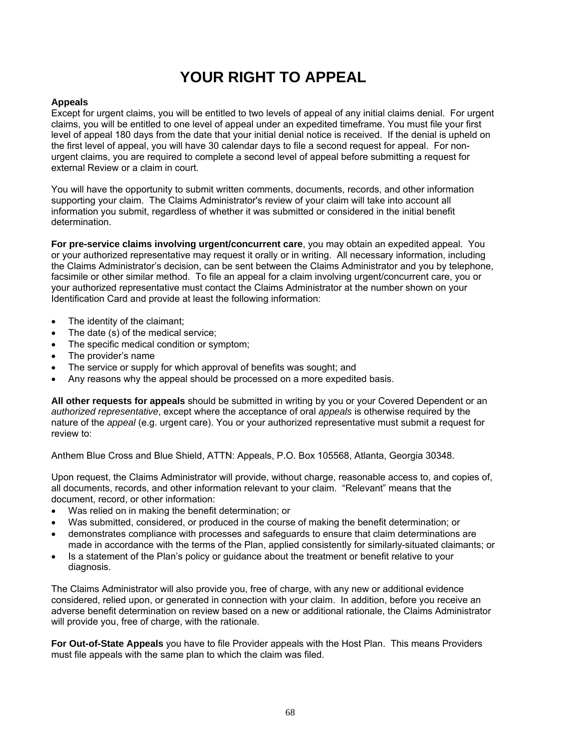# YOUR RIGHT TO APPEAL

**Appeals**
Except for urgent claims, you will be entitled to two levels of appeal of any initial claims denial. For urgent claims, you will be entitled to one level of appeal under an expedited timeframe. You must file your first level of appeal 180 days from the date that your initial denial notice is received. If the denial is upheld on the first level of appeal, you will have 30 calendar days to file a second request for appeal. For non-urgent claims, you are required to complete a second level of appeal before submitting a request for external Review or a claim in court.

You will have the opportunity to submit written comments, documents, records, and other information supporting your claim. The Claims Administrator's review of your claim will take into account all information you submit, regardless of whether it was submitted or considered in the initial benefit determination.

**For pre-service claims involving urgent/concurrent care**, you may obtain an expedited appeal. You or your authorized representative may request it orally or in writing. All necessary information, including the Claims Administrator's decision, can be sent between the Claims Administrator and you by telephone, facsimile or other similar method. To file an appeal for a claim involving urgent/concurrent care, you or your authorized representative must contact the Claims Administrator at the number shown on your Identification Card and provide at least the following information:

- The identity of the claimant;
- The date (s) of the medical service;
- The specific medical condition or symptom;
- The provider's name
- The service or supply for which approval of benefits was sought; and
- Any reasons why the appeal should be processed on a more expedited basis.

**All other requests for appeals** should be submitted in writing by you or your Covered Dependent or an *authorized representative*, except where the acceptance of oral *appeals* is otherwise required by the nature of the *appeal* (e.g. urgent care). You or your authorized representative must submit a request for review to:

Anthem Blue Cross and Blue Shield, ATTN: Appeals, P.O. Box 105568, Atlanta, Georgia 30348.

Upon request, the Claims Administrator will provide, without charge, reasonable access to, and copies of, all documents, records, and other information relevant to your claim. "Relevant" means that the document, record, or other information:

- Was relied on in making the benefit determination; or
- Was submitted, considered, or produced in the course of making the benefit determination; or
- demonstrates compliance with processes and safeguards to ensure that claim determinations are made in accordance with the terms of the Plan, applied consistently for similarly-situated claimants; or
- Is a statement of the Plan's policy or guidance about the treatment or benefit relative to your diagnosis.

The Claims Administrator will also provide you, free of charge, with any new or additional evidence considered, relied upon, or generated in connection with your claim. In addition, before you receive an adverse benefit determination on review based on a new or additional rationale, the Claims Administrator will provide you, free of charge, with the rationale.

**For Out-of-State Appeals** you have to file Provider appeals with the Host Plan. This means Providers must file appeals with the same plan to which the claim was filed.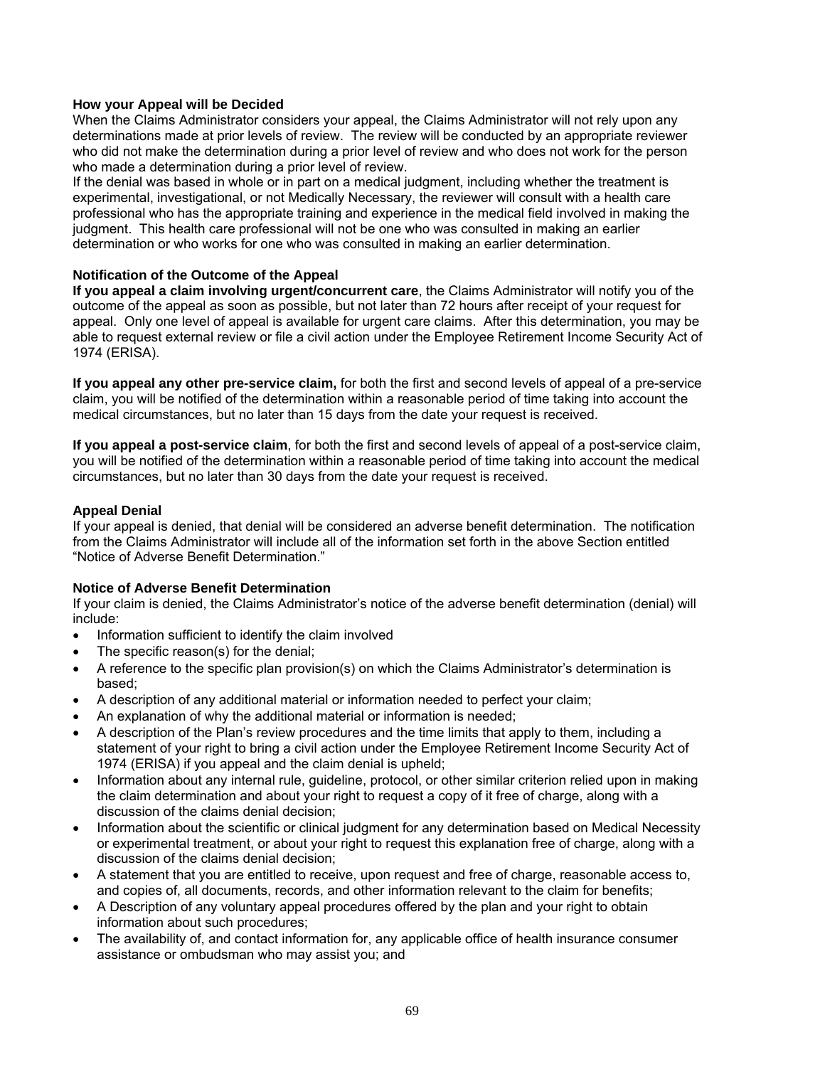### How your Appeal will be Decided

When the Claims Administrator considers your appeal, the Claims Administrator will not rely upon any determinations made at prior levels of review. The review will be conducted by an appropriate reviewer who did not make the determination during a prior level of review and who does not work for the person who made a determination during a prior level of review.

If the denial was based in whole or in part on a medical judgment, including whether the treatment is experimental, investigational, or not Medically Necessary, the reviewer will consult with a health care professional who has the appropriate training and experience in the medical field involved in making the judgment. This health care professional will not be one who was consulted in making an earlier determination or who works for one who was consulted in making an earlier determination.

### Notification of the Outcome of the Appeal

**If you appeal a claim involving urgent/concurrent care**, the Claims Administrator will notify you of the outcome of the appeal as soon as possible, but not later than 72 hours after receipt of your request for appeal. Only one level of appeal is available for urgent care claims. After this determination, you may be able to request external review or file a civil action under the Employee Retirement Income Security Act of 1974 (ERISA).

**If you appeal any other pre-service claim,** for both the first and second levels of appeal of a pre-service claim, you will be notified of the determination within a reasonable period of time taking into account the medical circumstances, but no later than 15 days from the date your request is received.

**If you appeal a post-service claim**, for both the first and second levels of appeal of a post-service claim, you will be notified of the determination within a reasonable period of time taking into account the medical circumstances, but no later than 30 days from the date your request is received.

### Appeal Denial

If your appeal is denied, that denial will be considered an adverse benefit determination. The notification from the Claims Administrator will include all of the information set forth in the above Section entitled "Notice of Adverse Benefit Determination."

### Notice of Adverse Benefit Determination

If your claim is denied, the Claims Administrator's notice of the adverse benefit determination (denial) will include:

- Information sufficient to identify the claim involved
- The specific reason(s) for the denial;
- A reference to the specific plan provision(s) on which the Claims Administrator's determination is based;
- A description of any additional material or information needed to perfect your claim;
- An explanation of why the additional material or information is needed;
- A description of the Plan's review procedures and the time limits that apply to them, including a statement of your right to bring a civil action under the Employee Retirement Income Security Act of 1974 (ERISA) if you appeal and the claim denial is upheld;
- Information about any internal rule, guideline, protocol, or other similar criterion relied upon in making the claim determination and about your right to request a copy of it free of charge, along with a discussion of the claims denial decision;
- Information about the scientific or clinical judgment for any determination based on Medical Necessity or experimental treatment, or about your right to request this explanation free of charge, along with a discussion of the claims denial decision;
- A statement that you are entitled to receive, upon request and free of charge, reasonable access to, and copies of, all documents, records, and other information relevant to the claim for benefits;
- A Description of any voluntary appeal procedures offered by the plan and your right to obtain information about such procedures;
- The availability of, and contact information for, any applicable office of health insurance consumer assistance or ombudsman who may assist you; and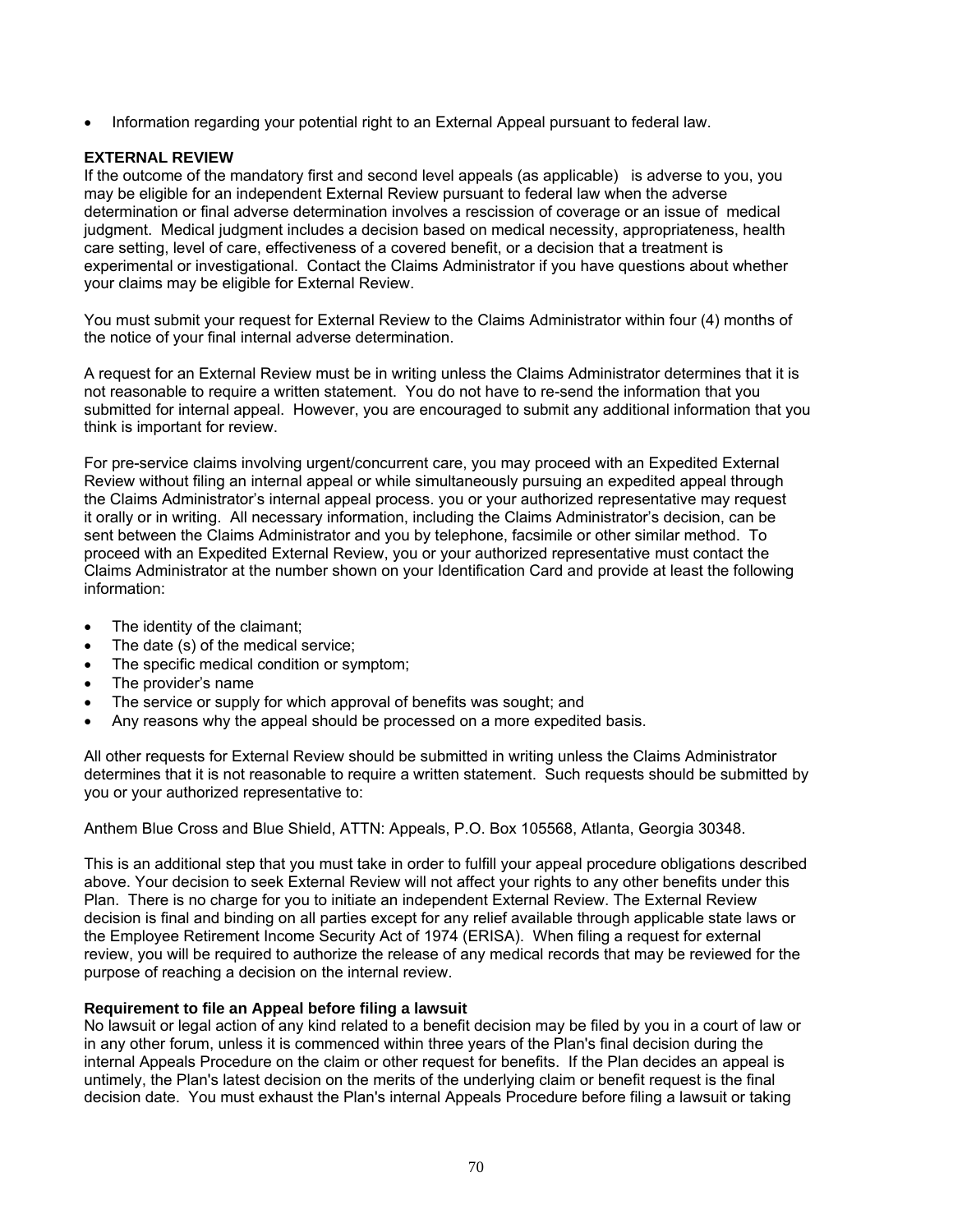- Information regarding your potential right to an External Appeal pursuant to federal law.

**EXTERNAL REVIEW**

If the outcome of the mandatory first and second level appeals (as applicable) is adverse to you, you may be eligible for an independent External Review pursuant to federal law when the adverse determination or final adverse determination involves a rescission of coverage or an issue of medical judgment. Medical judgment includes a decision based on medical necessity, appropriateness, health care setting, level of care, effectiveness of a covered benefit, or a decision that a treatment is experimental or investigational. Contact the Claims Administrator if you have questions about whether your claims may be eligible for External Review.

You must submit your request for External Review to the Claims Administrator within four (4) months of the notice of your final internal adverse determination.

A request for an External Review must be in writing unless the Claims Administrator determines that it is not reasonable to require a written statement. You do not have to re-send the information that you submitted for internal appeal. However, you are encouraged to submit any additional information that you think is important for review.

For pre-service claims involving urgent/concurrent care, you may proceed with an Expedited External Review without filing an internal appeal or while simultaneously pursuing an expedited appeal through the Claims Administrator's internal appeal process. you or your authorized representative may request it orally or in writing. All necessary information, including the Claims Administrator's decision, can be sent between the Claims Administrator and you by telephone, facsimile or other similar method. To proceed with an Expedited External Review, you or your authorized representative must contact the Claims Administrator at the number shown on your Identification Card and provide at least the following information:

- The identity of the claimant;
- The date (s) of the medical service;
- The specific medical condition or symptom;
- The provider's name
- The service or supply for which approval of benefits was sought; and
- Any reasons why the appeal should be processed on a more expedited basis.

All other requests for External Review should be submitted in writing unless the Claims Administrator determines that it is not reasonable to require a written statement. Such requests should be submitted by you or your authorized representative to:

Anthem Blue Cross and Blue Shield, ATTN: Appeals, P.O. Box 105568, Atlanta, Georgia 30348.

This is an additional step that you must take in order to fulfill your appeal procedure obligations described above. Your decision to seek External Review will not affect your rights to any other benefits under this Plan. There is no charge for you to initiate an independent External Review. The External Review decision is final and binding on all parties except for any relief available through applicable state laws or the Employee Retirement Income Security Act of 1974 (ERISA). When filing a request for external review, you will be required to authorize the release of any medical records that may be reviewed for the purpose of reaching a decision on the internal review.

**Requirement to file an Appeal before filing a lawsuit**

No lawsuit or legal action of any kind related to a benefit decision may be filed by you in a court of law or in any other forum, unless it is commenced within three years of the Plan's final decision during the internal Appeals Procedure on the claim or other request for benefits. If the Plan decides an appeal is untimely, the Plan's latest decision on the merits of the underlying claim or benefit request is the final decision date. You must exhaust the Plan's internal Appeals Procedure before filing a lawsuit or taking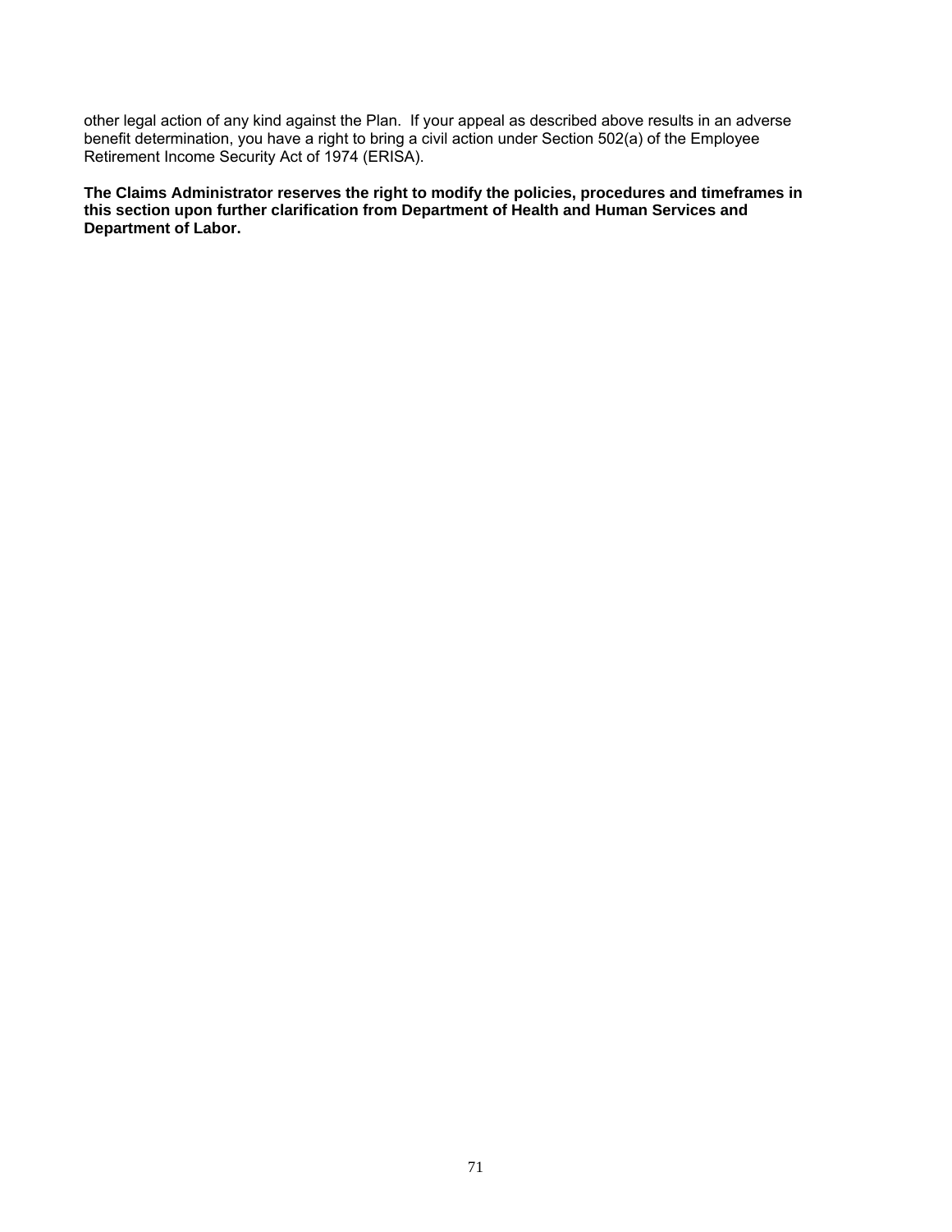other legal action of any kind against the Plan. If your appeal as described above results in an adverse benefit determination, you have a right to bring a civil action under Section 502(a) of the Employee Retirement Income Security Act of 1974 (ERISA).

**The Claims Administrator reserves the right to modify the policies, procedures and timeframes in this section upon further clarification from Department of Health and Human Services and Department of Labor.**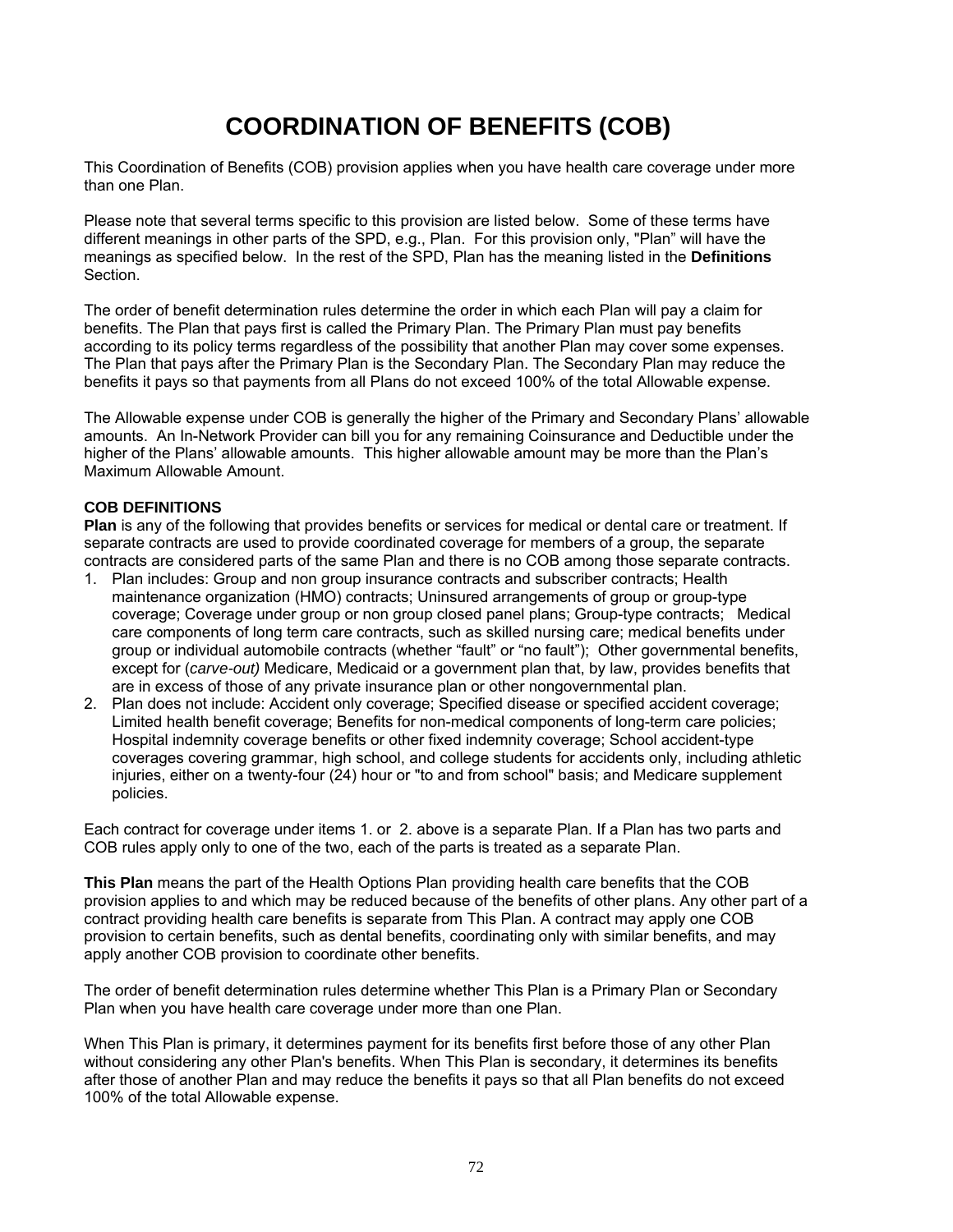# COORDINATION OF BENEFITS (COB)

This Coordination of Benefits (COB) provision applies when you have health care coverage under more than one Plan.

Please note that several terms specific to this provision are listed below. Some of these terms have different meanings in other parts of the SPD, e.g., Plan. For this provision only, "Plan" will have the meanings as specified below. In the rest of the SPD, Plan has the meaning listed in the **Definitions** Section.

The order of benefit determination rules determine the order in which each Plan will pay a claim for benefits. The Plan that pays first is called the Primary Plan. The Primary Plan must pay benefits according to its policy terms regardless of the possibility that another Plan may cover some expenses. The Plan that pays after the Primary Plan is the Secondary Plan. The Secondary Plan may reduce the benefits it pays so that payments from all Plans do not exceed 100% of the total Allowable expense.

The Allowable expense under COB is generally the higher of the Primary and Secondary Plans' allowable amounts. An In-Network Provider can bill you for any remaining Coinsurance and Deductible under the higher of the Plans' allowable amounts. This higher allowable amount may be more than the Plan's Maximum Allowable Amount.

**COB DEFINITIONS**

**Plan** is any of the following that provides benefits or services for medical or dental care or treatment. If separate contracts are used to provide coordinated coverage for members of a group, the separate contracts are considered parts of the same Plan and there is no COB among those separate contracts.

1. Plan includes: Group and non group insurance contracts and subscriber contracts; Health maintenance organization (HMO) contracts; Uninsured arrangements of group or group-type coverage; Coverage under group or non group closed panel plans; Group-type contracts; Medical care components of long term care contracts, such as skilled nursing care; medical benefits under group or individual automobile contracts (whether "fault" or "no fault"); Other governmental benefits, except for (*carve-out)* Medicare, Medicaid or a government plan that, by law, provides benefits that are in excess of those of any private insurance plan or other nongovernmental plan.
2. Plan does not include: Accident only coverage; Specified disease or specified accident coverage; Limited health benefit coverage; Benefits for non-medical components of long-term care policies; Hospital indemnity coverage benefits or other fixed indemnity coverage; School accident-type coverages covering grammar, high school, and college students for accidents only, including athletic injuries, either on a twenty-four (24) hour or "to and from school" basis; and Medicare supplement policies.

Each contract for coverage under items 1. or 2. above is a separate Plan. If a Plan has two parts and COB rules apply only to one of the two, each of the parts is treated as a separate Plan.

**This Plan** means the part of the Health Options Plan providing health care benefits that the COB provision applies to and which may be reduced because of the benefits of other plans. Any other part of a contract providing health care benefits is separate from This Plan. A contract may apply one COB provision to certain benefits, such as dental benefits, coordinating only with similar benefits, and may apply another COB provision to coordinate other benefits.

The order of benefit determination rules determine whether This Plan is a Primary Plan or Secondary Plan when you have health care coverage under more than one Plan.

When This Plan is primary, it determines payment for its benefits first before those of any other Plan without considering any other Plan's benefits. When This Plan is secondary, it determines its benefits after those of another Plan and may reduce the benefits it pays so that all Plan benefits do not exceed 100% of the total Allowable expense.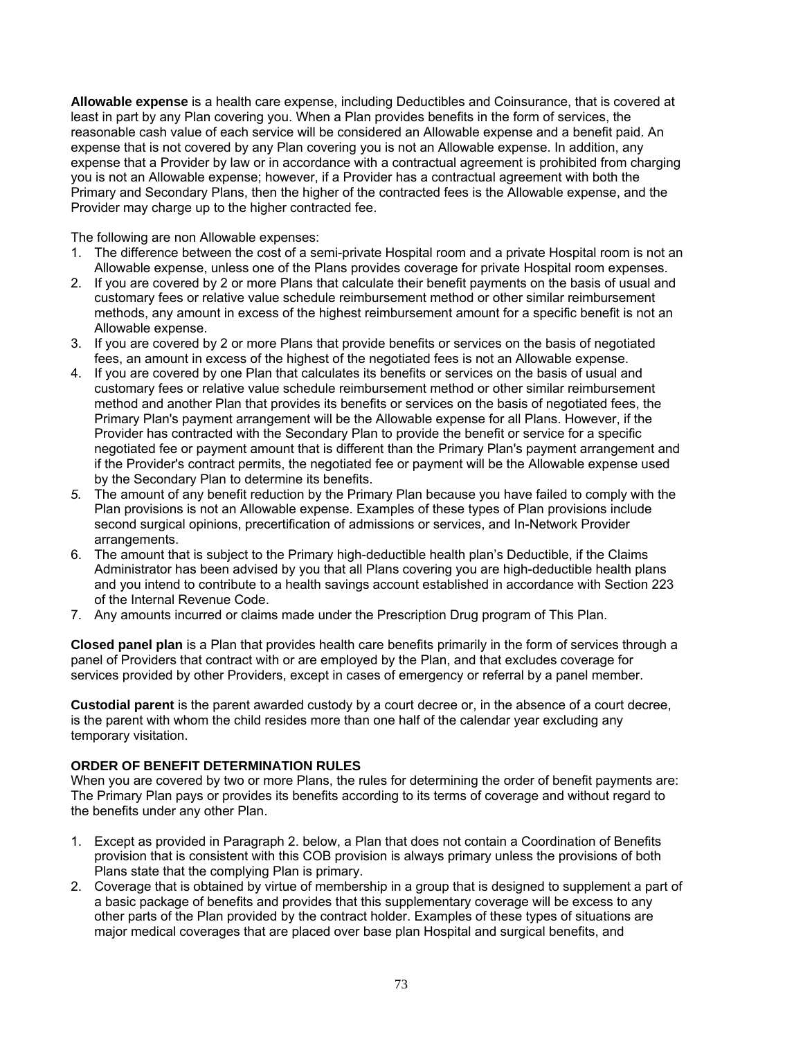**Allowable expense** is a health care expense, including Deductibles and Coinsurance, that is covered at least in part by any Plan covering you. When a Plan provides benefits in the form of services, the reasonable cash value of each service will be considered an Allowable expense and a benefit paid. An expense that is not covered by any Plan covering you is not an Allowable expense. In addition, any expense that a Provider by law or in accordance with a contractual agreement is prohibited from charging you is not an Allowable expense; however, if a Provider has a contractual agreement with both the Primary and Secondary Plans, then the higher of the contracted fees is the Allowable expense, and the Provider may charge up to the higher contracted fee.

The following are non Allowable expenses:

1. The difference between the cost of a semi-private Hospital room and a private Hospital room is not an Allowable expense, unless one of the Plans provides coverage for private Hospital room expenses.
2. If you are covered by 2 or more Plans that calculate their benefit payments on the basis of usual and customary fees or relative value schedule reimbursement method or other similar reimbursement methods, any amount in excess of the highest reimbursement amount for a specific benefit is not an Allowable expense.
3. If you are covered by 2 or more Plans that provide benefits or services on the basis of negotiated fees, an amount in excess of the highest of the negotiated fees is not an Allowable expense.
4. If you are covered by one Plan that calculates its benefits or services on the basis of usual and customary fees or relative value schedule reimbursement method or other similar reimbursement method and another Plan that provides its benefits or services on the basis of negotiated fees, the Primary Plan's payment arrangement will be the Allowable expense for all Plans. However, if the Provider has contracted with the Secondary Plan to provide the benefit or service for a specific negotiated fee or payment amount that is different than the Primary Plan's payment arrangement and if the Provider's contract permits, the negotiated fee or payment will be the Allowable expense used by the Secondary Plan to determine its benefits.
5. The amount of any benefit reduction by the Primary Plan because you have failed to comply with the Plan provisions is not an Allowable expense. Examples of these types of Plan provisions include second surgical opinions, precertification of admissions or services, and In-Network Provider arrangements.
6. The amount that is subject to the Primary high-deductible health plan's Deductible, if the Claims Administrator has been advised by you that all Plans covering you are high-deductible health plans and you intend to contribute to a health savings account established in accordance with Section 223 of the Internal Revenue Code.
7. Any amounts incurred or claims made under the Prescription Drug program of This Plan.

**Closed panel plan** is a Plan that provides health care benefits primarily in the form of services through a panel of Providers that contract with or are employed by the Plan, and that excludes coverage for services provided by other Providers, except in cases of emergency or referral by a panel member.

**Custodial parent** is the parent awarded custody by a court decree or, in the absence of a court decree, is the parent with whom the child resides more than one half of the calendar year excluding any temporary visitation.

**ORDER OF BENEFIT DETERMINATION RULES**

When you are covered by two or more Plans, the rules for determining the order of benefit payments are: The Primary Plan pays or provides its benefits according to its terms of coverage and without regard to the benefits under any other Plan.

1. Except as provided in Paragraph 2. below, a Plan that does not contain a Coordination of Benefits provision that is consistent with this COB provision is always primary unless the provisions of both Plans state that the complying Plan is primary.
2. Coverage that is obtained by virtue of membership in a group that is designed to supplement a part of a basic package of benefits and provides that this supplementary coverage will be excess to any other parts of the Plan provided by the contract holder. Examples of these types of situations are major medical coverages that are placed over base plan Hospital and surgical benefits, and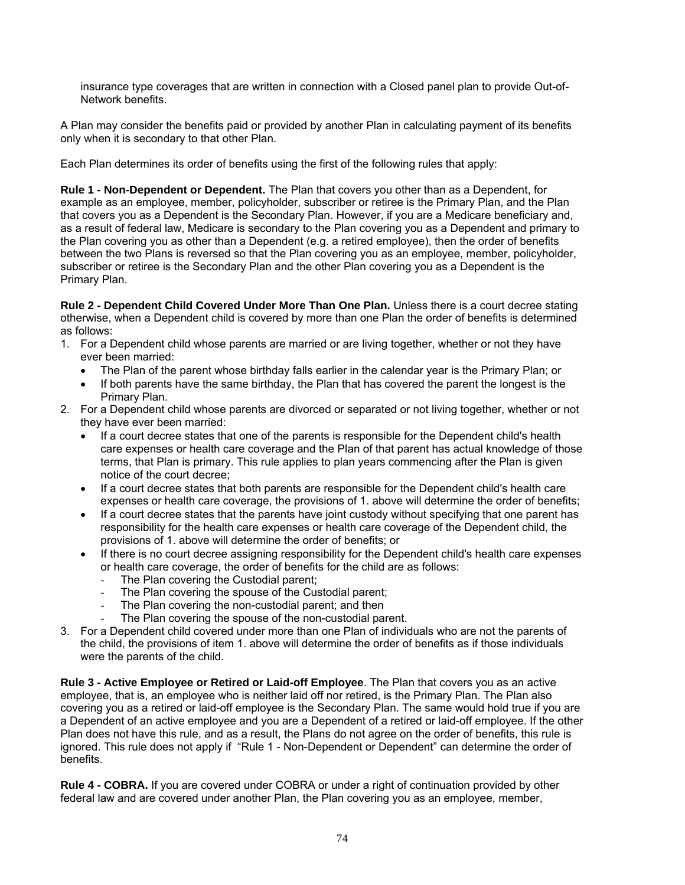insurance type coverages that are written in connection with a Closed panel plan to provide Out-of-Network benefits.

A Plan may consider the benefits paid or provided by another Plan in calculating payment of its benefits only when it is secondary to that other Plan.

Each Plan determines its order of benefits using the first of the following rules that apply:

**Rule 1 - Non-Dependent or Dependent.** The Plan that covers you other than as a Dependent, for example as an employee, member, policyholder, subscriber or retiree is the Primary Plan, and the Plan that covers you as a Dependent is the Secondary Plan. However, if you are a Medicare beneficiary and, as a result of federal law, Medicare is secondary to the Plan covering you as a Dependent and primary to the Plan covering you as other than a Dependent (e.g. a retired employee), then the order of benefits between the two Plans is reversed so that the Plan covering you as an employee, member, policyholder, subscriber or retiree is the Secondary Plan and the other Plan covering you as a Dependent is the Primary Plan.

**Rule 2 - Dependent Child Covered Under More Than One Plan.** Unless there is a court decree stating otherwise, when a Dependent child is covered by more than one Plan the order of benefits is determined as follows:

1. For a Dependent child whose parents are married or are living together, whether or not they have ever been married:
   - The Plan of the parent whose birthday falls earlier in the calendar year is the Primary Plan; or
   - If both parents have the same birthday, the Plan that has covered the parent the longest is the Primary Plan.
2. For a Dependent child whose parents are divorced or separated or not living together, whether or not they have ever been married:
   - If a court decree states that one of the parents is responsible for the Dependent child's health care expenses or health care coverage and the Plan of that parent has actual knowledge of those terms, that Plan is primary. This rule applies to plan years commencing after the Plan is given notice of the court decree;
   - If a court decree states that both parents are responsible for the Dependent child's health care expenses or health care coverage, the provisions of 1. above will determine the order of benefits;
   - If a court decree states that the parents have joint custody without specifying that one parent has responsibility for the health care expenses or health care coverage of the Dependent child, the provisions of 1. above will determine the order of benefits; or
   - If there is no court decree assigning responsibility for the Dependent child's health care expenses or health care coverage, the order of benefits for the child are as follows:
     - The Plan covering the Custodial parent;
     - The Plan covering the spouse of the Custodial parent;
     - The Plan covering the non-custodial parent; and then
     - The Plan covering the spouse of the non-custodial parent.
3. For a Dependent child covered under more than one Plan of individuals who are not the parents of the child, the provisions of item 1. above will determine the order of benefits as if those individuals were the parents of the child.

**Rule 3 - Active Employee or Retired or Laid-off Employee**. The Plan that covers you as an active employee, that is, an employee who is neither laid off nor retired, is the Primary Plan. The Plan also covering you as a retired or laid-off employee is the Secondary Plan. The same would hold true if you are a Dependent of an active employee and you are a Dependent of a retired or laid-off employee. If the other Plan does not have this rule, and as a result, the Plans do not agree on the order of benefits, this rule is ignored. This rule does not apply if "Rule 1 - Non-Dependent or Dependent" can determine the order of benefits.

**Rule 4 - COBRA.** If you are covered under COBRA or under a right of continuation provided by other federal law and are covered under another Plan, the Plan covering you as an employee, member,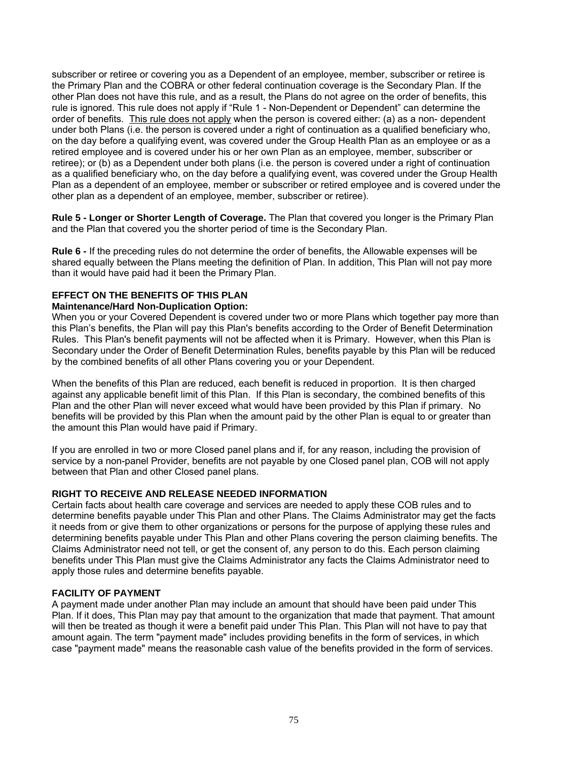subscriber or retiree or covering you as a Dependent of an employee, member, subscriber or retiree is the Primary Plan and the COBRA or other federal continuation coverage is the Secondary Plan. If the other Plan does not have this rule, and as a result, the Plans do not agree on the order of benefits, this rule is ignored. This rule does not apply if "Rule 1 - Non-Dependent or Dependent" can determine the order of benefits. This rule does not apply when the person is covered either: (a) as a non- dependent under both Plans (i.e. the person is covered under a right of continuation as a qualified beneficiary who, on the day before a qualifying event, was covered under the Group Health Plan as an employee or as a retired employee and is covered under his or her own Plan as an employee, member, subscriber or retiree); or (b) as a Dependent under both plans (i.e. the person is covered under a right of continuation as a qualified beneficiary who, on the day before a qualifying event, was covered under the Group Health Plan as a dependent of an employee, member or subscriber or retired employee and is covered under the other plan as a dependent of an employee, member, subscriber or retiree).

**Rule 5 - Longer or Shorter Length of Coverage.** The Plan that covered you longer is the Primary Plan and the Plan that covered you the shorter period of time is the Secondary Plan.

**Rule 6 -** If the preceding rules do not determine the order of benefits, the Allowable expenses will be shared equally between the Plans meeting the definition of Plan. In addition, This Plan will not pay more than it would have paid had it been the Primary Plan.

## EFFECT ON THE BENEFITS OF THIS PLAN

**Maintenance/Hard Non-Duplication Option:**

When you or your Covered Dependent is covered under two or more Plans which together pay more than this Plan's benefits, the Plan will pay this Plan's benefits according to the Order of Benefit Determination Rules. This Plan's benefit payments will not be affected when it is Primary. However, when this Plan is Secondary under the Order of Benefit Determination Rules, benefits payable by this Plan will be reduced by the combined benefits of all other Plans covering you or your Dependent.

When the benefits of this Plan are reduced, each benefit is reduced in proportion. It is then charged against any applicable benefit limit of this Plan. If this Plan is secondary, the combined benefits of this Plan and the other Plan will never exceed what would have been provided by this Plan if primary. No benefits will be provided by this Plan when the amount paid by the other Plan is equal to or greater than the amount this Plan would have paid if Primary.

If you are enrolled in two or more Closed panel plans and if, for any reason, including the provision of service by a non-panel Provider, benefits are not payable by one Closed panel plan, COB will not apply between that Plan and other Closed panel plans.

## RIGHT TO RECEIVE AND RELEASE NEEDED INFORMATION

Certain facts about health care coverage and services are needed to apply these COB rules and to determine benefits payable under This Plan and other Plans. The Claims Administrator may get the facts it needs from or give them to other organizations or persons for the purpose of applying these rules and determining benefits payable under This Plan and other Plans covering the person claiming benefits. The Claims Administrator need not tell, or get the consent of, any person to do this. Each person claiming benefits under This Plan must give the Claims Administrator any facts the Claims Administrator need to apply those rules and determine benefits payable.

## FACILITY OF PAYMENT

A payment made under another Plan may include an amount that should have been paid under This Plan. If it does, This Plan may pay that amount to the organization that made that payment. That amount will then be treated as though it were a benefit paid under This Plan. This Plan will not have to pay that amount again. The term "payment made" includes providing benefits in the form of services, in which case "payment made" means the reasonable cash value of the benefits provided in the form of services.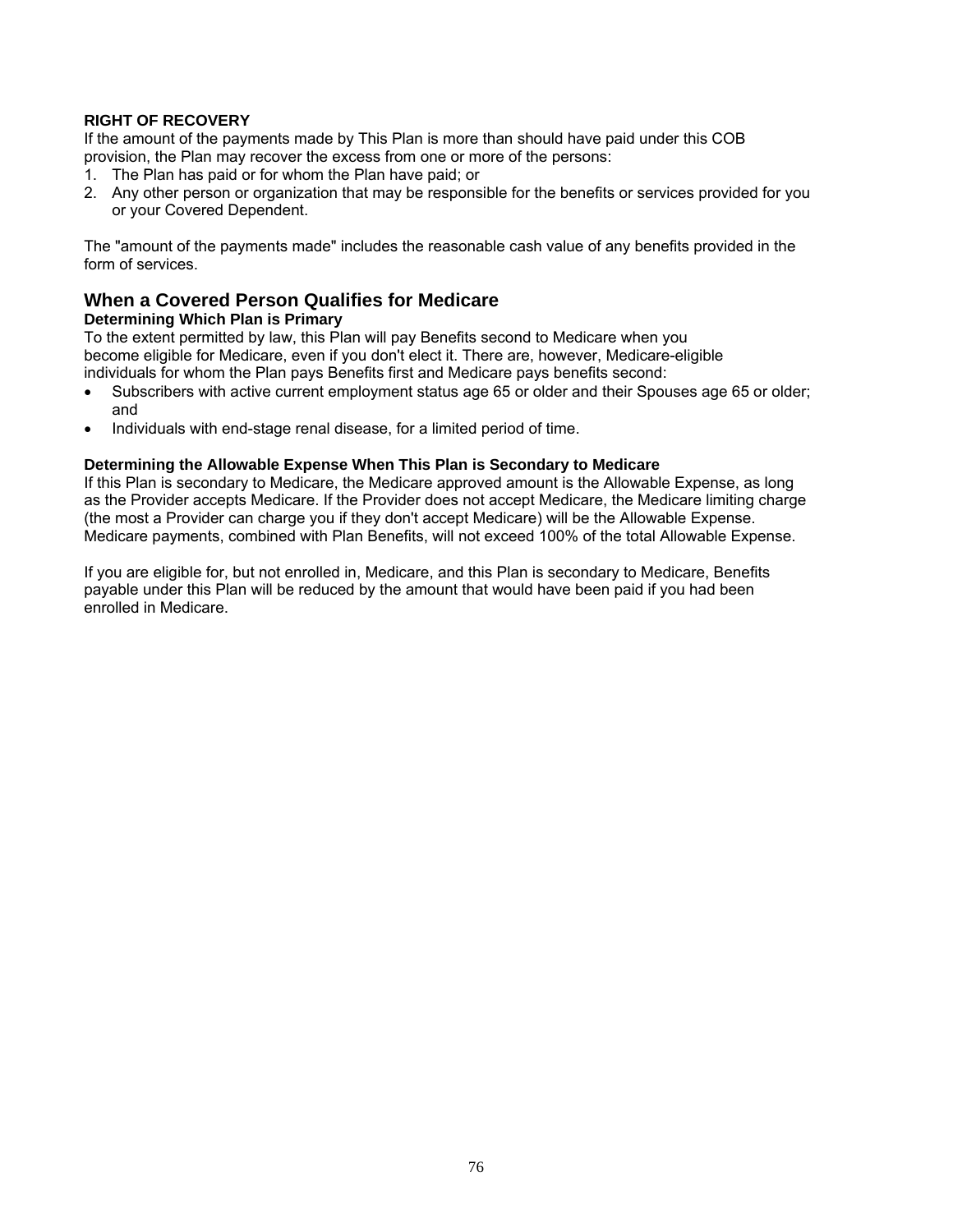**RIGHT OF RECOVERY**

If the amount of the payments made by This Plan is more than should have paid under this COB provision, the Plan may recover the excess from one or more of the persons:

1. The Plan has paid or for whom the Plan have paid; or
2. Any other person or organization that may be responsible for the benefits or services provided for you or your Covered Dependent.

The "amount of the payments made" includes the reasonable cash value of any benefits provided in the form of services.

## When a Covered Person Qualifies for Medicare

**Determining Which Plan is Primary**

To the extent permitted by law, this Plan will pay Benefits second to Medicare when you become eligible for Medicare, even if you don't elect it. There are, however, Medicare-eligible individuals for whom the Plan pays Benefits first and Medicare pays benefits second:

- Subscribers with active current employment status age 65 or older and their Spouses age 65 or older; and
- Individuals with end-stage renal disease, for a limited period of time.

**Determining the Allowable Expense When This Plan is Secondary to Medicare**

If this Plan is secondary to Medicare, the Medicare approved amount is the Allowable Expense, as long as the Provider accepts Medicare. If the Provider does not accept Medicare, the Medicare limiting charge (the most a Provider can charge you if they don't accept Medicare) will be the Allowable Expense. Medicare payments, combined with Plan Benefits, will not exceed 100% of the total Allowable Expense.

If you are eligible for, but not enrolled in, Medicare, and this Plan is secondary to Medicare, Benefits payable under this Plan will be reduced by the amount that would have been paid if you had been enrolled in Medicare.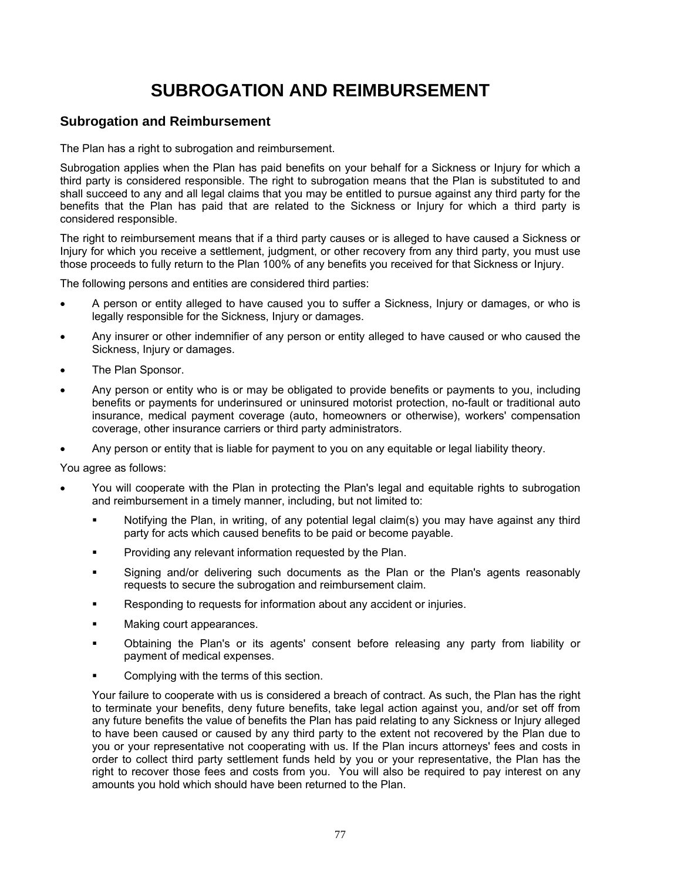# SUBROGATION AND REIMBURSEMENT

## Subrogation and Reimbursement

The Plan has a right to subrogation and reimbursement.

Subrogation applies when the Plan has paid benefits on your behalf for a Sickness or Injury for which a third party is considered responsible. The right to subrogation means that the Plan is substituted to and shall succeed to any and all legal claims that you may be entitled to pursue against any third party for the benefits that the Plan has paid that are related to the Sickness or Injury for which a third party is considered responsible.

The right to reimbursement means that if a third party causes or is alleged to have caused a Sickness or Injury for which you receive a settlement, judgment, or other recovery from any third party, you must use those proceeds to fully return to the Plan 100% of any benefits you received for that Sickness or Injury.

The following persons and entities are considered third parties:

- A person or entity alleged to have caused you to suffer a Sickness, Injury or damages, or who is legally responsible for the Sickness, Injury or damages.
- Any insurer or other indemnifier of any person or entity alleged to have caused or who caused the Sickness, Injury or damages.
- The Plan Sponsor.
- Any person or entity who is or may be obligated to provide benefits or payments to you, including benefits or payments for underinsured or uninsured motorist protection, no-fault or traditional auto insurance, medical payment coverage (auto, homeowners or otherwise), workers' compensation coverage, other insurance carriers or third party administrators.
- Any person or entity that is liable for payment to you on any equitable or legal liability theory.

You agree as follows:

- You will cooperate with the Plan in protecting the Plan's legal and equitable rights to subrogation and reimbursement in a timely manner, including, but not limited to:
  - Notifying the Plan, in writing, of any potential legal claim(s) you may have against any third party for acts which caused benefits to be paid or become payable.
  - Providing any relevant information requested by the Plan.
  - Signing and/or delivering such documents as the Plan or the Plan's agents reasonably requests to secure the subrogation and reimbursement claim.
  - Responding to requests for information about any accident or injuries.
  - Making court appearances.
  - Obtaining the Plan's or its agents' consent before releasing any party from liability or payment of medical expenses.
  - Complying with the terms of this section.

  Your failure to cooperate with us is considered a breach of contract. As such, the Plan has the right to terminate your benefits, deny future benefits, take legal action against you, and/or set off from any future benefits the value of benefits the Plan has paid relating to any Sickness or Injury alleged to have been caused or caused by any third party to the extent not recovered by the Plan due to you or your representative not cooperating with us. If the Plan incurs attorneys' fees and costs in order to collect third party settlement funds held by you or your representative, the Plan has the right to recover those fees and costs from you. You will also be required to pay interest on any amounts you hold which should have been returned to the Plan.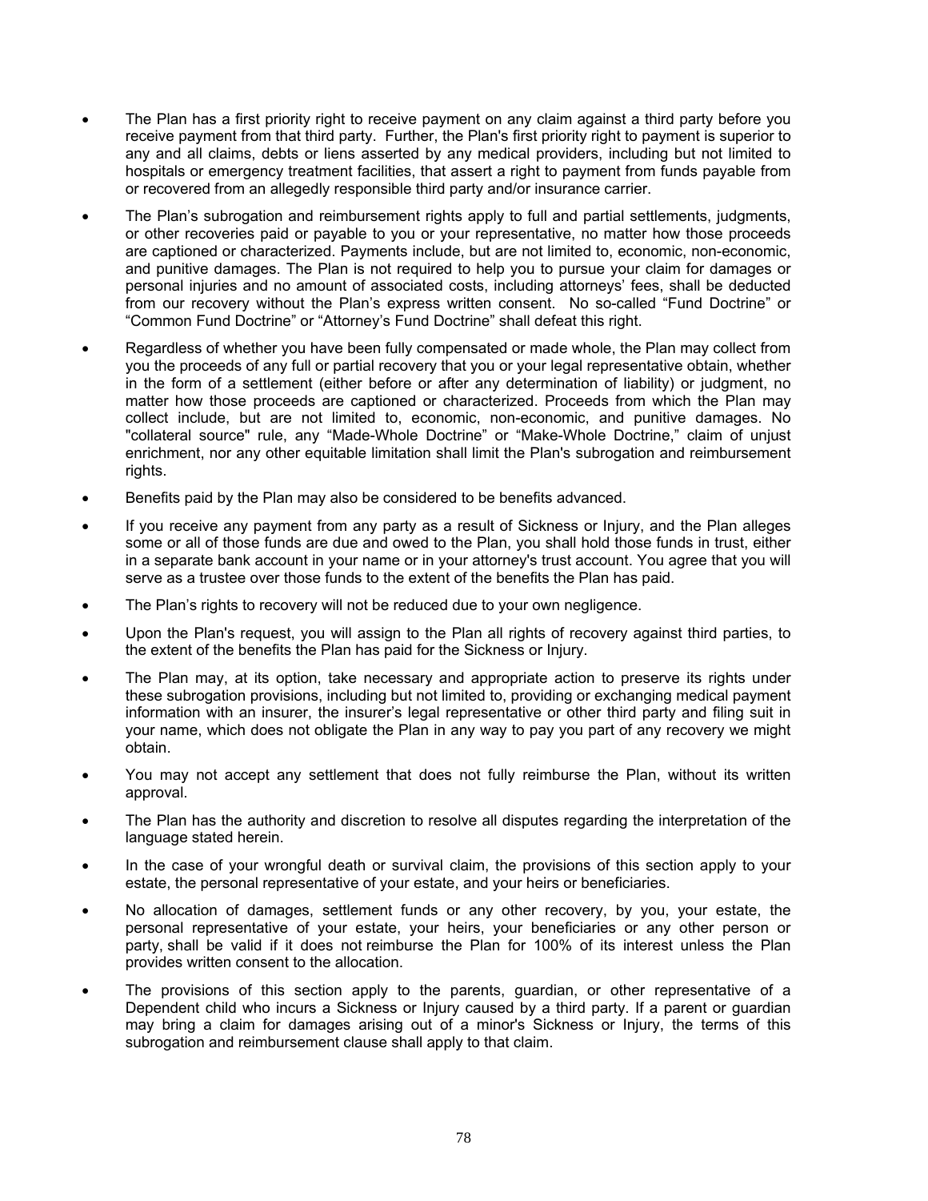- The Plan has a first priority right to receive payment on any claim against a third party before you receive payment from that third party. Further, the Plan's first priority right to payment is superior to any and all claims, debts or liens asserted by any medical providers, including but not limited to hospitals or emergency treatment facilities, that assert a right to payment from funds payable from or recovered from an allegedly responsible third party and/or insurance carrier.
- The Plan's subrogation and reimbursement rights apply to full and partial settlements, judgments, or other recoveries paid or payable to you or your representative, no matter how those proceeds are captioned or characterized. Payments include, but are not limited to, economic, non-economic, and punitive damages. The Plan is not required to help you to pursue your claim for damages or personal injuries and no amount of associated costs, including attorneys' fees, shall be deducted from our recovery without the Plan's express written consent. No so-called "Fund Doctrine" or "Common Fund Doctrine" or "Attorney's Fund Doctrine" shall defeat this right.
- Regardless of whether you have been fully compensated or made whole, the Plan may collect from you the proceeds of any full or partial recovery that you or your legal representative obtain, whether in the form of a settlement (either before or after any determination of liability) or judgment, no matter how those proceeds are captioned or characterized. Proceeds from which the Plan may collect include, but are not limited to, economic, non-economic, and punitive damages. No "collateral source" rule, any "Made-Whole Doctrine" or "Make-Whole Doctrine," claim of unjust enrichment, nor any other equitable limitation shall limit the Plan's subrogation and reimbursement rights.
- Benefits paid by the Plan may also be considered to be benefits advanced.
- If you receive any payment from any party as a result of Sickness or Injury, and the Plan alleges some or all of those funds are due and owed to the Plan, you shall hold those funds in trust, either in a separate bank account in your name or in your attorney's trust account. You agree that you will serve as a trustee over those funds to the extent of the benefits the Plan has paid.
- The Plan's rights to recovery will not be reduced due to your own negligence.
- Upon the Plan's request, you will assign to the Plan all rights of recovery against third parties, to the extent of the benefits the Plan has paid for the Sickness or Injury.
- The Plan may, at its option, take necessary and appropriate action to preserve its rights under these subrogation provisions, including but not limited to, providing or exchanging medical payment information with an insurer, the insurer's legal representative or other third party and filing suit in your name, which does not obligate the Plan in any way to pay you part of any recovery we might obtain.
- You may not accept any settlement that does not fully reimburse the Plan, without its written approval.
- The Plan has the authority and discretion to resolve all disputes regarding the interpretation of the language stated herein.
- In the case of your wrongful death or survival claim, the provisions of this section apply to your estate, the personal representative of your estate, and your heirs or beneficiaries.
- No allocation of damages, settlement funds or any other recovery, by you, your estate, the personal representative of your estate, your heirs, your beneficiaries or any other person or party, shall be valid if it does not reimburse the Plan for 100% of its interest unless the Plan provides written consent to the allocation.
- The provisions of this section apply to the parents, guardian, or other representative of a Dependent child who incurs a Sickness or Injury caused by a third party. If a parent or guardian may bring a claim for damages arising out of a minor's Sickness or Injury, the terms of this subrogation and reimbursement clause shall apply to that claim.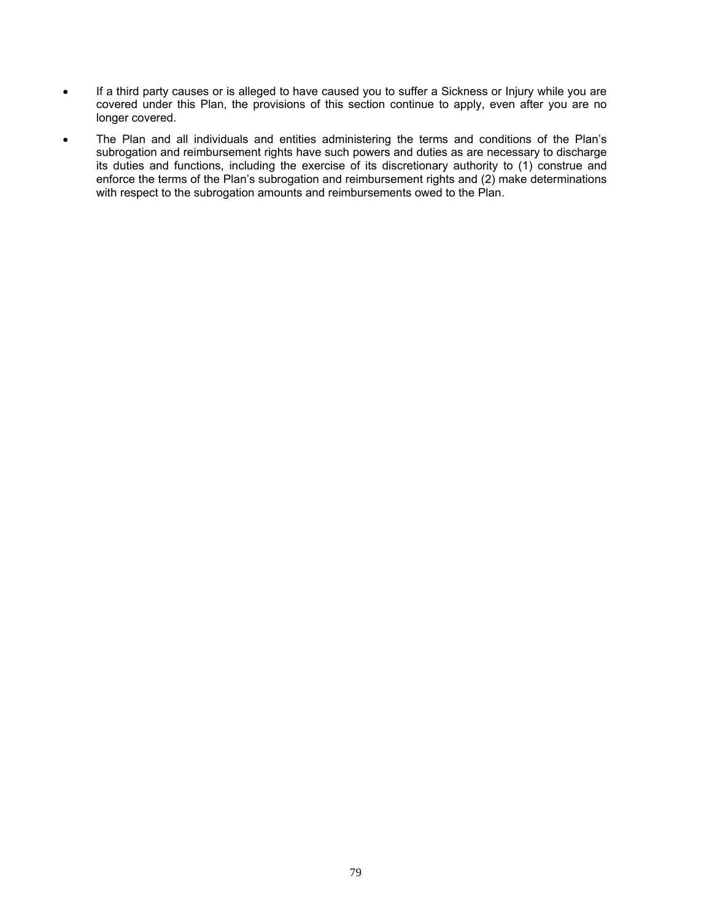- If a third party causes or is alleged to have caused you to suffer a Sickness or Injury while you are covered under this Plan, the provisions of this section continue to apply, even after you are no longer covered.
- The Plan and all individuals and entities administering the terms and conditions of the Plan's subrogation and reimbursement rights have such powers and duties as are necessary to discharge its duties and functions, including the exercise of its discretionary authority to (1) construe and enforce the terms of the Plan's subrogation and reimbursement rights and (2) make determinations with respect to the subrogation amounts and reimbursements owed to the Plan.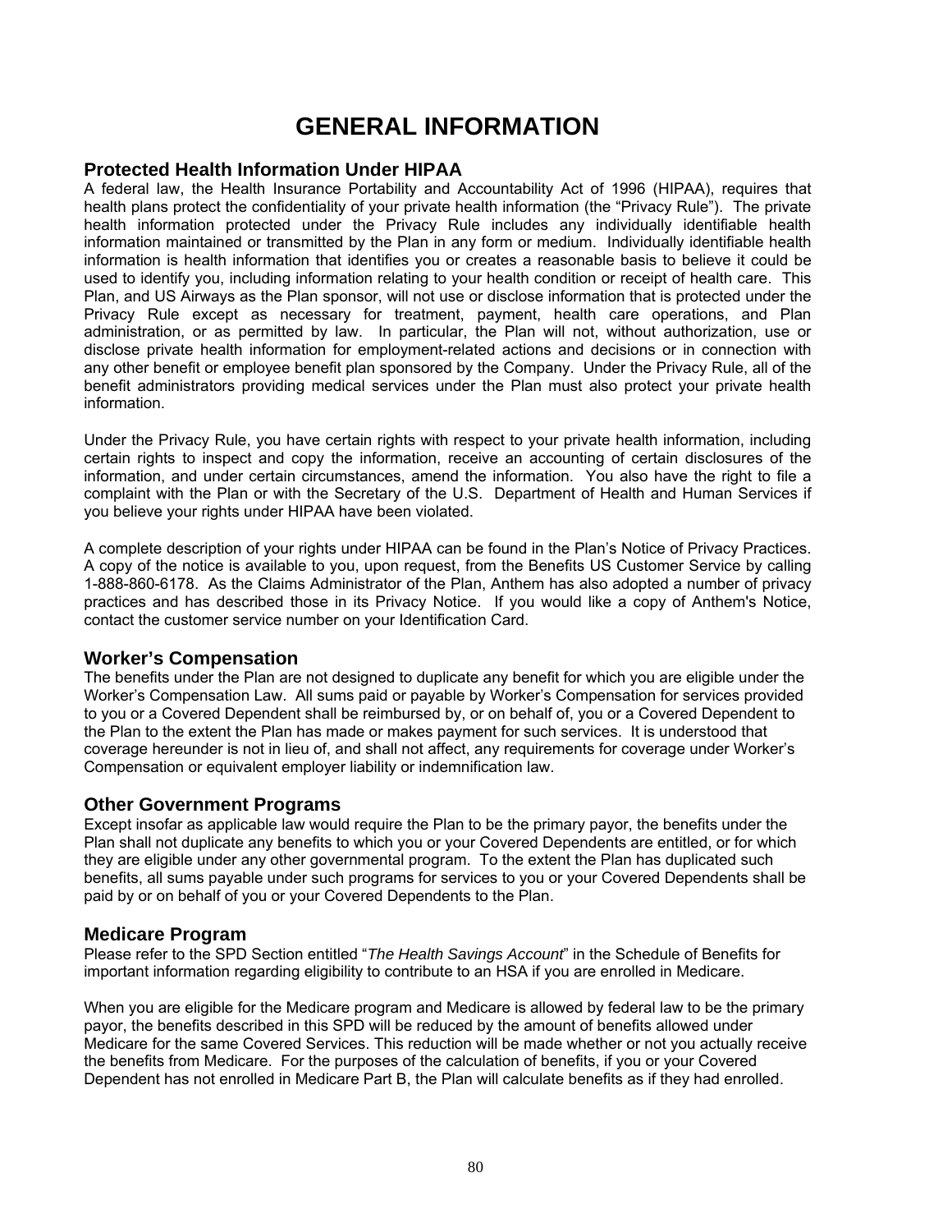# GENERAL INFORMATION

## Protected Health Information Under HIPAA

A federal law, the Health Insurance Portability and Accountability Act of 1996 (HIPAA), requires that health plans protect the confidentiality of your private health information (the "Privacy Rule"). The private health information protected under the Privacy Rule includes any individually identifiable health information maintained or transmitted by the Plan in any form or medium. Individually identifiable health information is health information that identifies you or creates a reasonable basis to believe it could be used to identify you, including information relating to your health condition or receipt of health care. This Plan, and US Airways as the Plan sponsor, will not use or disclose information that is protected under the Privacy Rule except as necessary for treatment, payment, health care operations, and Plan administration, or as permitted by law. In particular, the Plan will not, without authorization, use or disclose private health information for employment-related actions and decisions or in connection with any other benefit or employee benefit plan sponsored by the Company. Under the Privacy Rule, all of the benefit administrators providing medical services under the Plan must also protect your private health information.

Under the Privacy Rule, you have certain rights with respect to your private health information, including certain rights to inspect and copy the information, receive an accounting of certain disclosures of the information, and under certain circumstances, amend the information. You also have the right to file a complaint with the Plan or with the Secretary of the U.S. Department of Health and Human Services if you believe your rights under HIPAA have been violated.

A complete description of your rights under HIPAA can be found in the Plan's Notice of Privacy Practices. A copy of the notice is available to you, upon request, from the Benefits US Customer Service by calling 1-888-860-6178. As the Claims Administrator of the Plan, Anthem has also adopted a number of privacy practices and has described those in its Privacy Notice. If you would like a copy of Anthem's Notice, contact the customer service number on your Identification Card.

## Worker's Compensation

The benefits under the Plan are not designed to duplicate any benefit for which you are eligible under the Worker's Compensation Law. All sums paid or payable by Worker's Compensation for services provided to you or a Covered Dependent shall be reimbursed by, or on behalf of, you or a Covered Dependent to the Plan to the extent the Plan has made or makes payment for such services. It is understood that coverage hereunder is not in lieu of, and shall not affect, any requirements for coverage under Worker's Compensation or equivalent employer liability or indemnification law.

## Other Government Programs

Except insofar as applicable law would require the Plan to be the primary payor, the benefits under the Plan shall not duplicate any benefits to which you or your Covered Dependents are entitled, or for which they are eligible under any other governmental program. To the extent the Plan has duplicated such benefits, all sums payable under such programs for services to you or your Covered Dependents shall be paid by or on behalf of you or your Covered Dependents to the Plan.

## Medicare Program

Please refer to the SPD Section entitled "*The Health Savings Account*" in the Schedule of Benefits for important information regarding eligibility to contribute to an HSA if you are enrolled in Medicare.

When you are eligible for the Medicare program and Medicare is allowed by federal law to be the primary payor, the benefits described in this SPD will be reduced by the amount of benefits allowed under Medicare for the same Covered Services. This reduction will be made whether or not you actually receive the benefits from Medicare. For the purposes of the calculation of benefits, if you or your Covered Dependent has not enrolled in Medicare Part B, the Plan will calculate benefits as if they had enrolled.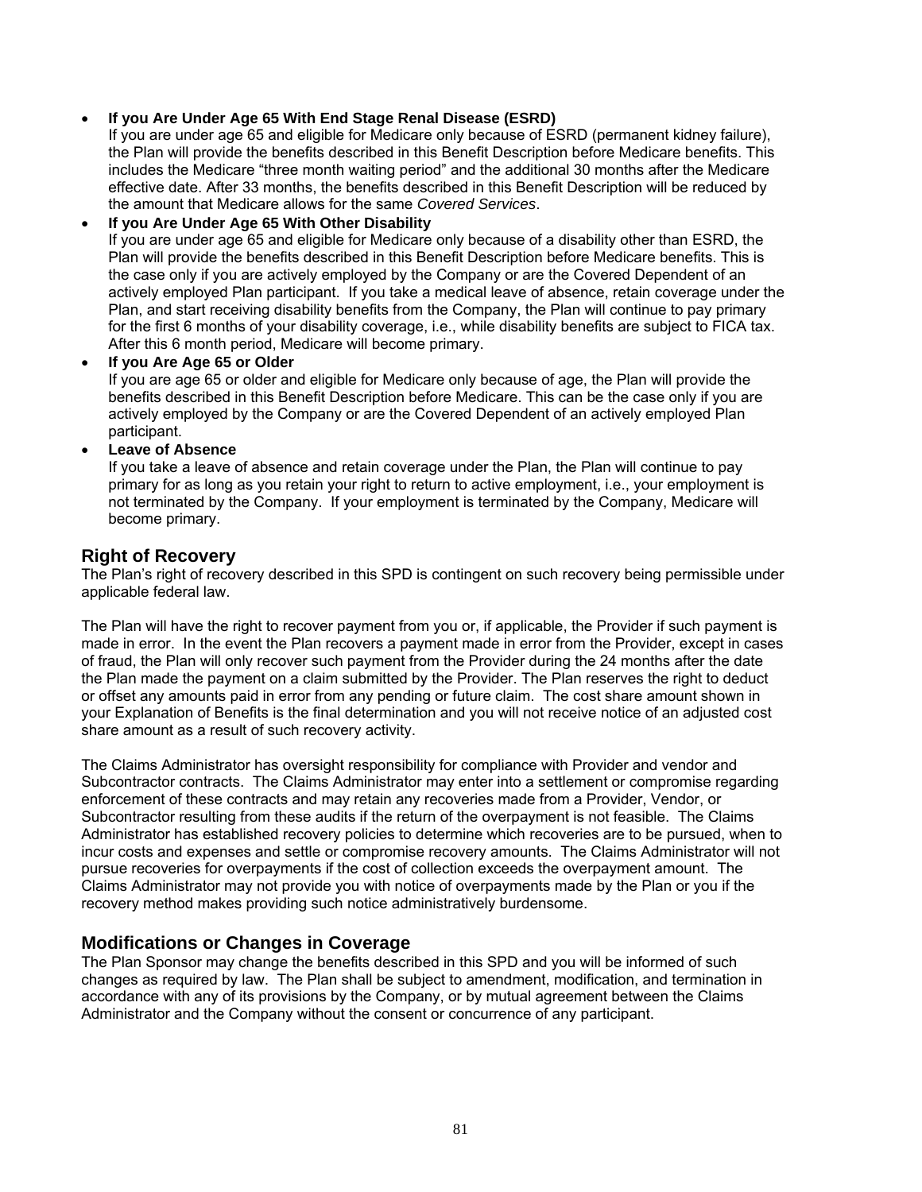- **If you Are Under Age 65 With End Stage Renal Disease (ESRD)**
  If you are under age 65 and eligible for Medicare only because of ESRD (permanent kidney failure), the Plan will provide the benefits described in this Benefit Description before Medicare benefits. This includes the Medicare "three month waiting period" and the additional 30 months after the Medicare effective date. After 33 months, the benefits described in this Benefit Description will be reduced by the amount that Medicare allows for the same *Covered Services*.
- **If you Are Under Age 65 With Other Disability**
  If you are under age 65 and eligible for Medicare only because of a disability other than ESRD, the Plan will provide the benefits described in this Benefit Description before Medicare benefits. This is the case only if you are actively employed by the Company or are the Covered Dependent of an actively employed Plan participant. If you take a medical leave of absence, retain coverage under the Plan, and start receiving disability benefits from the Company, the Plan will continue to pay primary for the first 6 months of your disability coverage, i.e., while disability benefits are subject to FICA tax. After this 6 month period, Medicare will become primary.
- **If you Are Age 65 or Older**
  If you are age 65 or older and eligible for Medicare only because of age, the Plan will provide the benefits described in this Benefit Description before Medicare. This can be the case only if you are actively employed by the Company or are the Covered Dependent of an actively employed Plan participant.
- **Leave of Absence**
  If you take a leave of absence and retain coverage under the Plan, the Plan will continue to pay primary for as long as you retain your right to return to active employment, i.e., your employment is not terminated by the Company. If your employment is terminated by the Company, Medicare will become primary.

## Right of Recovery

The Plan's right of recovery described in this SPD is contingent on such recovery being permissible under applicable federal law.

The Plan will have the right to recover payment from you or, if applicable, the Provider if such payment is made in error. In the event the Plan recovers a payment made in error from the Provider, except in cases of fraud, the Plan will only recover such payment from the Provider during the 24 months after the date the Plan made the payment on a claim submitted by the Provider. The Plan reserves the right to deduct or offset any amounts paid in error from any pending or future claim. The cost share amount shown in your Explanation of Benefits is the final determination and you will not receive notice of an adjusted cost share amount as a result of such recovery activity.

The Claims Administrator has oversight responsibility for compliance with Provider and vendor and Subcontractor contracts. The Claims Administrator may enter into a settlement or compromise regarding enforcement of these contracts and may retain any recoveries made from a Provider, Vendor, or Subcontractor resulting from these audits if the return of the overpayment is not feasible. The Claims Administrator has established recovery policies to determine which recoveries are to be pursued, when to incur costs and expenses and settle or compromise recovery amounts. The Claims Administrator will not pursue recoveries for overpayments if the cost of collection exceeds the overpayment amount. The Claims Administrator may not provide you with notice of overpayments made by the Plan or you if the recovery method makes providing such notice administratively burdensome.

## Modifications or Changes in Coverage

The Plan Sponsor may change the benefits described in this SPD and you will be informed of such changes as required by law. The Plan shall be subject to amendment, modification, and termination in accordance with any of its provisions by the Company, or by mutual agreement between the Claims Administrator and the Company without the consent or concurrence of any participant.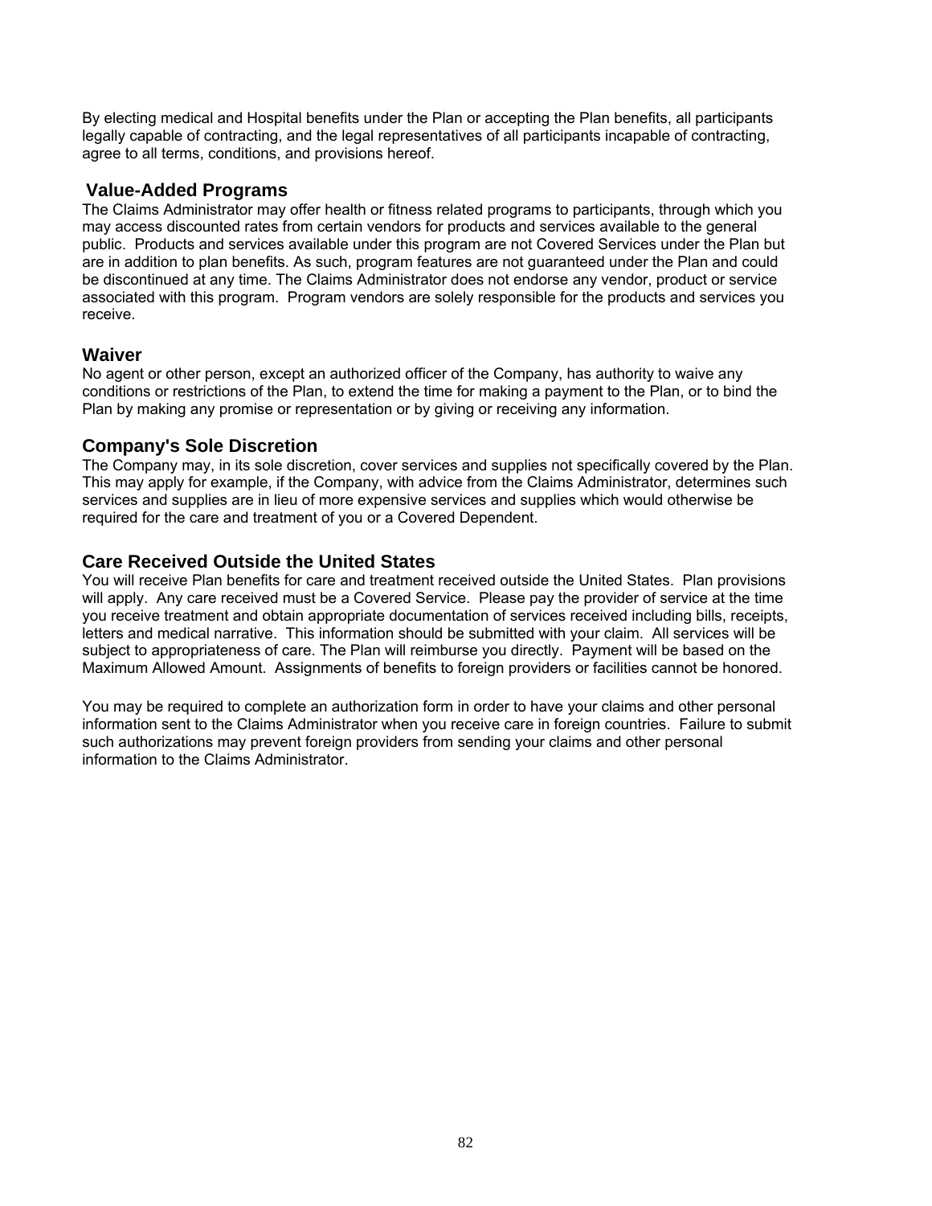By electing medical and Hospital benefits under the Plan or accepting the Plan benefits, all participants legally capable of contracting, and the legal representatives of all participants incapable of contracting, agree to all terms, conditions, and provisions hereof.

## Value-Added Programs

The Claims Administrator may offer health or fitness related programs to participants, through which you may access discounted rates from certain vendors for products and services available to the general public. Products and services available under this program are not Covered Services under the Plan but are in addition to plan benefits. As such, program features are not guaranteed under the Plan and could be discontinued at any time. The Claims Administrator does not endorse any vendor, product or service associated with this program. Program vendors are solely responsible for the products and services you receive.

## Waiver

No agent or other person, except an authorized officer of the Company, has authority to waive any conditions or restrictions of the Plan, to extend the time for making a payment to the Plan, or to bind the Plan by making any promise or representation or by giving or receiving any information.

## Company's Sole Discretion

The Company may, in its sole discretion, cover services and supplies not specifically covered by the Plan. This may apply for example, if the Company, with advice from the Claims Administrator, determines such services and supplies are in lieu of more expensive services and supplies which would otherwise be required for the care and treatment of you or a Covered Dependent.

## Care Received Outside the United States

You will receive Plan benefits for care and treatment received outside the United States. Plan provisions will apply. Any care received must be a Covered Service. Please pay the provider of service at the time you receive treatment and obtain appropriate documentation of services received including bills, receipts, letters and medical narrative. This information should be submitted with your claim. All services will be subject to appropriateness of care. The Plan will reimburse you directly. Payment will be based on the Maximum Allowed Amount. Assignments of benefits to foreign providers or facilities cannot be honored.

You may be required to complete an authorization form in order to have your claims and other personal information sent to the Claims Administrator when you receive care in foreign countries. Failure to submit such authorizations may prevent foreign providers from sending your claims and other personal information to the Claims Administrator.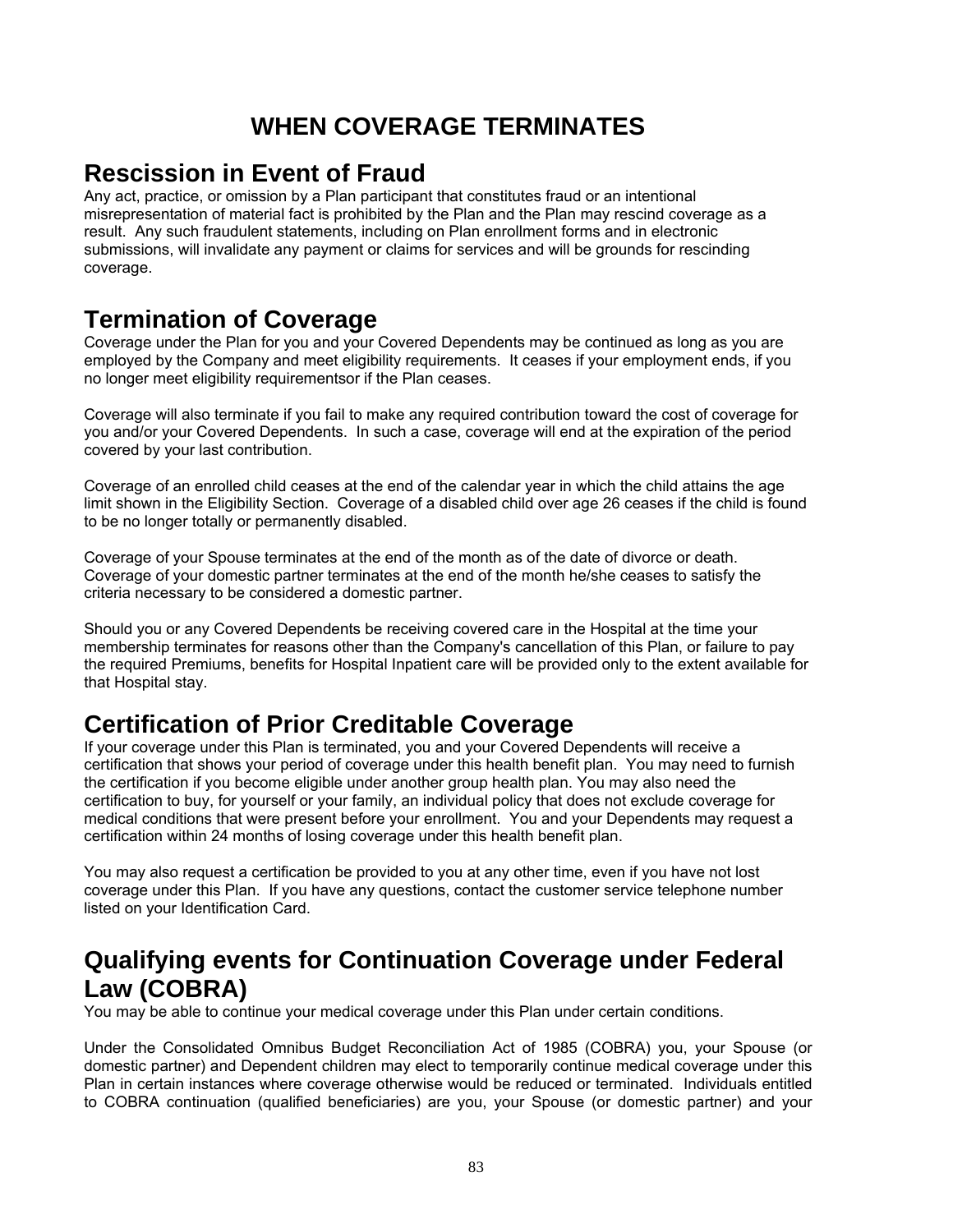# WHEN COVERAGE TERMINATES

## Rescission in Event of Fraud

Any act, practice, or omission by a Plan participant that constitutes fraud or an intentional misrepresentation of material fact is prohibited by the Plan and the Plan may rescind coverage as a result. Any such fraudulent statements, including on Plan enrollment forms and in electronic submissions, will invalidate any payment or claims for services and will be grounds for rescinding coverage.

## Termination of Coverage

Coverage under the Plan for you and your Covered Dependents may be continued as long as you are employed by the Company and meet eligibility requirements. It ceases if your employment ends, if you no longer meet eligibility requirementsor if the Plan ceases.

Coverage will also terminate if you fail to make any required contribution toward the cost of coverage for you and/or your Covered Dependents. In such a case, coverage will end at the expiration of the period covered by your last contribution.

Coverage of an enrolled child ceases at the end of the calendar year in which the child attains the age limit shown in the Eligibility Section. Coverage of a disabled child over age 26 ceases if the child is found to be no longer totally or permanently disabled.

Coverage of your Spouse terminates at the end of the month as of the date of divorce or death. Coverage of your domestic partner terminates at the end of the month he/she ceases to satisfy the criteria necessary to be considered a domestic partner.

Should you or any Covered Dependents be receiving covered care in the Hospital at the time your membership terminates for reasons other than the Company's cancellation of this Plan, or failure to pay the required Premiums, benefits for Hospital Inpatient care will be provided only to the extent available for that Hospital stay.

## Certification of Prior Creditable Coverage

If your coverage under this Plan is terminated, you and your Covered Dependents will receive a certification that shows your period of coverage under this health benefit plan. You may need to furnish the certification if you become eligible under another group health plan. You may also need the certification to buy, for yourself or your family, an individual policy that does not exclude coverage for medical conditions that were present before your enrollment. You and your Dependents may request a certification within 24 months of losing coverage under this health benefit plan.

You may also request a certification be provided to you at any other time, even if you have not lost coverage under this Plan. If you have any questions, contact the customer service telephone number listed on your Identification Card.

## Qualifying events for Continuation Coverage under Federal Law (COBRA)

You may be able to continue your medical coverage under this Plan under certain conditions.

Under the Consolidated Omnibus Budget Reconciliation Act of 1985 (COBRA) you, your Spouse (or domestic partner) and Dependent children may elect to temporarily continue medical coverage under this Plan in certain instances where coverage otherwise would be reduced or terminated. Individuals entitled to COBRA continuation (qualified beneficiaries) are you, your Spouse (or domestic partner) and your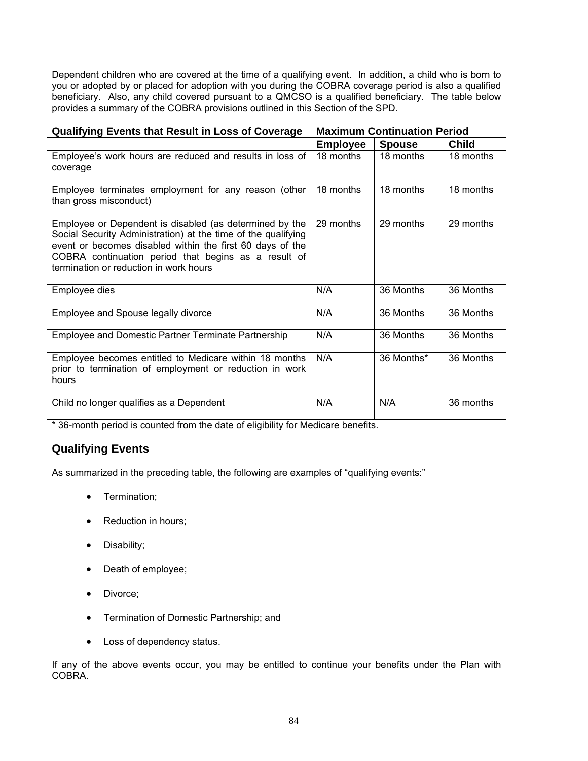Dependent children who are covered at the time of a qualifying event. In addition, a child who is born to you or adopted by or placed for adoption with you during the COBRA coverage period is also a qualified beneficiary. Also, any child covered pursuant to a QMCSO is a qualified beneficiary. The table below provides a summary of the COBRA provisions outlined in this Section of the SPD.

| Qualifying Events that Result in Loss of Coverage | Maximum Continuation Period | | |
|---|---|---|---|
| | **Employee** | **Spouse** | **Child** |
| Employee's work hours are reduced and results in loss of coverage | 18 months | 18 months | 18 months |
| Employee terminates employment for any reason (other than gross misconduct) | 18 months | 18 months | 18 months |
| Employee or Dependent is disabled (as determined by the Social Security Administration) at the time of the qualifying event or becomes disabled within the first 60 days of the COBRA continuation period that begins as a result of termination or reduction in work hours | 29 months | 29 months | 29 months |
| Employee dies | N/A | 36 Months | 36 Months |
| Employee and Spouse legally divorce | N/A | 36 Months | 36 Months |
| Employee and Domestic Partner Terminate Partnership | N/A | 36 Months | 36 Months |
| Employee becomes entitled to Medicare within 18 months prior to termination of employment or reduction in work hours | N/A | 36 Months* | 36 Months |
| Child no longer qualifies as a Dependent | N/A | N/A | 36 months |

* 36-month period is counted from the date of eligibility for Medicare benefits.

## Qualifying Events

As summarized in the preceding table, the following are examples of "qualifying events:"

- Termination;
- Reduction in hours;
- Disability;
- Death of employee;
- Divorce;
- Termination of Domestic Partnership; and
- Loss of dependency status.

If any of the above events occur, you may be entitled to continue your benefits under the Plan with COBRA.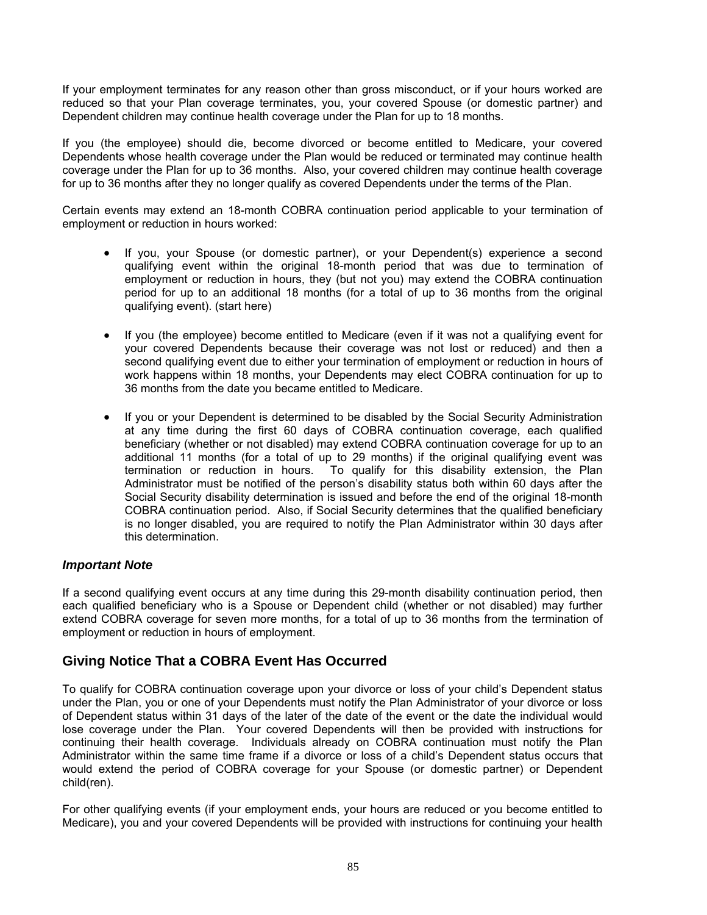If your employment terminates for any reason other than gross misconduct, or if your hours worked are reduced so that your Plan coverage terminates, you, your covered Spouse (or domestic partner) and Dependent children may continue health coverage under the Plan for up to 18 months.

If you (the employee) should die, become divorced or become entitled to Medicare, your covered Dependents whose health coverage under the Plan would be reduced or terminated may continue health coverage under the Plan for up to 36 months. Also, your covered children may continue health coverage for up to 36 months after they no longer qualify as covered Dependents under the terms of the Plan.

Certain events may extend an 18-month COBRA continuation period applicable to your termination of employment or reduction in hours worked:

- If you, your Spouse (or domestic partner), or your Dependent(s) experience a second qualifying event within the original 18-month period that was due to termination of employment or reduction in hours, they (but not you) may extend the COBRA continuation period for up to an additional 18 months (for a total of up to 36 months from the original qualifying event). (start here)

- If you (the employee) become entitled to Medicare (even if it was not a qualifying event for your covered Dependents because their coverage was not lost or reduced) and then a second qualifying event due to either your termination of employment or reduction in hours of work happens within 18 months, your Dependents may elect COBRA continuation for up to 36 months from the date you became entitled to Medicare.

- If you or your Dependent is determined to be disabled by the Social Security Administration at any time during the first 60 days of COBRA continuation coverage, each qualified beneficiary (whether or not disabled) may extend COBRA continuation coverage for up to an additional 11 months (for a total of up to 29 months) if the original qualifying event was termination or reduction in hours. To qualify for this disability extension, the Plan Administrator must be notified of the person's disability status both within 60 days after the Social Security disability determination is issued and before the end of the original 18-month COBRA continuation period. Also, if Social Security determines that the qualified beneficiary is no longer disabled, you are required to notify the Plan Administrator within 30 days after this determination.

### *Important Note*

If a second qualifying event occurs at any time during this 29-month disability continuation period, then each qualified beneficiary who is a Spouse or Dependent child (whether or not disabled) may further extend COBRA coverage for seven more months, for a total of up to 36 months from the termination of employment or reduction in hours of employment.

## Giving Notice That a COBRA Event Has Occurred

To qualify for COBRA continuation coverage upon your divorce or loss of your child's Dependent status under the Plan, you or one of your Dependents must notify the Plan Administrator of your divorce or loss of Dependent status within 31 days of the later of the date of the event or the date the individual would lose coverage under the Plan. Your covered Dependents will then be provided with instructions for continuing their health coverage. Individuals already on COBRA continuation must notify the Plan Administrator within the same time frame if a divorce or loss of a child's Dependent status occurs that would extend the period of COBRA coverage for your Spouse (or domestic partner) or Dependent child(ren).

For other qualifying events (if your employment ends, your hours are reduced or you become entitled to Medicare), you and your covered Dependents will be provided with instructions for continuing your health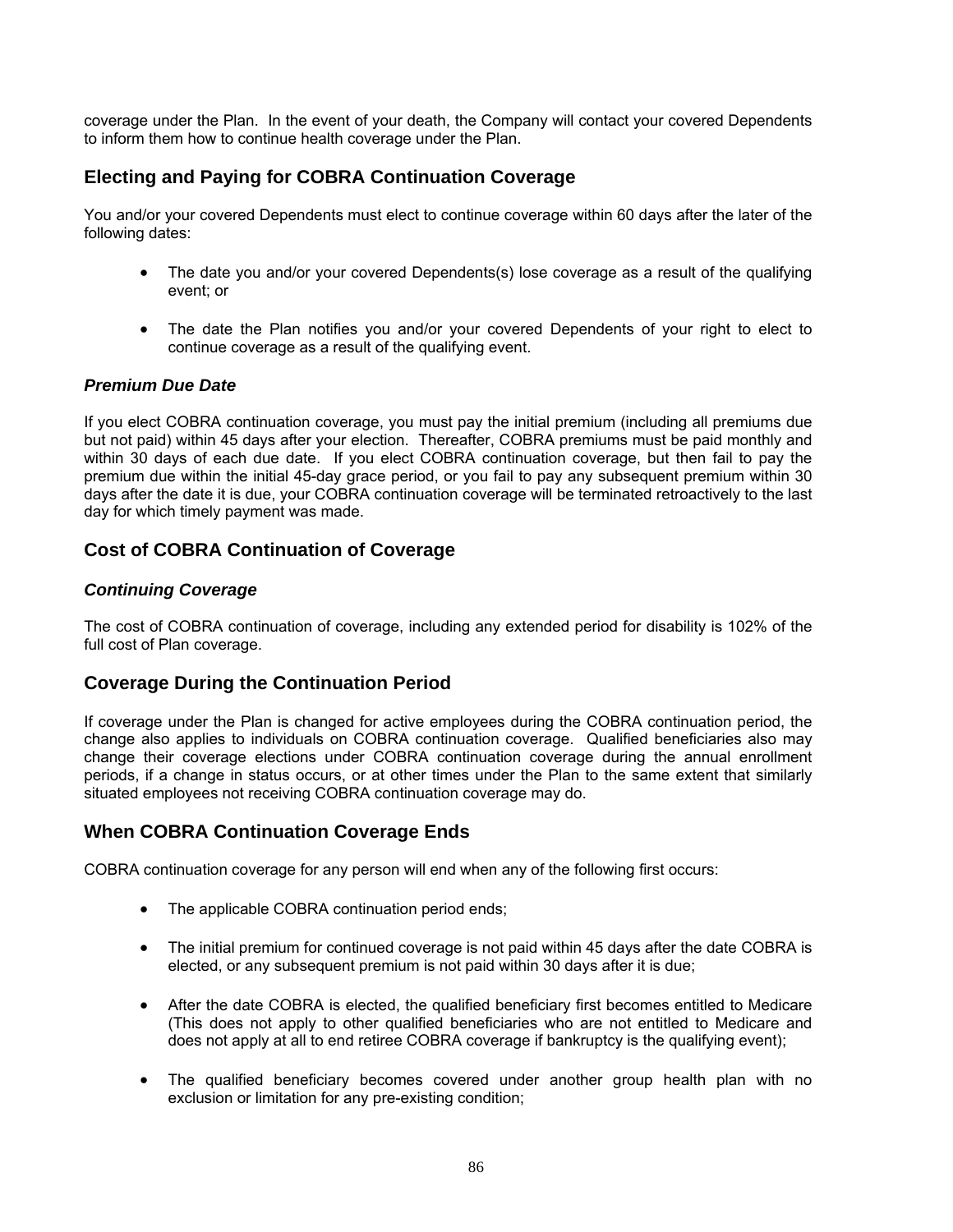coverage under the Plan. In the event of your death, the Company will contact your covered Dependents to inform them how to continue health coverage under the Plan.

## Electing and Paying for COBRA Continuation Coverage

You and/or your covered Dependents must elect to continue coverage within 60 days after the later of the following dates:

- The date you and/or your covered Dependents(s) lose coverage as a result of the qualifying event; or

- The date the Plan notifies you and/or your covered Dependents of your right to elect to continue coverage as a result of the qualifying event.

### *Premium Due Date*

If you elect COBRA continuation coverage, you must pay the initial premium (including all premiums due but not paid) within 45 days after your election. Thereafter, COBRA premiums must be paid monthly and within 30 days of each due date. If you elect COBRA continuation coverage, but then fail to pay the premium due within the initial 45-day grace period, or you fail to pay any subsequent premium within 30 days after the date it is due, your COBRA continuation coverage will be terminated retroactively to the last day for which timely payment was made.

## Cost of COBRA Continuation of Coverage

### *Continuing Coverage*

The cost of COBRA continuation of coverage, including any extended period for disability is 102% of the full cost of Plan coverage.

## Coverage During the Continuation Period

If coverage under the Plan is changed for active employees during the COBRA continuation period, the change also applies to individuals on COBRA continuation coverage. Qualified beneficiaries also may change their coverage elections under COBRA continuation coverage during the annual enrollment periods, if a change in status occurs, or at other times under the Plan to the same extent that similarly situated employees not receiving COBRA continuation coverage may do.

## When COBRA Continuation Coverage Ends

COBRA continuation coverage for any person will end when any of the following first occurs:

- The applicable COBRA continuation period ends;

- The initial premium for continued coverage is not paid within 45 days after the date COBRA is elected, or any subsequent premium is not paid within 30 days after it is due;

- After the date COBRA is elected, the qualified beneficiary first becomes entitled to Medicare (This does not apply to other qualified beneficiaries who are not entitled to Medicare and does not apply at all to end retiree COBRA coverage if bankruptcy is the qualifying event);

- The qualified beneficiary becomes covered under another group health plan with no exclusion or limitation for any pre-existing condition;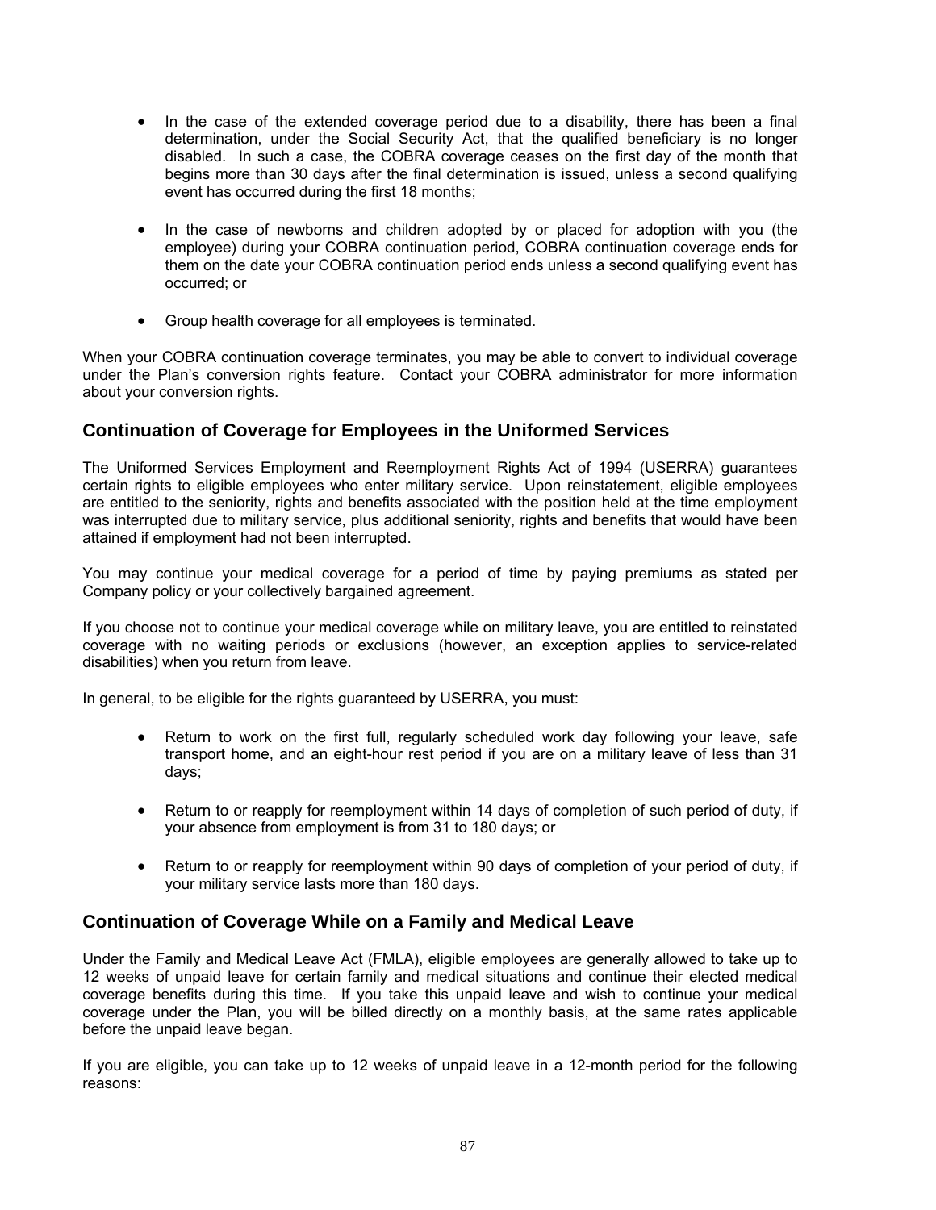- In the case of the extended coverage period due to a disability, there has been a final determination, under the Social Security Act, that the qualified beneficiary is no longer disabled. In such a case, the COBRA coverage ceases on the first day of the month that begins more than 30 days after the final determination is issued, unless a second qualifying event has occurred during the first 18 months;

- In the case of newborns and children adopted by or placed for adoption with you (the employee) during your COBRA continuation period, COBRA continuation coverage ends for them on the date your COBRA continuation period ends unless a second qualifying event has occurred; or

- Group health coverage for all employees is terminated.

When your COBRA continuation coverage terminates, you may be able to convert to individual coverage under the Plan's conversion rights feature. Contact your COBRA administrator for more information about your conversion rights.

## Continuation of Coverage for Employees in the Uniformed Services

The Uniformed Services Employment and Reemployment Rights Act of 1994 (USERRA) guarantees certain rights to eligible employees who enter military service. Upon reinstatement, eligible employees are entitled to the seniority, rights and benefits associated with the position held at the time employment was interrupted due to military service, plus additional seniority, rights and benefits that would have been attained if employment had not been interrupted.

You may continue your medical coverage for a period of time by paying premiums as stated per Company policy or your collectively bargained agreement.

If you choose not to continue your medical coverage while on military leave, you are entitled to reinstated coverage with no waiting periods or exclusions (however, an exception applies to service-related disabilities) when you return from leave.

In general, to be eligible for the rights guaranteed by USERRA, you must:

- Return to work on the first full, regularly scheduled work day following your leave, safe transport home, and an eight-hour rest period if you are on a military leave of less than 31 days;

- Return to or reapply for reemployment within 14 days of completion of such period of duty, if your absence from employment is from 31 to 180 days; or

- Return to or reapply for reemployment within 90 days of completion of your period of duty, if your military service lasts more than 180 days.

## Continuation of Coverage While on a Family and Medical Leave

Under the Family and Medical Leave Act (FMLA), eligible employees are generally allowed to take up to 12 weeks of unpaid leave for certain family and medical situations and continue their elected medical coverage benefits during this time. If you take this unpaid leave and wish to continue your medical coverage under the Plan, you will be billed directly on a monthly basis, at the same rates applicable before the unpaid leave began.

If you are eligible, you can take up to 12 weeks of unpaid leave in a 12-month period for the following reasons: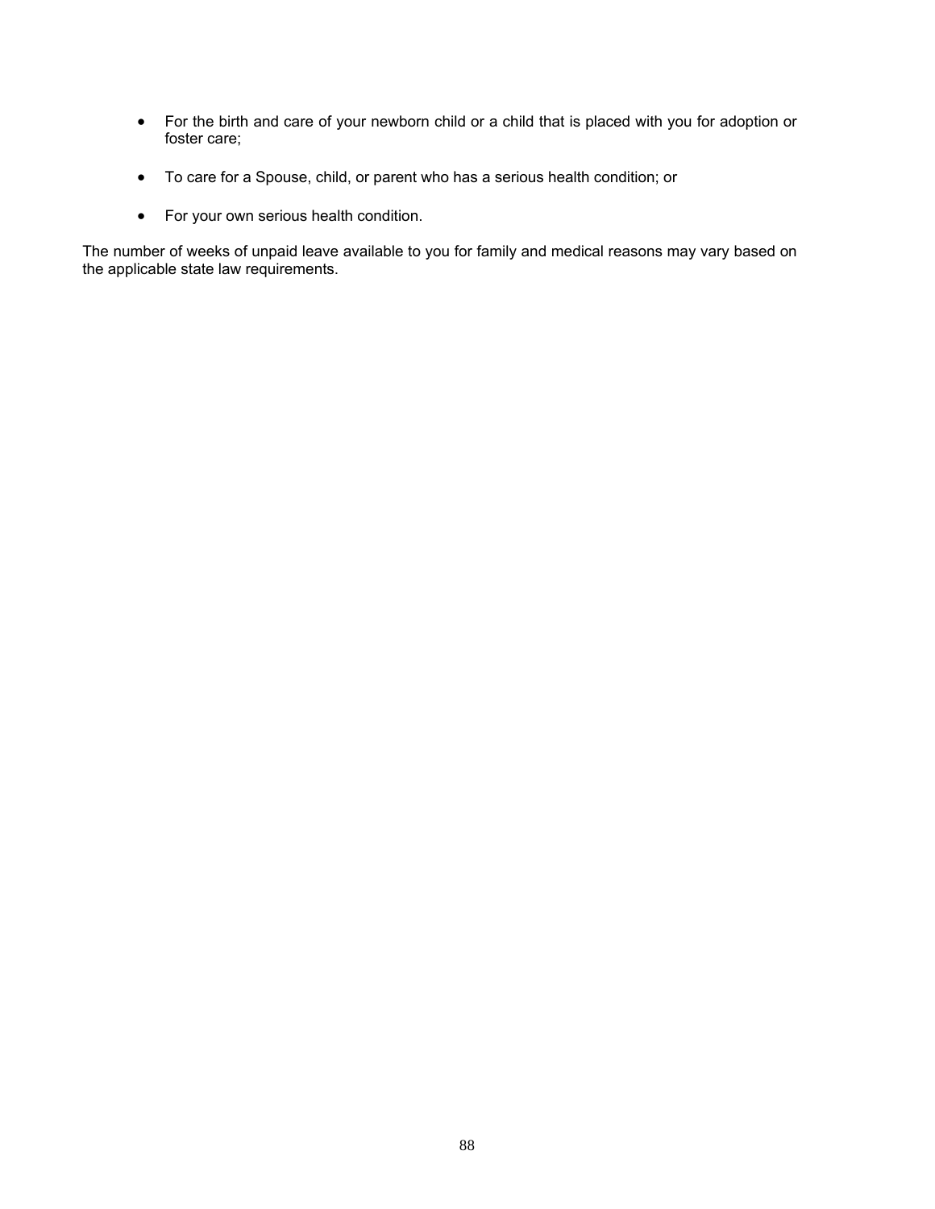- For the birth and care of your newborn child or a child that is placed with you for adoption or foster care;

- To care for a Spouse, child, or parent who has a serious health condition; or

- For your own serious health condition.

The number of weeks of unpaid leave available to you for family and medical reasons may vary based on the applicable state law requirements.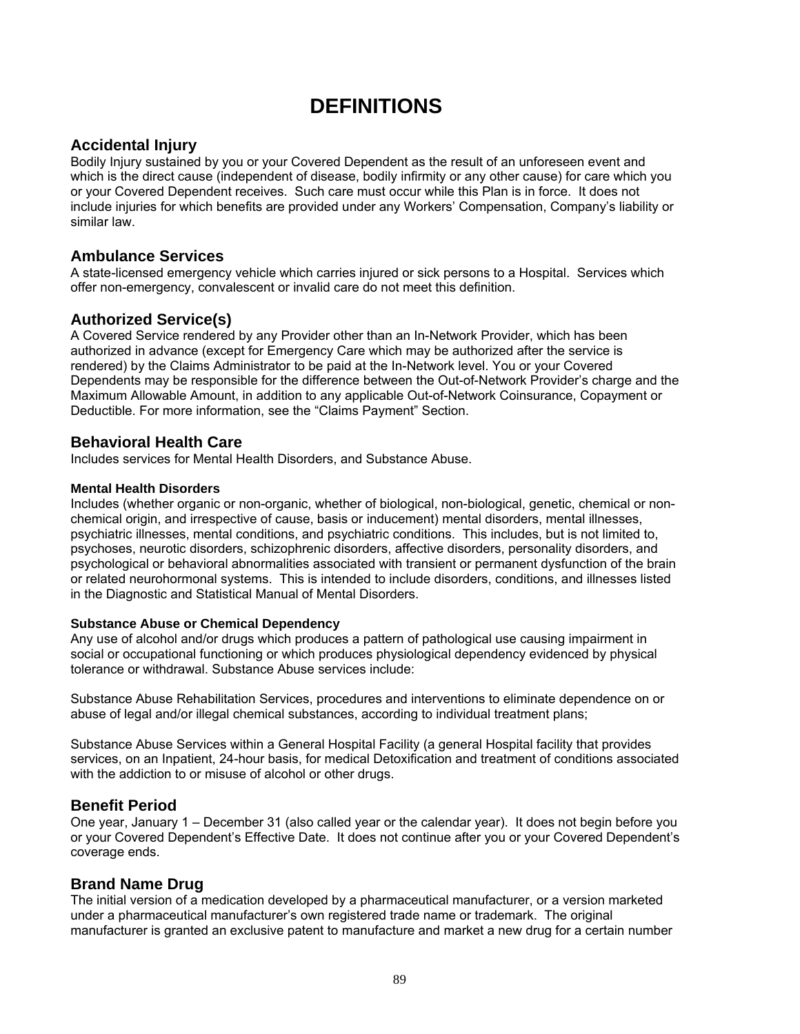# DEFINITIONS

## Accidental Injury

Bodily Injury sustained by you or your Covered Dependent as the result of an unforeseen event and which is the direct cause (independent of disease, bodily infirmity or any other cause) for care which you or your Covered Dependent receives. Such care must occur while this Plan is in force. It does not include injuries for which benefits are provided under any Workers' Compensation, Company's liability or similar law.

## Ambulance Services

A state-licensed emergency vehicle which carries injured or sick persons to a Hospital. Services which offer non-emergency, convalescent or invalid care do not meet this definition.

## Authorized Service(s)

A Covered Service rendered by any Provider other than an In-Network Provider, which has been authorized in advance (except for Emergency Care which may be authorized after the service is rendered) by the Claims Administrator to be paid at the In-Network level. You or your Covered Dependents may be responsible for the difference between the Out-of-Network Provider's charge and the Maximum Allowable Amount, in addition to any applicable Out-of-Network Coinsurance, Copayment or Deductible. For more information, see the "Claims Payment" Section.

## Behavioral Health Care

Includes services for Mental Health Disorders, and Substance Abuse.

#### Mental Health Disorders

Includes (whether organic or non-organic, whether of biological, non-biological, genetic, chemical or non-chemical origin, and irrespective of cause, basis or inducement) mental disorders, mental illnesses, psychiatric illnesses, mental conditions, and psychiatric conditions. This includes, but is not limited to, psychoses, neurotic disorders, schizophrenic disorders, affective disorders, personality disorders, and psychological or behavioral abnormalities associated with transient or permanent dysfunction of the brain or related neurohormonal systems. This is intended to include disorders, conditions, and illnesses listed in the Diagnostic and Statistical Manual of Mental Disorders.

#### Substance Abuse or Chemical Dependency

Any use of alcohol and/or drugs which produces a pattern of pathological use causing impairment in social or occupational functioning or which produces physiological dependency evidenced by physical tolerance or withdrawal. Substance Abuse services include:

Substance Abuse Rehabilitation Services, procedures and interventions to eliminate dependence on or abuse of legal and/or illegal chemical substances, according to individual treatment plans;

Substance Abuse Services within a General Hospital Facility (a general Hospital facility that provides services, on an Inpatient, 24-hour basis, for medical Detoxification and treatment of conditions associated with the addiction to or misuse of alcohol or other drugs.

## Benefit Period

One year, January 1 – December 31 (also called year or the calendar year). It does not begin before you or your Covered Dependent's Effective Date. It does not continue after you or your Covered Dependent's coverage ends.

## Brand Name Drug

The initial version of a medication developed by a pharmaceutical manufacturer, or a version marketed under a pharmaceutical manufacturer's own registered trade name or trademark. The original manufacturer is granted an exclusive patent to manufacture and market a new drug for a certain number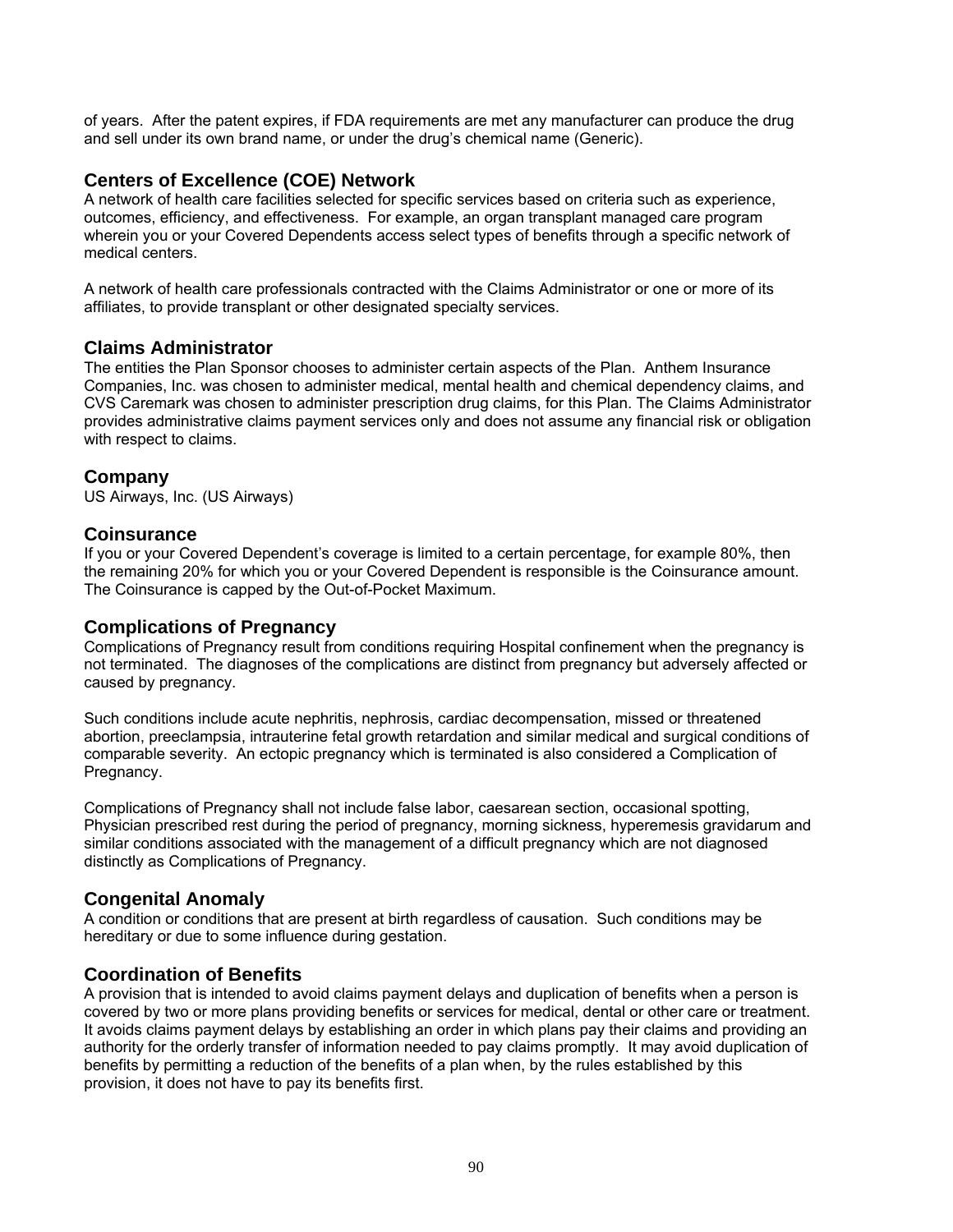of years. After the patent expires, if FDA requirements are met any manufacturer can produce the drug and sell under its own brand name, or under the drug's chemical name (Generic).

## Centers of Excellence (COE) Network

A network of health care facilities selected for specific services based on criteria such as experience, outcomes, efficiency, and effectiveness. For example, an organ transplant managed care program wherein you or your Covered Dependents access select types of benefits through a specific network of medical centers.

A network of health care professionals contracted with the Claims Administrator or one or more of its affiliates, to provide transplant or other designated specialty services.

## Claims Administrator

The entities the Plan Sponsor chooses to administer certain aspects of the Plan. Anthem Insurance Companies, Inc. was chosen to administer medical, mental health and chemical dependency claims, and CVS Caremark was chosen to administer prescription drug claims, for this Plan. The Claims Administrator provides administrative claims payment services only and does not assume any financial risk or obligation with respect to claims.

## Company

US Airways, Inc. (US Airways)

## Coinsurance

If you or your Covered Dependent's coverage is limited to a certain percentage, for example 80%, then the remaining 20% for which you or your Covered Dependent is responsible is the Coinsurance amount. The Coinsurance is capped by the Out-of-Pocket Maximum.

## Complications of Pregnancy

Complications of Pregnancy result from conditions requiring Hospital confinement when the pregnancy is not terminated. The diagnoses of the complications are distinct from pregnancy but adversely affected or caused by pregnancy.

Such conditions include acute nephritis, nephrosis, cardiac decompensation, missed or threatened abortion, preeclampsia, intrauterine fetal growth retardation and similar medical and surgical conditions of comparable severity. An ectopic pregnancy which is terminated is also considered a Complication of Pregnancy.

Complications of Pregnancy shall not include false labor, caesarean section, occasional spotting, Physician prescribed rest during the period of pregnancy, morning sickness, hyperemesis gravidarum and similar conditions associated with the management of a difficult pregnancy which are not diagnosed distinctly as Complications of Pregnancy.

## Congenital Anomaly

A condition or conditions that are present at birth regardless of causation. Such conditions may be hereditary or due to some influence during gestation.

## Coordination of Benefits

A provision that is intended to avoid claims payment delays and duplication of benefits when a person is covered by two or more plans providing benefits or services for medical, dental or other care or treatment. It avoids claims payment delays by establishing an order in which plans pay their claims and providing an authority for the orderly transfer of information needed to pay claims promptly. It may avoid duplication of benefits by permitting a reduction of the benefits of a plan when, by the rules established by this provision, it does not have to pay its benefits first.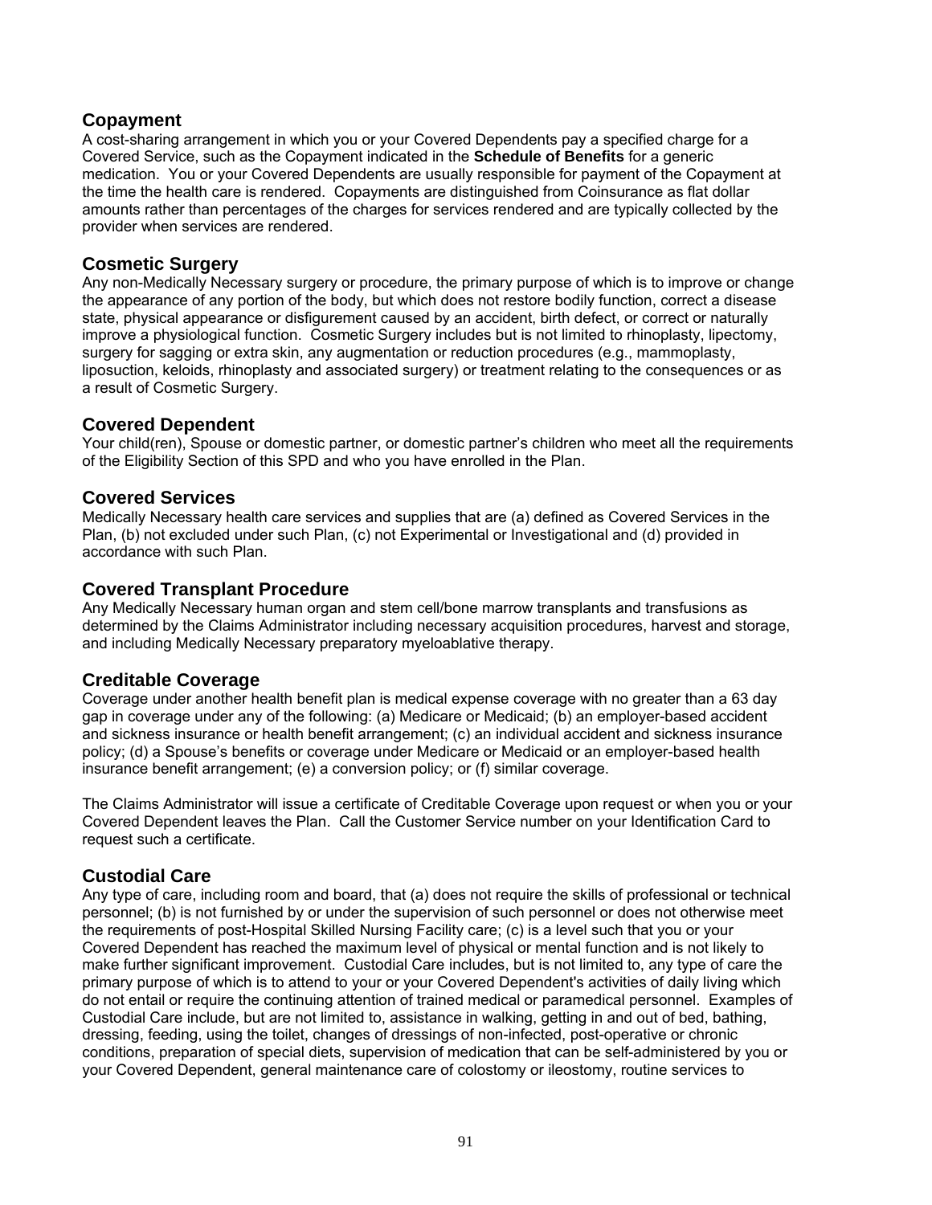## Copayment

A cost-sharing arrangement in which you or your Covered Dependents pay a specified charge for a Covered Service, such as the Copayment indicated in the **Schedule of Benefits** for a generic medication. You or your Covered Dependents are usually responsible for payment of the Copayment at the time the health care is rendered. Copayments are distinguished from Coinsurance as flat dollar amounts rather than percentages of the charges for services rendered and are typically collected by the provider when services are rendered.

## Cosmetic Surgery

Any non-Medically Necessary surgery or procedure, the primary purpose of which is to improve or change the appearance of any portion of the body, but which does not restore bodily function, correct a disease state, physical appearance or disfigurement caused by an accident, birth defect, or correct or naturally improve a physiological function. Cosmetic Surgery includes but is not limited to rhinoplasty, lipectomy, surgery for sagging or extra skin, any augmentation or reduction procedures (e.g., mammoplasty, liposuction, keloids, rhinoplasty and associated surgery) or treatment relating to the consequences or as a result of Cosmetic Surgery.

## Covered Dependent

Your child(ren), Spouse or domestic partner, or domestic partner's children who meet all the requirements of the Eligibility Section of this SPD and who you have enrolled in the Plan.

## Covered Services

Medically Necessary health care services and supplies that are (a) defined as Covered Services in the Plan, (b) not excluded under such Plan, (c) not Experimental or Investigational and (d) provided in accordance with such Plan.

## Covered Transplant Procedure

Any Medically Necessary human organ and stem cell/bone marrow transplants and transfusions as determined by the Claims Administrator including necessary acquisition procedures, harvest and storage, and including Medically Necessary preparatory myeloablative therapy.

## Creditable Coverage

Coverage under another health benefit plan is medical expense coverage with no greater than a 63 day gap in coverage under any of the following: (a) Medicare or Medicaid; (b) an employer-based accident and sickness insurance or health benefit arrangement; (c) an individual accident and sickness insurance policy; (d) a Spouse's benefits or coverage under Medicare or Medicaid or an employer-based health insurance benefit arrangement; (e) a conversion policy; or (f) similar coverage.

The Claims Administrator will issue a certificate of Creditable Coverage upon request or when you or your Covered Dependent leaves the Plan. Call the Customer Service number on your Identification Card to request such a certificate.

## Custodial Care

Any type of care, including room and board, that (a) does not require the skills of professional or technical personnel; (b) is not furnished by or under the supervision of such personnel or does not otherwise meet the requirements of post-Hospital Skilled Nursing Facility care; (c) is a level such that you or your Covered Dependent has reached the maximum level of physical or mental function and is not likely to make further significant improvement. Custodial Care includes, but is not limited to, any type of care the primary purpose of which is to attend to your or your Covered Dependent's activities of daily living which do not entail or require the continuing attention of trained medical or paramedical personnel. Examples of Custodial Care include, but are not limited to, assistance in walking, getting in and out of bed, bathing, dressing, feeding, using the toilet, changes of dressings of non-infected, post-operative or chronic conditions, preparation of special diets, supervision of medication that can be self-administered by you or your Covered Dependent, general maintenance care of colostomy or ileostomy, routine services to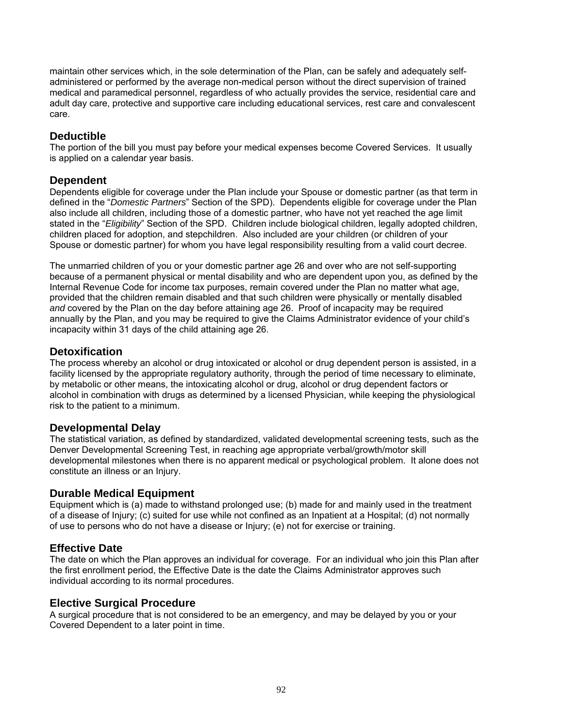maintain other services which, in the sole determination of the Plan, can be safely and adequately self-administered or performed by the average non-medical person without the direct supervision of trained medical and paramedical personnel, regardless of who actually provides the service, residential care and adult day care, protective and supportive care including educational services, rest care and convalescent care.

## Deductible

The portion of the bill you must pay before your medical expenses become Covered Services. It usually is applied on a calendar year basis.

## Dependent

Dependents eligible for coverage under the Plan include your Spouse or domestic partner (as that term in defined in the "*Domestic Partners*" Section of the SPD). Dependents eligible for coverage under the Plan also include all children, including those of a domestic partner, who have not yet reached the age limit stated in the "*Eligibility*" Section of the SPD. Children include biological children, legally adopted children, children placed for adoption, and stepchildren. Also included are your children (or children of your Spouse or domestic partner) for whom you have legal responsibility resulting from a valid court decree.

The unmarried children of you or your domestic partner age 26 and over who are not self-supporting because of a permanent physical or mental disability and who are dependent upon you, as defined by the Internal Revenue Code for income tax purposes, remain covered under the Plan no matter what age, provided that the children remain disabled and that such children were physically or mentally disabled *and* covered by the Plan on the day before attaining age 26. Proof of incapacity may be required annually by the Plan, and you may be required to give the Claims Administrator evidence of your child's incapacity within 31 days of the child attaining age 26.

## Detoxification

The process whereby an alcohol or drug intoxicated or alcohol or drug dependent person is assisted, in a facility licensed by the appropriate regulatory authority, through the period of time necessary to eliminate, by metabolic or other means, the intoxicating alcohol or drug, alcohol or drug dependent factors or alcohol in combination with drugs as determined by a licensed Physician, while keeping the physiological risk to the patient to a minimum.

## Developmental Delay

The statistical variation, as defined by standardized, validated developmental screening tests, such as the Denver Developmental Screening Test, in reaching age appropriate verbal/growth/motor skill developmental milestones when there is no apparent medical or psychological problem. It alone does not constitute an illness or an Injury.

## Durable Medical Equipment

Equipment which is (a) made to withstand prolonged use; (b) made for and mainly used in the treatment of a disease of Injury; (c) suited for use while not confined as an Inpatient at a Hospital; (d) not normally of use to persons who do not have a disease or Injury; (e) not for exercise or training.

## Effective Date

The date on which the Plan approves an individual for coverage. For an individual who join this Plan after the first enrollment period, the Effective Date is the date the Claims Administrator approves such individual according to its normal procedures.

## Elective Surgical Procedure

A surgical procedure that is not considered to be an emergency, and may be delayed by you or your Covered Dependent to a later point in time.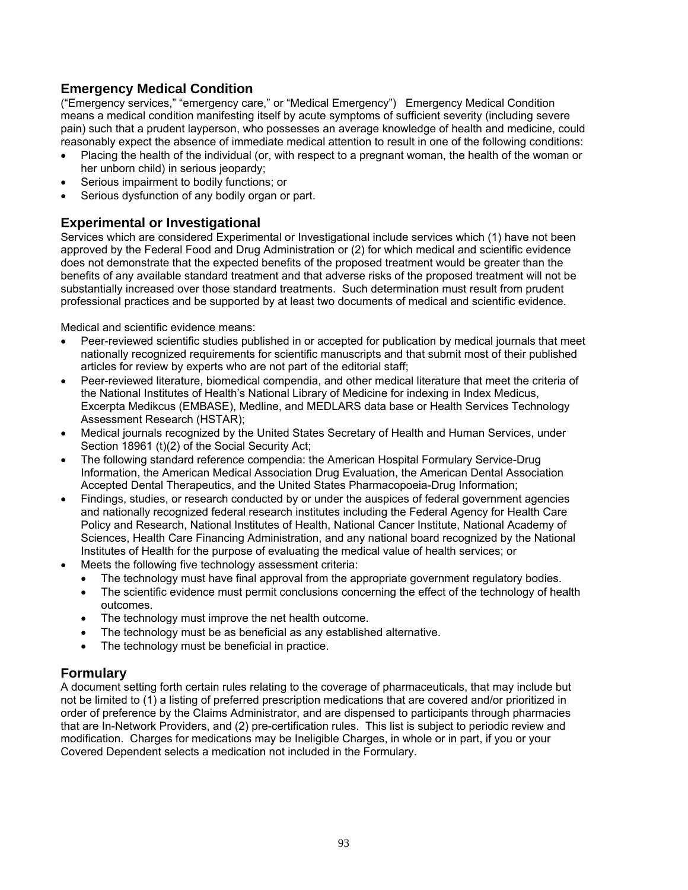## Emergency Medical Condition

("Emergency services," "emergency care," or "Medical Emergency") Emergency Medical Condition means a medical condition manifesting itself by acute symptoms of sufficient severity (including severe pain) such that a prudent layperson, who possesses an average knowledge of health and medicine, could reasonably expect the absence of immediate medical attention to result in one of the following conditions:

- Placing the health of the individual (or, with respect to a pregnant woman, the health of the woman or her unborn child) in serious jeopardy;
- Serious impairment to bodily functions; or
- Serious dysfunction of any bodily organ or part.

## Experimental or Investigational

Services which are considered Experimental or Investigational include services which (1) have not been approved by the Federal Food and Drug Administration or (2) for which medical and scientific evidence does not demonstrate that the expected benefits of the proposed treatment would be greater than the benefits of any available standard treatment and that adverse risks of the proposed treatment will not be substantially increased over those standard treatments. Such determination must result from prudent professional practices and be supported by at least two documents of medical and scientific evidence.

Medical and scientific evidence means:

- Peer-reviewed scientific studies published in or accepted for publication by medical journals that meet nationally recognized requirements for scientific manuscripts and that submit most of their published articles for review by experts who are not part of the editorial staff;
- Peer-reviewed literature, biomedical compendia, and other medical literature that meet the criteria of the National Institutes of Health's National Library of Medicine for indexing in Index Medicus, Excerpta Medikcus (EMBASE), Medline, and MEDLARS data base or Health Services Technology Assessment Research (HSTAR);
- Medical journals recognized by the United States Secretary of Health and Human Services, under Section 18961 (t)(2) of the Social Security Act;
- The following standard reference compendia: the American Hospital Formulary Service-Drug Information, the American Medical Association Drug Evaluation, the American Dental Association Accepted Dental Therapeutics, and the United States Pharmacopoeia-Drug Information;
- Findings, studies, or research conducted by or under the auspices of federal government agencies and nationally recognized federal research institutes including the Federal Agency for Health Care Policy and Research, National Institutes of Health, National Cancer Institute, National Academy of Sciences, Health Care Financing Administration, and any national board recognized by the National Institutes of Health for the purpose of evaluating the medical value of health services; or
- Meets the following five technology assessment criteria:
  - The technology must have final approval from the appropriate government regulatory bodies.
  - The scientific evidence must permit conclusions concerning the effect of the technology of health outcomes.
  - The technology must improve the net health outcome.
  - The technology must be as beneficial as any established alternative.
  - The technology must be beneficial in practice.

## Formulary

A document setting forth certain rules relating to the coverage of pharmaceuticals, that may include but not be limited to (1) a listing of preferred prescription medications that are covered and/or prioritized in order of preference by the Claims Administrator, and are dispensed to participants through pharmacies that are In-Network Providers, and (2) pre-certification rules. This list is subject to periodic review and modification. Charges for medications may be Ineligible Charges, in whole or in part, if you or your Covered Dependent selects a medication not included in the Formulary.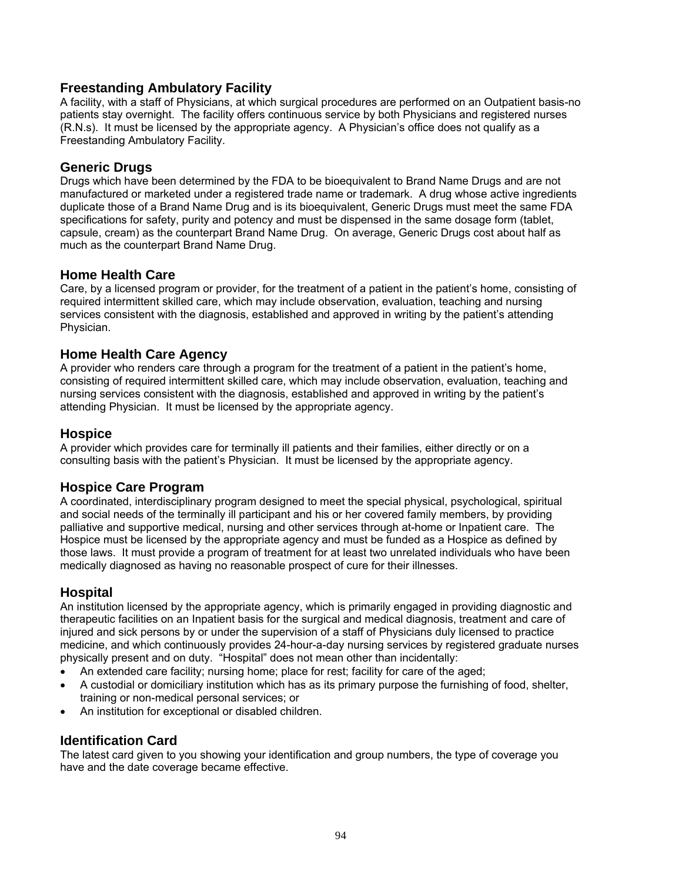### Freestanding Ambulatory Facility

A facility, with a staff of Physicians, at which surgical procedures are performed on an Outpatient basis-no patients stay overnight. The facility offers continuous service by both Physicians and registered nurses (R.N.s). It must be licensed by the appropriate agency. A Physician's office does not qualify as a Freestanding Ambulatory Facility.

### Generic Drugs

Drugs which have been determined by the FDA to be bioequivalent to Brand Name Drugs and are not manufactured or marketed under a registered trade name or trademark. A drug whose active ingredients duplicate those of a Brand Name Drug and is its bioequivalent, Generic Drugs must meet the same FDA specifications for safety, purity and potency and must be dispensed in the same dosage form (tablet, capsule, cream) as the counterpart Brand Name Drug. On average, Generic Drugs cost about half as much as the counterpart Brand Name Drug.

### Home Health Care

Care, by a licensed program or provider, for the treatment of a patient in the patient's home, consisting of required intermittent skilled care, which may include observation, evaluation, teaching and nursing services consistent with the diagnosis, established and approved in writing by the patient's attending Physician.

### Home Health Care Agency

A provider who renders care through a program for the treatment of a patient in the patient's home, consisting of required intermittent skilled care, which may include observation, evaluation, teaching and nursing services consistent with the diagnosis, established and approved in writing by the patient's attending Physician. It must be licensed by the appropriate agency.

### Hospice

A provider which provides care for terminally ill patients and their families, either directly or on a consulting basis with the patient's Physician. It must be licensed by the appropriate agency.

### Hospice Care Program

A coordinated, interdisciplinary program designed to meet the special physical, psychological, spiritual and social needs of the terminally ill participant and his or her covered family members, by providing palliative and supportive medical, nursing and other services through at-home or Inpatient care. The Hospice must be licensed by the appropriate agency and must be funded as a Hospice as defined by those laws. It must provide a program of treatment for at least two unrelated individuals who have been medically diagnosed as having no reasonable prospect of cure for their illnesses.

### Hospital

An institution licensed by the appropriate agency, which is primarily engaged in providing diagnostic and therapeutic facilities on an Inpatient basis for the surgical and medical diagnosis, treatment and care of injured and sick persons by or under the supervision of a staff of Physicians duly licensed to practice medicine, and which continuously provides 24-hour-a-day nursing services by registered graduate nurses physically present and on duty. "Hospital" does not mean other than incidentally:

- An extended care facility; nursing home; place for rest; facility for care of the aged;
- A custodial or domiciliary institution which has as its primary purpose the furnishing of food, shelter, training or non-medical personal services; or
- An institution for exceptional or disabled children.

### Identification Card

The latest card given to you showing your identification and group numbers, the type of coverage you have and the date coverage became effective.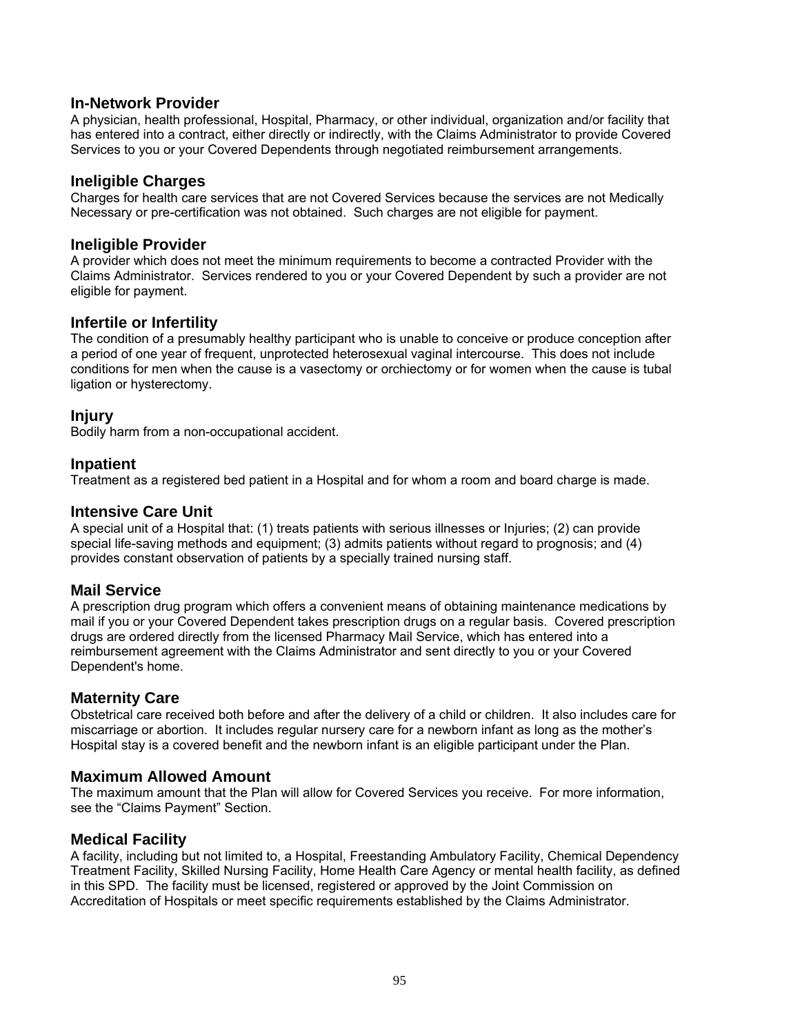### In-Network Provider

A physician, health professional, Hospital, Pharmacy, or other individual, organization and/or facility that has entered into a contract, either directly or indirectly, with the Claims Administrator to provide Covered Services to you or your Covered Dependents through negotiated reimbursement arrangements.

### Ineligible Charges

Charges for health care services that are not Covered Services because the services are not Medically Necessary or pre-certification was not obtained. Such charges are not eligible for payment.

### Ineligible Provider

A provider which does not meet the minimum requirements to become a contracted Provider with the Claims Administrator. Services rendered to you or your Covered Dependent by such a provider are not eligible for payment.

### Infertile or Infertility

The condition of a presumably healthy participant who is unable to conceive or produce conception after a period of one year of frequent, unprotected heterosexual vaginal intercourse. This does not include conditions for men when the cause is a vasectomy or orchiectomy or for women when the cause is tubal ligation or hysterectomy.

### Injury

Bodily harm from a non-occupational accident.

### Inpatient

Treatment as a registered bed patient in a Hospital and for whom a room and board charge is made.

### Intensive Care Unit

A special unit of a Hospital that: (1) treats patients with serious illnesses or Injuries; (2) can provide special life-saving methods and equipment; (3) admits patients without regard to prognosis; and (4) provides constant observation of patients by a specially trained nursing staff.

### Mail Service

A prescription drug program which offers a convenient means of obtaining maintenance medications by mail if you or your Covered Dependent takes prescription drugs on a regular basis. Covered prescription drugs are ordered directly from the licensed Pharmacy Mail Service, which has entered into a reimbursement agreement with the Claims Administrator and sent directly to you or your Covered Dependent's home.

### Maternity Care

Obstetrical care received both before and after the delivery of a child or children. It also includes care for miscarriage or abortion. It includes regular nursery care for a newborn infant as long as the mother's Hospital stay is a covered benefit and the newborn infant is an eligible participant under the Plan.

### Maximum Allowed Amount

The maximum amount that the Plan will allow for Covered Services you receive. For more information, see the "Claims Payment" Section.

### Medical Facility

A facility, including but not limited to, a Hospital, Freestanding Ambulatory Facility, Chemical Dependency Treatment Facility, Skilled Nursing Facility, Home Health Care Agency or mental health facility, as defined in this SPD. The facility must be licensed, registered or approved by the Joint Commission on Accreditation of Hospitals or meet specific requirements established by the Claims Administrator.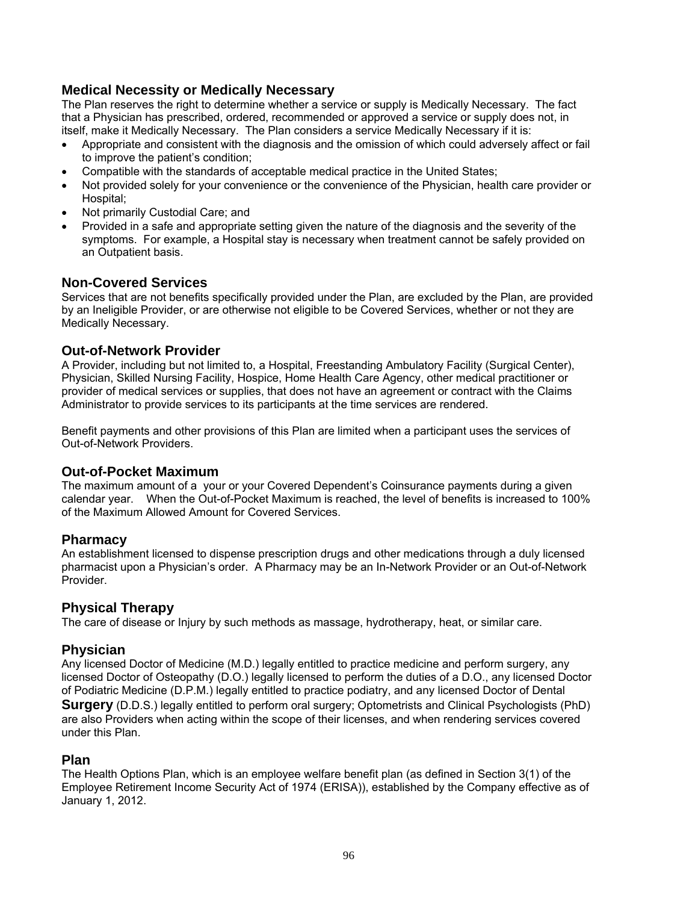## Medical Necessity or Medically Necessary

The Plan reserves the right to determine whether a service or supply is Medically Necessary. The fact that a Physician has prescribed, ordered, recommended or approved a service or supply does not, in itself, make it Medically Necessary. The Plan considers a service Medically Necessary if it is:

- Appropriate and consistent with the diagnosis and the omission of which could adversely affect or fail to improve the patient's condition;
- Compatible with the standards of acceptable medical practice in the United States;
- Not provided solely for your convenience or the convenience of the Physician, health care provider or Hospital;
- Not primarily Custodial Care; and
- Provided in a safe and appropriate setting given the nature of the diagnosis and the severity of the symptoms. For example, a Hospital stay is necessary when treatment cannot be safely provided on an Outpatient basis.

## Non-Covered Services

Services that are not benefits specifically provided under the Plan, are excluded by the Plan, are provided by an Ineligible Provider, or are otherwise not eligible to be Covered Services, whether or not they are Medically Necessary.

## Out-of-Network Provider

A Provider, including but not limited to, a Hospital, Freestanding Ambulatory Facility (Surgical Center), Physician, Skilled Nursing Facility, Hospice, Home Health Care Agency, other medical practitioner or provider of medical services or supplies, that does not have an agreement or contract with the Claims Administrator to provide services to its participants at the time services are rendered.

Benefit payments and other provisions of this Plan are limited when a participant uses the services of Out-of-Network Providers.

## Out-of-Pocket Maximum

The maximum amount of a your or your Covered Dependent's Coinsurance payments during a given calendar year. When the Out-of-Pocket Maximum is reached, the level of benefits is increased to 100% of the Maximum Allowed Amount for Covered Services.

## Pharmacy

An establishment licensed to dispense prescription drugs and other medications through a duly licensed pharmacist upon a Physician's order. A Pharmacy may be an In-Network Provider or an Out-of-Network Provider.

## Physical Therapy

The care of disease or Injury by such methods as massage, hydrotherapy, heat, or similar care.

## Physician

Any licensed Doctor of Medicine (M.D.) legally entitled to practice medicine and perform surgery, any licensed Doctor of Osteopathy (D.O.) legally licensed to perform the duties of a D.O., any licensed Doctor of Podiatric Medicine (D.P.M.) legally entitled to practice podiatry, and any licensed Doctor of Dental **Surgery** (D.D.S.) legally entitled to perform oral surgery; Optometrists and Clinical Psychologists (PhD) are also Providers when acting within the scope of their licenses, and when rendering services covered under this Plan.

## Plan

The Health Options Plan, which is an employee welfare benefit plan (as defined in Section 3(1) of the Employee Retirement Income Security Act of 1974 (ERISA)), established by the Company effective as of January 1, 2012.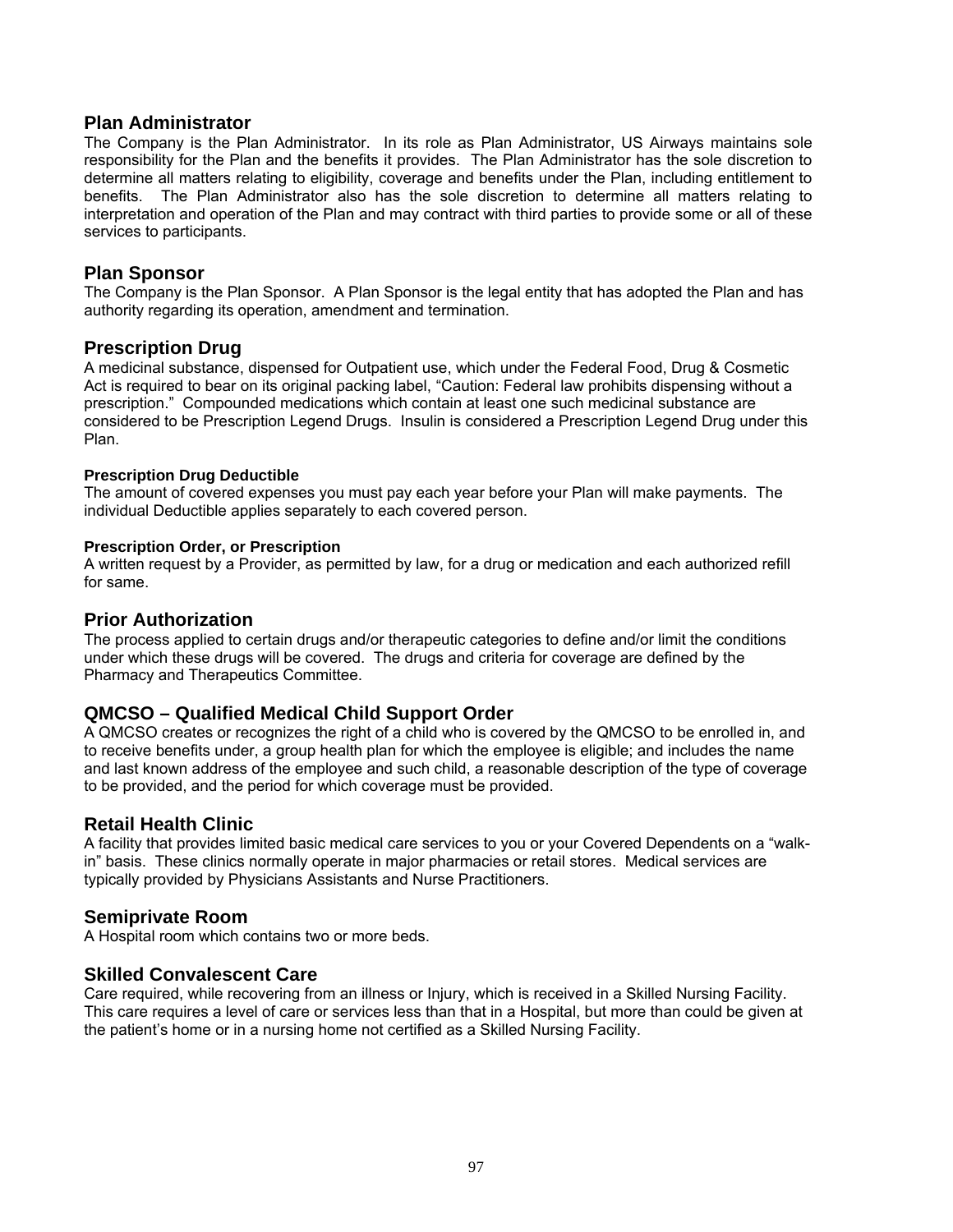## Plan Administrator

The Company is the Plan Administrator. In its role as Plan Administrator, US Airways maintains sole responsibility for the Plan and the benefits it provides. The Plan Administrator has the sole discretion to determine all matters relating to eligibility, coverage and benefits under the Plan, including entitlement to benefits. The Plan Administrator also has the sole discretion to determine all matters relating to interpretation and operation of the Plan and may contract with third parties to provide some or all of these services to participants.

## Plan Sponsor

The Company is the Plan Sponsor. A Plan Sponsor is the legal entity that has adopted the Plan and has authority regarding its operation, amendment and termination.

## Prescription Drug

A medicinal substance, dispensed for Outpatient use, which under the Federal Food, Drug & Cosmetic Act is required to bear on its original packing label, "Caution: Federal law prohibits dispensing without a prescription." Compounded medications which contain at least one such medicinal substance are considered to be Prescription Legend Drugs. Insulin is considered a Prescription Legend Drug under this Plan.

### Prescription Drug Deductible

The amount of covered expenses you must pay each year before your Plan will make payments. The individual Deductible applies separately to each covered person.

### Prescription Order, or Prescription

A written request by a Provider, as permitted by law, for a drug or medication and each authorized refill for same.

## Prior Authorization

The process applied to certain drugs and/or therapeutic categories to define and/or limit the conditions under which these drugs will be covered. The drugs and criteria for coverage are defined by the Pharmacy and Therapeutics Committee.

## QMCSO – Qualified Medical Child Support Order

A QMCSO creates or recognizes the right of a child who is covered by the QMCSO to be enrolled in, and to receive benefits under, a group health plan for which the employee is eligible; and includes the name and last known address of the employee and such child, a reasonable description of the type of coverage to be provided, and the period for which coverage must be provided.

## Retail Health Clinic

A facility that provides limited basic medical care services to you or your Covered Dependents on a "walk-in" basis. These clinics normally operate in major pharmacies or retail stores. Medical services are typically provided by Physicians Assistants and Nurse Practitioners.

## Semiprivate Room

A Hospital room which contains two or more beds.

## Skilled Convalescent Care

Care required, while recovering from an illness or Injury, which is received in a Skilled Nursing Facility. This care requires a level of care or services less than that in a Hospital, but more than could be given at the patient's home or in a nursing home not certified as a Skilled Nursing Facility.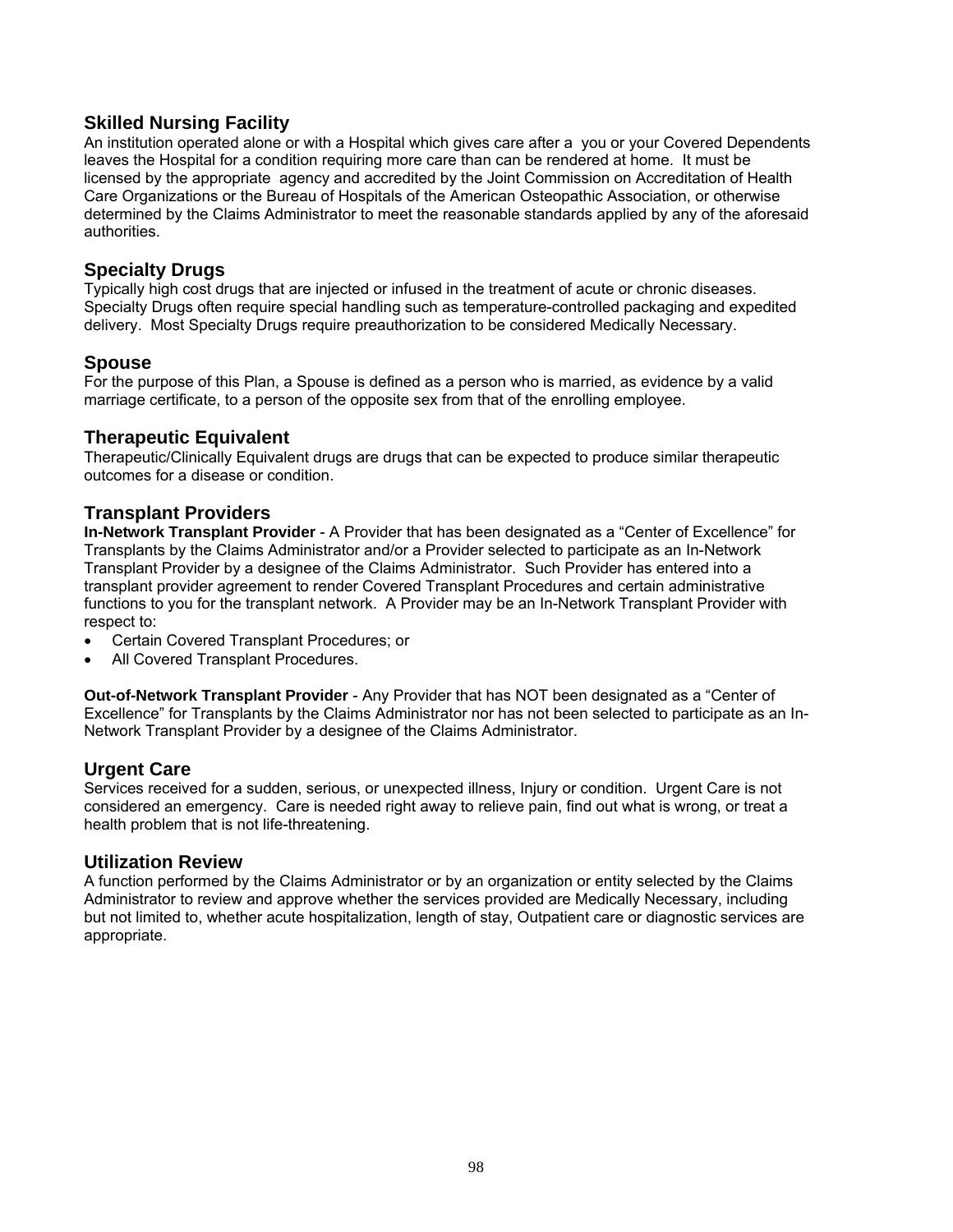## Skilled Nursing Facility

An institution operated alone or with a Hospital which gives care after a you or your Covered Dependents leaves the Hospital for a condition requiring more care than can be rendered at home. It must be licensed by the appropriate agency and accredited by the Joint Commission on Accreditation of Health Care Organizations or the Bureau of Hospitals of the American Osteopathic Association, or otherwise determined by the Claims Administrator to meet the reasonable standards applied by any of the aforesaid authorities.

## Specialty Drugs

Typically high cost drugs that are injected or infused in the treatment of acute or chronic diseases. Specialty Drugs often require special handling such as temperature-controlled packaging and expedited delivery. Most Specialty Drugs require preauthorization to be considered Medically Necessary.

## Spouse

For the purpose of this Plan, a Spouse is defined as a person who is married, as evidence by a valid marriage certificate, to a person of the opposite sex from that of the enrolling employee.

## Therapeutic Equivalent

Therapeutic/Clinically Equivalent drugs are drugs that can be expected to produce similar therapeutic outcomes for a disease or condition.

## Transplant Providers

**In-Network Transplant Provider** - A Provider that has been designated as a "Center of Excellence" for Transplants by the Claims Administrator and/or a Provider selected to participate as an In-Network Transplant Provider by a designee of the Claims Administrator. Such Provider has entered into a transplant provider agreement to render Covered Transplant Procedures and certain administrative functions to you for the transplant network. A Provider may be an In-Network Transplant Provider with respect to:

- Certain Covered Transplant Procedures; or
- All Covered Transplant Procedures.

**Out-of-Network Transplant Provider** - Any Provider that has NOT been designated as a "Center of Excellence" for Transplants by the Claims Administrator nor has not been selected to participate as an In-Network Transplant Provider by a designee of the Claims Administrator.

## Urgent Care

Services received for a sudden, serious, or unexpected illness, Injury or condition. Urgent Care is not considered an emergency. Care is needed right away to relieve pain, find out what is wrong, or treat a health problem that is not life-threatening.

## Utilization Review

A function performed by the Claims Administrator or by an organization or entity selected by the Claims Administrator to review and approve whether the services provided are Medically Necessary, including but not limited to, whether acute hospitalization, length of stay, Outpatient care or diagnostic services are appropriate.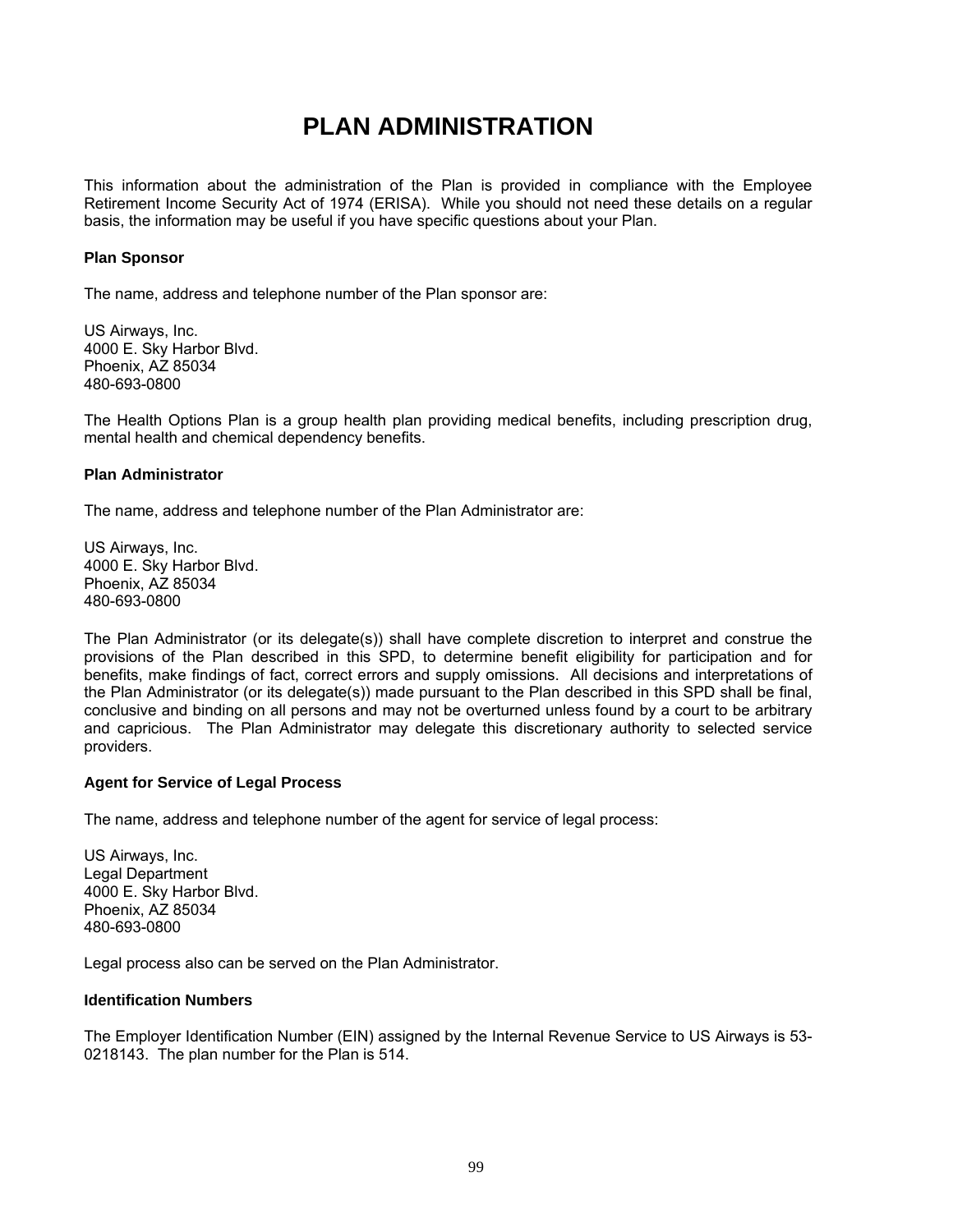# PLAN ADMINISTRATION

This information about the administration of the Plan is provided in compliance with the Employee Retirement Income Security Act of 1974 (ERISA). While you should not need these details on a regular basis, the information may be useful if you have specific questions about your Plan.

**Plan Sponsor**

The name, address and telephone number of the Plan sponsor are:

US Airways, Inc.
4000 E. Sky Harbor Blvd.
Phoenix, AZ 85034
480-693-0800

The Health Options Plan is a group health plan providing medical benefits, including prescription drug, mental health and chemical dependency benefits.

**Plan Administrator**

The name, address and telephone number of the Plan Administrator are:

US Airways, Inc.
4000 E. Sky Harbor Blvd.
Phoenix, AZ 85034
480-693-0800

The Plan Administrator (or its delegate(s)) shall have complete discretion to interpret and construe the provisions of the Plan described in this SPD, to determine benefit eligibility for participation and for benefits, make findings of fact, correct errors and supply omissions. All decisions and interpretations of the Plan Administrator (or its delegate(s)) made pursuant to the Plan described in this SPD shall be final, conclusive and binding on all persons and may not be overturned unless found by a court to be arbitrary and capricious. The Plan Administrator may delegate this discretionary authority to selected service providers.

**Agent for Service of Legal Process**

The name, address and telephone number of the agent for service of legal process:

US Airways, Inc.
Legal Department
4000 E. Sky Harbor Blvd.
Phoenix, AZ 85034
480-693-0800

Legal process also can be served on the Plan Administrator.

**Identification Numbers**

The Employer Identification Number (EIN) assigned by the Internal Revenue Service to US Airways is 53-0218143. The plan number for the Plan is 514.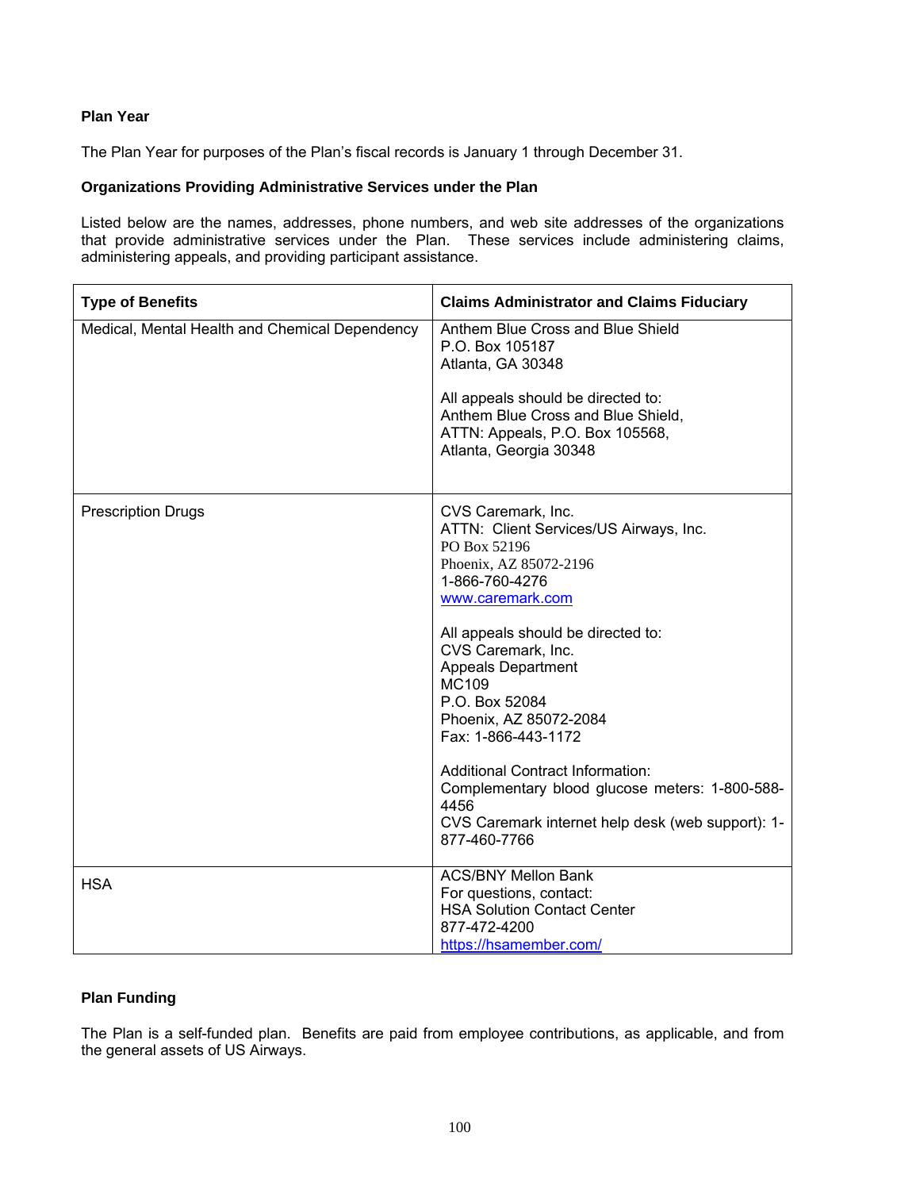**Plan Year**

The Plan Year for purposes of the Plan's fiscal records is January 1 through December 31.

**Organizations Providing Administrative Services under the Plan**

Listed below are the names, addresses, phone numbers, and web site addresses of the organizations that provide administrative services under the Plan. These services include administering claims, administering appeals, and providing participant assistance.

| Type of Benefits | Claims Administrator and Claims Fiduciary |
|---|---|
| Medical, Mental Health and Chemical Dependency | Anthem Blue Cross and Blue Shield<br>P.O. Box 105187<br>Atlanta, GA 30348<br><br>All appeals should be directed to:<br>Anthem Blue Cross and Blue Shield,<br>ATTN: Appeals, P.O. Box 105568,<br>Atlanta, Georgia 30348 |
| Prescription Drugs | CVS Caremark, Inc.<br>ATTN: Client Services/US Airways, Inc.<br>PO Box 52196<br>Phoenix, AZ 85072-2196<br>1-866-760-4276<br>www.caremark.com<br><br>All appeals should be directed to:<br>CVS Caremark, Inc.<br>Appeals Department<br>MC109<br>P.O. Box 52084<br>Phoenix, AZ 85072-2084<br>Fax: 1-866-443-1172<br><br>Additional Contract Information:<br>Complementary blood glucose meters: 1-800-588-4456<br>CVS Caremark internet help desk (web support): 1-877-460-7766 |
| HSA | ACS/BNY Mellon Bank<br>For questions, contact:<br>HSA Solution Contact Center<br>877-472-4200<br>https://hsamember.com/ |

**Plan Funding**

The Plan is a self-funded plan. Benefits are paid from employee contributions, as applicable, and from the general assets of US Airways.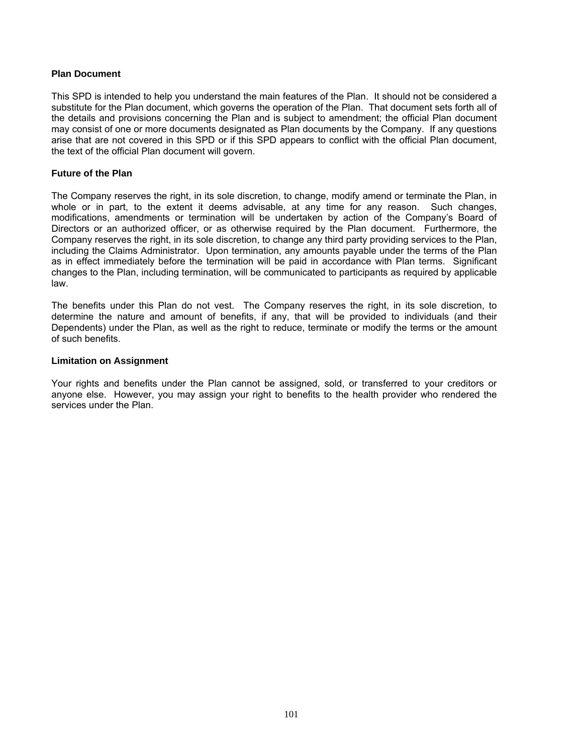**Plan Document**

This SPD is intended to help you understand the main features of the Plan. It should not be considered a substitute for the Plan document, which governs the operation of the Plan. That document sets forth all of the details and provisions concerning the Plan and is subject to amendment; the official Plan document may consist of one or more documents designated as Plan documents by the Company. If any questions arise that are not covered in this SPD or if this SPD appears to conflict with the official Plan document, the text of the official Plan document will govern.

**Future of the Plan**

The Company reserves the right, in its sole discretion, to change, modify amend or terminate the Plan, in whole or in part, to the extent it deems advisable, at any time for any reason. Such changes, modifications, amendments or termination will be undertaken by action of the Company's Board of Directors or an authorized officer, or as otherwise required by the Plan document. Furthermore, the Company reserves the right, in its sole discretion, to change any third party providing services to the Plan, including the Claims Administrator. Upon termination, any amounts payable under the terms of the Plan as in effect immediately before the termination will be paid in accordance with Plan terms. Significant changes to the Plan, including termination, will be communicated to participants as required by applicable law.

The benefits under this Plan do not vest. The Company reserves the right, in its sole discretion, to determine the nature and amount of benefits, if any, that will be provided to individuals (and their Dependents) under the Plan, as well as the right to reduce, terminate or modify the terms or the amount of such benefits.

**Limitation on Assignment**

Your rights and benefits under the Plan cannot be assigned, sold, or transferred to your creditors or anyone else. However, you may assign your right to benefits to the health provider who rendered the services under the Plan.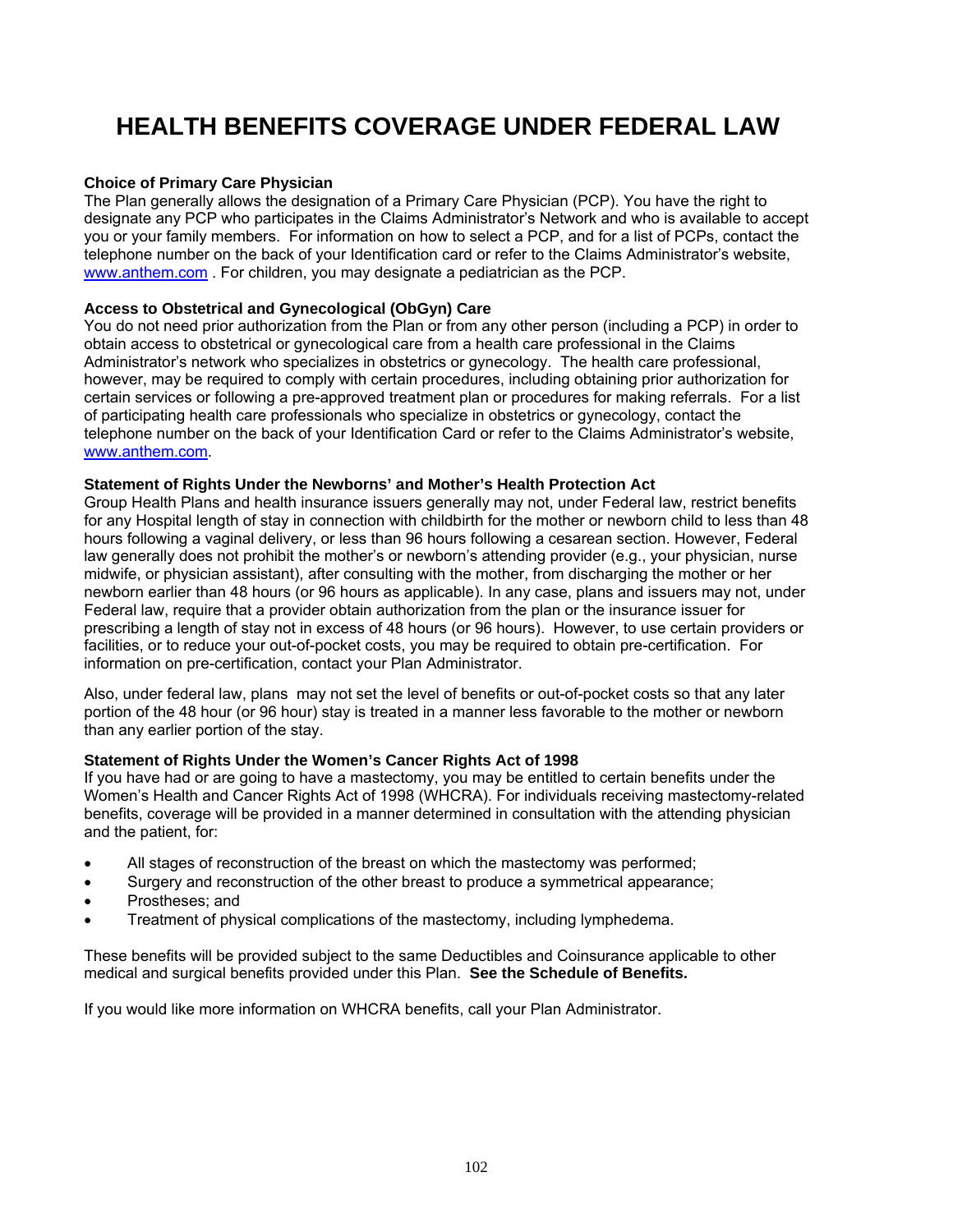# HEALTH BENEFITS COVERAGE UNDER FEDERAL LAW

**Choice of Primary Care Physician**

The Plan generally allows the designation of a Primary Care Physician (PCP). You have the right to designate any PCP who participates in the Claims Administrator's Network and who is available to accept you or your family members. For information on how to select a PCP, and for a list of PCPs, contact the telephone number on the back of your Identification card or refer to the Claims Administrator's website, www.anthem.com . For children, you may designate a pediatrician as the PCP.

**Access to Obstetrical and Gynecological (ObGyn) Care**

You do not need prior authorization from the Plan or from any other person (including a PCP) in order to obtain access to obstetrical or gynecological care from a health care professional in the Claims Administrator's network who specializes in obstetrics or gynecology. The health care professional, however, may be required to comply with certain procedures, including obtaining prior authorization for certain services or following a pre-approved treatment plan or procedures for making referrals. For a list of participating health care professionals who specialize in obstetrics or gynecology, contact the telephone number on the back of your Identification Card or refer to the Claims Administrator's website, www.anthem.com.

**Statement of Rights Under the Newborns' and Mother's Health Protection Act**

Group Health Plans and health insurance issuers generally may not, under Federal law, restrict benefits for any Hospital length of stay in connection with childbirth for the mother or newborn child to less than 48 hours following a vaginal delivery, or less than 96 hours following a cesarean section. However, Federal law generally does not prohibit the mother's or newborn's attending provider (e.g., your physician, nurse midwife, or physician assistant), after consulting with the mother, from discharging the mother or her newborn earlier than 48 hours (or 96 hours as applicable). In any case, plans and issuers may not, under Federal law, require that a provider obtain authorization from the plan or the insurance issuer for prescribing a length of stay not in excess of 48 hours (or 96 hours). However, to use certain providers or facilities, or to reduce your out-of-pocket costs, you may be required to obtain pre-certification. For information on pre-certification, contact your Plan Administrator.

Also, under federal law, plans may not set the level of benefits or out-of-pocket costs so that any later portion of the 48 hour (or 96 hour) stay is treated in a manner less favorable to the mother or newborn than any earlier portion of the stay.

**Statement of Rights Under the Women's Cancer Rights Act of 1998**

If you have had or are going to have a mastectomy, you may be entitled to certain benefits under the Women's Health and Cancer Rights Act of 1998 (WHCRA). For individuals receiving mastectomy-related benefits, coverage will be provided in a manner determined in consultation with the attending physician and the patient, for:

- All stages of reconstruction of the breast on which the mastectomy was performed;
- Surgery and reconstruction of the other breast to produce a symmetrical appearance;
- Prostheses; and
- Treatment of physical complications of the mastectomy, including lymphedema.

These benefits will be provided subject to the same Deductibles and Coinsurance applicable to other medical and surgical benefits provided under this Plan. **See the Schedule of Benefits.**

If you would like more information on WHCRA benefits, call your Plan Administrator.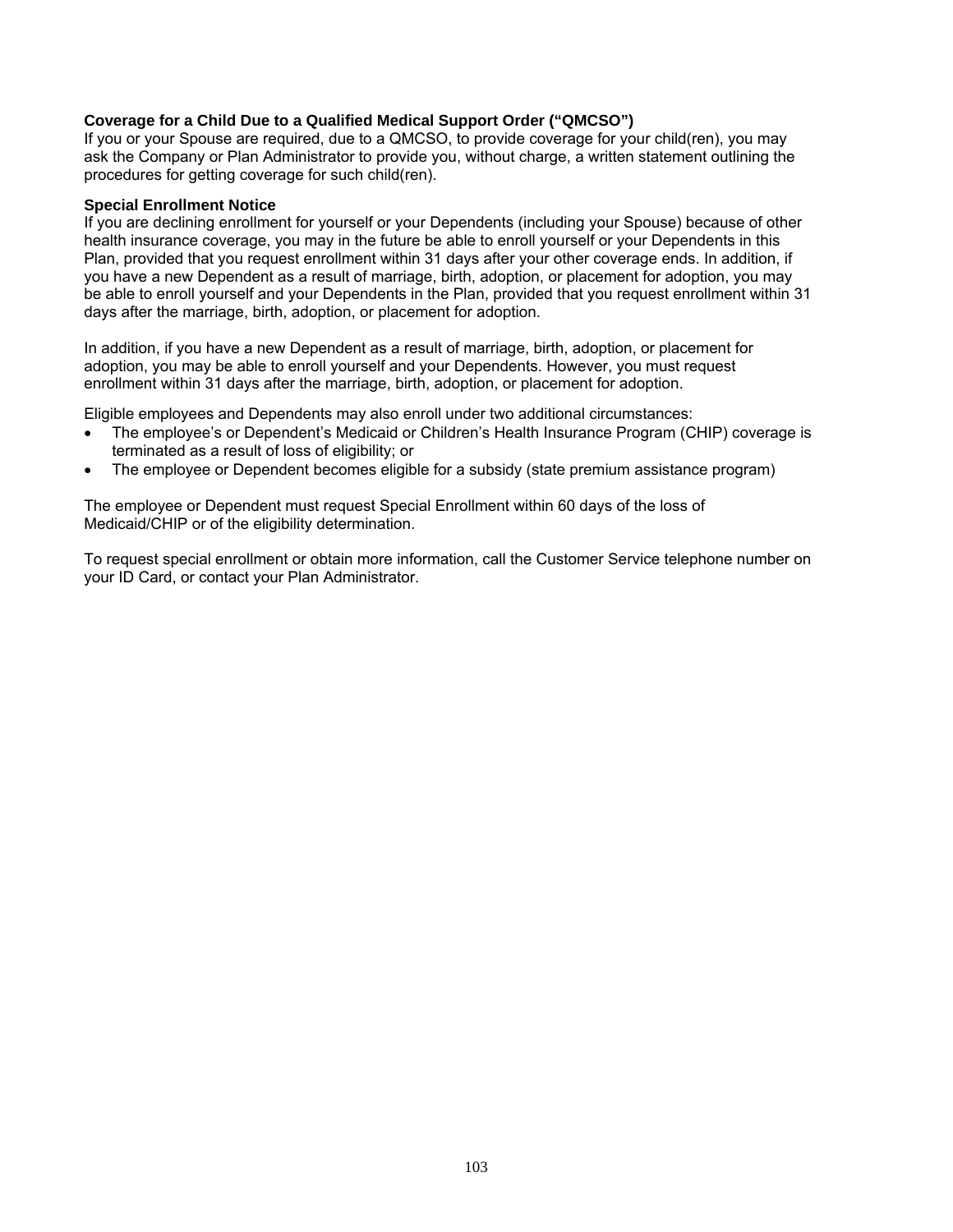**Coverage for a Child Due to a Qualified Medical Support Order ("QMCSO")**
If you or your Spouse are required, due to a QMCSO, to provide coverage for your child(ren), you may ask the Company or Plan Administrator to provide you, without charge, a written statement outlining the procedures for getting coverage for such child(ren).

**Special Enrollment Notice**
If you are declining enrollment for yourself or your Dependents (including your Spouse) because of other health insurance coverage, you may in the future be able to enroll yourself or your Dependents in this Plan, provided that you request enrollment within 31 days after your other coverage ends. In addition, if you have a new Dependent as a result of marriage, birth, adoption, or placement for adoption, you may be able to enroll yourself and your Dependents in the Plan, provided that you request enrollment within 31 days after the marriage, birth, adoption, or placement for adoption.

In addition, if you have a new Dependent as a result of marriage, birth, adoption, or placement for adoption, you may be able to enroll yourself and your Dependents. However, you must request enrollment within 31 days after the marriage, birth, adoption, or placement for adoption.

Eligible employees and Dependents may also enroll under two additional circumstances:

- The employee's or Dependent's Medicaid or Children's Health Insurance Program (CHIP) coverage is terminated as a result of loss of eligibility; or
- The employee or Dependent becomes eligible for a subsidy (state premium assistance program)

The employee or Dependent must request Special Enrollment within 60 days of the loss of Medicaid/CHIP or of the eligibility determination.

To request special enrollment or obtain more information, call the Customer Service telephone number on your ID Card, or contact your Plan Administrator.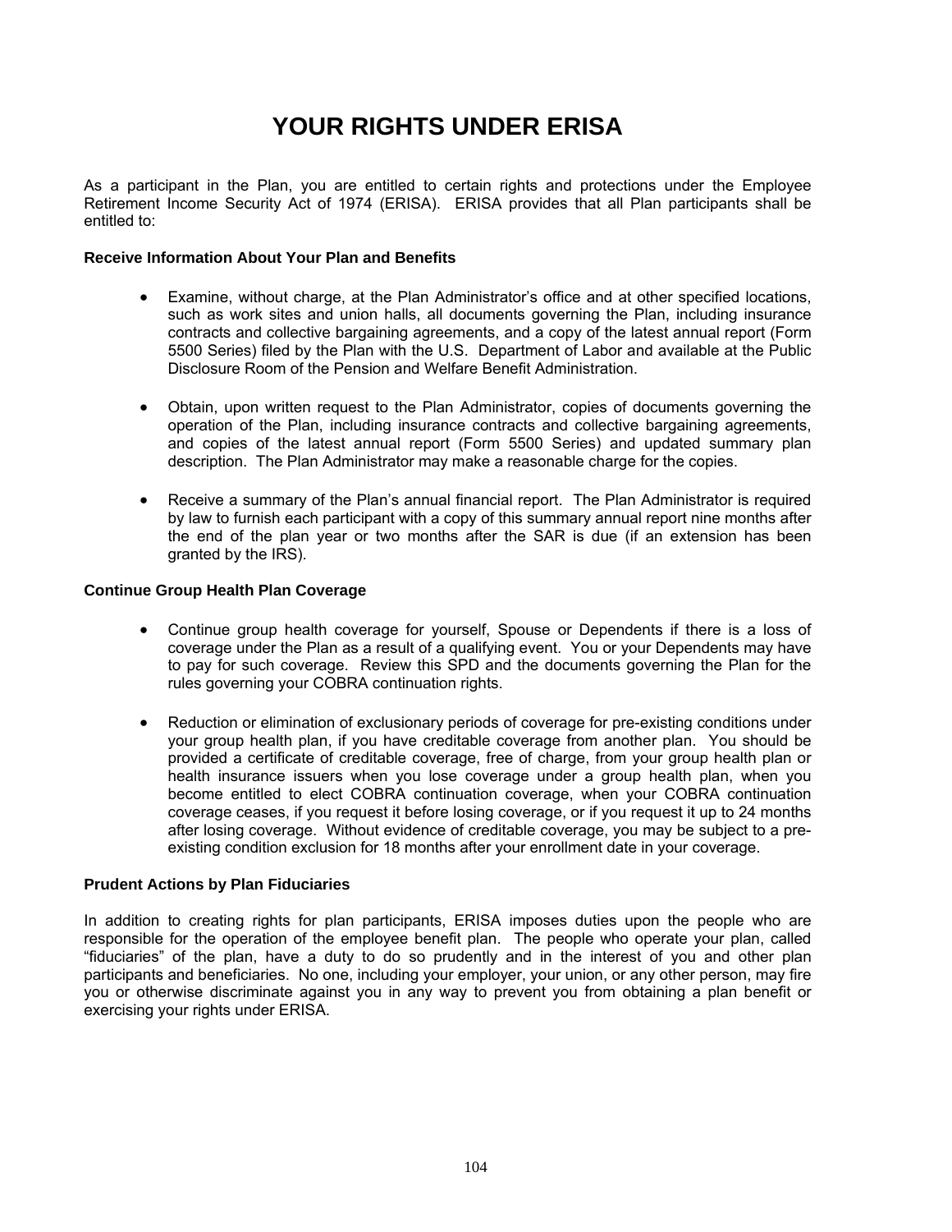# YOUR RIGHTS UNDER ERISA

As a participant in the Plan, you are entitled to certain rights and protections under the Employee Retirement Income Security Act of 1974 (ERISA). ERISA provides that all Plan participants shall be entitled to:

**Receive Information About Your Plan and Benefits**

- Examine, without charge, at the Plan Administrator's office and at other specified locations, such as work sites and union halls, all documents governing the Plan, including insurance contracts and collective bargaining agreements, and a copy of the latest annual report (Form 5500 Series) filed by the Plan with the U.S. Department of Labor and available at the Public Disclosure Room of the Pension and Welfare Benefit Administration.

- Obtain, upon written request to the Plan Administrator, copies of documents governing the operation of the Plan, including insurance contracts and collective bargaining agreements, and copies of the latest annual report (Form 5500 Series) and updated summary plan description. The Plan Administrator may make a reasonable charge for the copies.

- Receive a summary of the Plan's annual financial report. The Plan Administrator is required by law to furnish each participant with a copy of this summary annual report nine months after the end of the plan year or two months after the SAR is due (if an extension has been granted by the IRS).

**Continue Group Health Plan Coverage**

- Continue group health coverage for yourself, Spouse or Dependents if there is a loss of coverage under the Plan as a result of a qualifying event. You or your Dependents may have to pay for such coverage. Review this SPD and the documents governing the Plan for the rules governing your COBRA continuation rights.

- Reduction or elimination of exclusionary periods of coverage for pre-existing conditions under your group health plan, if you have creditable coverage from another plan. You should be provided a certificate of creditable coverage, free of charge, from your group health plan or health insurance issuers when you lose coverage under a group health plan, when you become entitled to elect COBRA continuation coverage, when your COBRA continuation coverage ceases, if you request it before losing coverage, or if you request it up to 24 months after losing coverage. Without evidence of creditable coverage, you may be subject to a pre-existing condition exclusion for 18 months after your enrollment date in your coverage.

**Prudent Actions by Plan Fiduciaries**

In addition to creating rights for plan participants, ERISA imposes duties upon the people who are responsible for the operation of the employee benefit plan. The people who operate your plan, called "fiduciaries" of the plan, have a duty to do so prudently and in the interest of you and other plan participants and beneficiaries. No one, including your employer, your union, or any other person, may fire you or otherwise discriminate against you in any way to prevent you from obtaining a plan benefit or exercising your rights under ERISA.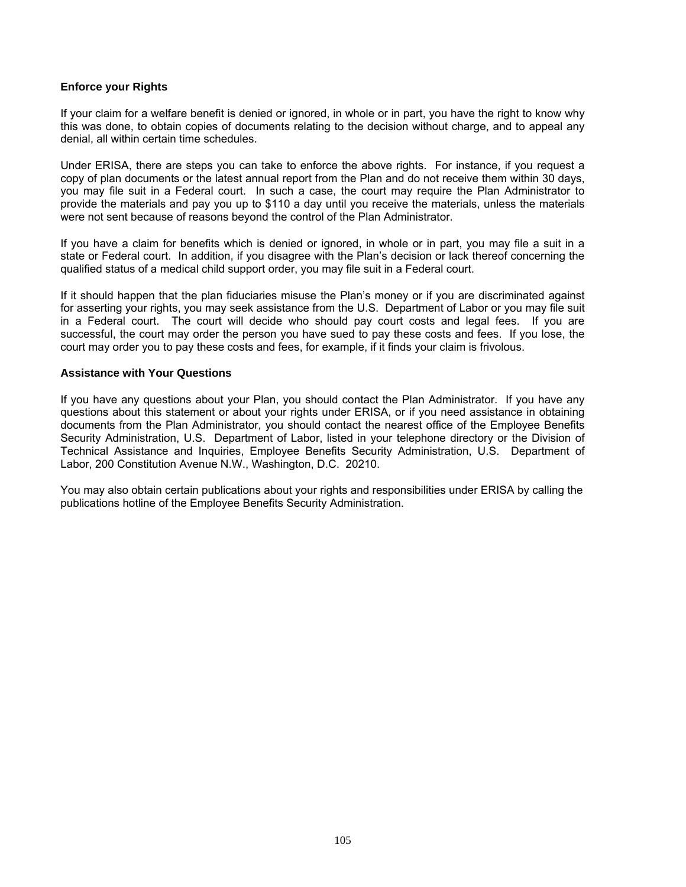### Enforce your Rights

If your claim for a welfare benefit is denied or ignored, in whole or in part, you have the right to know why this was done, to obtain copies of documents relating to the decision without charge, and to appeal any denial, all within certain time schedules.

Under ERISA, there are steps you can take to enforce the above rights. For instance, if you request a copy of plan documents or the latest annual report from the Plan and do not receive them within 30 days, you may file suit in a Federal court. In such a case, the court may require the Plan Administrator to provide the materials and pay you up to $110 a day until you receive the materials, unless the materials were not sent because of reasons beyond the control of the Plan Administrator.

If you have a claim for benefits which is denied or ignored, in whole or in part, you may file a suit in a state or Federal court. In addition, if you disagree with the Plan's decision or lack thereof concerning the qualified status of a medical child support order, you may file suit in a Federal court.

If it should happen that the plan fiduciaries misuse the Plan's money or if you are discriminated against for asserting your rights, you may seek assistance from the U.S. Department of Labor or you may file suit in a Federal court. The court will decide who should pay court costs and legal fees. If you are successful, the court may order the person you have sued to pay these costs and fees. If you lose, the court may order you to pay these costs and fees, for example, if it finds your claim is frivolous.

### Assistance with Your Questions

If you have any questions about your Plan, you should contact the Plan Administrator. If you have any questions about this statement or about your rights under ERISA, or if you need assistance in obtaining documents from the Plan Administrator, you should contact the nearest office of the Employee Benefits Security Administration, U.S. Department of Labor, listed in your telephone directory or the Division of Technical Assistance and Inquiries, Employee Benefits Security Administration, U.S. Department of Labor, 200 Constitution Avenue N.W., Washington, D.C. 20210.

You may also obtain certain publications about your rights and responsibilities under ERISA by calling the publications hotline of the Employee Benefits Security Administration.